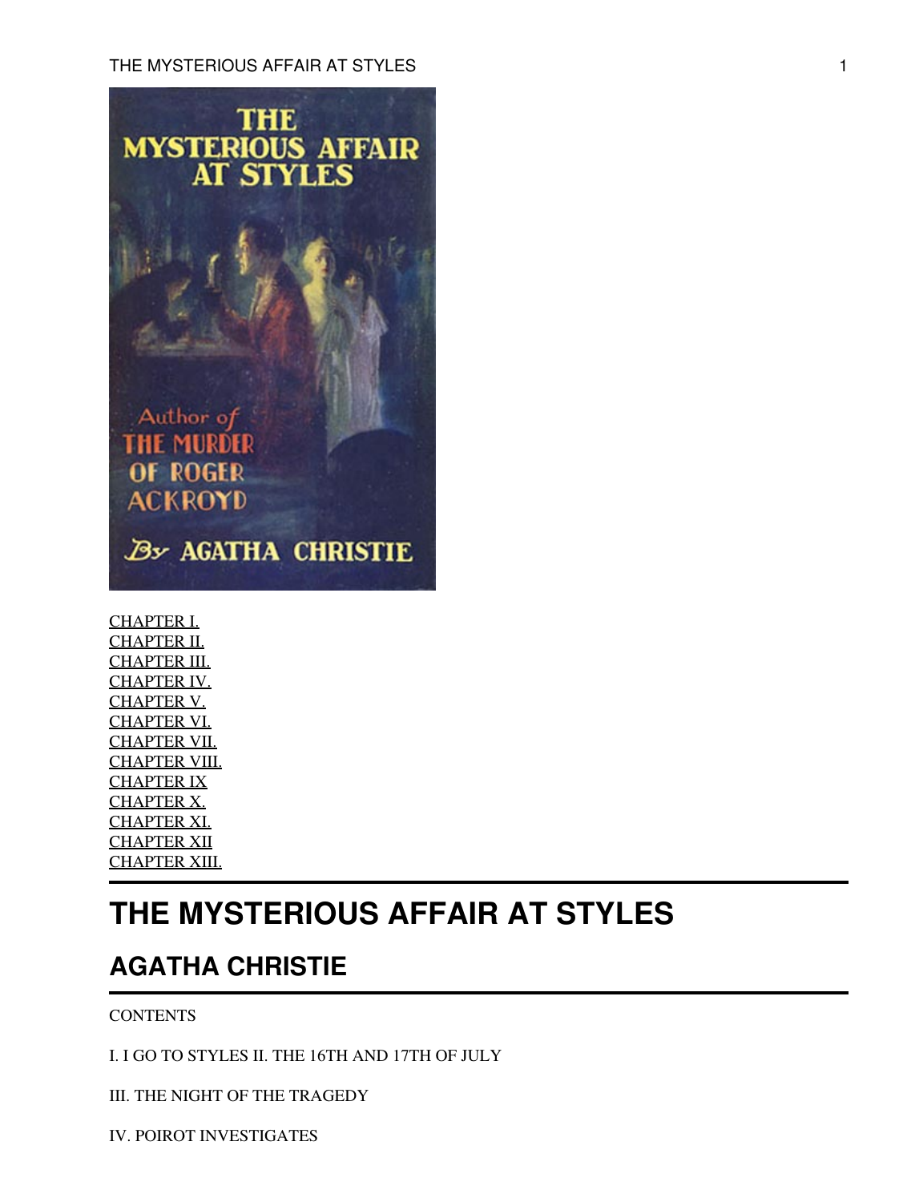CHAPTER I.
CHAPTER II.
CHAPTER III.
CHAPTER IV.
CHAPTER V.
CHAPTER VI.
CHAPTER VII.
CHAPTER VIII.
CHAPTER IX
CHAPTER X.
CHAPTER XI.
CHAPTER XII
CHAPTER XIII.

# THE MYSTERIOUS AFFAIR AT STYLES

## AGATHA CHRISTIE

CONTENTS

I. I GO TO STYLES II. THE 16TH AND 17TH OF JULY

III. THE NIGHT OF THE TRAGEDY

IV. POIROT INVESTIGATES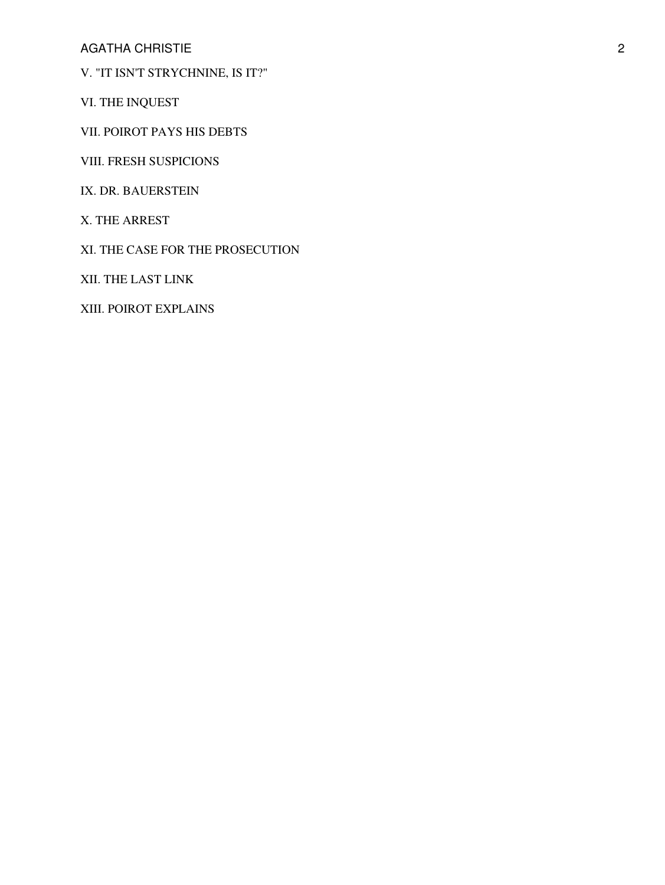V. "IT ISN'T STRYCHNINE, IS IT?"

VI. THE INQUEST

VII. POIROT PAYS HIS DEBTS

VIII. FRESH SUSPICIONS

IX. DR. BAUERSTEIN

X. THE ARREST

XI. THE CASE FOR THE PROSECUTION

XII. THE LAST LINK

XIII. POIROT EXPLAINS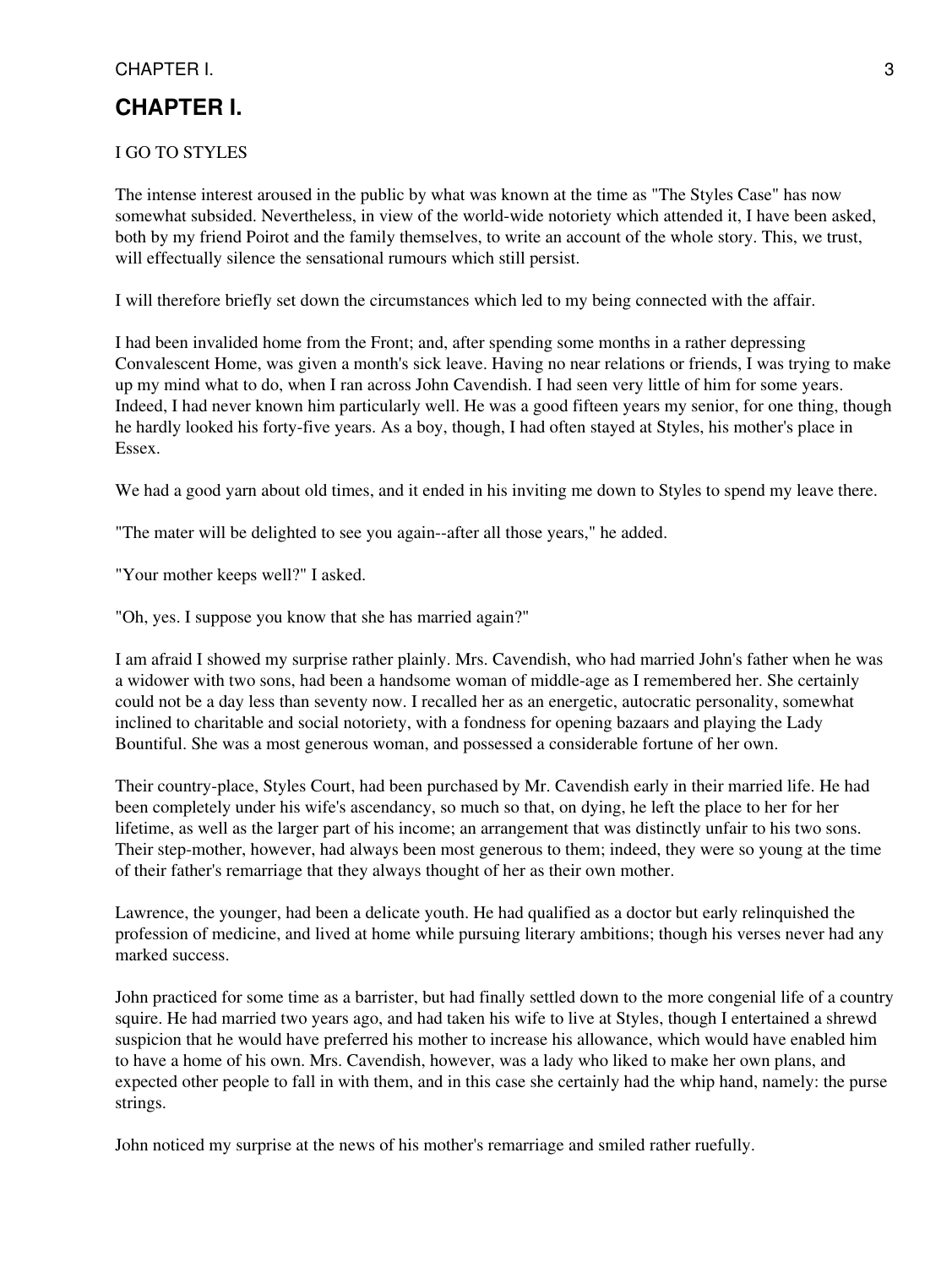# CHAPTER I.

I GO TO STYLES

The intense interest aroused in the public by what was known at the time as "The Styles Case" has now somewhat subsided. Nevertheless, in view of the world-wide notoriety which attended it, I have been asked, both by my friend Poirot and the family themselves, to write an account of the whole story. This, we trust, will effectually silence the sensational rumours which still persist.

I will therefore briefly set down the circumstances which led to my being connected with the affair.

I had been invalided home from the Front; and, after spending some months in a rather depressing Convalescent Home, was given a month's sick leave. Having no near relations or friends, I was trying to make up my mind what to do, when I ran across John Cavendish. I had seen very little of him for some years. Indeed, I had never known him particularly well. He was a good fifteen years my senior, for one thing, though he hardly looked his forty-five years. As a boy, though, I had often stayed at Styles, his mother's place in Essex.

We had a good yarn about old times, and it ended in his inviting me down to Styles to spend my leave there.

"The mater will be delighted to see you again--after all those years," he added.

"Your mother keeps well?" I asked.

"Oh, yes. I suppose you know that she has married again?"

I am afraid I showed my surprise rather plainly. Mrs. Cavendish, who had married John's father when he was a widower with two sons, had been a handsome woman of middle-age as I remembered her. She certainly could not be a day less than seventy now. I recalled her as an energetic, autocratic personality, somewhat inclined to charitable and social notoriety, with a fondness for opening bazaars and playing the Lady Bountiful. She was a most generous woman, and possessed a considerable fortune of her own.

Their country-place, Styles Court, had been purchased by Mr. Cavendish early in their married life. He had been completely under his wife's ascendancy, so much so that, on dying, he left the place to her for her lifetime, as well as the larger part of his income; an arrangement that was distinctly unfair to his two sons. Their step-mother, however, had always been most generous to them; indeed, they were so young at the time of their father's remarriage that they always thought of her as their own mother.

Lawrence, the younger, had been a delicate youth. He had qualified as a doctor but early relinquished the profession of medicine, and lived at home while pursuing literary ambitions; though his verses never had any marked success.

John practiced for some time as a barrister, but had finally settled down to the more congenial life of a country squire. He had married two years ago, and had taken his wife to live at Styles, though I entertained a shrewd suspicion that he would have preferred his mother to increase his allowance, which would have enabled him to have a home of his own. Mrs. Cavendish, however, was a lady who liked to make her own plans, and expected other people to fall in with them, and in this case she certainly had the whip hand, namely: the purse strings.

John noticed my surprise at the news of his mother's remarriage and smiled rather ruefully.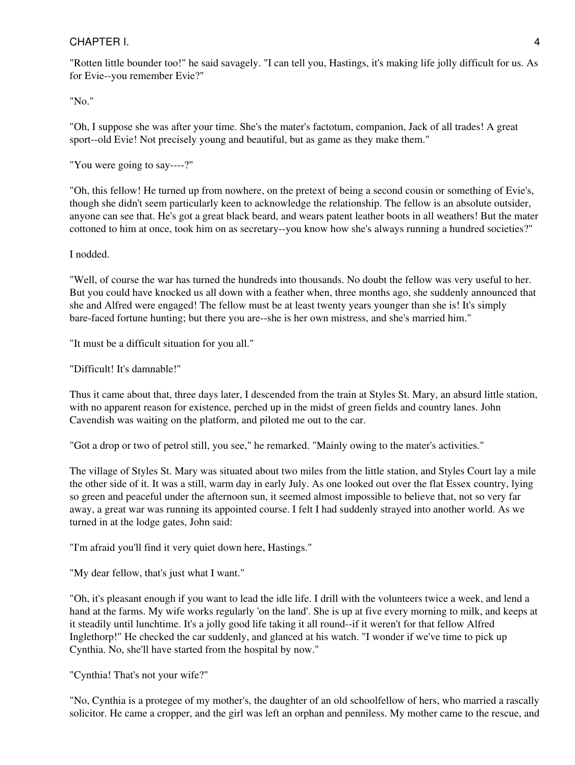"Rotten little bounder too!" he said savagely. "I can tell you, Hastings, it's making life jolly difficult for us. As for Evie--you remember Evie?"

"No."

"Oh, I suppose she was after your time. She's the mater's factotum, companion, Jack of all trades! A great sport--old Evie! Not precisely young and beautiful, but as game as they make them."

"You were going to say----?"

"Oh, this fellow! He turned up from nowhere, on the pretext of being a second cousin or something of Evie's, though she didn't seem particularly keen to acknowledge the relationship. The fellow is an absolute outsider, anyone can see that. He's got a great black beard, and wears patent leather boots in all weathers! But the mater cottoned to him at once, took him on as secretary--you know how she's always running a hundred societies?"

I nodded.

"Well, of course the war has turned the hundreds into thousands. No doubt the fellow was very useful to her. But you could have knocked us all down with a feather when, three months ago, she suddenly announced that she and Alfred were engaged! The fellow must be at least twenty years younger than she is! It's simply bare-faced fortune hunting; but there you are--she is her own mistress, and she's married him."

"It must be a difficult situation for you all."

"Difficult! It's damnable!"

Thus it came about that, three days later, I descended from the train at Styles St. Mary, an absurd little station, with no apparent reason for existence, perched up in the midst of green fields and country lanes. John Cavendish was waiting on the platform, and piloted me out to the car.

"Got a drop or two of petrol still, you see," he remarked. "Mainly owing to the mater's activities."

The village of Styles St. Mary was situated about two miles from the little station, and Styles Court lay a mile the other side of it. It was a still, warm day in early July. As one looked out over the flat Essex country, lying so green and peaceful under the afternoon sun, it seemed almost impossible to believe that, not so very far away, a great war was running its appointed course. I felt I had suddenly strayed into another world. As we turned in at the lodge gates, John said:

"I'm afraid you'll find it very quiet down here, Hastings."

"My dear fellow, that's just what I want."

"Oh, it's pleasant enough if you want to lead the idle life. I drill with the volunteers twice a week, and lend a hand at the farms. My wife works regularly 'on the land'. She is up at five every morning to milk, and keeps at it steadily until lunchtime. It's a jolly good life taking it all round--if it weren't for that fellow Alfred Inglethorp!" He checked the car suddenly, and glanced at his watch. "I wonder if we've time to pick up Cynthia. No, she'll have started from the hospital by now."

"Cynthia! That's not your wife?"

"No, Cynthia is a protegee of my mother's, the daughter of an old schoolfellow of hers, who married a rascally solicitor. He came a cropper, and the girl was left an orphan and penniless. My mother came to the rescue, and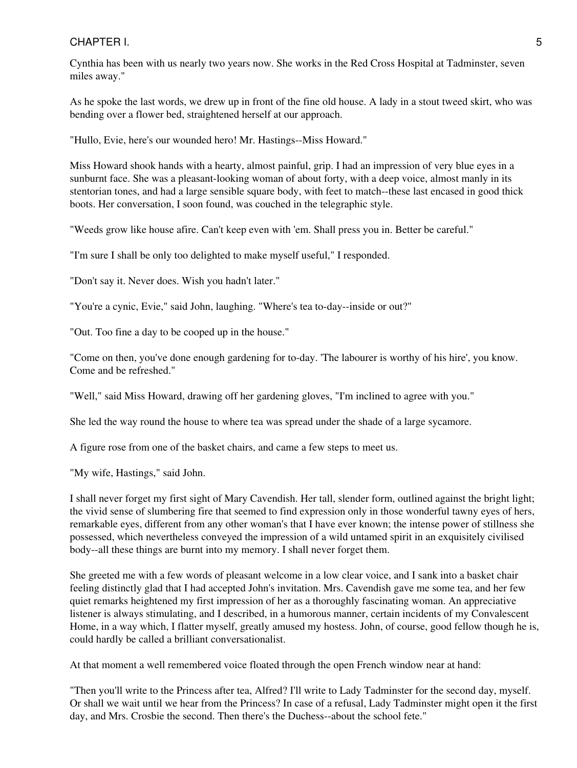Cynthia has been with us nearly two years now. She works in the Red Cross Hospital at Tadminster, seven miles away."

As he spoke the last words, we drew up in front of the fine old house. A lady in a stout tweed skirt, who was bending over a flower bed, straightened herself at our approach.

"Hullo, Evie, here's our wounded hero! Mr. Hastings--Miss Howard."

Miss Howard shook hands with a hearty, almost painful, grip. I had an impression of very blue eyes in a sunburnt face. She was a pleasant-looking woman of about forty, with a deep voice, almost manly in its stentorian tones, and had a large sensible square body, with feet to match--these last encased in good thick boots. Her conversation, I soon found, was couched in the telegraphic style.

"Weeds grow like house afire. Can't keep even with 'em. Shall press you in. Better be careful."

"I'm sure I shall be only too delighted to make myself useful," I responded.

"Don't say it. Never does. Wish you hadn't later."

"You're a cynic, Evie," said John, laughing. "Where's tea to-day--inside or out?"

"Out. Too fine a day to be cooped up in the house."

"Come on then, you've done enough gardening for to-day. 'The labourer is worthy of his hire', you know. Come and be refreshed."

"Well," said Miss Howard, drawing off her gardening gloves, "I'm inclined to agree with you."

She led the way round the house to where tea was spread under the shade of a large sycamore.

A figure rose from one of the basket chairs, and came a few steps to meet us.

"My wife, Hastings," said John.

I shall never forget my first sight of Mary Cavendish. Her tall, slender form, outlined against the bright light; the vivid sense of slumbering fire that seemed to find expression only in those wonderful tawny eyes of hers, remarkable eyes, different from any other woman's that I have ever known; the intense power of stillness she possessed, which nevertheless conveyed the impression of a wild untamed spirit in an exquisitely civilised body--all these things are burnt into my memory. I shall never forget them.

She greeted me with a few words of pleasant welcome in a low clear voice, and I sank into a basket chair feeling distinctly glad that I had accepted John's invitation. Mrs. Cavendish gave me some tea, and her few quiet remarks heightened my first impression of her as a thoroughly fascinating woman. An appreciative listener is always stimulating, and I described, in a humorous manner, certain incidents of my Convalescent Home, in a way which, I flatter myself, greatly amused my hostess. John, of course, good fellow though he is, could hardly be called a brilliant conversationalist.

At that moment a well remembered voice floated through the open French window near at hand:

"Then you'll write to the Princess after tea, Alfred? I'll write to Lady Tadminster for the second day, myself. Or shall we wait until we hear from the Princess? In case of a refusal, Lady Tadminster might open it the first day, and Mrs. Crosbie the second. Then there's the Duchess--about the school fete."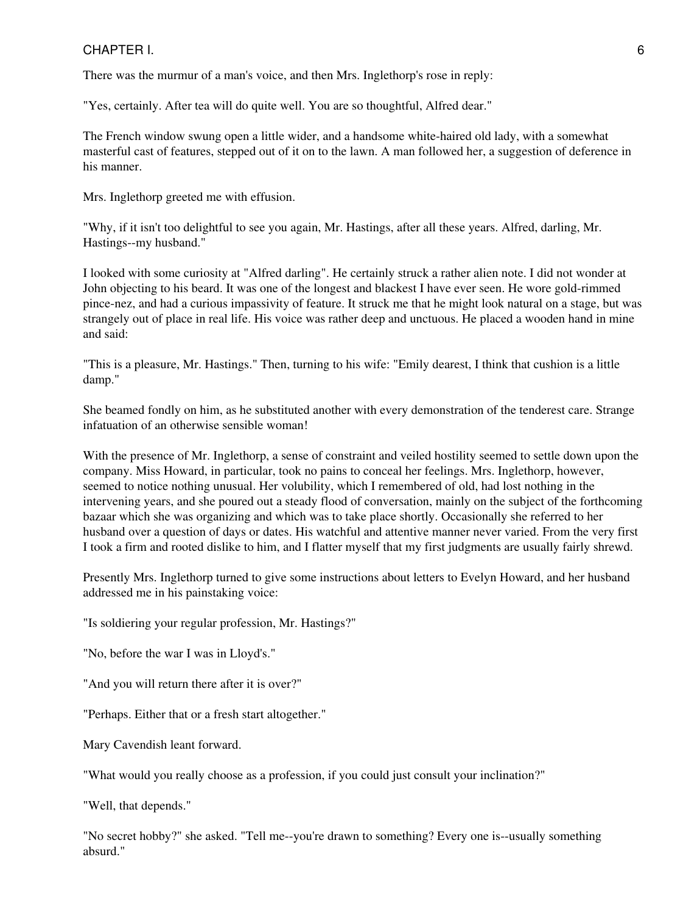There was the murmur of a man's voice, and then Mrs. Inglethorp's rose in reply:

"Yes, certainly. After tea will do quite well. You are so thoughtful, Alfred dear."

The French window swung open a little wider, and a handsome white-haired old lady, with a somewhat masterful cast of features, stepped out of it on to the lawn. A man followed her, a suggestion of deference in his manner.

Mrs. Inglethorp greeted me with effusion.

"Why, if it isn't too delightful to see you again, Mr. Hastings, after all these years. Alfred, darling, Mr. Hastings--my husband."

I looked with some curiosity at "Alfred darling". He certainly struck a rather alien note. I did not wonder at John objecting to his beard. It was one of the longest and blackest I have ever seen. He wore gold-rimmed pince-nez, and had a curious impassivity of feature. It struck me that he might look natural on a stage, but was strangely out of place in real life. His voice was rather deep and unctuous. He placed a wooden hand in mine and said:

"This is a pleasure, Mr. Hastings." Then, turning to his wife: "Emily dearest, I think that cushion is a little damp."

She beamed fondly on him, as he substituted another with every demonstration of the tenderest care. Strange infatuation of an otherwise sensible woman!

With the presence of Mr. Inglethorp, a sense of constraint and veiled hostility seemed to settle down upon the company. Miss Howard, in particular, took no pains to conceal her feelings. Mrs. Inglethorp, however, seemed to notice nothing unusual. Her volubility, which I remembered of old, had lost nothing in the intervening years, and she poured out a steady flood of conversation, mainly on the subject of the forthcoming bazaar which she was organizing and which was to take place shortly. Occasionally she referred to her husband over a question of days or dates. His watchful and attentive manner never varied. From the very first I took a firm and rooted dislike to him, and I flatter myself that my first judgments are usually fairly shrewd.

Presently Mrs. Inglethorp turned to give some instructions about letters to Evelyn Howard, and her husband addressed me in his painstaking voice:

"Is soldiering your regular profession, Mr. Hastings?"

"No, before the war I was in Lloyd's."

"And you will return there after it is over?"

"Perhaps. Either that or a fresh start altogether."

Mary Cavendish leant forward.

"What would you really choose as a profession, if you could just consult your inclination?"

"Well, that depends."

"No secret hobby?" she asked. "Tell me--you're drawn to something? Every one is--usually something absurd."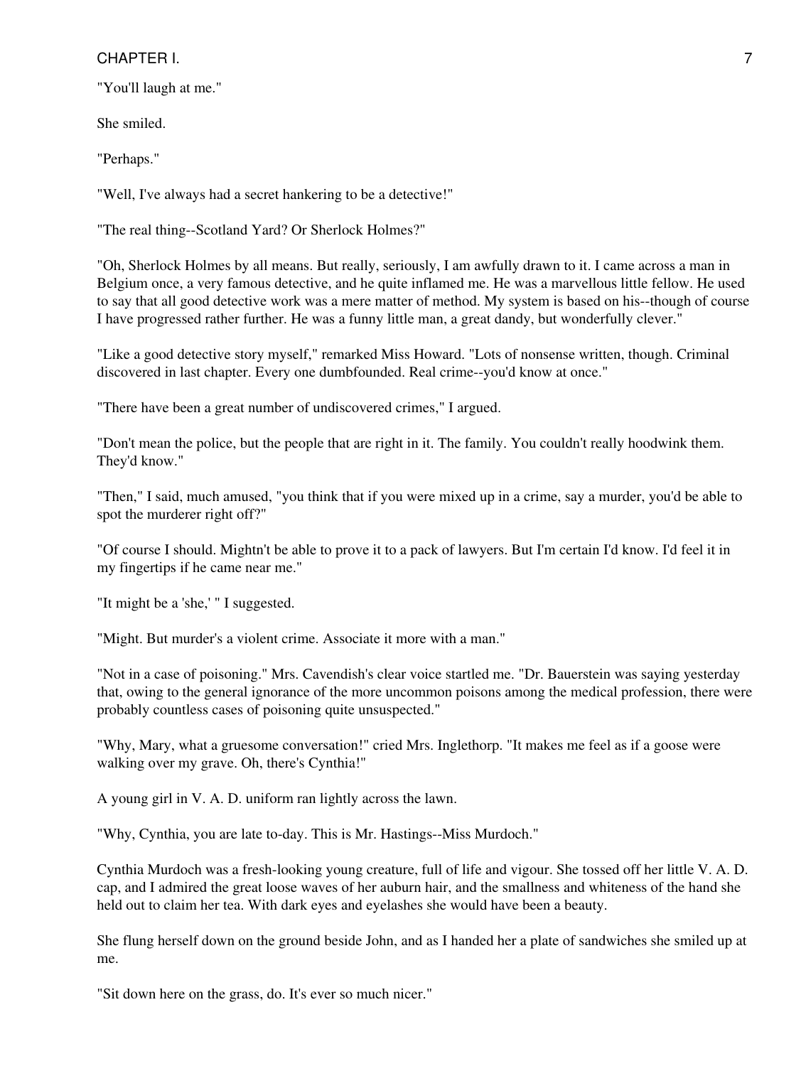"You'll laugh at me."

She smiled.

"Perhaps."

"Well, I've always had a secret hankering to be a detective!"

"The real thing--Scotland Yard? Or Sherlock Holmes?"

"Oh, Sherlock Holmes by all means. But really, seriously, I am awfully drawn to it. I came across a man in Belgium once, a very famous detective, and he quite inflamed me. He was a marvellous little fellow. He used to say that all good detective work was a mere matter of method. My system is based on his--though of course I have progressed rather further. He was a funny little man, a great dandy, but wonderfully clever."

"Like a good detective story myself," remarked Miss Howard. "Lots of nonsense written, though. Criminal discovered in last chapter. Every one dumbfounded. Real crime--you'd know at once."

"There have been a great number of undiscovered crimes," I argued.

"Don't mean the police, but the people that are right in it. The family. You couldn't really hoodwink them. They'd know."

"Then," I said, much amused, "you think that if you were mixed up in a crime, say a murder, you'd be able to spot the murderer right off?"

"Of course I should. Mightn't be able to prove it to a pack of lawyers. But I'm certain I'd know. I'd feel it in my fingertips if he came near me."

"It might be a 'she,' " I suggested.

"Might. But murder's a violent crime. Associate it more with a man."

"Not in a case of poisoning." Mrs. Cavendish's clear voice startled me. "Dr. Bauerstein was saying yesterday that, owing to the general ignorance of the more uncommon poisons among the medical profession, there were probably countless cases of poisoning quite unsuspected."

"Why, Mary, what a gruesome conversation!" cried Mrs. Inglethorp. "It makes me feel as if a goose were walking over my grave. Oh, there's Cynthia!"

A young girl in V. A. D. uniform ran lightly across the lawn.

"Why, Cynthia, you are late to-day. This is Mr. Hastings--Miss Murdoch."

Cynthia Murdoch was a fresh-looking young creature, full of life and vigour. She tossed off her little V. A. D. cap, and I admired the great loose waves of her auburn hair, and the smallness and whiteness of the hand she held out to claim her tea. With dark eyes and eyelashes she would have been a beauty.

She flung herself down on the ground beside John, and as I handed her a plate of sandwiches she smiled up at me.

"Sit down here on the grass, do. It's ever so much nicer."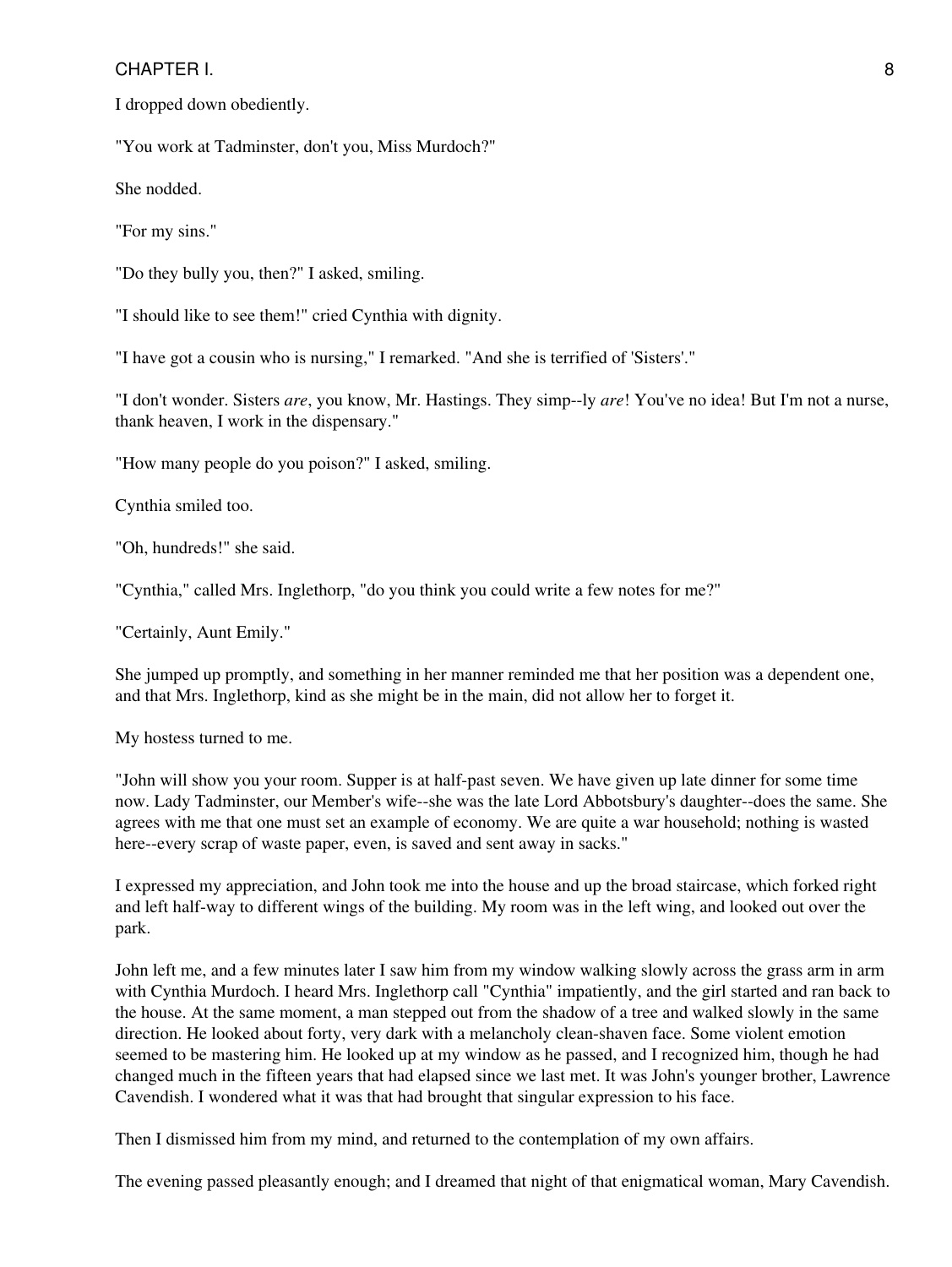I dropped down obediently.

"You work at Tadminster, don't you, Miss Murdoch?"

She nodded.

"For my sins."

"Do they bully you, then?" I asked, smiling.

"I should like to see them!" cried Cynthia with dignity.

"I have got a cousin who is nursing," I remarked. "And she is terrified of 'Sisters'."

"I don't wonder. Sisters *are*, you know, Mr. Hastings. They simp--ly *are*! You've no idea! But I'm not a nurse, thank heaven, I work in the dispensary."

"How many people do you poison?" I asked, smiling.

Cynthia smiled too.

"Oh, hundreds!" she said.

"Cynthia," called Mrs. Inglethorp, "do you think you could write a few notes for me?"

"Certainly, Aunt Emily."

She jumped up promptly, and something in her manner reminded me that her position was a dependent one, and that Mrs. Inglethorp, kind as she might be in the main, did not allow her to forget it.

My hostess turned to me.

"John will show you your room. Supper is at half-past seven. We have given up late dinner for some time now. Lady Tadminster, our Member's wife--she was the late Lord Abbotsbury's daughter--does the same. She agrees with me that one must set an example of economy. We are quite a war household; nothing is wasted here--every scrap of waste paper, even, is saved and sent away in sacks."

I expressed my appreciation, and John took me into the house and up the broad staircase, which forked right and left half-way to different wings of the building. My room was in the left wing, and looked out over the park.

John left me, and a few minutes later I saw him from my window walking slowly across the grass arm in arm with Cynthia Murdoch. I heard Mrs. Inglethorp call "Cynthia" impatiently, and the girl started and ran back to the house. At the same moment, a man stepped out from the shadow of a tree and walked slowly in the same direction. He looked about forty, very dark with a melancholy clean-shaven face. Some violent emotion seemed to be mastering him. He looked up at my window as he passed, and I recognized him, though he had changed much in the fifteen years that had elapsed since we last met. It was John's younger brother, Lawrence Cavendish. I wondered what it was that had brought that singular expression to his face.

Then I dismissed him from my mind, and returned to the contemplation of my own affairs.

The evening passed pleasantly enough; and I dreamed that night of that enigmatical woman, Mary Cavendish.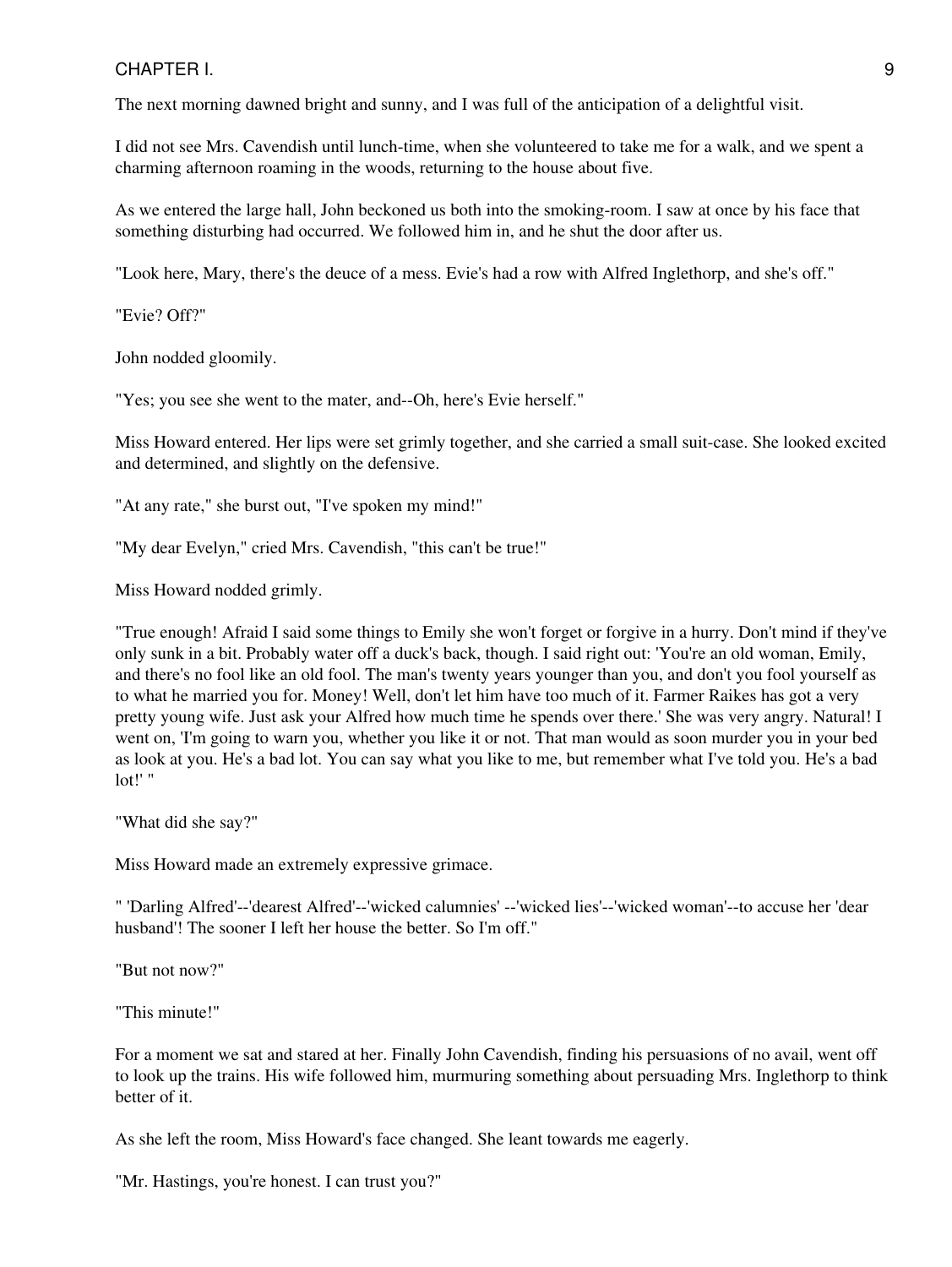The next morning dawned bright and sunny, and I was full of the anticipation of a delightful visit.

I did not see Mrs. Cavendish until lunch-time, when she volunteered to take me for a walk, and we spent a charming afternoon roaming in the woods, returning to the house about five.

As we entered the large hall, John beckoned us both into the smoking-room. I saw at once by his face that something disturbing had occurred. We followed him in, and he shut the door after us.

"Look here, Mary, there's the deuce of a mess. Evie's had a row with Alfred Inglethorp, and she's off."

"Evie? Off?"

John nodded gloomily.

"Yes; you see she went to the mater, and--Oh, here's Evie herself."

Miss Howard entered. Her lips were set grimly together, and she carried a small suit-case. She looked excited and determined, and slightly on the defensive.

"At any rate," she burst out, "I've spoken my mind!"

"My dear Evelyn," cried Mrs. Cavendish, "this can't be true!"

Miss Howard nodded grimly.

"True enough! Afraid I said some things to Emily she won't forget or forgive in a hurry. Don't mind if they've only sunk in a bit. Probably water off a duck's back, though. I said right out: 'You're an old woman, Emily, and there's no fool like an old fool. The man's twenty years younger than you, and don't you fool yourself as to what he married you for. Money! Well, don't let him have too much of it. Farmer Raikes has got a very pretty young wife. Just ask your Alfred how much time he spends over there.' She was very angry. Natural! I went on, 'I'm going to warn you, whether you like it or not. That man would as soon murder you in your bed as look at you. He's a bad lot. You can say what you like to me, but remember what I've told you. He's a bad lot!' "

"What did she say?"

Miss Howard made an extremely expressive grimace.

" 'Darling Alfred'--'dearest Alfred'--'wicked calumnies' --'wicked lies'--'wicked woman'--to accuse her 'dear husband'! The sooner I left her house the better. So I'm off."

"But not now?"

"This minute!"

For a moment we sat and stared at her. Finally John Cavendish, finding his persuasions of no avail, went off to look up the trains. His wife followed him, murmuring something about persuading Mrs. Inglethorp to think better of it.

As she left the room, Miss Howard's face changed. She leant towards me eagerly.

"Mr. Hastings, you're honest. I can trust you?"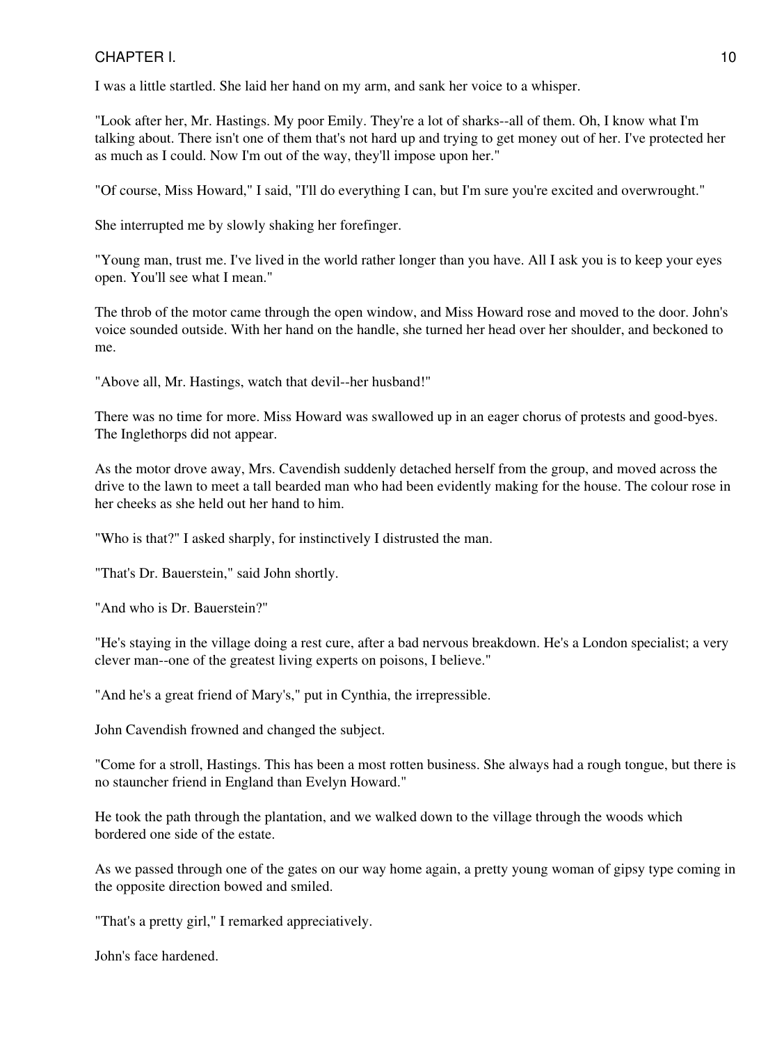I was a little startled. She laid her hand on my arm, and sank her voice to a whisper.

"Look after her, Mr. Hastings. My poor Emily. They're a lot of sharks--all of them. Oh, I know what I'm talking about. There isn't one of them that's not hard up and trying to get money out of her. I've protected her as much as I could. Now I'm out of the way, they'll impose upon her."

"Of course, Miss Howard," I said, "I'll do everything I can, but I'm sure you're excited and overwrought."

She interrupted me by slowly shaking her forefinger.

"Young man, trust me. I've lived in the world rather longer than you have. All I ask you is to keep your eyes open. You'll see what I mean."

The throb of the motor came through the open window, and Miss Howard rose and moved to the door. John's voice sounded outside. With her hand on the handle, she turned her head over her shoulder, and beckoned to me.

"Above all, Mr. Hastings, watch that devil--her husband!"

There was no time for more. Miss Howard was swallowed up in an eager chorus of protests and good-byes. The Inglethorps did not appear.

As the motor drove away, Mrs. Cavendish suddenly detached herself from the group, and moved across the drive to the lawn to meet a tall bearded man who had been evidently making for the house. The colour rose in her cheeks as she held out her hand to him.

"Who is that?" I asked sharply, for instinctively I distrusted the man.

"That's Dr. Bauerstein," said John shortly.

"And who is Dr. Bauerstein?"

"He's staying in the village doing a rest cure, after a bad nervous breakdown. He's a London specialist; a very clever man--one of the greatest living experts on poisons, I believe."

"And he's a great friend of Mary's," put in Cynthia, the irrepressible.

John Cavendish frowned and changed the subject.

"Come for a stroll, Hastings. This has been a most rotten business. She always had a rough tongue, but there is no stauncher friend in England than Evelyn Howard."

He took the path through the plantation, and we walked down to the village through the woods which bordered one side of the estate.

As we passed through one of the gates on our way home again, a pretty young woman of gipsy type coming in the opposite direction bowed and smiled.

"That's a pretty girl," I remarked appreciatively.

John's face hardened.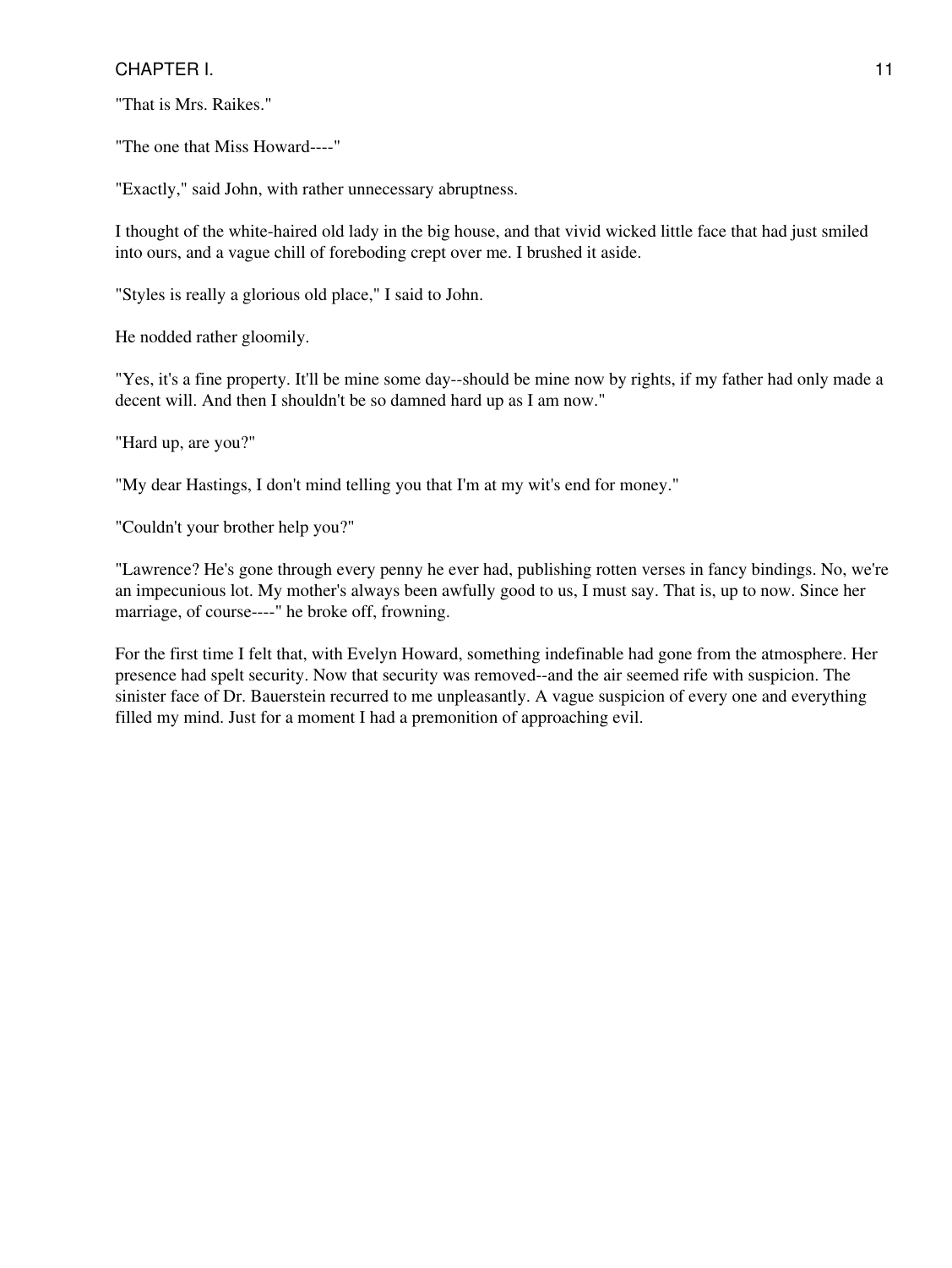"That is Mrs. Raikes."

"The one that Miss Howard----"

"Exactly," said John, with rather unnecessary abruptness.

I thought of the white-haired old lady in the big house, and that vivid wicked little face that had just smiled into ours, and a vague chill of foreboding crept over me. I brushed it aside.

"Styles is really a glorious old place," I said to John.

He nodded rather gloomily.

"Yes, it's a fine property. It'll be mine some day--should be mine now by rights, if my father had only made a decent will. And then I shouldn't be so damned hard up as I am now."

"Hard up, are you?"

"My dear Hastings, I don't mind telling you that I'm at my wit's end for money."

"Couldn't your brother help you?"

"Lawrence? He's gone through every penny he ever had, publishing rotten verses in fancy bindings. No, we're an impecunious lot. My mother's always been awfully good to us, I must say. That is, up to now. Since her marriage, of course----" he broke off, frowning.

For the first time I felt that, with Evelyn Howard, something indefinable had gone from the atmosphere. Her presence had spelt security. Now that security was removed--and the air seemed rife with suspicion. The sinister face of Dr. Bauerstein recurred to me unpleasantly. A vague suspicion of every one and everything filled my mind. Just for a moment I had a premonition of approaching evil.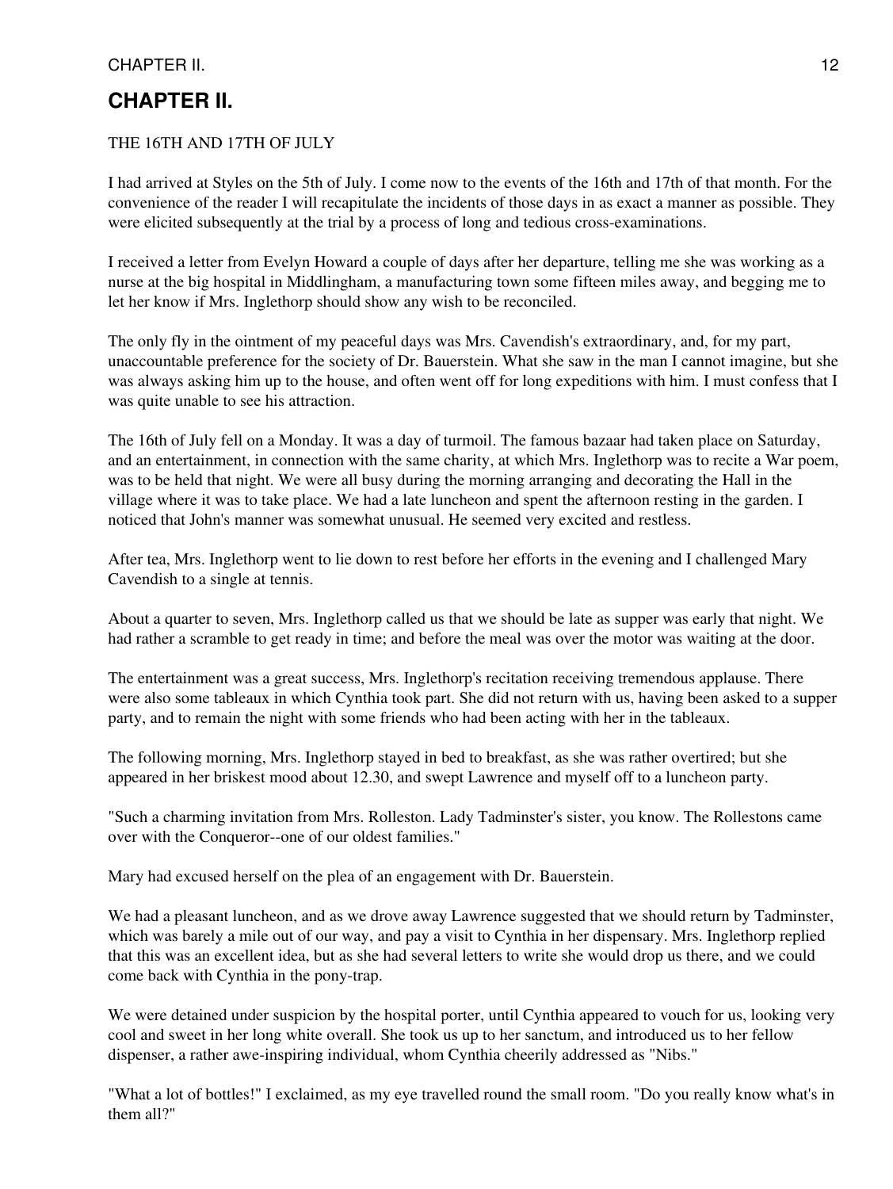# CHAPTER II.

THE 16TH AND 17TH OF JULY

I had arrived at Styles on the 5th of July. I come now to the events of the 16th and 17th of that month. For the convenience of the reader I will recapitulate the incidents of those days in as exact a manner as possible. They were elicited subsequently at the trial by a process of long and tedious cross-examinations.

I received a letter from Evelyn Howard a couple of days after her departure, telling me she was working as a nurse at the big hospital in Middlingham, a manufacturing town some fifteen miles away, and begging me to let her know if Mrs. Inglethorp should show any wish to be reconciled.

The only fly in the ointment of my peaceful days was Mrs. Cavendish's extraordinary, and, for my part, unaccountable preference for the society of Dr. Bauerstein. What she saw in the man I cannot imagine, but she was always asking him up to the house, and often went off for long expeditions with him. I must confess that I was quite unable to see his attraction.

The 16th of July fell on a Monday. It was a day of turmoil. The famous bazaar had taken place on Saturday, and an entertainment, in connection with the same charity, at which Mrs. Inglethorp was to recite a War poem, was to be held that night. We were all busy during the morning arranging and decorating the Hall in the village where it was to take place. We had a late luncheon and spent the afternoon resting in the garden. I noticed that John's manner was somewhat unusual. He seemed very excited and restless.

After tea, Mrs. Inglethorp went to lie down to rest before her efforts in the evening and I challenged Mary Cavendish to a single at tennis.

About a quarter to seven, Mrs. Inglethorp called us that we should be late as supper was early that night. We had rather a scramble to get ready in time; and before the meal was over the motor was waiting at the door.

The entertainment was a great success, Mrs. Inglethorp's recitation receiving tremendous applause. There were also some tableaux in which Cynthia took part. She did not return with us, having been asked to a supper party, and to remain the night with some friends who had been acting with her in the tableaux.

The following morning, Mrs. Inglethorp stayed in bed to breakfast, as she was rather overtired; but she appeared in her briskest mood about 12.30, and swept Lawrence and myself off to a luncheon party.

"Such a charming invitation from Mrs. Rolleston. Lady Tadminster's sister, you know. The Rollestons came over with the Conqueror--one of our oldest families."

Mary had excused herself on the plea of an engagement with Dr. Bauerstein.

We had a pleasant luncheon, and as we drove away Lawrence suggested that we should return by Tadminster, which was barely a mile out of our way, and pay a visit to Cynthia in her dispensary. Mrs. Inglethorp replied that this was an excellent idea, but as she had several letters to write she would drop us there, and we could come back with Cynthia in the pony-trap.

We were detained under suspicion by the hospital porter, until Cynthia appeared to vouch for us, looking very cool and sweet in her long white overall. She took us up to her sanctum, and introduced us to her fellow dispenser, a rather awe-inspiring individual, whom Cynthia cheerily addressed as "Nibs."

"What a lot of bottles!" I exclaimed, as my eye travelled round the small room. "Do you really know what's in them all?"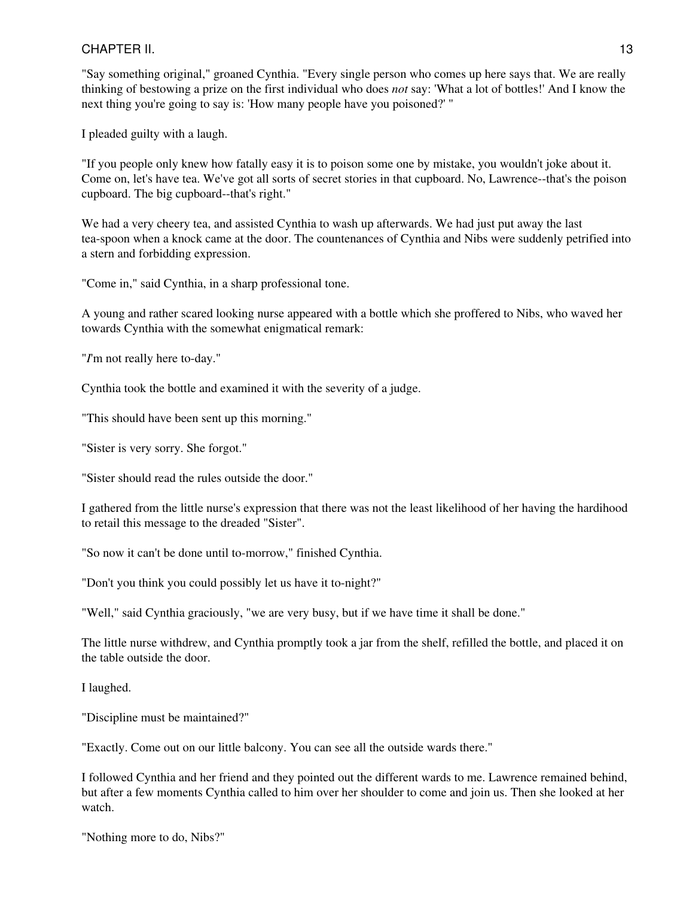"Say something original," groaned Cynthia. "Every single person who comes up here says that. We are really thinking of bestowing a prize on the first individual who does *not* say: 'What a lot of bottles!' And I know the next thing you're going to say is: 'How many people have you poisoned?' "

I pleaded guilty with a laugh.

"If you people only knew how fatally easy it is to poison some one by mistake, you wouldn't joke about it. Come on, let's have tea. We've got all sorts of secret stories in that cupboard. No, Lawrence--that's the poison cupboard. The big cupboard--that's right."

We had a very cheery tea, and assisted Cynthia to wash up afterwards. We had just put away the last tea-spoon when a knock came at the door. The countenances of Cynthia and Nibs were suddenly petrified into a stern and forbidding expression.

"Come in," said Cynthia, in a sharp professional tone.

A young and rather scared looking nurse appeared with a bottle which she proffered to Nibs, who waved her towards Cynthia with the somewhat enigmatical remark:

"*I*'m not really here to-day."

Cynthia took the bottle and examined it with the severity of a judge.

"This should have been sent up this morning."

"Sister is very sorry. She forgot."

"Sister should read the rules outside the door."

I gathered from the little nurse's expression that there was not the least likelihood of her having the hardihood to retail this message to the dreaded "Sister".

"So now it can't be done until to-morrow," finished Cynthia.

"Don't you think you could possibly let us have it to-night?"

"Well," said Cynthia graciously, "we are very busy, but if we have time it shall be done."

The little nurse withdrew, and Cynthia promptly took a jar from the shelf, refilled the bottle, and placed it on the table outside the door.

I laughed.

"Discipline must be maintained?"

"Exactly. Come out on our little balcony. You can see all the outside wards there."

I followed Cynthia and her friend and they pointed out the different wards to me. Lawrence remained behind, but after a few moments Cynthia called to him over her shoulder to come and join us. Then she looked at her watch.

"Nothing more to do, Nibs?"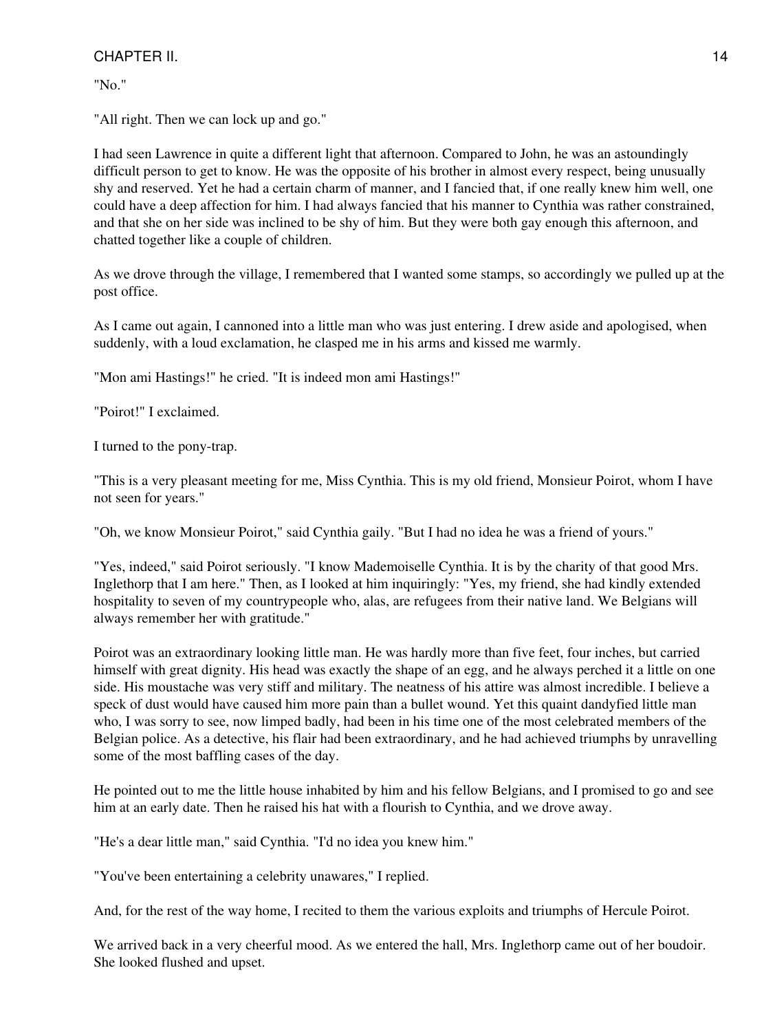"No."

"All right. Then we can lock up and go."

I had seen Lawrence in quite a different light that afternoon. Compared to John, he was an astoundingly difficult person to get to know. He was the opposite of his brother in almost every respect, being unusually shy and reserved. Yet he had a certain charm of manner, and I fancied that, if one really knew him well, one could have a deep affection for him. I had always fancied that his manner to Cynthia was rather constrained, and that she on her side was inclined to be shy of him. But they were both gay enough this afternoon, and chatted together like a couple of children.

As we drove through the village, I remembered that I wanted some stamps, so accordingly we pulled up at the post office.

As I came out again, I cannoned into a little man who was just entering. I drew aside and apologised, when suddenly, with a loud exclamation, he clasped me in his arms and kissed me warmly.

"Mon ami Hastings!" he cried. "It is indeed mon ami Hastings!"

"Poirot!" I exclaimed.

I turned to the pony-trap.

"This is a very pleasant meeting for me, Miss Cynthia. This is my old friend, Monsieur Poirot, whom I have not seen for years."

"Oh, we know Monsieur Poirot," said Cynthia gaily. "But I had no idea he was a friend of yours."

"Yes, indeed," said Poirot seriously. "I know Mademoiselle Cynthia. It is by the charity of that good Mrs. Inglethorp that I am here." Then, as I looked at him inquiringly: "Yes, my friend, she had kindly extended hospitality to seven of my countrypeople who, alas, are refugees from their native land. We Belgians will always remember her with gratitude."

Poirot was an extraordinary looking little man. He was hardly more than five feet, four inches, but carried himself with great dignity. His head was exactly the shape of an egg, and he always perched it a little on one side. His moustache was very stiff and military. The neatness of his attire was almost incredible. I believe a speck of dust would have caused him more pain than a bullet wound. Yet this quaint dandyfied little man who, I was sorry to see, now limped badly, had been in his time one of the most celebrated members of the Belgian police. As a detective, his flair had been extraordinary, and he had achieved triumphs by unravelling some of the most baffling cases of the day.

He pointed out to me the little house inhabited by him and his fellow Belgians, and I promised to go and see him at an early date. Then he raised his hat with a flourish to Cynthia, and we drove away.

"He's a dear little man," said Cynthia. "I'd no idea you knew him."

"You've been entertaining a celebrity unawares," I replied.

And, for the rest of the way home, I recited to them the various exploits and triumphs of Hercule Poirot.

We arrived back in a very cheerful mood. As we entered the hall, Mrs. Inglethorp came out of her boudoir. She looked flushed and upset.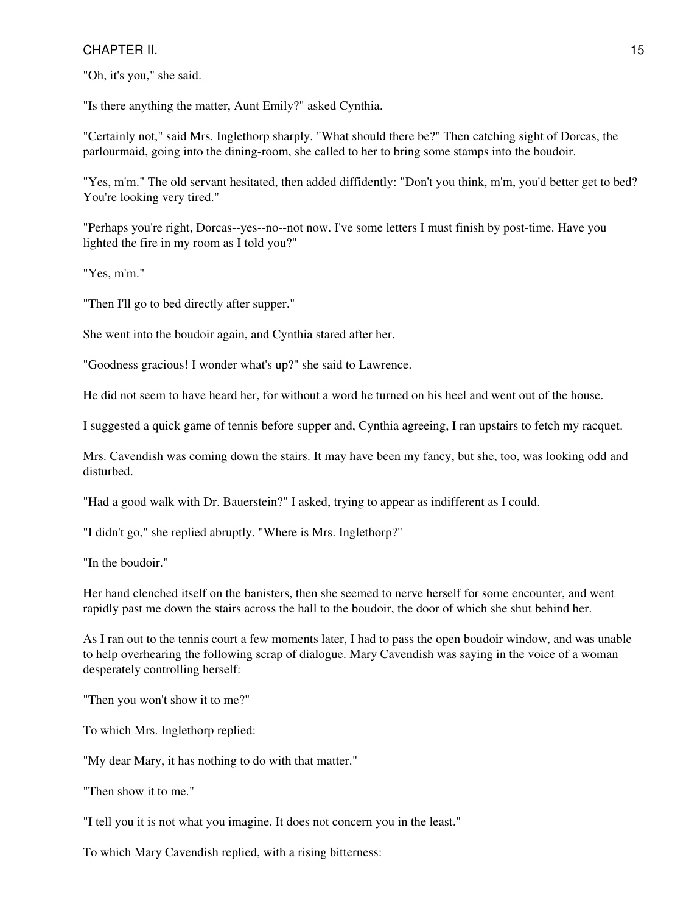"Oh, it's you," she said.

"Is there anything the matter, Aunt Emily?" asked Cynthia.

"Certainly not," said Mrs. Inglethorp sharply. "What should there be?" Then catching sight of Dorcas, the parlourmaid, going into the dining-room, she called to her to bring some stamps into the boudoir.

"Yes, m'm." The old servant hesitated, then added diffidently: "Don't you think, m'm, you'd better get to bed? You're looking very tired."

"Perhaps you're right, Dorcas--yes--no--not now. I've some letters I must finish by post-time. Have you lighted the fire in my room as I told you?"

"Yes, m'm."

"Then I'll go to bed directly after supper."

She went into the boudoir again, and Cynthia stared after her.

"Goodness gracious! I wonder what's up?" she said to Lawrence.

He did not seem to have heard her, for without a word he turned on his heel and went out of the house.

I suggested a quick game of tennis before supper and, Cynthia agreeing, I ran upstairs to fetch my racquet.

Mrs. Cavendish was coming down the stairs. It may have been my fancy, but she, too, was looking odd and disturbed.

"Had a good walk with Dr. Bauerstein?" I asked, trying to appear as indifferent as I could.

"I didn't go," she replied abruptly. "Where is Mrs. Inglethorp?"

"In the boudoir."

Her hand clenched itself on the banisters, then she seemed to nerve herself for some encounter, and went rapidly past me down the stairs across the hall to the boudoir, the door of which she shut behind her.

As I ran out to the tennis court a few moments later, I had to pass the open boudoir window, and was unable to help overhearing the following scrap of dialogue. Mary Cavendish was saying in the voice of a woman desperately controlling herself:

"Then you won't show it to me?"

To which Mrs. Inglethorp replied:

"My dear Mary, it has nothing to do with that matter."

"Then show it to me."

"I tell you it is not what you imagine. It does not concern you in the least."

To which Mary Cavendish replied, with a rising bitterness: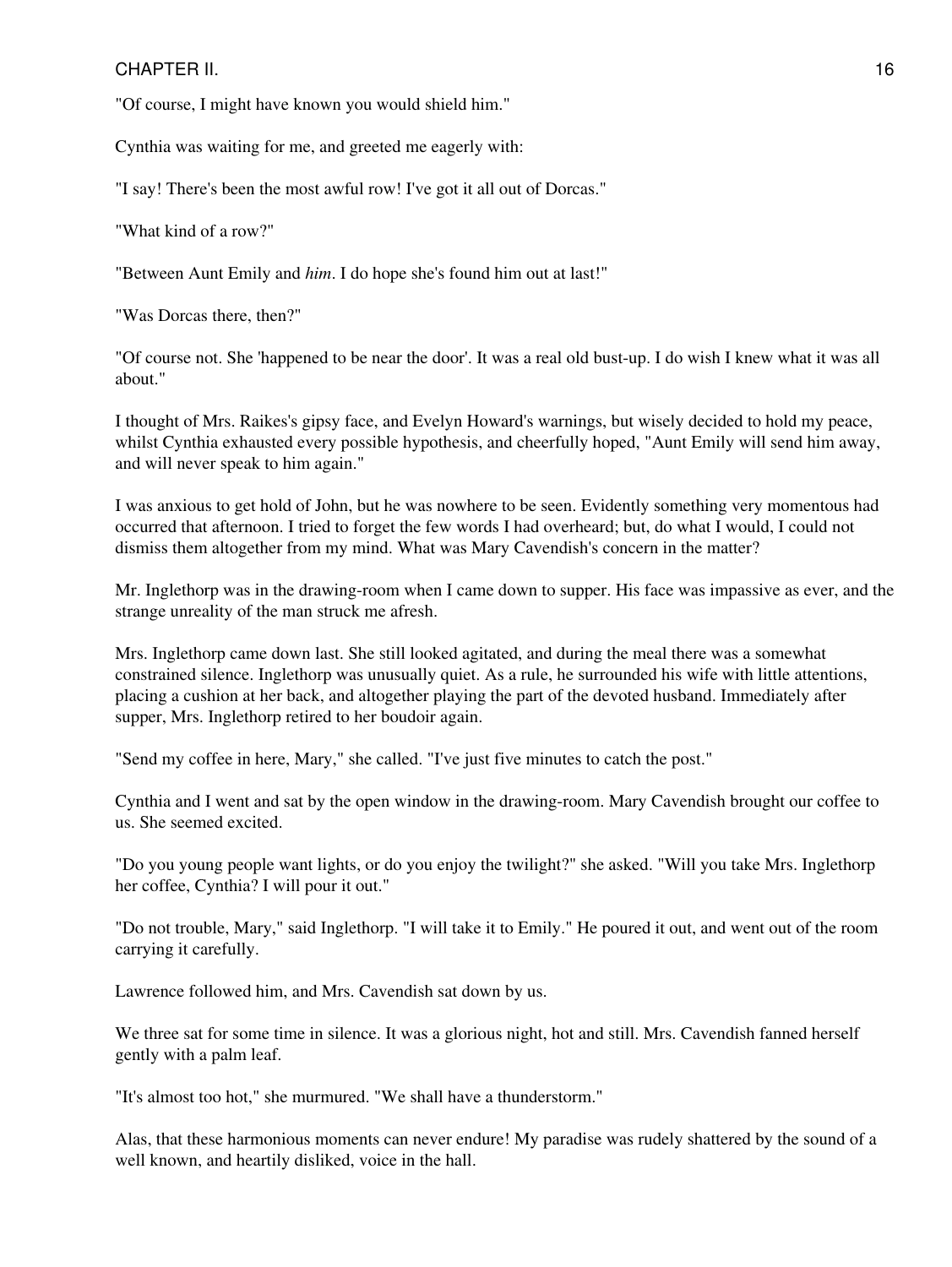"Of course, I might have known you would shield him."

Cynthia was waiting for me, and greeted me eagerly with:

"I say! There's been the most awful row! I've got it all out of Dorcas."

"What kind of a row?"

"Between Aunt Emily and *him*. I do hope she's found him out at last!"

"Was Dorcas there, then?"

"Of course not. She 'happened to be near the door'. It was a real old bust-up. I do wish I knew what it was all about."

I thought of Mrs. Raikes's gipsy face, and Evelyn Howard's warnings, but wisely decided to hold my peace, whilst Cynthia exhausted every possible hypothesis, and cheerfully hoped, "Aunt Emily will send him away, and will never speak to him again."

I was anxious to get hold of John, but he was nowhere to be seen. Evidently something very momentous had occurred that afternoon. I tried to forget the few words I had overheard; but, do what I would, I could not dismiss them altogether from my mind. What was Mary Cavendish's concern in the matter?

Mr. Inglethorp was in the drawing-room when I came down to supper. His face was impassive as ever, and the strange unreality of the man struck me afresh.

Mrs. Inglethorp came down last. She still looked agitated, and during the meal there was a somewhat constrained silence. Inglethorp was unusually quiet. As a rule, he surrounded his wife with little attentions, placing a cushion at her back, and altogether playing the part of the devoted husband. Immediately after supper, Mrs. Inglethorp retired to her boudoir again.

"Send my coffee in here, Mary," she called. "I've just five minutes to catch the post."

Cynthia and I went and sat by the open window in the drawing-room. Mary Cavendish brought our coffee to us. She seemed excited.

"Do you young people want lights, or do you enjoy the twilight?" she asked. "Will you take Mrs. Inglethorp her coffee, Cynthia? I will pour it out."

"Do not trouble, Mary," said Inglethorp. "I will take it to Emily." He poured it out, and went out of the room carrying it carefully.

Lawrence followed him, and Mrs. Cavendish sat down by us.

We three sat for some time in silence. It was a glorious night, hot and still. Mrs. Cavendish fanned herself gently with a palm leaf.

"It's almost too hot," she murmured. "We shall have a thunderstorm."

Alas, that these harmonious moments can never endure! My paradise was rudely shattered by the sound of a well known, and heartily disliked, voice in the hall.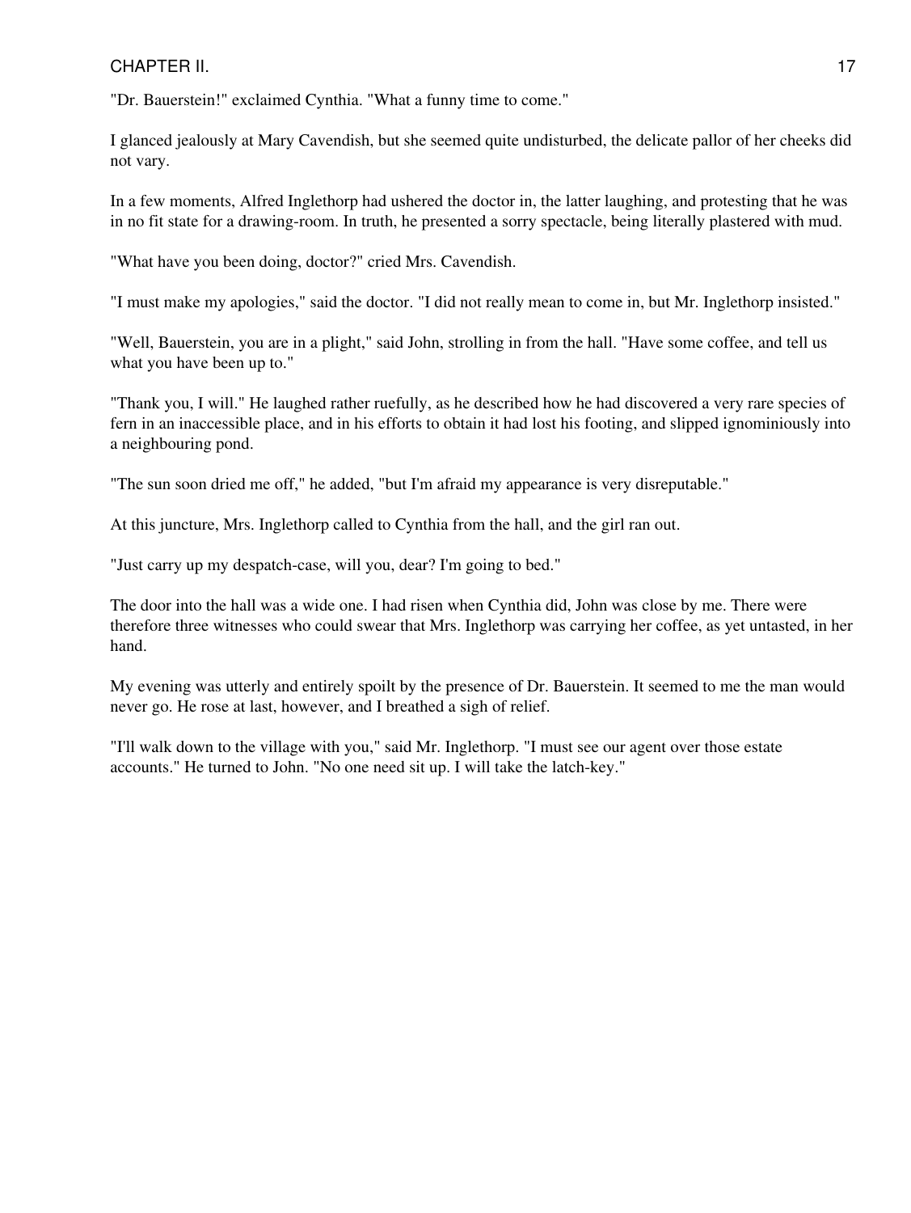"Dr. Bauerstein!" exclaimed Cynthia. "What a funny time to come."

I glanced jealously at Mary Cavendish, but she seemed quite undisturbed, the delicate pallor of her cheeks did not vary.

In a few moments, Alfred Inglethorp had ushered the doctor in, the latter laughing, and protesting that he was in no fit state for a drawing-room. In truth, he presented a sorry spectacle, being literally plastered with mud.

"What have you been doing, doctor?" cried Mrs. Cavendish.

"I must make my apologies," said the doctor. "I did not really mean to come in, but Mr. Inglethorp insisted."

"Well, Bauerstein, you are in a plight," said John, strolling in from the hall. "Have some coffee, and tell us what you have been up to."

"Thank you, I will." He laughed rather ruefully, as he described how he had discovered a very rare species of fern in an inaccessible place, and in his efforts to obtain it had lost his footing, and slipped ignominiously into a neighbouring pond.

"The sun soon dried me off," he added, "but I'm afraid my appearance is very disreputable."

At this juncture, Mrs. Inglethorp called to Cynthia from the hall, and the girl ran out.

"Just carry up my despatch-case, will you, dear? I'm going to bed."

The door into the hall was a wide one. I had risen when Cynthia did, John was close by me. There were therefore three witnesses who could swear that Mrs. Inglethorp was carrying her coffee, as yet untasted, in her hand.

My evening was utterly and entirely spoilt by the presence of Dr. Bauerstein. It seemed to me the man would never go. He rose at last, however, and I breathed a sigh of relief.

"I'll walk down to the village with you," said Mr. Inglethorp. "I must see our agent over those estate accounts." He turned to John. "No one need sit up. I will take the latch-key."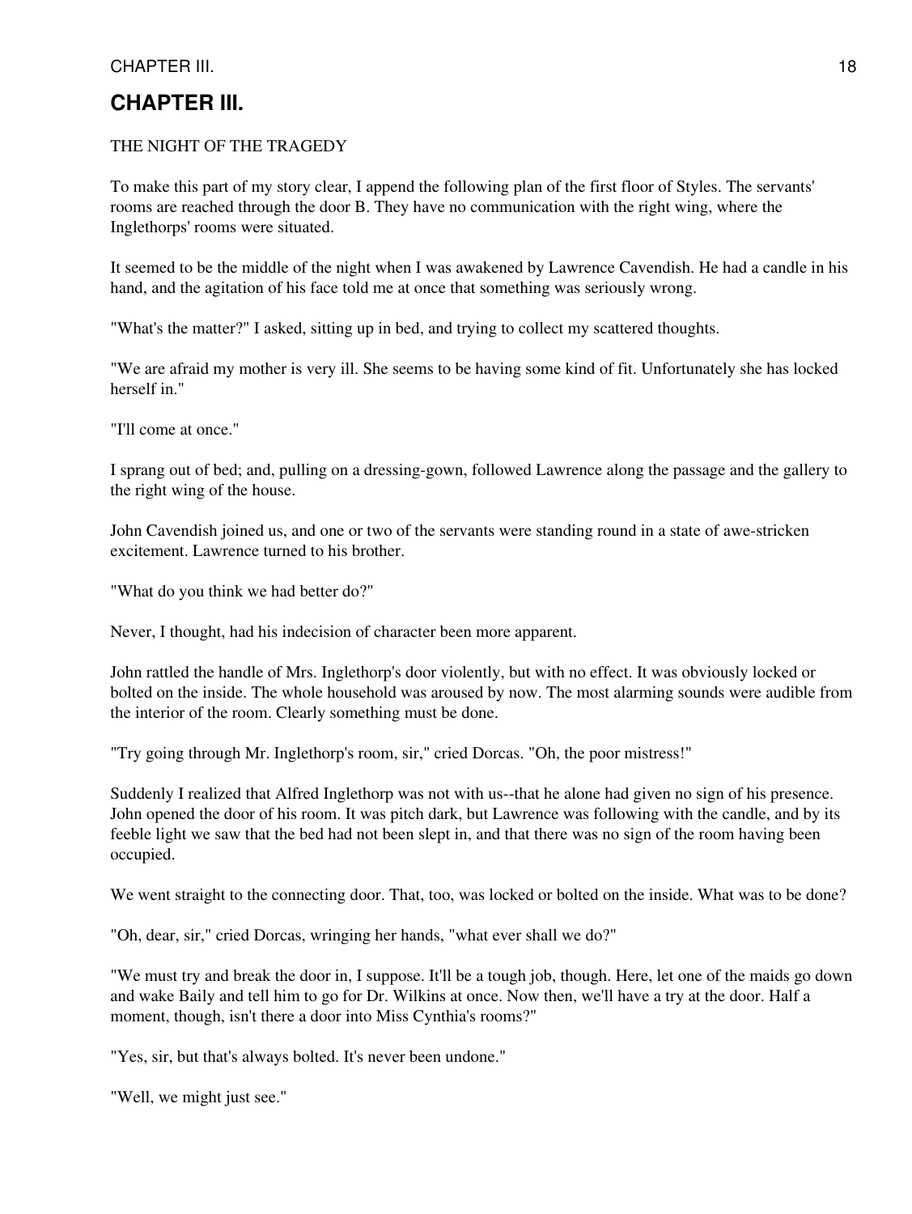# CHAPTER III.

THE NIGHT OF THE TRAGEDY

To make this part of my story clear, I append the following plan of the first floor of Styles. The servants' rooms are reached through the door B. They have no communication with the right wing, where the Inglethorps' rooms were situated.

It seemed to be the middle of the night when I was awakened by Lawrence Cavendish. He had a candle in his hand, and the agitation of his face told me at once that something was seriously wrong.

"What's the matter?" I asked, sitting up in bed, and trying to collect my scattered thoughts.

"We are afraid my mother is very ill. She seems to be having some kind of fit. Unfortunately she has locked herself in."

"I'll come at once."

I sprang out of bed; and, pulling on a dressing-gown, followed Lawrence along the passage and the gallery to the right wing of the house.

John Cavendish joined us, and one or two of the servants were standing round in a state of awe-stricken excitement. Lawrence turned to his brother.

"What do you think we had better do?"

Never, I thought, had his indecision of character been more apparent.

John rattled the handle of Mrs. Inglethorp's door violently, but with no effect. It was obviously locked or bolted on the inside. The whole household was aroused by now. The most alarming sounds were audible from the interior of the room. Clearly something must be done.

"Try going through Mr. Inglethorp's room, sir," cried Dorcas. "Oh, the poor mistress!"

Suddenly I realized that Alfred Inglethorp was not with us--that he alone had given no sign of his presence. John opened the door of his room. It was pitch dark, but Lawrence was following with the candle, and by its feeble light we saw that the bed had not been slept in, and that there was no sign of the room having been occupied.

We went straight to the connecting door. That, too, was locked or bolted on the inside. What was to be done?

"Oh, dear, sir," cried Dorcas, wringing her hands, "what ever shall we do?"

"We must try and break the door in, I suppose. It'll be a tough job, though. Here, let one of the maids go down and wake Baily and tell him to go for Dr. Wilkins at once. Now then, we'll have a try at the door. Half a moment, though, isn't there a door into Miss Cynthia's rooms?"

"Yes, sir, but that's always bolted. It's never been undone."

"Well, we might just see."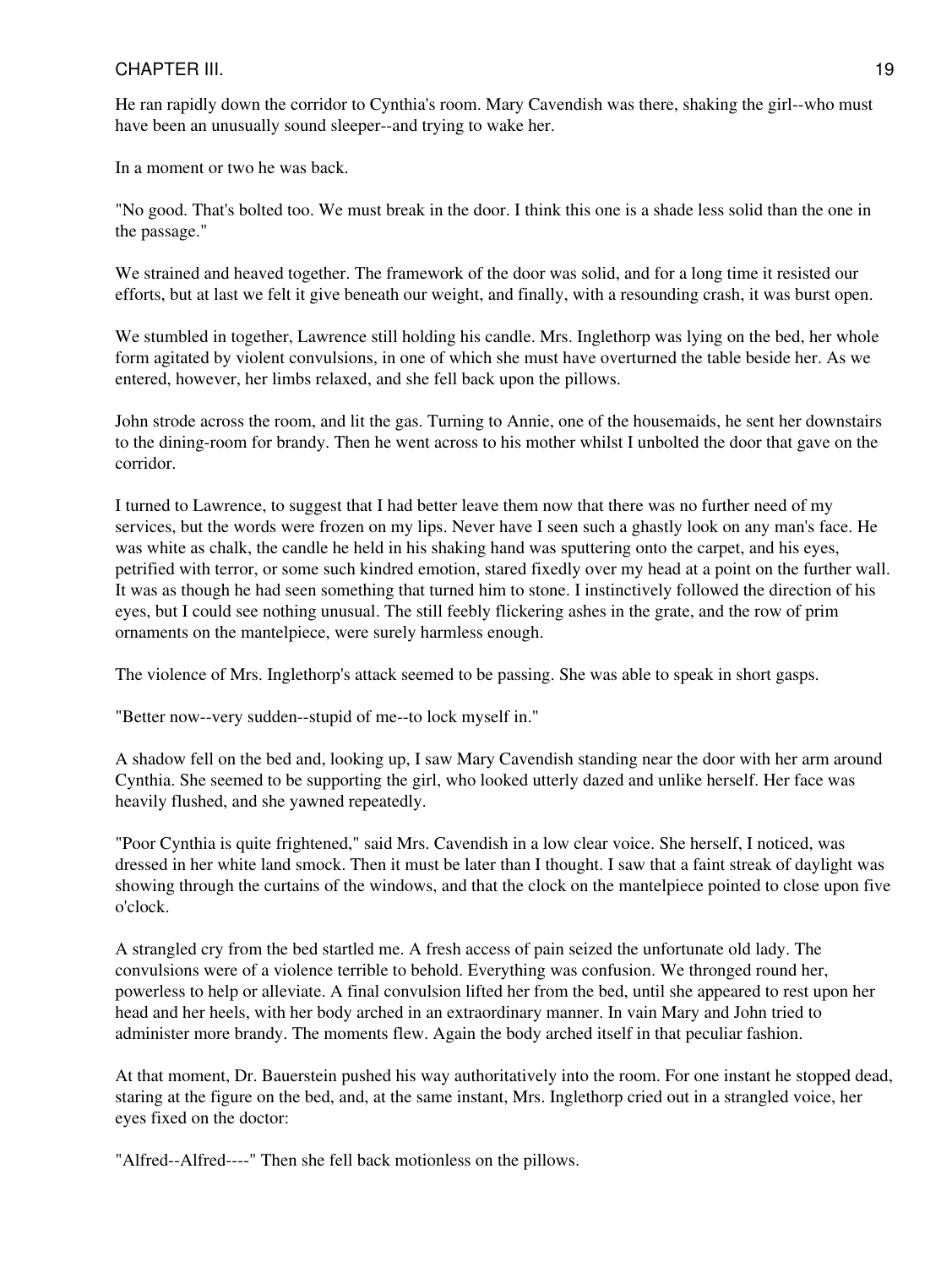He ran rapidly down the corridor to Cynthia's room. Mary Cavendish was there, shaking the girl--who must have been an unusually sound sleeper--and trying to wake her.

In a moment or two he was back.

"No good. That's bolted too. We must break in the door. I think this one is a shade less solid than the one in the passage."

We strained and heaved together. The framework of the door was solid, and for a long time it resisted our efforts, but at last we felt it give beneath our weight, and finally, with a resounding crash, it was burst open.

We stumbled in together, Lawrence still holding his candle. Mrs. Inglethorp was lying on the bed, her whole form agitated by violent convulsions, in one of which she must have overturned the table beside her. As we entered, however, her limbs relaxed, and she fell back upon the pillows.

John strode across the room, and lit the gas. Turning to Annie, one of the housemaids, he sent her downstairs to the dining-room for brandy. Then he went across to his mother whilst I unbolted the door that gave on the corridor.

I turned to Lawrence, to suggest that I had better leave them now that there was no further need of my services, but the words were frozen on my lips. Never have I seen such a ghastly look on any man's face. He was white as chalk, the candle he held in his shaking hand was sputtering onto the carpet, and his eyes, petrified with terror, or some such kindred emotion, stared fixedly over my head at a point on the further wall. It was as though he had seen something that turned him to stone. I instinctively followed the direction of his eyes, but I could see nothing unusual. The still feebly flickering ashes in the grate, and the row of prim ornaments on the mantelpiece, were surely harmless enough.

The violence of Mrs. Inglethorp's attack seemed to be passing. She was able to speak in short gasps.

"Better now--very sudden--stupid of me--to lock myself in."

A shadow fell on the bed and, looking up, I saw Mary Cavendish standing near the door with her arm around Cynthia. She seemed to be supporting the girl, who looked utterly dazed and unlike herself. Her face was heavily flushed, and she yawned repeatedly.

"Poor Cynthia is quite frightened," said Mrs. Cavendish in a low clear voice. She herself, I noticed, was dressed in her white land smock. Then it must be later than I thought. I saw that a faint streak of daylight was showing through the curtains of the windows, and that the clock on the mantelpiece pointed to close upon five o'clock.

A strangled cry from the bed startled me. A fresh access of pain seized the unfortunate old lady. The convulsions were of a violence terrible to behold. Everything was confusion. We thronged round her, powerless to help or alleviate. A final convulsion lifted her from the bed, until she appeared to rest upon her head and her heels, with her body arched in an extraordinary manner. In vain Mary and John tried to administer more brandy. The moments flew. Again the body arched itself in that peculiar fashion.

At that moment, Dr. Bauerstein pushed his way authoritatively into the room. For one instant he stopped dead, staring at the figure on the bed, and, at the same instant, Mrs. Inglethorp cried out in a strangled voice, her eyes fixed on the doctor:

"Alfred--Alfred----" Then she fell back motionless on the pillows.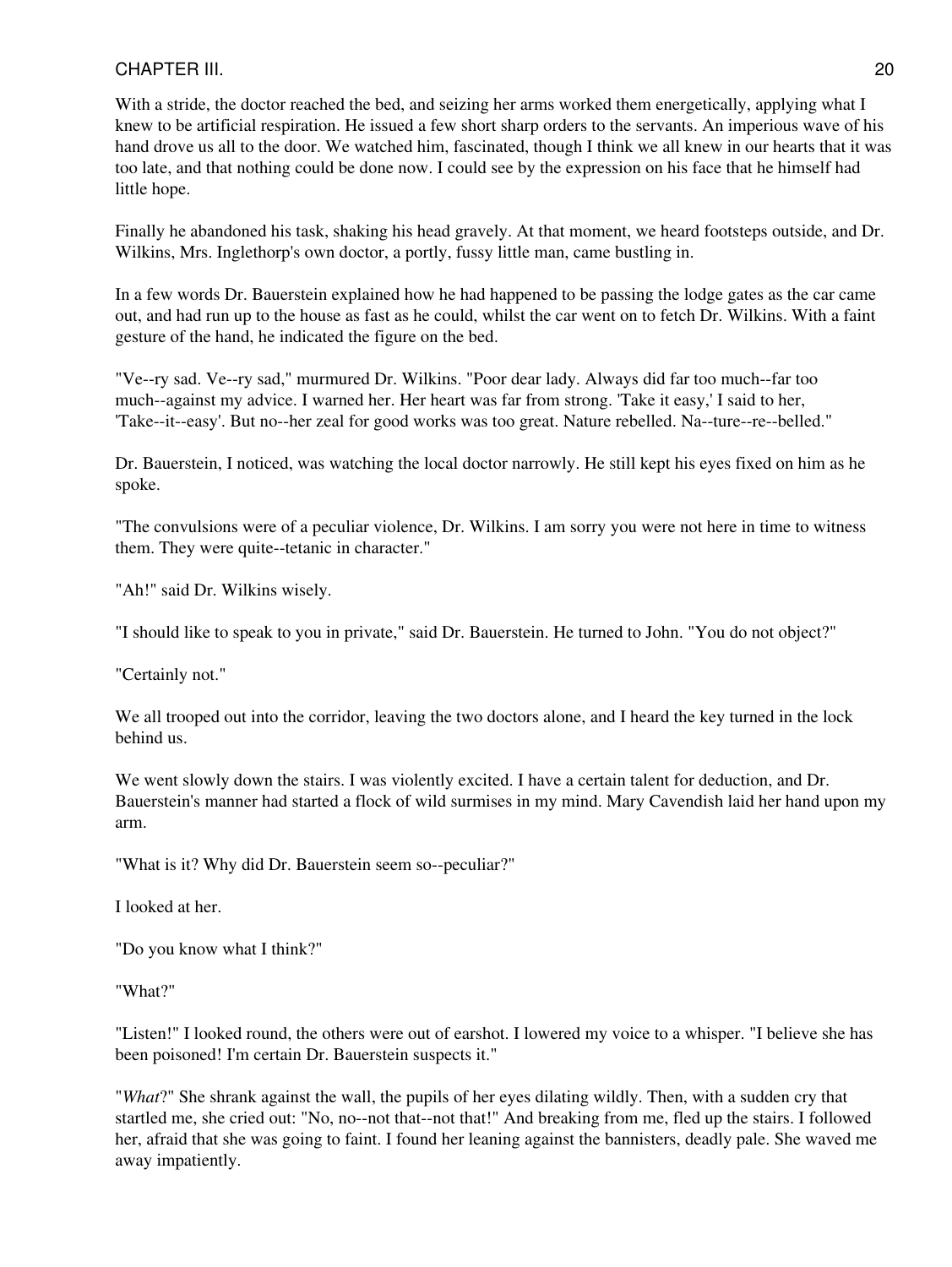With a stride, the doctor reached the bed, and seizing her arms worked them energetically, applying what I knew to be artificial respiration. He issued a few short sharp orders to the servants. An imperious wave of his hand drove us all to the door. We watched him, fascinated, though I think we all knew in our hearts that it was too late, and that nothing could be done now. I could see by the expression on his face that he himself had little hope.

Finally he abandoned his task, shaking his head gravely. At that moment, we heard footsteps outside, and Dr. Wilkins, Mrs. Inglethorp's own doctor, a portly, fussy little man, came bustling in.

In a few words Dr. Bauerstein explained how he had happened to be passing the lodge gates as the car came out, and had run up to the house as fast as he could, whilst the car went on to fetch Dr. Wilkins. With a faint gesture of the hand, he indicated the figure on the bed.

"Ve--ry sad. Ve--ry sad," murmured Dr. Wilkins. "Poor dear lady. Always did far too much--far too much--against my advice. I warned her. Her heart was far from strong. 'Take it easy,' I said to her, 'Take--it--easy'. But no--her zeal for good works was too great. Nature rebelled. Na--ture--re--belled."

Dr. Bauerstein, I noticed, was watching the local doctor narrowly. He still kept his eyes fixed on him as he spoke.

"The convulsions were of a peculiar violence, Dr. Wilkins. I am sorry you were not here in time to witness them. They were quite--tetanic in character."

"Ah!" said Dr. Wilkins wisely.

"I should like to speak to you in private," said Dr. Bauerstein. He turned to John. "You do not object?"

"Certainly not."

We all trooped out into the corridor, leaving the two doctors alone, and I heard the key turned in the lock behind us.

We went slowly down the stairs. I was violently excited. I have a certain talent for deduction, and Dr. Bauerstein's manner had started a flock of wild surmises in my mind. Mary Cavendish laid her hand upon my arm.

"What is it? Why did Dr. Bauerstein seem so--peculiar?"

I looked at her.

"Do you know what I think?"

"What?"

"Listen!" I looked round, the others were out of earshot. I lowered my voice to a whisper. "I believe she has been poisoned! I'm certain Dr. Bauerstein suspects it."

"*What*?" She shrank against the wall, the pupils of her eyes dilating wildly. Then, with a sudden cry that startled me, she cried out: "No, no--not that--not that!" And breaking from me, fled up the stairs. I followed her, afraid that she was going to faint. I found her leaning against the bannisters, deadly pale. She waved me away impatiently.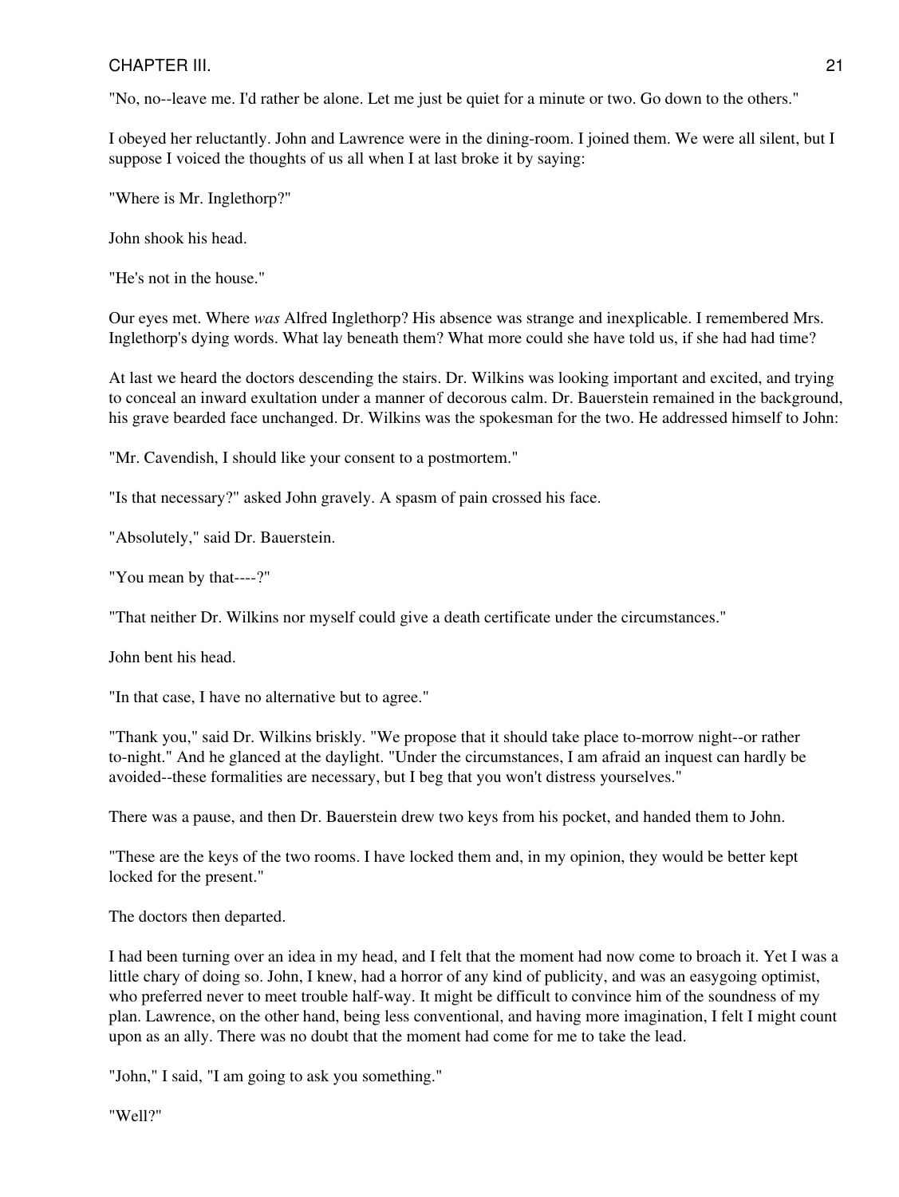"No, no--leave me. I'd rather be alone. Let me just be quiet for a minute or two. Go down to the others."

I obeyed her reluctantly. John and Lawrence were in the dining-room. I joined them. We were all silent, but I suppose I voiced the thoughts of us all when I at last broke it by saying:

"Where is Mr. Inglethorp?"

John shook his head.

"He's not in the house."

Our eyes met. Where *was* Alfred Inglethorp? His absence was strange and inexplicable. I remembered Mrs. Inglethorp's dying words. What lay beneath them? What more could she have told us, if she had had time?

At last we heard the doctors descending the stairs. Dr. Wilkins was looking important and excited, and trying to conceal an inward exultation under a manner of decorous calm. Dr. Bauerstein remained in the background, his grave bearded face unchanged. Dr. Wilkins was the spokesman for the two. He addressed himself to John:

"Mr. Cavendish, I should like your consent to a postmortem."

"Is that necessary?" asked John gravely. A spasm of pain crossed his face.

"Absolutely," said Dr. Bauerstein.

"You mean by that----?"

"That neither Dr. Wilkins nor myself could give a death certificate under the circumstances."

John bent his head.

"In that case, I have no alternative but to agree."

"Thank you," said Dr. Wilkins briskly. "We propose that it should take place to-morrow night--or rather to-night." And he glanced at the daylight. "Under the circumstances, I am afraid an inquest can hardly be avoided--these formalities are necessary, but I beg that you won't distress yourselves."

There was a pause, and then Dr. Bauerstein drew two keys from his pocket, and handed them to John.

"These are the keys of the two rooms. I have locked them and, in my opinion, they would be better kept locked for the present."

The doctors then departed.

I had been turning over an idea in my head, and I felt that the moment had now come to broach it. Yet I was a little chary of doing so. John, I knew, had a horror of any kind of publicity, and was an easygoing optimist, who preferred never to meet trouble half-way. It might be difficult to convince him of the soundness of my plan. Lawrence, on the other hand, being less conventional, and having more imagination, I felt I might count upon as an ally. There was no doubt that the moment had come for me to take the lead.

"John," I said, "I am going to ask you something."

"Well?"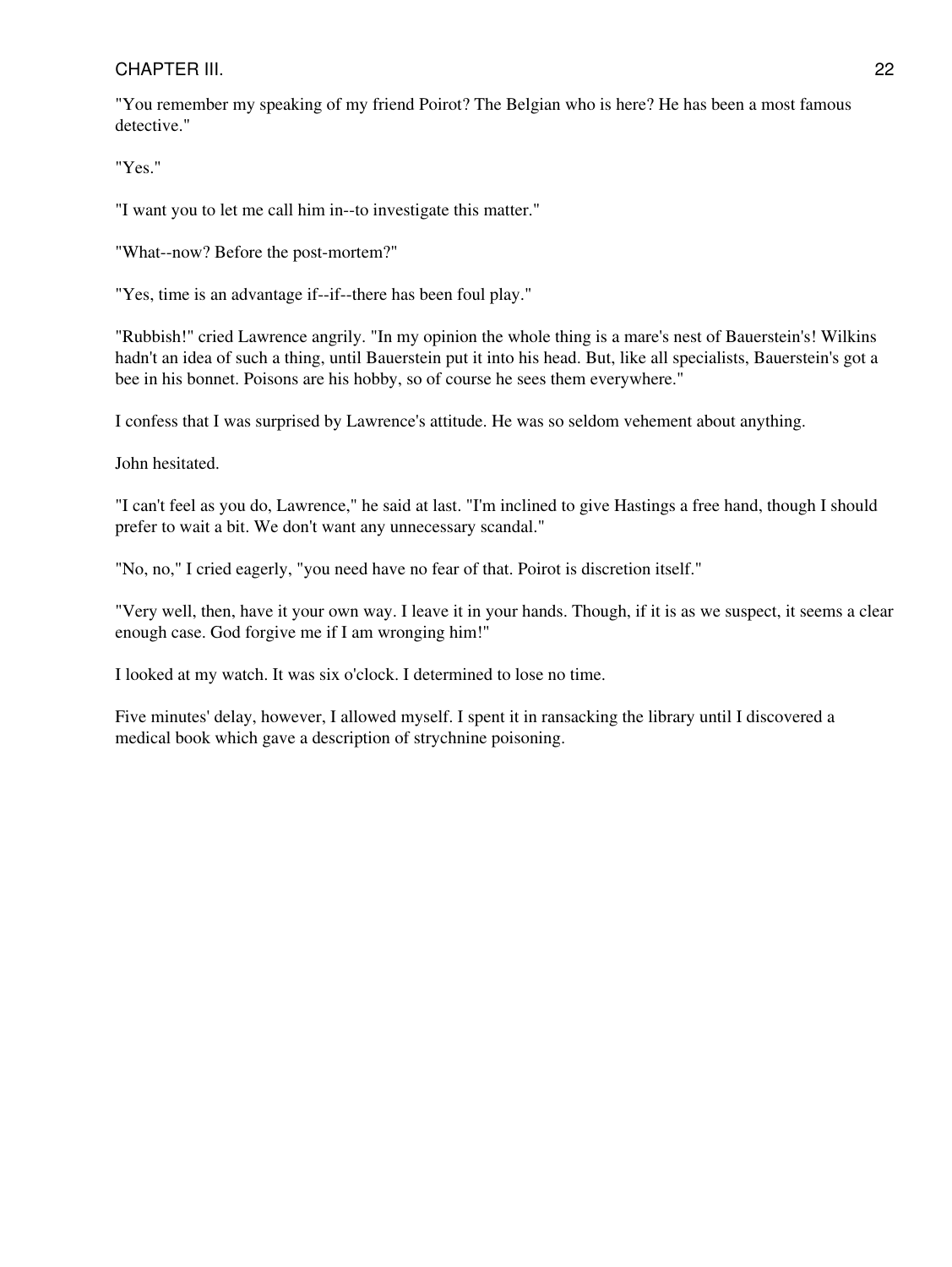"You remember my speaking of my friend Poirot? The Belgian who is here? He has been a most famous detective."

"Yes."

"I want you to let me call him in--to investigate this matter."

"What--now? Before the post-mortem?"

"Yes, time is an advantage if--if--there has been foul play."

"Rubbish!" cried Lawrence angrily. "In my opinion the whole thing is a mare's nest of Bauerstein's! Wilkins hadn't an idea of such a thing, until Bauerstein put it into his head. But, like all specialists, Bauerstein's got a bee in his bonnet. Poisons are his hobby, so of course he sees them everywhere."

I confess that I was surprised by Lawrence's attitude. He was so seldom vehement about anything.

John hesitated.

"I can't feel as you do, Lawrence," he said at last. "I'm inclined to give Hastings a free hand, though I should prefer to wait a bit. We don't want any unnecessary scandal."

"No, no," I cried eagerly, "you need have no fear of that. Poirot is discretion itself."

"Very well, then, have it your own way. I leave it in your hands. Though, if it is as we suspect, it seems a clear enough case. God forgive me if I am wronging him!"

I looked at my watch. It was six o'clock. I determined to lose no time.

Five minutes' delay, however, I allowed myself. I spent it in ransacking the library until I discovered a medical book which gave a description of strychnine poisoning.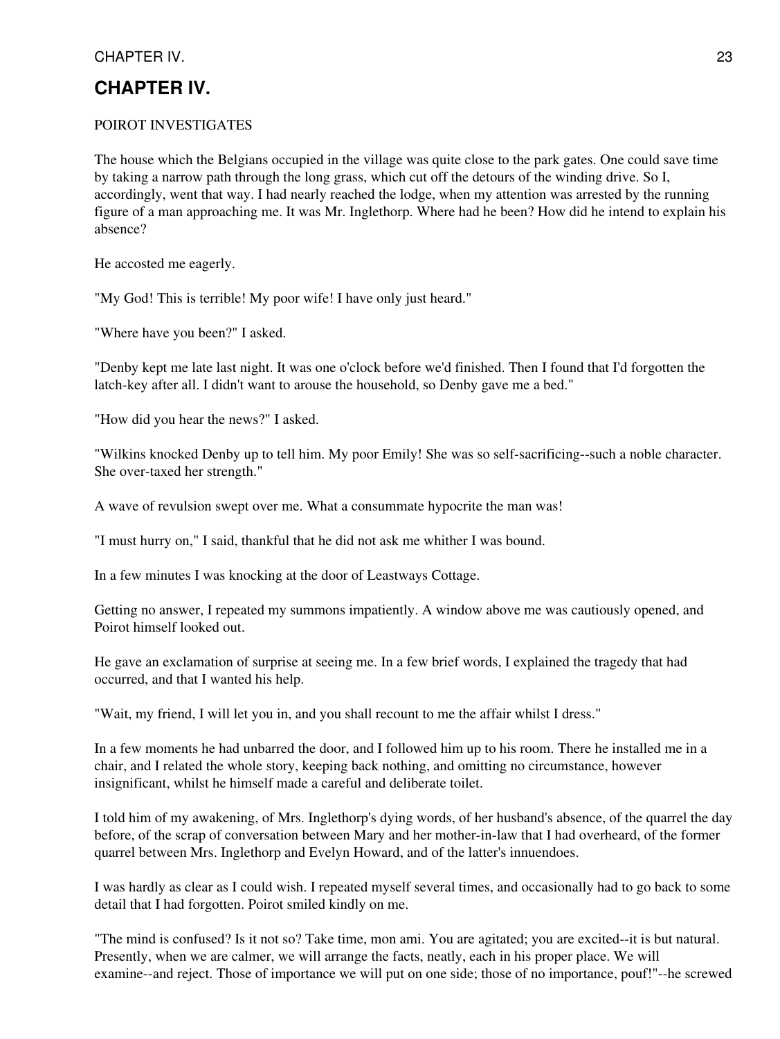# CHAPTER IV.

POIROT INVESTIGATES

The house which the Belgians occupied in the village was quite close to the park gates. One could save time by taking a narrow path through the long grass, which cut off the detours of the winding drive. So I, accordingly, went that way. I had nearly reached the lodge, when my attention was arrested by the running figure of a man approaching me. It was Mr. Inglethorp. Where had he been? How did he intend to explain his absence?

He accosted me eagerly.

"My God! This is terrible! My poor wife! I have only just heard."

"Where have you been?" I asked.

"Denby kept me late last night. It was one o'clock before we'd finished. Then I found that I'd forgotten the latch-key after all. I didn't want to arouse the household, so Denby gave me a bed."

"How did you hear the news?" I asked.

"Wilkins knocked Denby up to tell him. My poor Emily! She was so self-sacrificing--such a noble character. She over-taxed her strength."

A wave of revulsion swept over me. What a consummate hypocrite the man was!

"I must hurry on," I said, thankful that he did not ask me whither I was bound.

In a few minutes I was knocking at the door of Leastways Cottage.

Getting no answer, I repeated my summons impatiently. A window above me was cautiously opened, and Poirot himself looked out.

He gave an exclamation of surprise at seeing me. In a few brief words, I explained the tragedy that had occurred, and that I wanted his help.

"Wait, my friend, I will let you in, and you shall recount to me the affair whilst I dress."

In a few moments he had unbarred the door, and I followed him up to his room. There he installed me in a chair, and I related the whole story, keeping back nothing, and omitting no circumstance, however insignificant, whilst he himself made a careful and deliberate toilet.

I told him of my awakening, of Mrs. Inglethorp's dying words, of her husband's absence, of the quarrel the day before, of the scrap of conversation between Mary and her mother-in-law that I had overheard, of the former quarrel between Mrs. Inglethorp and Evelyn Howard, and of the latter's innuendoes.

I was hardly as clear as I could wish. I repeated myself several times, and occasionally had to go back to some detail that I had forgotten. Poirot smiled kindly on me.

"The mind is confused? Is it not so? Take time, mon ami. You are agitated; you are excited--it is but natural. Presently, when we are calmer, we will arrange the facts, neatly, each in his proper place. We will examine--and reject. Those of importance we will put on one side; those of no importance, pouf!"--he screwed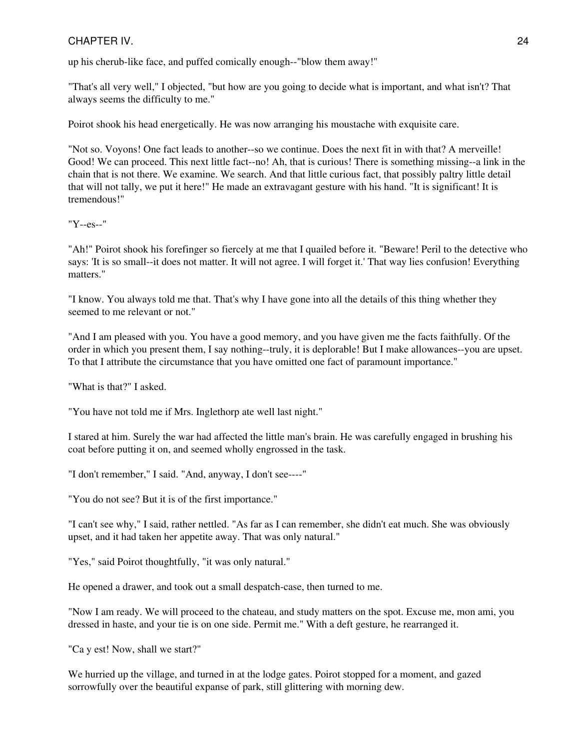up his cherub-like face, and puffed comically enough--"blow them away!"

"That's all very well," I objected, "but how are you going to decide what is important, and what isn't? That always seems the difficulty to me."

Poirot shook his head energetically. He was now arranging his moustache with exquisite care.

"Not so. Voyons! One fact leads to another--so we continue. Does the next fit in with that? A merveille! Good! We can proceed. This next little fact--no! Ah, that is curious! There is something missing--a link in the chain that is not there. We examine. We search. And that little curious fact, that possibly paltry little detail that will not tally, we put it here!" He made an extravagant gesture with his hand. "It is significant! It is tremendous!"

"Y--es--"

"Ah!" Poirot shook his forefinger so fiercely at me that I quailed before it. "Beware! Peril to the detective who says: 'It is so small--it does not matter. It will not agree. I will forget it.' That way lies confusion! Everything matters."

"I know. You always told me that. That's why I have gone into all the details of this thing whether they seemed to me relevant or not."

"And I am pleased with you. You have a good memory, and you have given me the facts faithfully. Of the order in which you present them, I say nothing--truly, it is deplorable! But I make allowances--you are upset. To that I attribute the circumstance that you have omitted one fact of paramount importance."

"What is that?" I asked.

"You have not told me if Mrs. Inglethorp ate well last night."

I stared at him. Surely the war had affected the little man's brain. He was carefully engaged in brushing his coat before putting it on, and seemed wholly engrossed in the task.

"I don't remember," I said. "And, anyway, I don't see----"

"You do not see? But it is of the first importance."

"I can't see why," I said, rather nettled. "As far as I can remember, she didn't eat much. She was obviously upset, and it had taken her appetite away. That was only natural."

"Yes," said Poirot thoughtfully, "it was only natural."

He opened a drawer, and took out a small despatch-case, then turned to me.

"Now I am ready. We will proceed to the chateau, and study matters on the spot. Excuse me, mon ami, you dressed in haste, and your tie is on one side. Permit me." With a deft gesture, he rearranged it.

"Ca y est! Now, shall we start?"

We hurried up the village, and turned in at the lodge gates. Poirot stopped for a moment, and gazed sorrowfully over the beautiful expanse of park, still glittering with morning dew.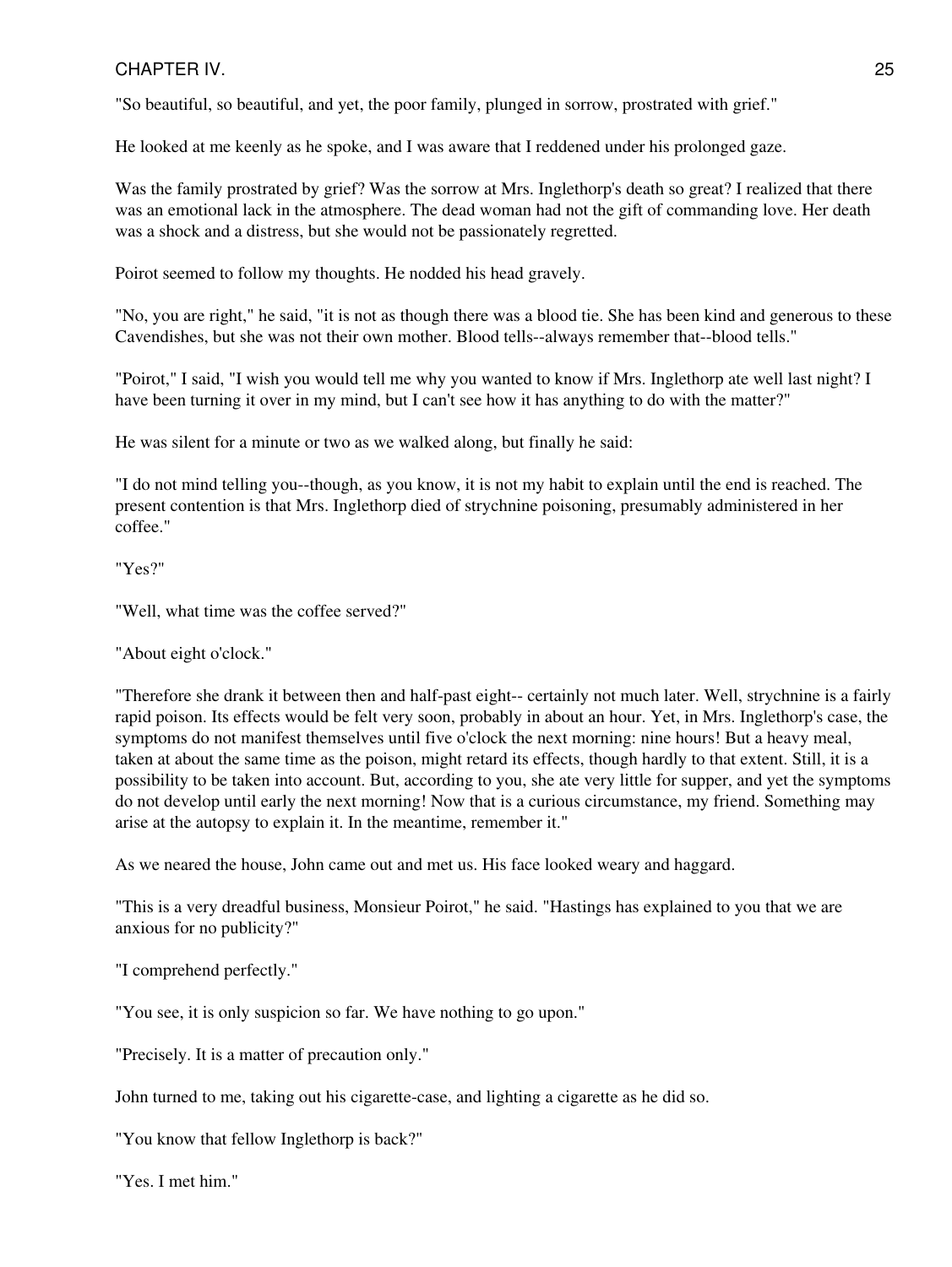"So beautiful, so beautiful, and yet, the poor family, plunged in sorrow, prostrated with grief."

He looked at me keenly as he spoke, and I was aware that I reddened under his prolonged gaze.

Was the family prostrated by grief? Was the sorrow at Mrs. Inglethorp's death so great? I realized that there was an emotional lack in the atmosphere. The dead woman had not the gift of commanding love. Her death was a shock and a distress, but she would not be passionately regretted.

Poirot seemed to follow my thoughts. He nodded his head gravely.

"No, you are right," he said, "it is not as though there was a blood tie. She has been kind and generous to these Cavendishes, but she was not their own mother. Blood tells--always remember that--blood tells."

"Poirot," I said, "I wish you would tell me why you wanted to know if Mrs. Inglethorp ate well last night? I have been turning it over in my mind, but I can't see how it has anything to do with the matter?"

He was silent for a minute or two as we walked along, but finally he said:

"I do not mind telling you--though, as you know, it is not my habit to explain until the end is reached. The present contention is that Mrs. Inglethorp died of strychnine poisoning, presumably administered in her coffee."

"Yes?"

"Well, what time was the coffee served?"

"About eight o'clock."

"Therefore she drank it between then and half-past eight-- certainly not much later. Well, strychnine is a fairly rapid poison. Its effects would be felt very soon, probably in about an hour. Yet, in Mrs. Inglethorp's case, the symptoms do not manifest themselves until five o'clock the next morning: nine hours! But a heavy meal, taken at about the same time as the poison, might retard its effects, though hardly to that extent. Still, it is a possibility to be taken into account. But, according to you, she ate very little for supper, and yet the symptoms do not develop until early the next morning! Now that is a curious circumstance, my friend. Something may arise at the autopsy to explain it. In the meantime, remember it."

As we neared the house, John came out and met us. His face looked weary and haggard.

"This is a very dreadful business, Monsieur Poirot," he said. "Hastings has explained to you that we are anxious for no publicity?"

"I comprehend perfectly."

"You see, it is only suspicion so far. We have nothing to go upon."

"Precisely. It is a matter of precaution only."

John turned to me, taking out his cigarette-case, and lighting a cigarette as he did so.

"You know that fellow Inglethorp is back?"

"Yes. I met him."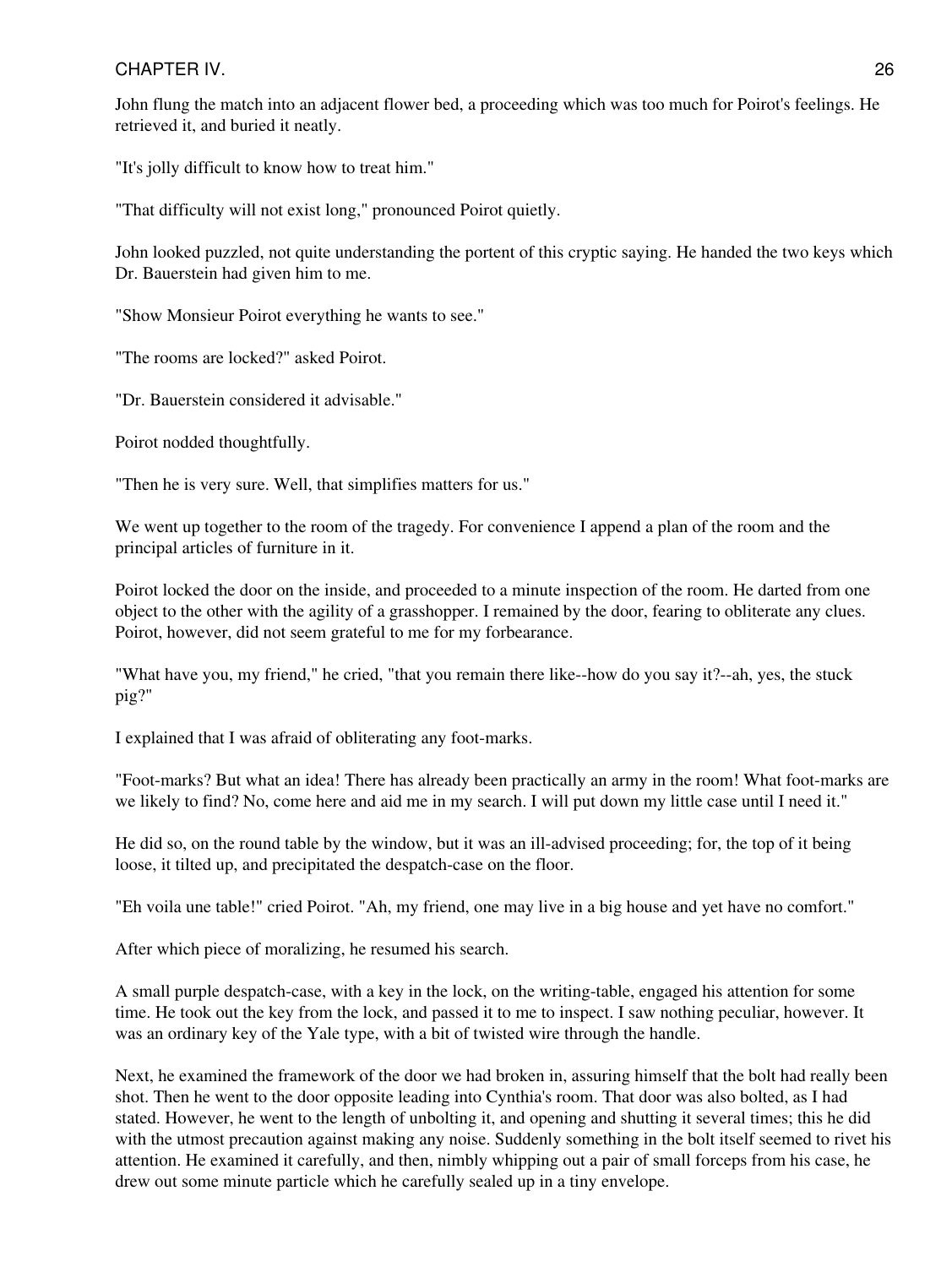John flung the match into an adjacent flower bed, a proceeding which was too much for Poirot's feelings. He retrieved it, and buried it neatly.

"It's jolly difficult to know how to treat him."

"That difficulty will not exist long," pronounced Poirot quietly.

John looked puzzled, not quite understanding the portent of this cryptic saying. He handed the two keys which Dr. Bauerstein had given him to me.

"Show Monsieur Poirot everything he wants to see."

"The rooms are locked?" asked Poirot.

"Dr. Bauerstein considered it advisable."

Poirot nodded thoughtfully.

"Then he is very sure. Well, that simplifies matters for us."

We went up together to the room of the tragedy. For convenience I append a plan of the room and the principal articles of furniture in it.

Poirot locked the door on the inside, and proceeded to a minute inspection of the room. He darted from one object to the other with the agility of a grasshopper. I remained by the door, fearing to obliterate any clues. Poirot, however, did not seem grateful to me for my forbearance.

"What have you, my friend," he cried, "that you remain there like--how do you say it?--ah, yes, the stuck pig?"

I explained that I was afraid of obliterating any foot-marks.

"Foot-marks? But what an idea! There has already been practically an army in the room! What foot-marks are we likely to find? No, come here and aid me in my search. I will put down my little case until I need it."

He did so, on the round table by the window, but it was an ill-advised proceeding; for, the top of it being loose, it tilted up, and precipitated the despatch-case on the floor.

"Eh voila une table!" cried Poirot. "Ah, my friend, one may live in a big house and yet have no comfort."

After which piece of moralizing, he resumed his search.

A small purple despatch-case, with a key in the lock, on the writing-table, engaged his attention for some time. He took out the key from the lock, and passed it to me to inspect. I saw nothing peculiar, however. It was an ordinary key of the Yale type, with a bit of twisted wire through the handle.

Next, he examined the framework of the door we had broken in, assuring himself that the bolt had really been shot. Then he went to the door opposite leading into Cynthia's room. That door was also bolted, as I had stated. However, he went to the length of unbolting it, and opening and shutting it several times; this he did with the utmost precaution against making any noise. Suddenly something in the bolt itself seemed to rivet his attention. He examined it carefully, and then, nimbly whipping out a pair of small forceps from his case, he drew out some minute particle which he carefully sealed up in a tiny envelope.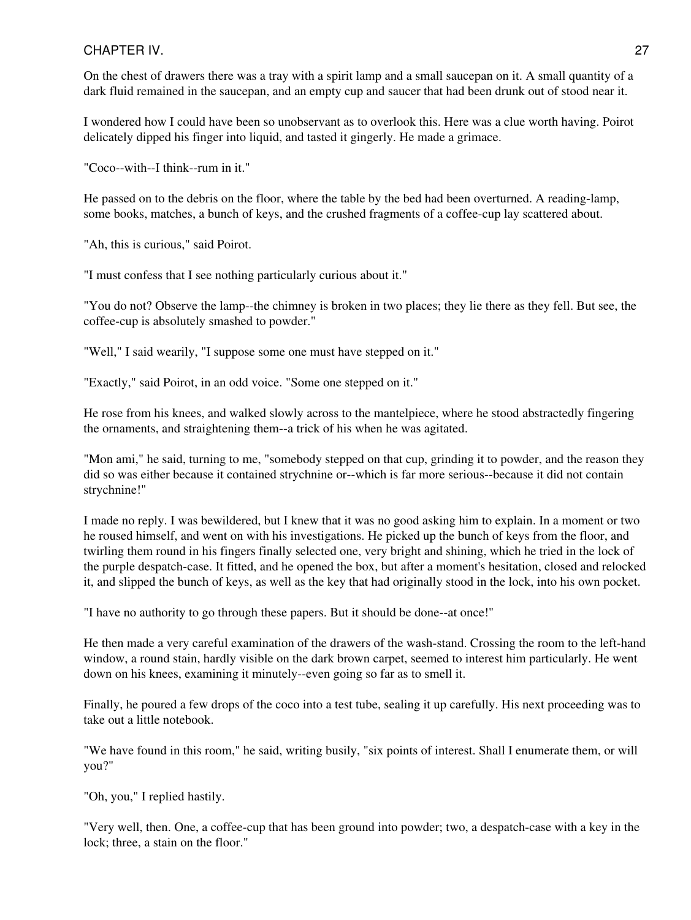On the chest of drawers there was a tray with a spirit lamp and a small saucepan on it. A small quantity of a dark fluid remained in the saucepan, and an empty cup and saucer that had been drunk out of stood near it.

I wondered how I could have been so unobservant as to overlook this. Here was a clue worth having. Poirot delicately dipped his finger into liquid, and tasted it gingerly. He made a grimace.

"Coco--with--I think--rum in it."

He passed on to the debris on the floor, where the table by the bed had been overturned. A reading-lamp, some books, matches, a bunch of keys, and the crushed fragments of a coffee-cup lay scattered about.

"Ah, this is curious," said Poirot.

"I must confess that I see nothing particularly curious about it."

"You do not? Observe the lamp--the chimney is broken in two places; they lie there as they fell. But see, the coffee-cup is absolutely smashed to powder."

"Well," I said wearily, "I suppose some one must have stepped on it."

"Exactly," said Poirot, in an odd voice. "Some one stepped on it."

He rose from his knees, and walked slowly across to the mantelpiece, where he stood abstractedly fingering the ornaments, and straightening them--a trick of his when he was agitated.

"Mon ami," he said, turning to me, "somebody stepped on that cup, grinding it to powder, and the reason they did so was either because it contained strychnine or--which is far more serious--because it did not contain strychnine!"

I made no reply. I was bewildered, but I knew that it was no good asking him to explain. In a moment or two he roused himself, and went on with his investigations. He picked up the bunch of keys from the floor, and twirling them round in his fingers finally selected one, very bright and shining, which he tried in the lock of the purple despatch-case. It fitted, and he opened the box, but after a moment's hesitation, closed and relocked it, and slipped the bunch of keys, as well as the key that had originally stood in the lock, into his own pocket.

"I have no authority to go through these papers. But it should be done--at once!"

He then made a very careful examination of the drawers of the wash-stand. Crossing the room to the left-hand window, a round stain, hardly visible on the dark brown carpet, seemed to interest him particularly. He went down on his knees, examining it minutely--even going so far as to smell it.

Finally, he poured a few drops of the coco into a test tube, sealing it up carefully. His next proceeding was to take out a little notebook.

"We have found in this room," he said, writing busily, "six points of interest. Shall I enumerate them, or will you?"

"Oh, you," I replied hastily.

"Very well, then. One, a coffee-cup that has been ground into powder; two, a despatch-case with a key in the lock; three, a stain on the floor."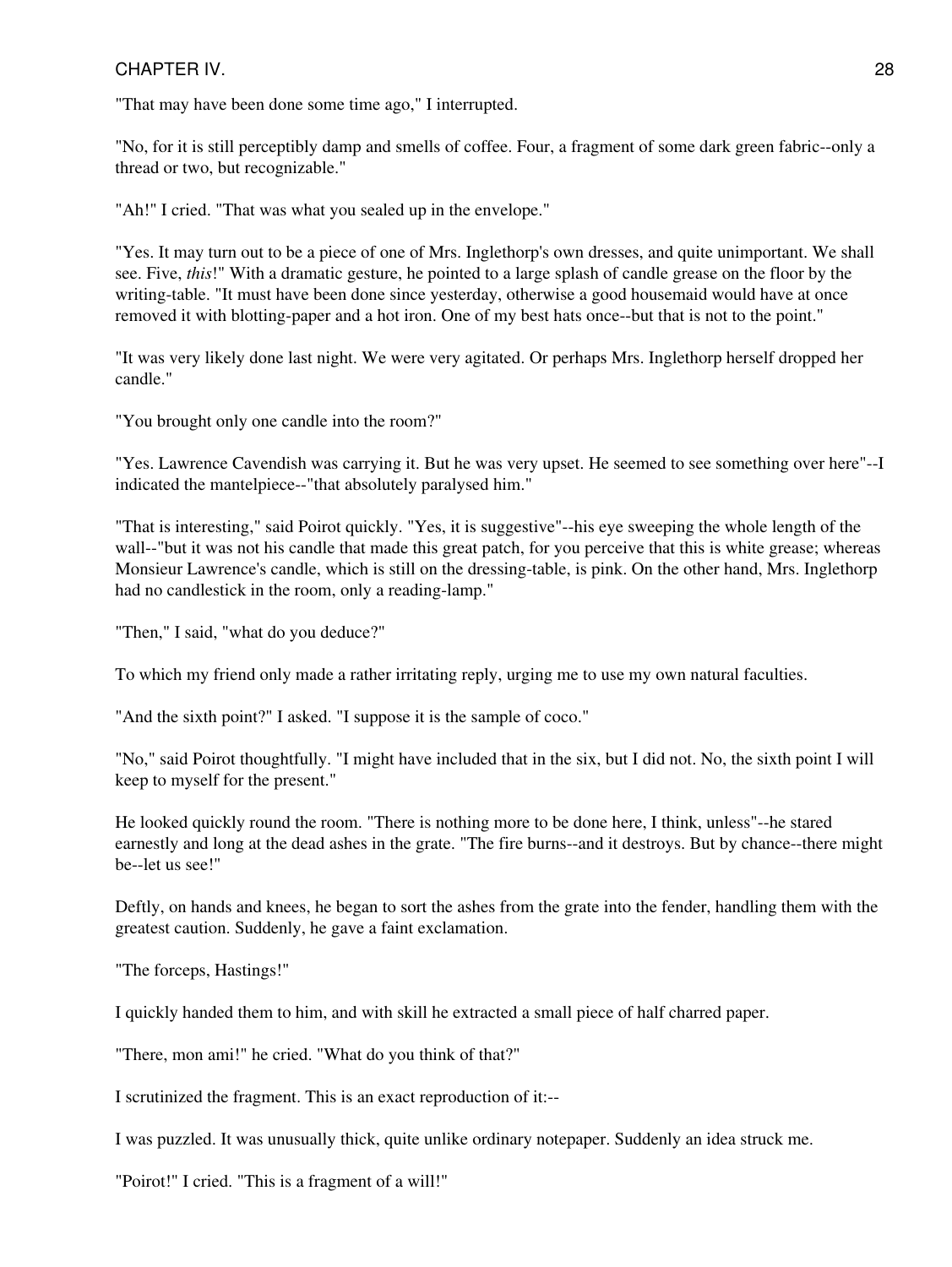"That may have been done some time ago," I interrupted.

"No, for it is still perceptibly damp and smells of coffee. Four, a fragment of some dark green fabric--only a thread or two, but recognizable."

"Ah!" I cried. "That was what you sealed up in the envelope."

"Yes. It may turn out to be a piece of one of Mrs. Inglethorp's own dresses, and quite unimportant. We shall see. Five, *this*!" With a dramatic gesture, he pointed to a large splash of candle grease on the floor by the writing-table. "It must have been done since yesterday, otherwise a good housemaid would have at once removed it with blotting-paper and a hot iron. One of my best hats once--but that is not to the point."

"It was very likely done last night. We were very agitated. Or perhaps Mrs. Inglethorp herself dropped her candle."

"You brought only one candle into the room?"

"Yes. Lawrence Cavendish was carrying it. But he was very upset. He seemed to see something over here"--I indicated the mantelpiece--"that absolutely paralysed him."

"That is interesting," said Poirot quickly. "Yes, it is suggestive"--his eye sweeping the whole length of the wall--"but it was not his candle that made this great patch, for you perceive that this is white grease; whereas Monsieur Lawrence's candle, which is still on the dressing-table, is pink. On the other hand, Mrs. Inglethorp had no candlestick in the room, only a reading-lamp."

"Then," I said, "what do you deduce?"

To which my friend only made a rather irritating reply, urging me to use my own natural faculties.

"And the sixth point?" I asked. "I suppose it is the sample of coco."

"No," said Poirot thoughtfully. "I might have included that in the six, but I did not. No, the sixth point I will keep to myself for the present."

He looked quickly round the room. "There is nothing more to be done here, I think, unless"--he stared earnestly and long at the dead ashes in the grate. "The fire burns--and it destroys. But by chance--there might be--let us see!"

Deftly, on hands and knees, he began to sort the ashes from the grate into the fender, handling them with the greatest caution. Suddenly, he gave a faint exclamation.

"The forceps, Hastings!"

I quickly handed them to him, and with skill he extracted a small piece of half charred paper.

"There, mon ami!" he cried. "What do you think of that?"

I scrutinized the fragment. This is an exact reproduction of it:--

I was puzzled. It was unusually thick, quite unlike ordinary notepaper. Suddenly an idea struck me.

"Poirot!" I cried. "This is a fragment of a will!"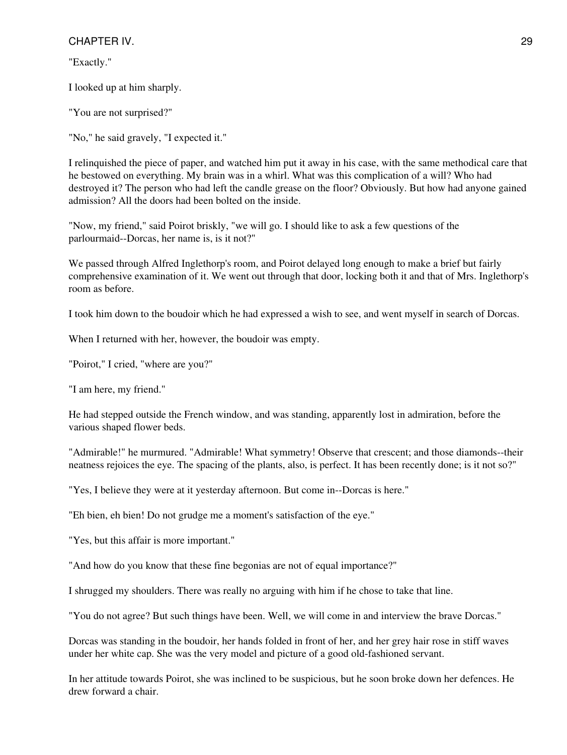"Exactly."

I looked up at him sharply.

"You are not surprised?"

"No," he said gravely, "I expected it."

I relinquished the piece of paper, and watched him put it away in his case, with the same methodical care that he bestowed on everything. My brain was in a whirl. What was this complication of a will? Who had destroyed it? The person who had left the candle grease on the floor? Obviously. But how had anyone gained admission? All the doors had been bolted on the inside.

"Now, my friend," said Poirot briskly, "we will go. I should like to ask a few questions of the parlourmaid--Dorcas, her name is, is it not?"

We passed through Alfred Inglethorp's room, and Poirot delayed long enough to make a brief but fairly comprehensive examination of it. We went out through that door, locking both it and that of Mrs. Inglethorp's room as before.

I took him down to the boudoir which he had expressed a wish to see, and went myself in search of Dorcas.

When I returned with her, however, the boudoir was empty.

"Poirot," I cried, "where are you?"

"I am here, my friend."

He had stepped outside the French window, and was standing, apparently lost in admiration, before the various shaped flower beds.

"Admirable!" he murmured. "Admirable! What symmetry! Observe that crescent; and those diamonds--their neatness rejoices the eye. The spacing of the plants, also, is perfect. It has been recently done; is it not so?"

"Yes, I believe they were at it yesterday afternoon. But come in--Dorcas is here."

"Eh bien, eh bien! Do not grudge me a moment's satisfaction of the eye."

"Yes, but this affair is more important."

"And how do you know that these fine begonias are not of equal importance?"

I shrugged my shoulders. There was really no arguing with him if he chose to take that line.

"You do not agree? But such things have been. Well, we will come in and interview the brave Dorcas."

Dorcas was standing in the boudoir, her hands folded in front of her, and her grey hair rose in stiff waves under her white cap. She was the very model and picture of a good old-fashioned servant.

In her attitude towards Poirot, she was inclined to be suspicious, but he soon broke down her defences. He drew forward a chair.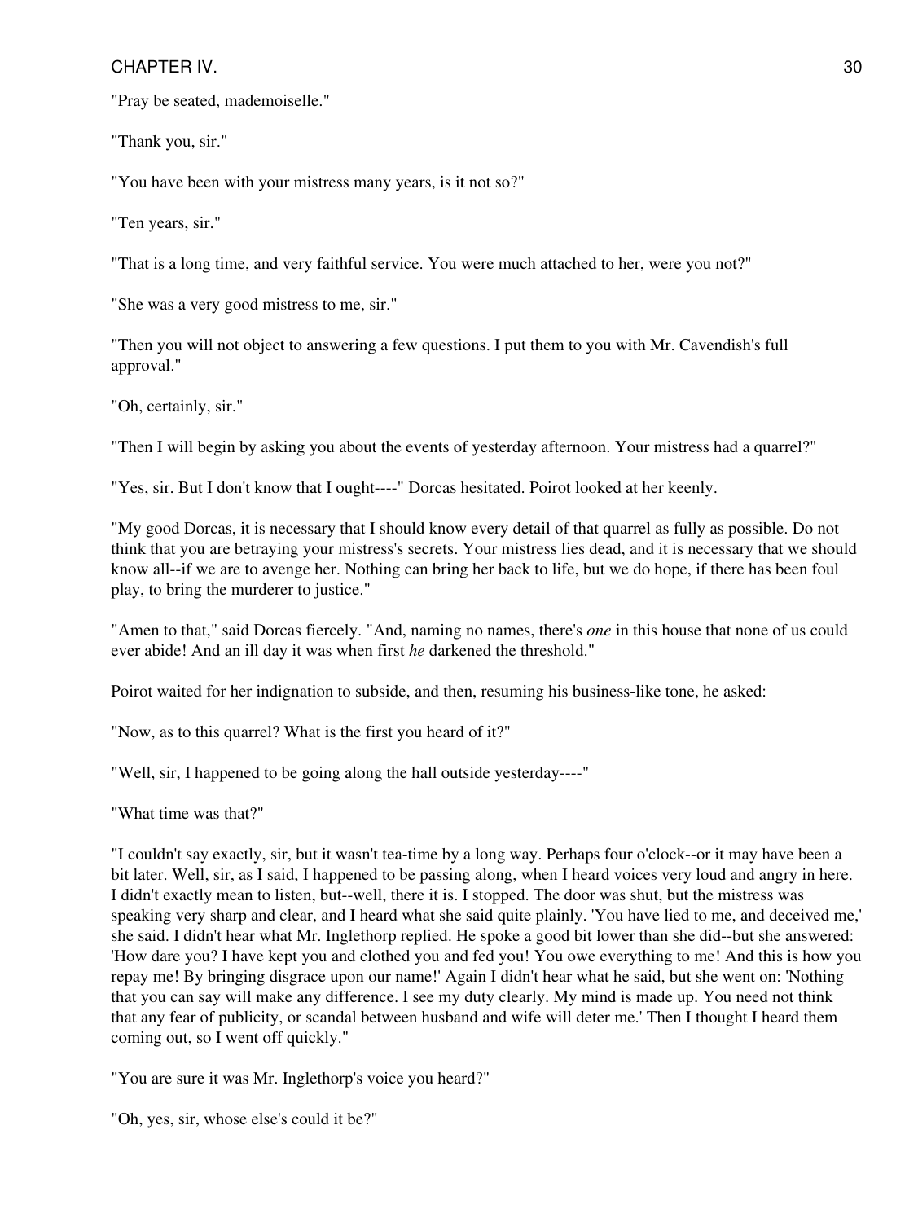"Pray be seated, mademoiselle."

"Thank you, sir."

"You have been with your mistress many years, is it not so?"

"Ten years, sir."

"That is a long time, and very faithful service. You were much attached to her, were you not?"

"She was a very good mistress to me, sir."

"Then you will not object to answering a few questions. I put them to you with Mr. Cavendish's full approval."

"Oh, certainly, sir."

"Then I will begin by asking you about the events of yesterday afternoon. Your mistress had a quarrel?"

"Yes, sir. But I don't know that I ought----" Dorcas hesitated. Poirot looked at her keenly.

"My good Dorcas, it is necessary that I should know every detail of that quarrel as fully as possible. Do not think that you are betraying your mistress's secrets. Your mistress lies dead, and it is necessary that we should know all--if we are to avenge her. Nothing can bring her back to life, but we do hope, if there has been foul play, to bring the murderer to justice."

"Amen to that," said Dorcas fiercely. "And, naming no names, there's *one* in this house that none of us could ever abide! And an ill day it was when first *he* darkened the threshold."

Poirot waited for her indignation to subside, and then, resuming his business-like tone, he asked:

"Now, as to this quarrel? What is the first you heard of it?"

"Well, sir, I happened to be going along the hall outside yesterday----"

"What time was that?"

"I couldn't say exactly, sir, but it wasn't tea-time by a long way. Perhaps four o'clock--or it may have been a bit later. Well, sir, as I said, I happened to be passing along, when I heard voices very loud and angry in here. I didn't exactly mean to listen, but--well, there it is. I stopped. The door was shut, but the mistress was speaking very sharp and clear, and I heard what she said quite plainly. 'You have lied to me, and deceived me,' she said. I didn't hear what Mr. Inglethorp replied. He spoke a good bit lower than she did--but she answered: 'How dare you? I have kept you and clothed you and fed you! You owe everything to me! And this is how you repay me! By bringing disgrace upon our name!' Again I didn't hear what he said, but she went on: 'Nothing that you can say will make any difference. I see my duty clearly. My mind is made up. You need not think that any fear of publicity, or scandal between husband and wife will deter me.' Then I thought I heard them coming out, so I went off quickly."

"You are sure it was Mr. Inglethorp's voice you heard?"

"Oh, yes, sir, whose else's could it be?"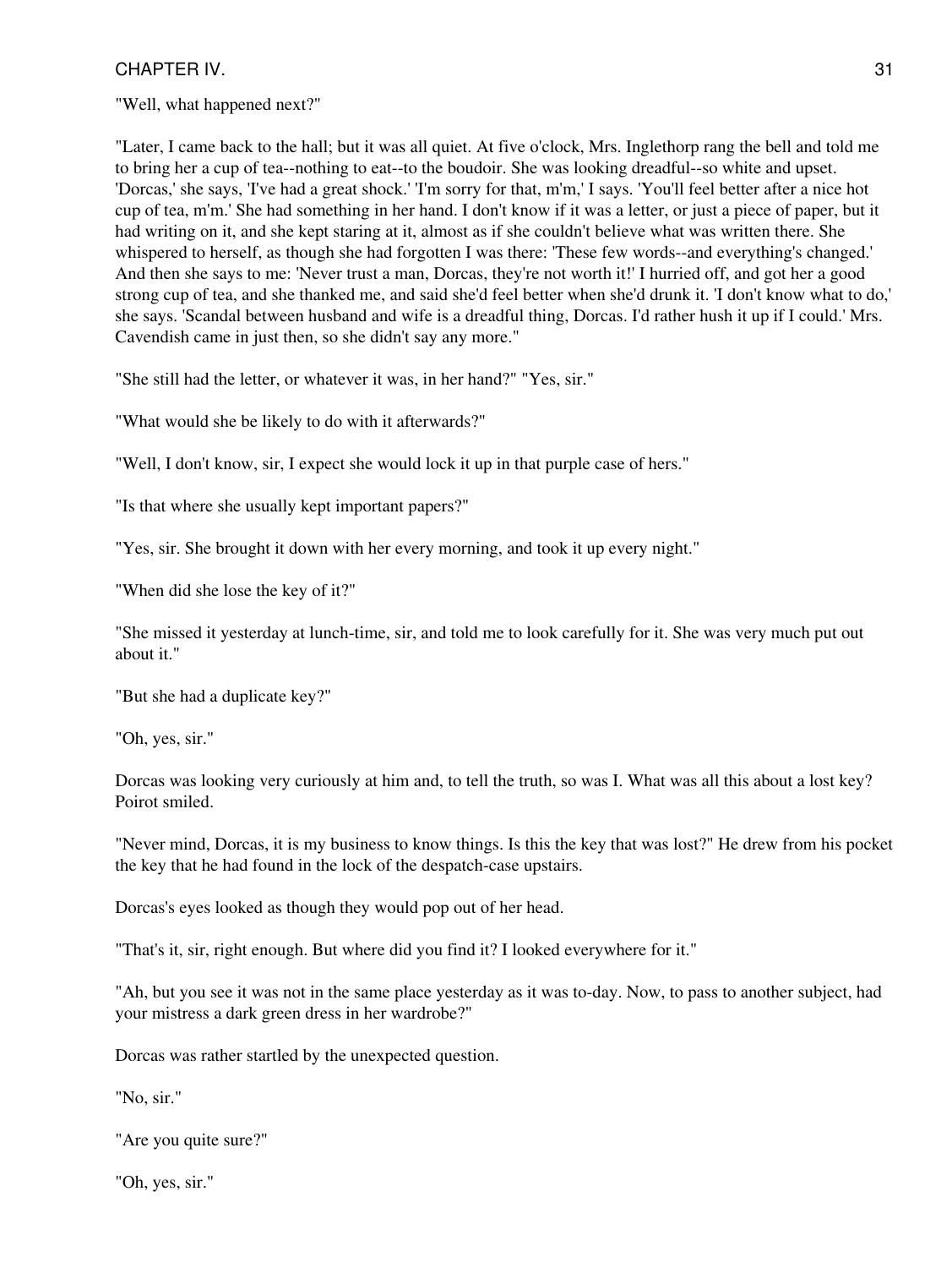"Well, what happened next?"

"Later, I came back to the hall; but it was all quiet. At five o'clock, Mrs. Inglethorp rang the bell and told me to bring her a cup of tea--nothing to eat--to the boudoir. She was looking dreadful--so white and upset. 'Dorcas,' she says, 'I've had a great shock.' 'I'm sorry for that, m'm,' I says. 'You'll feel better after a nice hot cup of tea, m'm.' She had something in her hand. I don't know if it was a letter, or just a piece of paper, but it had writing on it, and she kept staring at it, almost as if she couldn't believe what was written there. She whispered to herself, as though she had forgotten I was there: 'These few words--and everything's changed.' And then she says to me: 'Never trust a man, Dorcas, they're not worth it!' I hurried off, and got her a good strong cup of tea, and she thanked me, and said she'd feel better when she'd drunk it. 'I don't know what to do,' she says. 'Scandal between husband and wife is a dreadful thing, Dorcas. I'd rather hush it up if I could.' Mrs. Cavendish came in just then, so she didn't say any more."

"She still had the letter, or whatever it was, in her hand?" "Yes, sir."

"What would she be likely to do with it afterwards?"

"Well, I don't know, sir, I expect she would lock it up in that purple case of hers."

"Is that where she usually kept important papers?"

"Yes, sir. She brought it down with her every morning, and took it up every night."

"When did she lose the key of it?"

"She missed it yesterday at lunch-time, sir, and told me to look carefully for it. She was very much put out about it."

"But she had a duplicate key?"

"Oh, yes, sir."

Dorcas was looking very curiously at him and, to tell the truth, so was I. What was all this about a lost key? Poirot smiled.

"Never mind, Dorcas, it is my business to know things. Is this the key that was lost?" He drew from his pocket the key that he had found in the lock of the despatch-case upstairs.

Dorcas's eyes looked as though they would pop out of her head.

"That's it, sir, right enough. But where did you find it? I looked everywhere for it."

"Ah, but you see it was not in the same place yesterday as it was to-day. Now, to pass to another subject, had your mistress a dark green dress in her wardrobe?"

Dorcas was rather startled by the unexpected question.

"No, sir."

"Are you quite sure?"

"Oh, yes, sir."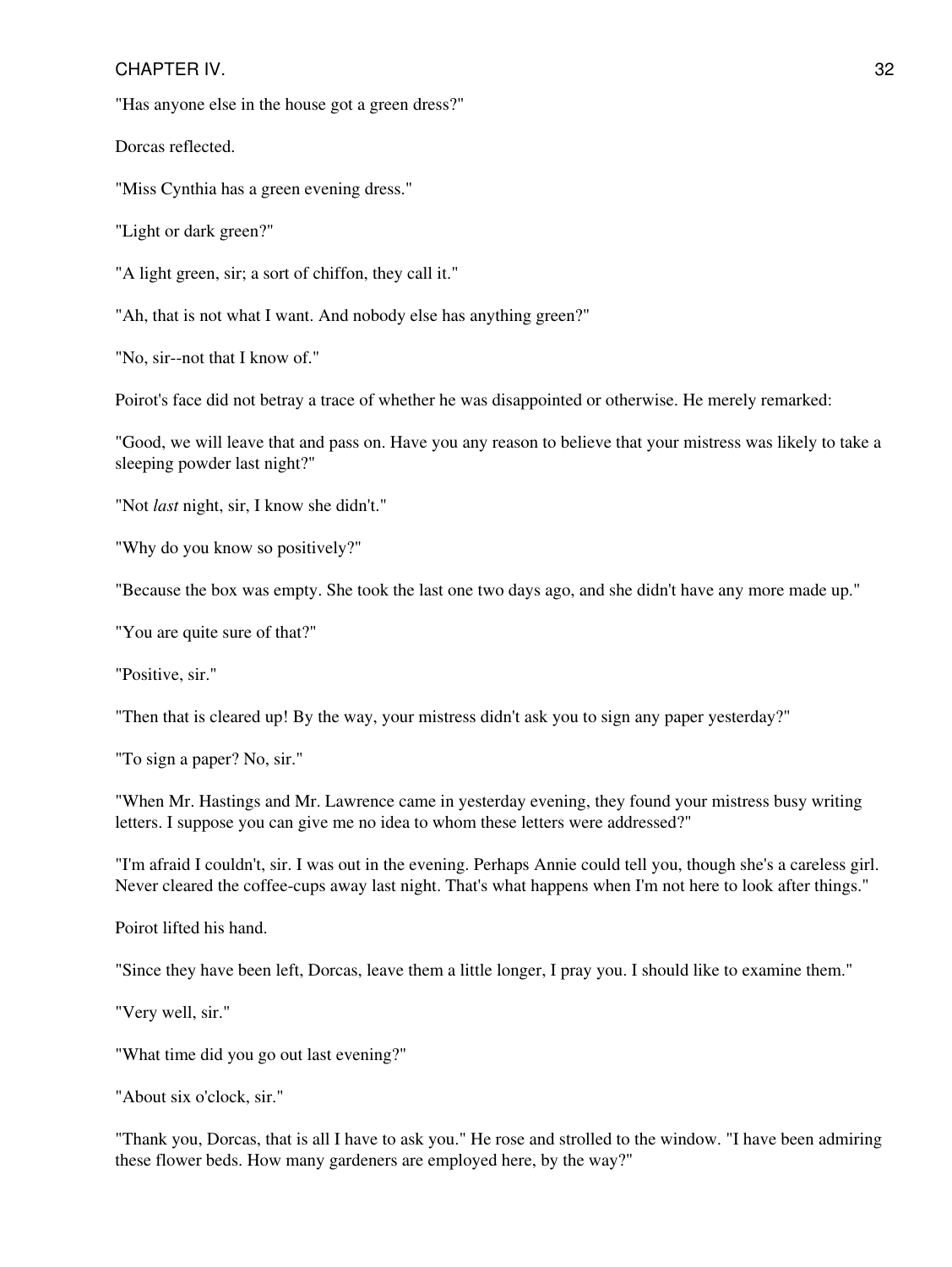"Has anyone else in the house got a green dress?"

Dorcas reflected.

"Miss Cynthia has a green evening dress."

"Light or dark green?"

"A light green, sir; a sort of chiffon, they call it."

"Ah, that is not what I want. And nobody else has anything green?"

"No, sir--not that I know of."

Poirot's face did not betray a trace of whether he was disappointed or otherwise. He merely remarked:

"Good, we will leave that and pass on. Have you any reason to believe that your mistress was likely to take a sleeping powder last night?"

"Not *last* night, sir, I know she didn't."

"Why do you know so positively?"

"Because the box was empty. She took the last one two days ago, and she didn't have any more made up."

"You are quite sure of that?"

"Positive, sir."

"Then that is cleared up! By the way, your mistress didn't ask you to sign any paper yesterday?"

"To sign a paper? No, sir."

"When Mr. Hastings and Mr. Lawrence came in yesterday evening, they found your mistress busy writing letters. I suppose you can give me no idea to whom these letters were addressed?"

"I'm afraid I couldn't, sir. I was out in the evening. Perhaps Annie could tell you, though she's a careless girl. Never cleared the coffee-cups away last night. That's what happens when I'm not here to look after things."

Poirot lifted his hand.

"Since they have been left, Dorcas, leave them a little longer, I pray you. I should like to examine them."

"Very well, sir."

"What time did you go out last evening?"

"About six o'clock, sir."

"Thank you, Dorcas, that is all I have to ask you." He rose and strolled to the window. "I have been admiring these flower beds. How many gardeners are employed here, by the way?"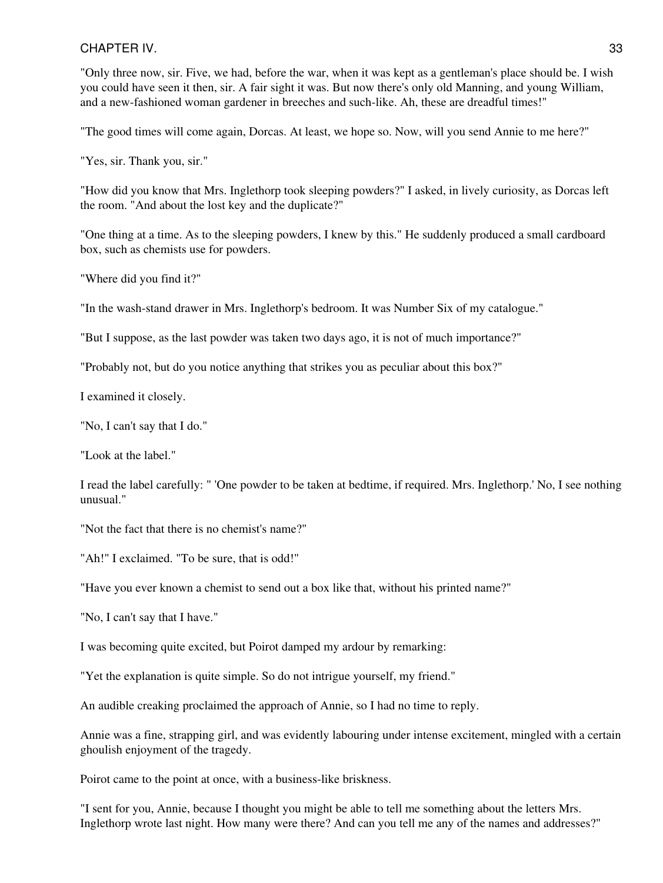"Only three now, sir. Five, we had, before the war, when it was kept as a gentleman's place should be. I wish you could have seen it then, sir. A fair sight it was. But now there's only old Manning, and young William, and a new-fashioned woman gardener in breeches and such-like. Ah, these are dreadful times!"

"The good times will come again, Dorcas. At least, we hope so. Now, will you send Annie to me here?"

"Yes, sir. Thank you, sir."

"How did you know that Mrs. Inglethorp took sleeping powders?" I asked, in lively curiosity, as Dorcas left the room. "And about the lost key and the duplicate?"

"One thing at a time. As to the sleeping powders, I knew by this." He suddenly produced a small cardboard box, such as chemists use for powders.

"Where did you find it?"

"In the wash-stand drawer in Mrs. Inglethorp's bedroom. It was Number Six of my catalogue."

"But I suppose, as the last powder was taken two days ago, it is not of much importance?"

"Probably not, but do you notice anything that strikes you as peculiar about this box?"

I examined it closely.

"No, I can't say that I do."

"Look at the label."

I read the label carefully: " 'One powder to be taken at bedtime, if required. Mrs. Inglethorp.' No, I see nothing unusual."

"Not the fact that there is no chemist's name?"

"Ah!" I exclaimed. "To be sure, that is odd!"

"Have you ever known a chemist to send out a box like that, without his printed name?"

"No, I can't say that I have."

I was becoming quite excited, but Poirot damped my ardour by remarking:

"Yet the explanation is quite simple. So do not intrigue yourself, my friend."

An audible creaking proclaimed the approach of Annie, so I had no time to reply.

Annie was a fine, strapping girl, and was evidently labouring under intense excitement, mingled with a certain ghoulish enjoyment of the tragedy.

Poirot came to the point at once, with a business-like briskness.

"I sent for you, Annie, because I thought you might be able to tell me something about the letters Mrs. Inglethorp wrote last night. How many were there? And can you tell me any of the names and addresses?"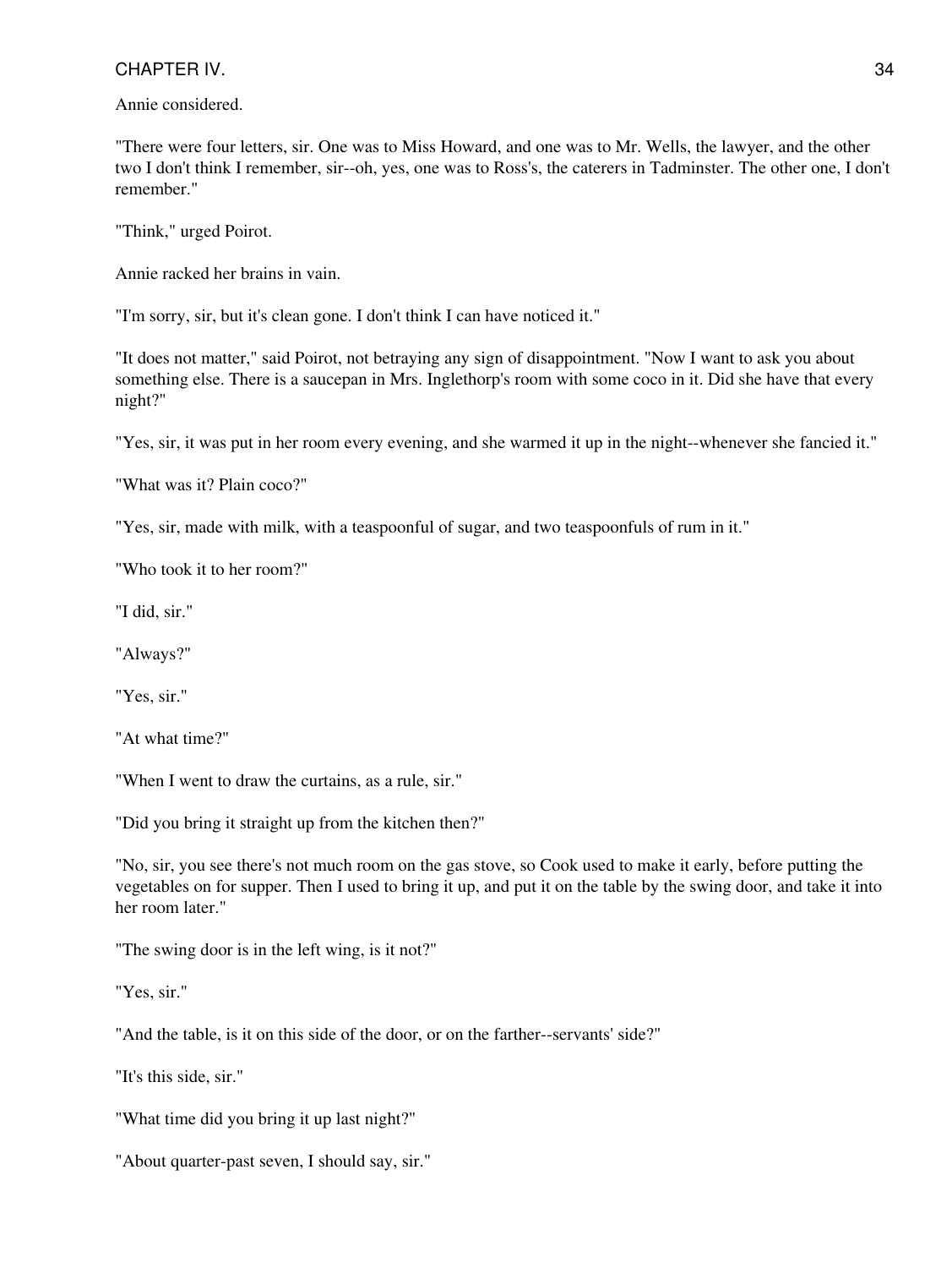Annie considered.

"There were four letters, sir. One was to Miss Howard, and one was to Mr. Wells, the lawyer, and the other two I don't think I remember, sir--oh, yes, one was to Ross's, the caterers in Tadminster. The other one, I don't remember."

"Think," urged Poirot.

Annie racked her brains in vain.

"I'm sorry, sir, but it's clean gone. I don't think I can have noticed it."

"It does not matter," said Poirot, not betraying any sign of disappointment. "Now I want to ask you about something else. There is a saucepan in Mrs. Inglethorp's room with some coco in it. Did she have that every night?"

"Yes, sir, it was put in her room every evening, and she warmed it up in the night--whenever she fancied it."

"What was it? Plain coco?"

"Yes, sir, made with milk, with a teaspoonful of sugar, and two teaspoonfuls of rum in it."

"Who took it to her room?"

"I did, sir."

"Always?"

"Yes, sir."

"At what time?"

"When I went to draw the curtains, as a rule, sir."

"Did you bring it straight up from the kitchen then?"

"No, sir, you see there's not much room on the gas stove, so Cook used to make it early, before putting the vegetables on for supper. Then I used to bring it up, and put it on the table by the swing door, and take it into her room later."

"The swing door is in the left wing, is it not?"

"Yes, sir."

"And the table, is it on this side of the door, or on the farther--servants' side?"

"It's this side, sir."

"What time did you bring it up last night?"

"About quarter-past seven, I should say, sir."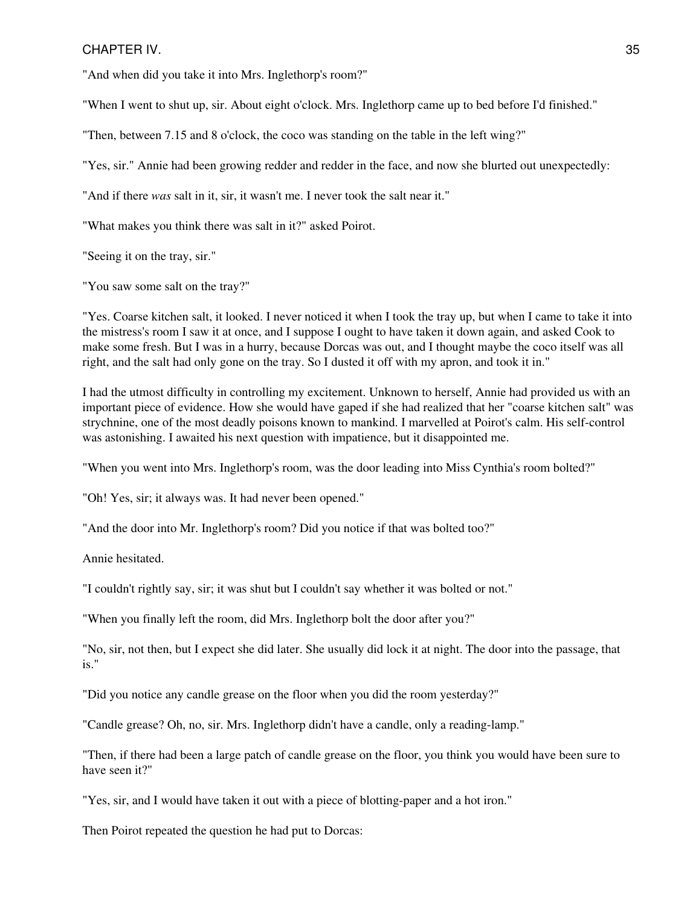"And when did you take it into Mrs. Inglethorp's room?"

"When I went to shut up, sir. About eight o'clock. Mrs. Inglethorp came up to bed before I'd finished."

"Then, between 7.15 and 8 o'clock, the coco was standing on the table in the left wing?"

"Yes, sir." Annie had been growing redder and redder in the face, and now she blurted out unexpectedly:

"And if there *was* salt in it, sir, it wasn't me. I never took the salt near it."

"What makes you think there was salt in it?" asked Poirot.

"Seeing it on the tray, sir."

"You saw some salt on the tray?"

"Yes. Coarse kitchen salt, it looked. I never noticed it when I took the tray up, but when I came to take it into the mistress's room I saw it at once, and I suppose I ought to have taken it down again, and asked Cook to make some fresh. But I was in a hurry, because Dorcas was out, and I thought maybe the coco itself was all right, and the salt had only gone on the tray. So I dusted it off with my apron, and took it in."

I had the utmost difficulty in controlling my excitement. Unknown to herself, Annie had provided us with an important piece of evidence. How she would have gaped if she had realized that her "coarse kitchen salt" was strychnine, one of the most deadly poisons known to mankind. I marvelled at Poirot's calm. His self-control was astonishing. I awaited his next question with impatience, but it disappointed me.

"When you went into Mrs. Inglethorp's room, was the door leading into Miss Cynthia's room bolted?"

"Oh! Yes, sir; it always was. It had never been opened."

"And the door into Mr. Inglethorp's room? Did you notice if that was bolted too?"

Annie hesitated.

"I couldn't rightly say, sir; it was shut but I couldn't say whether it was bolted or not."

"When you finally left the room, did Mrs. Inglethorp bolt the door after you?"

"No, sir, not then, but I expect she did later. She usually did lock it at night. The door into the passage, that is."

"Did you notice any candle grease on the floor when you did the room yesterday?"

"Candle grease? Oh, no, sir. Mrs. Inglethorp didn't have a candle, only a reading-lamp."

"Then, if there had been a large patch of candle grease on the floor, you think you would have been sure to have seen it?"

"Yes, sir, and I would have taken it out with a piece of blotting-paper and a hot iron."

Then Poirot repeated the question he had put to Dorcas: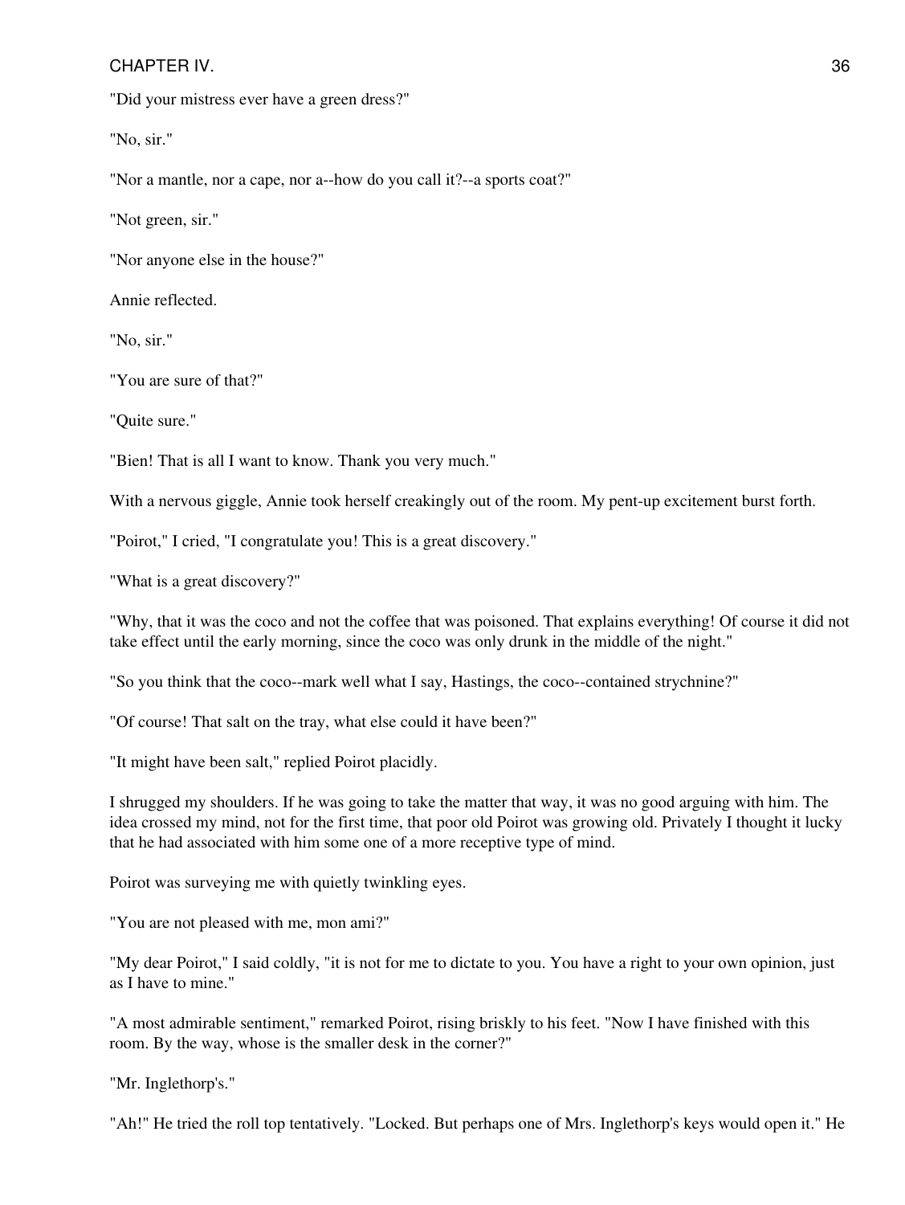"Did your mistress ever have a green dress?"

"No, sir."

"Nor a mantle, nor a cape, nor a--how do you call it?--a sports coat?"

"Not green, sir."

"Nor anyone else in the house?"

Annie reflected.

"No, sir."

"You are sure of that?"

"Quite sure."

"Bien! That is all I want to know. Thank you very much."

With a nervous giggle, Annie took herself creakingly out of the room. My pent-up excitement burst forth.

"Poirot," I cried, "I congratulate you! This is a great discovery."

"What is a great discovery?"

"Why, that it was the coco and not the coffee that was poisoned. That explains everything! Of course it did not take effect until the early morning, since the coco was only drunk in the middle of the night."

"So you think that the coco--mark well what I say, Hastings, the coco--contained strychnine?"

"Of course! That salt on the tray, what else could it have been?"

"It might have been salt," replied Poirot placidly.

I shrugged my shoulders. If he was going to take the matter that way, it was no good arguing with him. The idea crossed my mind, not for the first time, that poor old Poirot was growing old. Privately I thought it lucky that he had associated with him some one of a more receptive type of mind.

Poirot was surveying me with quietly twinkling eyes.

"You are not pleased with me, mon ami?"

"My dear Poirot," I said coldly, "it is not for me to dictate to you. You have a right to your own opinion, just as I have to mine."

"A most admirable sentiment," remarked Poirot, rising briskly to his feet. "Now I have finished with this room. By the way, whose is the smaller desk in the corner?"

"Mr. Inglethorp's."

"Ah!" He tried the roll top tentatively. "Locked. But perhaps one of Mrs. Inglethorp's keys would open it." He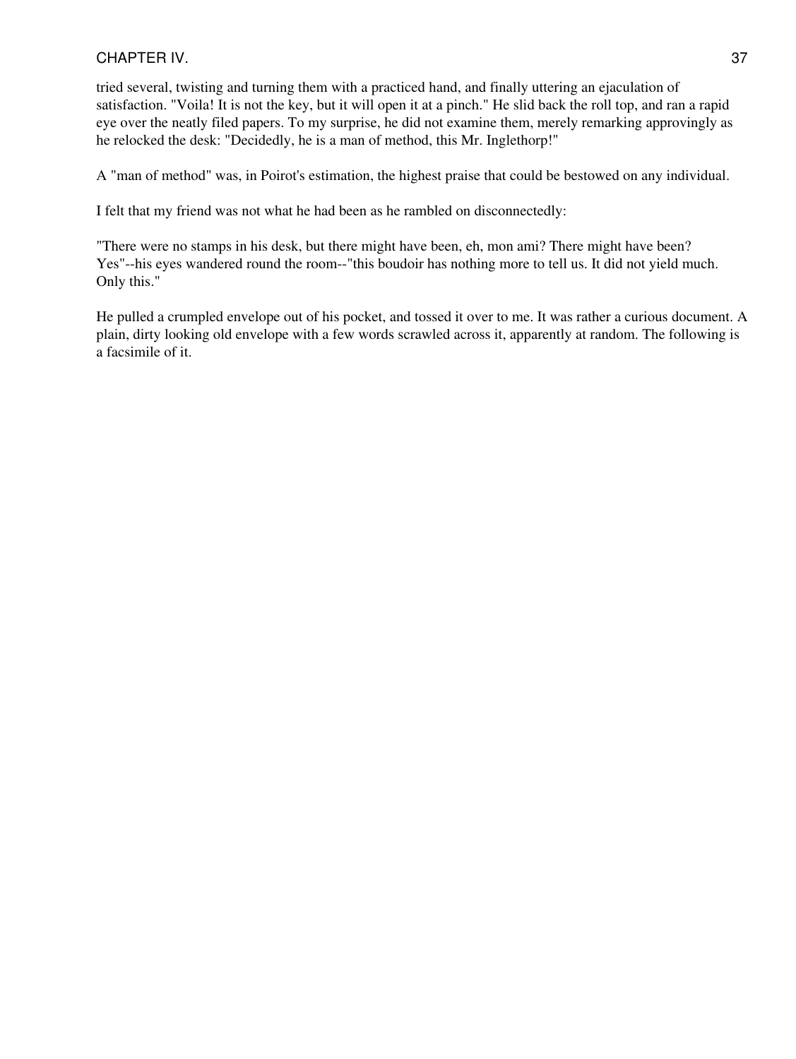tried several, twisting and turning them with a practiced hand, and finally uttering an ejaculation of satisfaction. "Voila! It is not the key, but it will open it at a pinch." He slid back the roll top, and ran a rapid eye over the neatly filed papers. To my surprise, he did not examine them, merely remarking approvingly as he relocked the desk: "Decidedly, he is a man of method, this Mr. Inglethorp!"

A "man of method" was, in Poirot's estimation, the highest praise that could be bestowed on any individual.

I felt that my friend was not what he had been as he rambled on disconnectedly:

"There were no stamps in his desk, but there might have been, eh, mon ami? There might have been? Yes"--his eyes wandered round the room--"this boudoir has nothing more to tell us. It did not yield much. Only this."

He pulled a crumpled envelope out of his pocket, and tossed it over to me. It was rather a curious document. A plain, dirty looking old envelope with a few words scrawled across it, apparently at random. The following is a facsimile of it.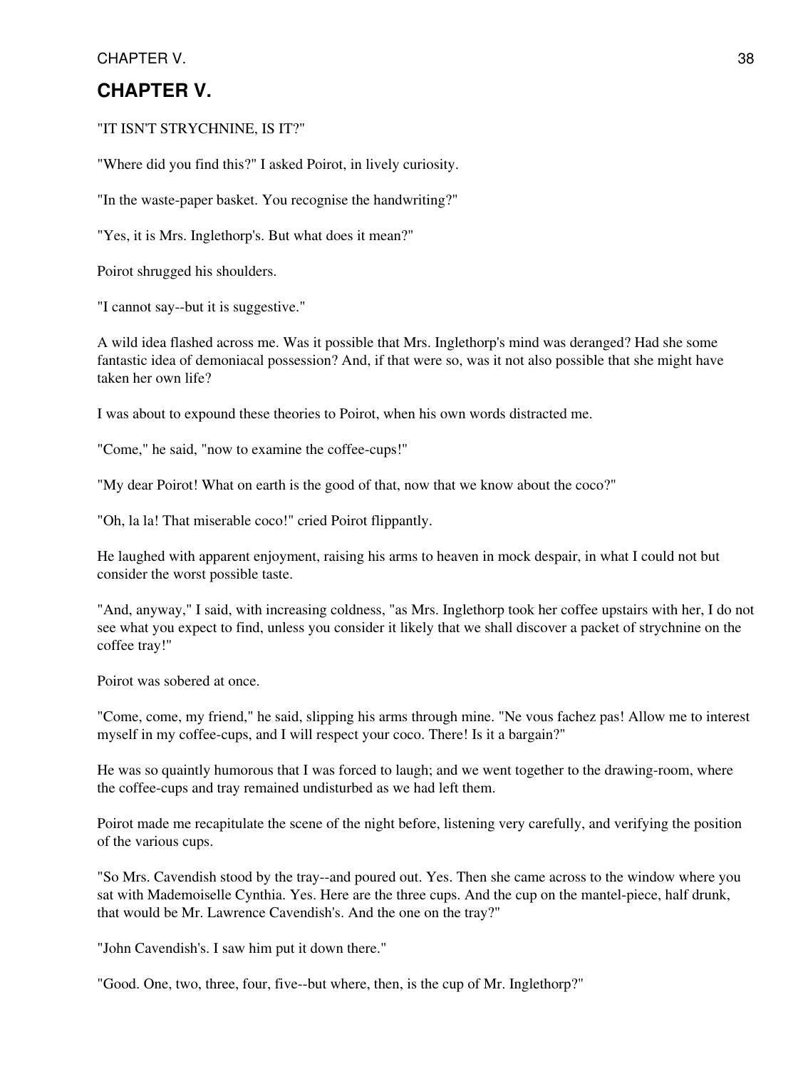# CHAPTER V.

"IT ISN'T STRYCHNINE, IS IT?"

"Where did you find this?" I asked Poirot, in lively curiosity.

"In the waste-paper basket. You recognise the handwriting?"

"Yes, it is Mrs. Inglethorp's. But what does it mean?"

Poirot shrugged his shoulders.

"I cannot say--but it is suggestive."

A wild idea flashed across me. Was it possible that Mrs. Inglethorp's mind was deranged? Had she some fantastic idea of demoniacal possession? And, if that were so, was it not also possible that she might have taken her own life?

I was about to expound these theories to Poirot, when his own words distracted me.

"Come," he said, "now to examine the coffee-cups!"

"My dear Poirot! What on earth is the good of that, now that we know about the coco?"

"Oh, la la! That miserable coco!" cried Poirot flippantly.

He laughed with apparent enjoyment, raising his arms to heaven in mock despair, in what I could not but consider the worst possible taste.

"And, anyway," I said, with increasing coldness, "as Mrs. Inglethorp took her coffee upstairs with her, I do not see what you expect to find, unless you consider it likely that we shall discover a packet of strychnine on the coffee tray!"

Poirot was sobered at once.

"Come, come, my friend," he said, slipping his arms through mine. "Ne vous fachez pas! Allow me to interest myself in my coffee-cups, and I will respect your coco. There! Is it a bargain?"

He was so quaintly humorous that I was forced to laugh; and we went together to the drawing-room, where the coffee-cups and tray remained undisturbed as we had left them.

Poirot made me recapitulate the scene of the night before, listening very carefully, and verifying the position of the various cups.

"So Mrs. Cavendish stood by the tray--and poured out. Yes. Then she came across to the window where you sat with Mademoiselle Cynthia. Yes. Here are the three cups. And the cup on the mantel-piece, half drunk, that would be Mr. Lawrence Cavendish's. And the one on the tray?"

"John Cavendish's. I saw him put it down there."

"Good. One, two, three, four, five--but where, then, is the cup of Mr. Inglethorp?"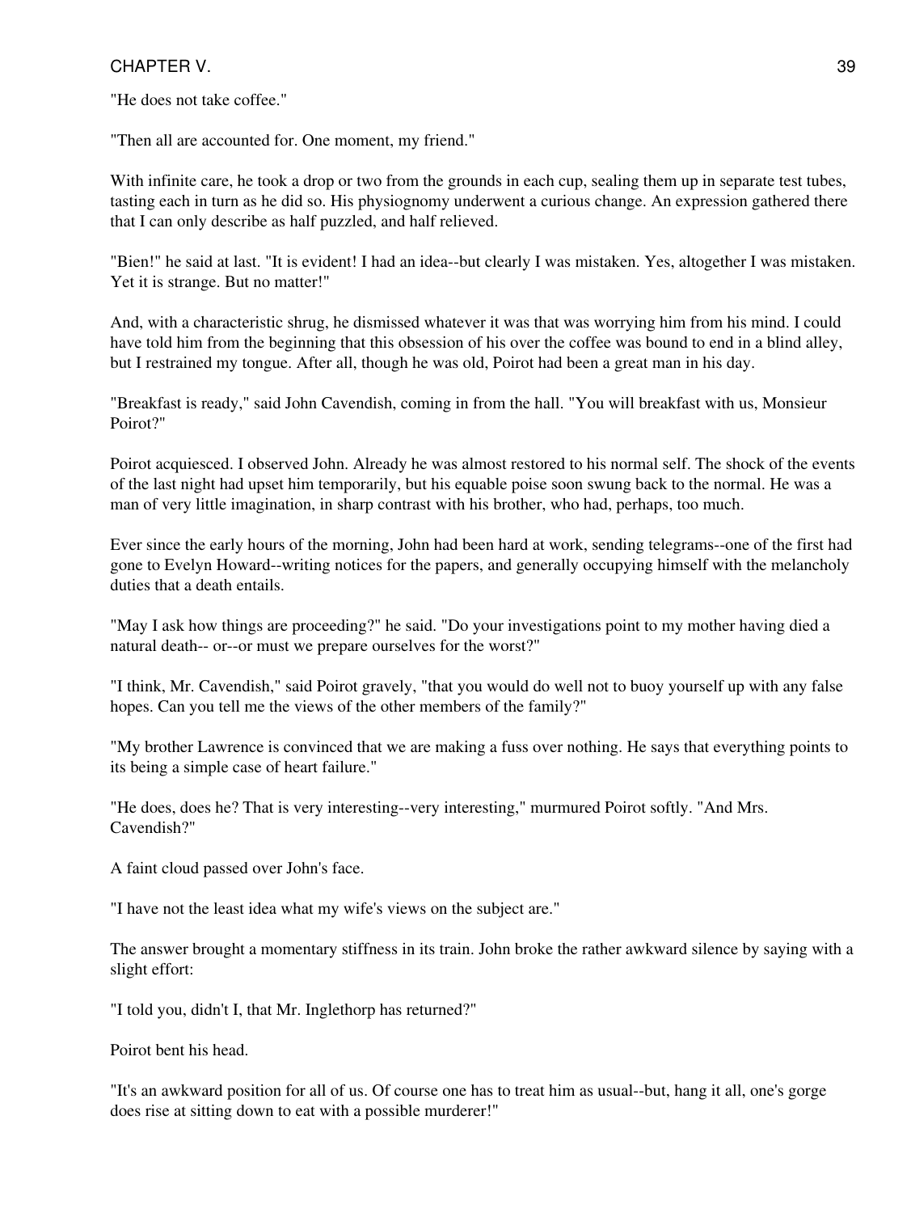"He does not take coffee."

"Then all are accounted for. One moment, my friend."

With infinite care, he took a drop or two from the grounds in each cup, sealing them up in separate test tubes, tasting each in turn as he did so. His physiognomy underwent a curious change. An expression gathered there that I can only describe as half puzzled, and half relieved.

"Bien!" he said at last. "It is evident! I had an idea--but clearly I was mistaken. Yes, altogether I was mistaken. Yet it is strange. But no matter!"

And, with a characteristic shrug, he dismissed whatever it was that was worrying him from his mind. I could have told him from the beginning that this obsession of his over the coffee was bound to end in a blind alley, but I restrained my tongue. After all, though he was old, Poirot had been a great man in his day.

"Breakfast is ready," said John Cavendish, coming in from the hall. "You will breakfast with us, Monsieur Poirot?"

Poirot acquiesced. I observed John. Already he was almost restored to his normal self. The shock of the events of the last night had upset him temporarily, but his equable poise soon swung back to the normal. He was a man of very little imagination, in sharp contrast with his brother, who had, perhaps, too much.

Ever since the early hours of the morning, John had been hard at work, sending telegrams--one of the first had gone to Evelyn Howard--writing notices for the papers, and generally occupying himself with the melancholy duties that a death entails.

"May I ask how things are proceeding?" he said. "Do your investigations point to my mother having died a natural death-- or--or must we prepare ourselves for the worst?"

"I think, Mr. Cavendish," said Poirot gravely, "that you would do well not to buoy yourself up with any false hopes. Can you tell me the views of the other members of the family?"

"My brother Lawrence is convinced that we are making a fuss over nothing. He says that everything points to its being a simple case of heart failure."

"He does, does he? That is very interesting--very interesting," murmured Poirot softly. "And Mrs. Cavendish?"

A faint cloud passed over John's face.

"I have not the least idea what my wife's views on the subject are."

The answer brought a momentary stiffness in its train. John broke the rather awkward silence by saying with a slight effort:

"I told you, didn't I, that Mr. Inglethorp has returned?"

Poirot bent his head.

"It's an awkward position for all of us. Of course one has to treat him as usual--but, hang it all, one's gorge does rise at sitting down to eat with a possible murderer!"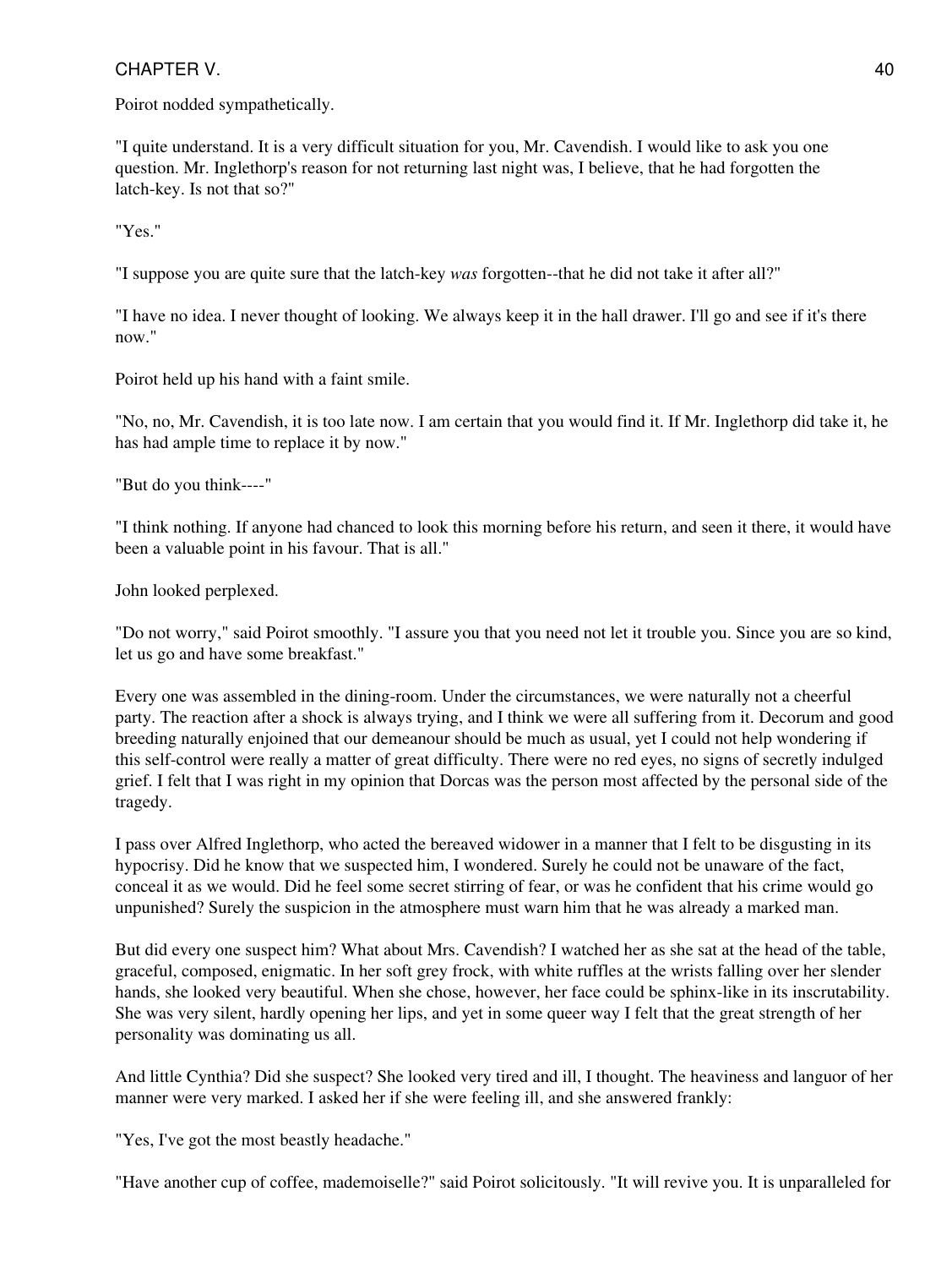Poirot nodded sympathetically.

"I quite understand. It is a very difficult situation for you, Mr. Cavendish. I would like to ask you one question. Mr. Inglethorp's reason for not returning last night was, I believe, that he had forgotten the latch-key. Is not that so?"

"Yes."

"I suppose you are quite sure that the latch-key *was* forgotten--that he did not take it after all?"

"I have no idea. I never thought of looking. We always keep it in the hall drawer. I'll go and see if it's there now."

Poirot held up his hand with a faint smile.

"No, no, Mr. Cavendish, it is too late now. I am certain that you would find it. If Mr. Inglethorp did take it, he has had ample time to replace it by now."

"But do you think----"

"I think nothing. If anyone had chanced to look this morning before his return, and seen it there, it would have been a valuable point in his favour. That is all."

John looked perplexed.

"Do not worry," said Poirot smoothly. "I assure you that you need not let it trouble you. Since you are so kind, let us go and have some breakfast."

Every one was assembled in the dining-room. Under the circumstances, we were naturally not a cheerful party. The reaction after a shock is always trying, and I think we were all suffering from it. Decorum and good breeding naturally enjoined that our demeanour should be much as usual, yet I could not help wondering if this self-control were really a matter of great difficulty. There were no red eyes, no signs of secretly indulged grief. I felt that I was right in my opinion that Dorcas was the person most affected by the personal side of the tragedy.

I pass over Alfred Inglethorp, who acted the bereaved widower in a manner that I felt to be disgusting in its hypocrisy. Did he know that we suspected him, I wondered. Surely he could not be unaware of the fact, conceal it as we would. Did he feel some secret stirring of fear, or was he confident that his crime would go unpunished? Surely the suspicion in the atmosphere must warn him that he was already a marked man.

But did every one suspect him? What about Mrs. Cavendish? I watched her as she sat at the head of the table, graceful, composed, enigmatic. In her soft grey frock, with white ruffles at the wrists falling over her slender hands, she looked very beautiful. When she chose, however, her face could be sphinx-like in its inscrutability. She was very silent, hardly opening her lips, and yet in some queer way I felt that the great strength of her personality was dominating us all.

And little Cynthia? Did she suspect? She looked very tired and ill, I thought. The heaviness and languor of her manner were very marked. I asked her if she were feeling ill, and she answered frankly:

"Yes, I've got the most beastly headache."

"Have another cup of coffee, mademoiselle?" said Poirot solicitously. "It will revive you. It is unparalleled for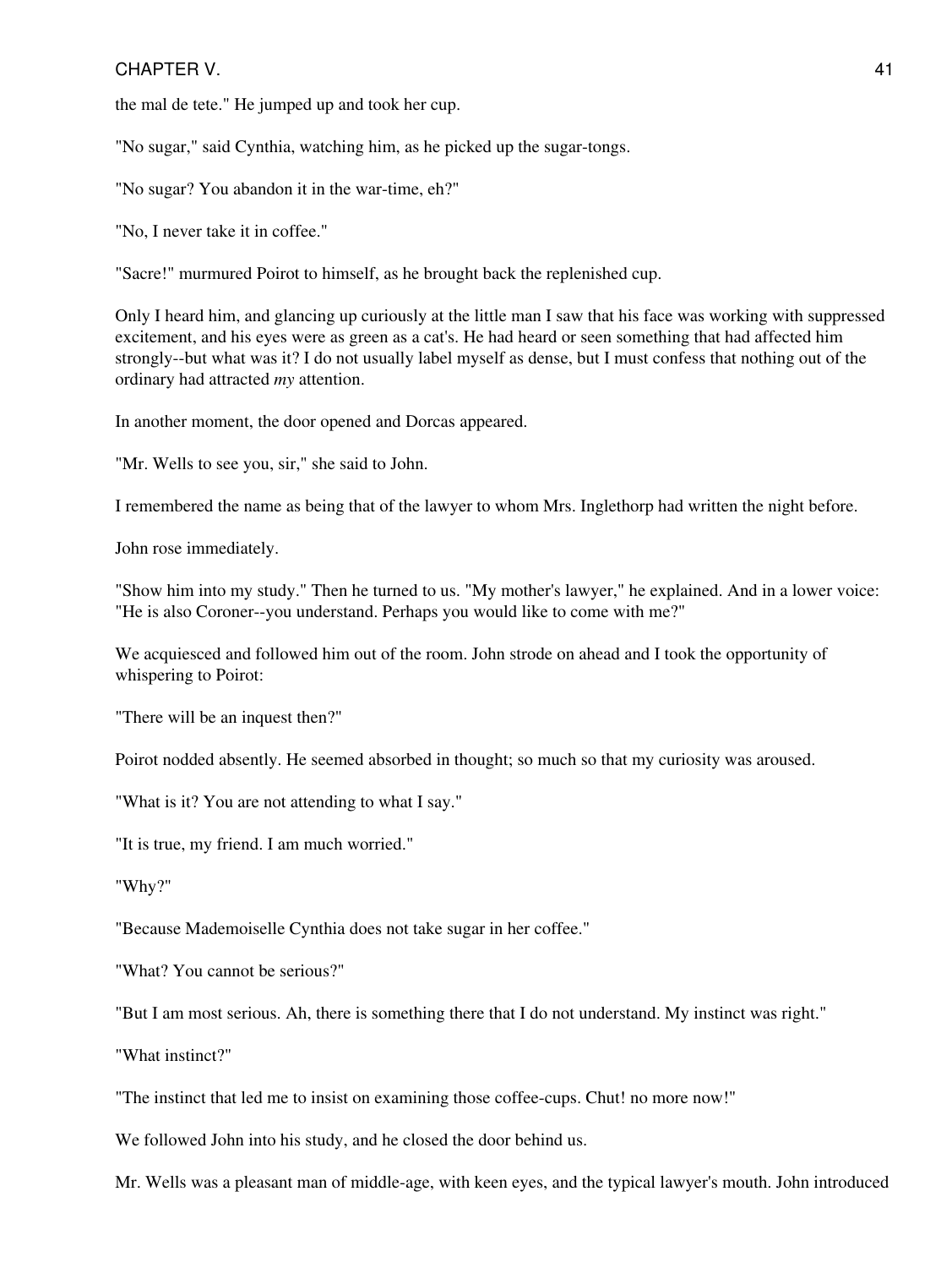the mal de tete." He jumped up and took her cup.

"No sugar," said Cynthia, watching him, as he picked up the sugar-tongs.

"No sugar? You abandon it in the war-time, eh?"

"No, I never take it in coffee."

"Sacre!" murmured Poirot to himself, as he brought back the replenished cup.

Only I heard him, and glancing up curiously at the little man I saw that his face was working with suppressed excitement, and his eyes were as green as a cat's. He had heard or seen something that had affected him strongly--but what was it? I do not usually label myself as dense, but I must confess that nothing out of the ordinary had attracted *my* attention.

In another moment, the door opened and Dorcas appeared.

"Mr. Wells to see you, sir," she said to John.

I remembered the name as being that of the lawyer to whom Mrs. Inglethorp had written the night before.

John rose immediately.

"Show him into my study." Then he turned to us. "My mother's lawyer," he explained. And in a lower voice: "He is also Coroner--you understand. Perhaps you would like to come with me?"

We acquiesced and followed him out of the room. John strode on ahead and I took the opportunity of whispering to Poirot:

"There will be an inquest then?"

Poirot nodded absently. He seemed absorbed in thought; so much so that my curiosity was aroused.

"What is it? You are not attending to what I say."

"It is true, my friend. I am much worried."

"Why?"

"Because Mademoiselle Cynthia does not take sugar in her coffee."

"What? You cannot be serious?"

"But I am most serious. Ah, there is something there that I do not understand. My instinct was right."

"What instinct?"

"The instinct that led me to insist on examining those coffee-cups. Chut! no more now!"

We followed John into his study, and he closed the door behind us.

Mr. Wells was a pleasant man of middle-age, with keen eyes, and the typical lawyer's mouth. John introduced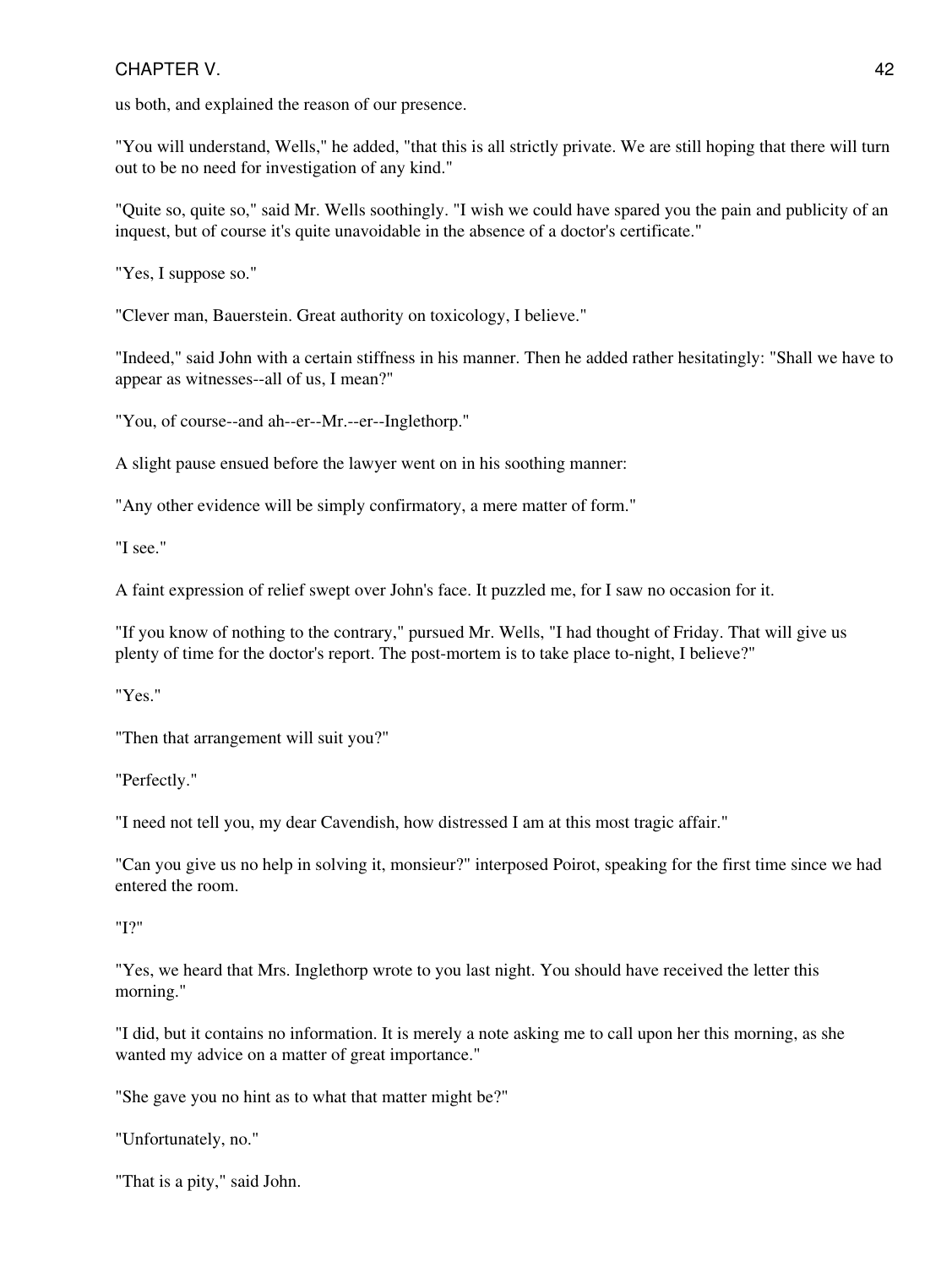us both, and explained the reason of our presence.

"You will understand, Wells," he added, "that this is all strictly private. We are still hoping that there will turn out to be no need for investigation of any kind."

"Quite so, quite so," said Mr. Wells soothingly. "I wish we could have spared you the pain and publicity of an inquest, but of course it's quite unavoidable in the absence of a doctor's certificate."

"Yes, I suppose so."

"Clever man, Bauerstein. Great authority on toxicology, I believe."

"Indeed," said John with a certain stiffness in his manner. Then he added rather hesitatingly: "Shall we have to appear as witnesses--all of us, I mean?"

"You, of course--and ah--er--Mr.--er--Inglethorp."

A slight pause ensued before the lawyer went on in his soothing manner:

"Any other evidence will be simply confirmatory, a mere matter of form."

"I see."

A faint expression of relief swept over John's face. It puzzled me, for I saw no occasion for it.

"If you know of nothing to the contrary," pursued Mr. Wells, "I had thought of Friday. That will give us plenty of time for the doctor's report. The post-mortem is to take place to-night, I believe?"

"Yes."

"Then that arrangement will suit you?"

"Perfectly."

"I need not tell you, my dear Cavendish, how distressed I am at this most tragic affair."

"Can you give us no help in solving it, monsieur?" interposed Poirot, speaking for the first time since we had entered the room.

"I?"

"Yes, we heard that Mrs. Inglethorp wrote to you last night. You should have received the letter this morning."

"I did, but it contains no information. It is merely a note asking me to call upon her this morning, as she wanted my advice on a matter of great importance."

"She gave you no hint as to what that matter might be?"

"Unfortunately, no."

"That is a pity," said John.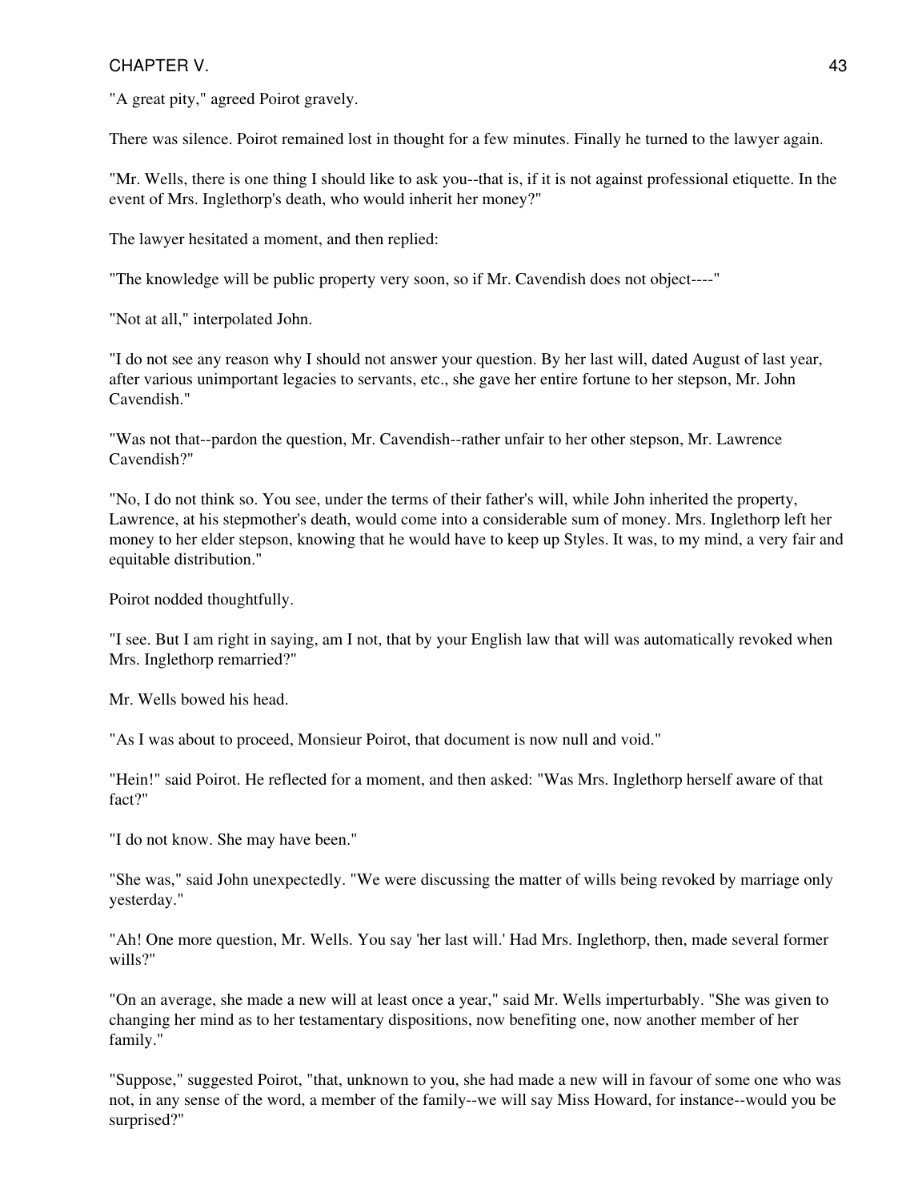"A great pity," agreed Poirot gravely.

There was silence. Poirot remained lost in thought for a few minutes. Finally he turned to the lawyer again.

"Mr. Wells, there is one thing I should like to ask you--that is, if it is not against professional etiquette. In the event of Mrs. Inglethorp's death, who would inherit her money?"

The lawyer hesitated a moment, and then replied:

"The knowledge will be public property very soon, so if Mr. Cavendish does not object----"

"Not at all," interpolated John.

"I do not see any reason why I should not answer your question. By her last will, dated August of last year, after various unimportant legacies to servants, etc., she gave her entire fortune to her stepson, Mr. John Cavendish."

"Was not that--pardon the question, Mr. Cavendish--rather unfair to her other stepson, Mr. Lawrence Cavendish?"

"No, I do not think so. You see, under the terms of their father's will, while John inherited the property, Lawrence, at his stepmother's death, would come into a considerable sum of money. Mrs. Inglethorp left her money to her elder stepson, knowing that he would have to keep up Styles. It was, to my mind, a very fair and equitable distribution."

Poirot nodded thoughtfully.

"I see. But I am right in saying, am I not, that by your English law that will was automatically revoked when Mrs. Inglethorp remarried?"

Mr. Wells bowed his head.

"As I was about to proceed, Monsieur Poirot, that document is now null and void."

"Hein!" said Poirot. He reflected for a moment, and then asked: "Was Mrs. Inglethorp herself aware of that fact?"

"I do not know. She may have been."

"She was," said John unexpectedly. "We were discussing the matter of wills being revoked by marriage only yesterday."

"Ah! One more question, Mr. Wells. You say 'her last will.' Had Mrs. Inglethorp, then, made several former wills?"

"On an average, she made a new will at least once a year," said Mr. Wells imperturbably. "She was given to changing her mind as to her testamentary dispositions, now benefiting one, now another member of her family."

"Suppose," suggested Poirot, "that, unknown to you, she had made a new will in favour of some one who was not, in any sense of the word, a member of the family--we will say Miss Howard, for instance--would you be surprised?"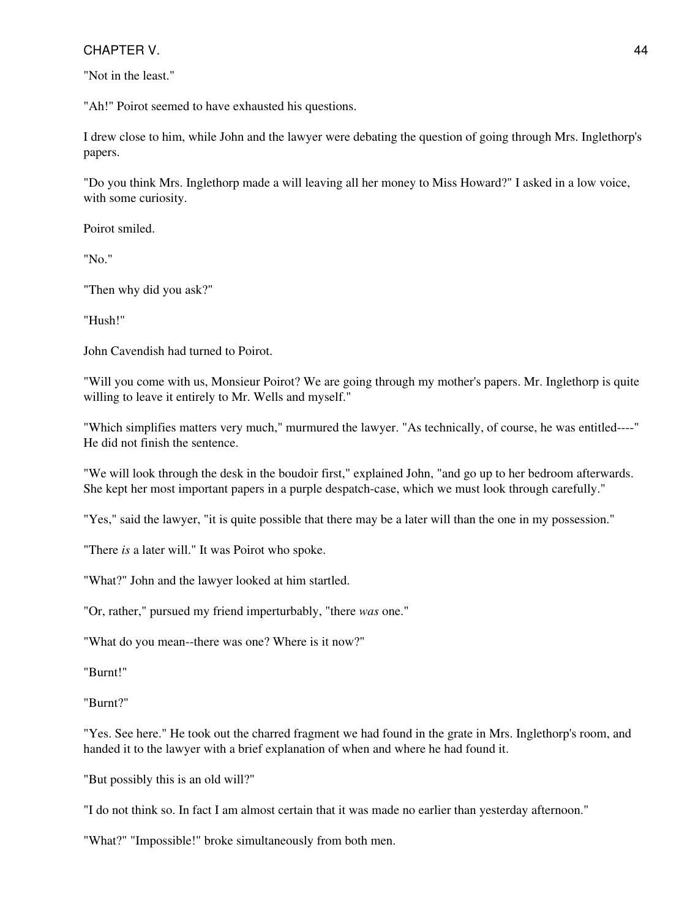"Not in the least."

"Ah!" Poirot seemed to have exhausted his questions.

I drew close to him, while John and the lawyer were debating the question of going through Mrs. Inglethorp's papers.

"Do you think Mrs. Inglethorp made a will leaving all her money to Miss Howard?" I asked in a low voice, with some curiosity.

Poirot smiled.

"No."

"Then why did you ask?"

"Hush!"

John Cavendish had turned to Poirot.

"Will you come with us, Monsieur Poirot? We are going through my mother's papers. Mr. Inglethorp is quite willing to leave it entirely to Mr. Wells and myself."

"Which simplifies matters very much," murmured the lawyer. "As technically, of course, he was entitled----" He did not finish the sentence.

"We will look through the desk in the boudoir first," explained John, "and go up to her bedroom afterwards. She kept her most important papers in a purple despatch-case, which we must look through carefully."

"Yes," said the lawyer, "it is quite possible that there may be a later will than the one in my possession."

"There *is* a later will." It was Poirot who spoke.

"What?" John and the lawyer looked at him startled.

"Or, rather," pursued my friend imperturbably, "there *was* one."

"What do you mean--there was one? Where is it now?"

"Burnt!"

"Burnt?"

"Yes. See here." He took out the charred fragment we had found in the grate in Mrs. Inglethorp's room, and handed it to the lawyer with a brief explanation of when and where he had found it.

"But possibly this is an old will?"

"I do not think so. In fact I am almost certain that it was made no earlier than yesterday afternoon."

"What?" "Impossible!" broke simultaneously from both men.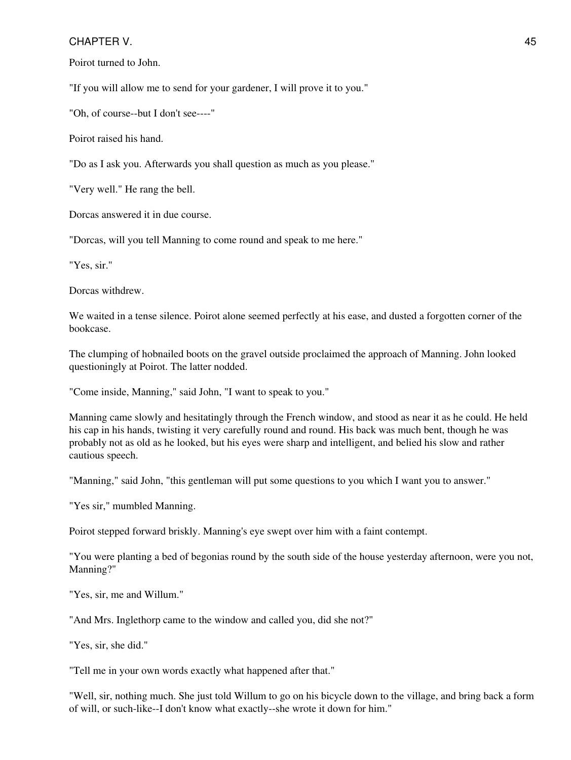Poirot turned to John.

"If you will allow me to send for your gardener, I will prove it to you."

"Oh, of course--but I don't see----"

Poirot raised his hand.

"Do as I ask you. Afterwards you shall question as much as you please."

"Very well." He rang the bell.

Dorcas answered it in due course.

"Dorcas, will you tell Manning to come round and speak to me here."

"Yes, sir."

Dorcas withdrew.

We waited in a tense silence. Poirot alone seemed perfectly at his ease, and dusted a forgotten corner of the bookcase.

The clumping of hobnailed boots on the gravel outside proclaimed the approach of Manning. John looked questioningly at Poirot. The latter nodded.

"Come inside, Manning," said John, "I want to speak to you."

Manning came slowly and hesitatingly through the French window, and stood as near it as he could. He held his cap in his hands, twisting it very carefully round and round. His back was much bent, though he was probably not as old as he looked, but his eyes were sharp and intelligent, and belied his slow and rather cautious speech.

"Manning," said John, "this gentleman will put some questions to you which I want you to answer."

"Yes sir," mumbled Manning.

Poirot stepped forward briskly. Manning's eye swept over him with a faint contempt.

"You were planting a bed of begonias round by the south side of the house yesterday afternoon, were you not, Manning?"

"Yes, sir, me and Willum."

"And Mrs. Inglethorp came to the window and called you, did she not?"

"Yes, sir, she did."

"Tell me in your own words exactly what happened after that."

"Well, sir, nothing much. She just told Willum to go on his bicycle down to the village, and bring back a form of will, or such-like--I don't know what exactly--she wrote it down for him."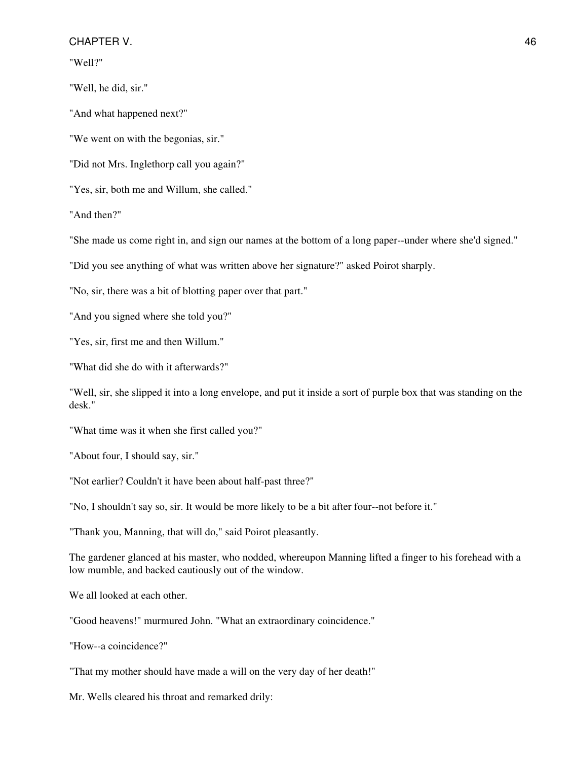"Well?"

"Well, he did, sir."

"And what happened next?"

"We went on with the begonias, sir."

"Did not Mrs. Inglethorp call you again?"

"Yes, sir, both me and Willum, she called."

"And then?"

"She made us come right in, and sign our names at the bottom of a long paper--under where she'd signed."

"Did you see anything of what was written above her signature?" asked Poirot sharply.

"No, sir, there was a bit of blotting paper over that part."

"And you signed where she told you?"

"Yes, sir, first me and then Willum."

"What did she do with it afterwards?"

"Well, sir, she slipped it into a long envelope, and put it inside a sort of purple box that was standing on the desk."

"What time was it when she first called you?"

"About four, I should say, sir."

"Not earlier? Couldn't it have been about half-past three?"

"No, I shouldn't say so, sir. It would be more likely to be a bit after four--not before it."

"Thank you, Manning, that will do," said Poirot pleasantly.

The gardener glanced at his master, who nodded, whereupon Manning lifted a finger to his forehead with a low mumble, and backed cautiously out of the window.

We all looked at each other.

"Good heavens!" murmured John. "What an extraordinary coincidence."

"How--a coincidence?"

"That my mother should have made a will on the very day of her death!"

Mr. Wells cleared his throat and remarked drily: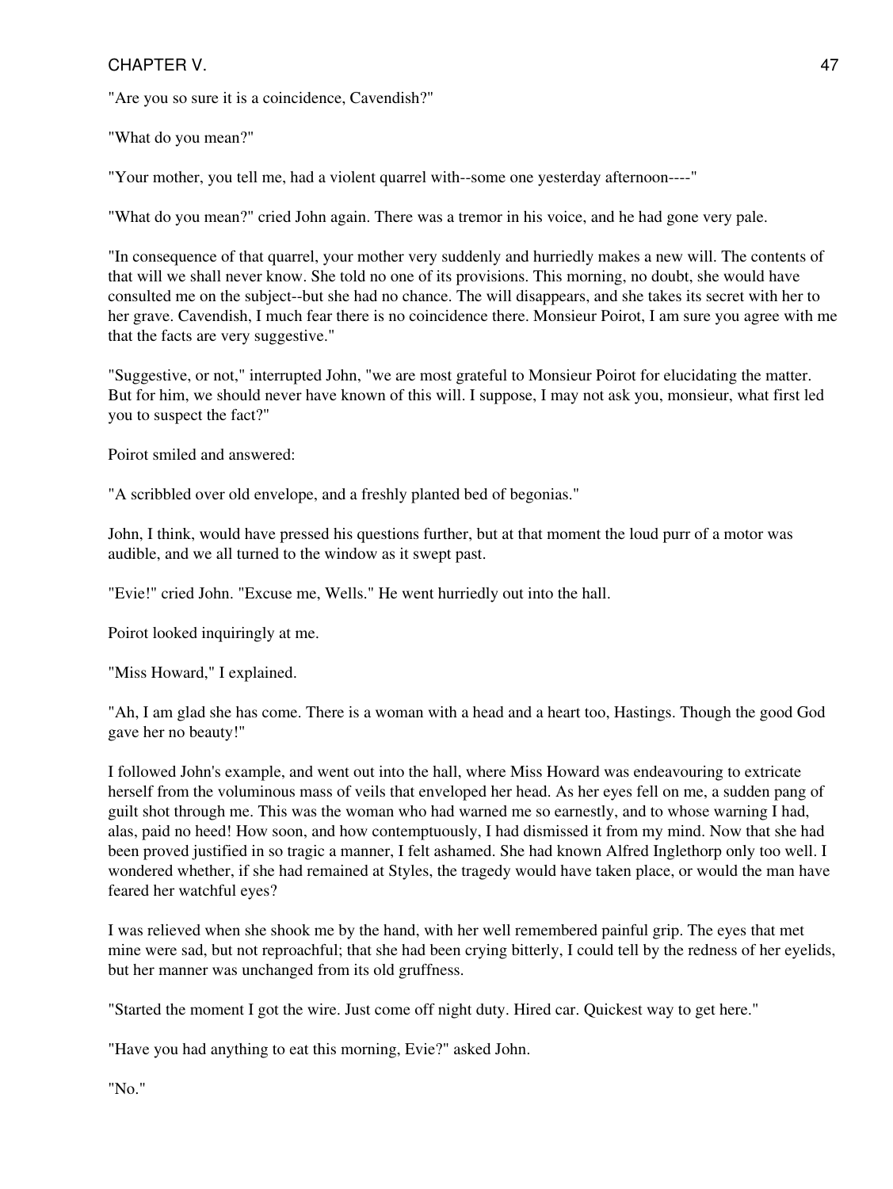"Are you so sure it is a coincidence, Cavendish?"

"What do you mean?"

"Your mother, you tell me, had a violent quarrel with--some one yesterday afternoon----"

"What do you mean?" cried John again. There was a tremor in his voice, and he had gone very pale.

"In consequence of that quarrel, your mother very suddenly and hurriedly makes a new will. The contents of that will we shall never know. She told no one of its provisions. This morning, no doubt, she would have consulted me on the subject--but she had no chance. The will disappears, and she takes its secret with her to her grave. Cavendish, I much fear there is no coincidence there. Monsieur Poirot, I am sure you agree with me that the facts are very suggestive."

"Suggestive, or not," interrupted John, "we are most grateful to Monsieur Poirot for elucidating the matter. But for him, we should never have known of this will. I suppose, I may not ask you, monsieur, what first led you to suspect the fact?"

Poirot smiled and answered:

"A scribbled over old envelope, and a freshly planted bed of begonias."

John, I think, would have pressed his questions further, but at that moment the loud purr of a motor was audible, and we all turned to the window as it swept past.

"Evie!" cried John. "Excuse me, Wells." He went hurriedly out into the hall.

Poirot looked inquiringly at me.

"Miss Howard," I explained.

"Ah, I am glad she has come. There is a woman with a head and a heart too, Hastings. Though the good God gave her no beauty!"

I followed John's example, and went out into the hall, where Miss Howard was endeavouring to extricate herself from the voluminous mass of veils that enveloped her head. As her eyes fell on me, a sudden pang of guilt shot through me. This was the woman who had warned me so earnestly, and to whose warning I had, alas, paid no heed! How soon, and how contemptuously, I had dismissed it from my mind. Now that she had been proved justified in so tragic a manner, I felt ashamed. She had known Alfred Inglethorp only too well. I wondered whether, if she had remained at Styles, the tragedy would have taken place, or would the man have feared her watchful eyes?

I was relieved when she shook me by the hand, with her well remembered painful grip. The eyes that met mine were sad, but not reproachful; that she had been crying bitterly, I could tell by the redness of her eyelids, but her manner was unchanged from its old gruffness.

"Started the moment I got the wire. Just come off night duty. Hired car. Quickest way to get here."

"Have you had anything to eat this morning, Evie?" asked John.

"No."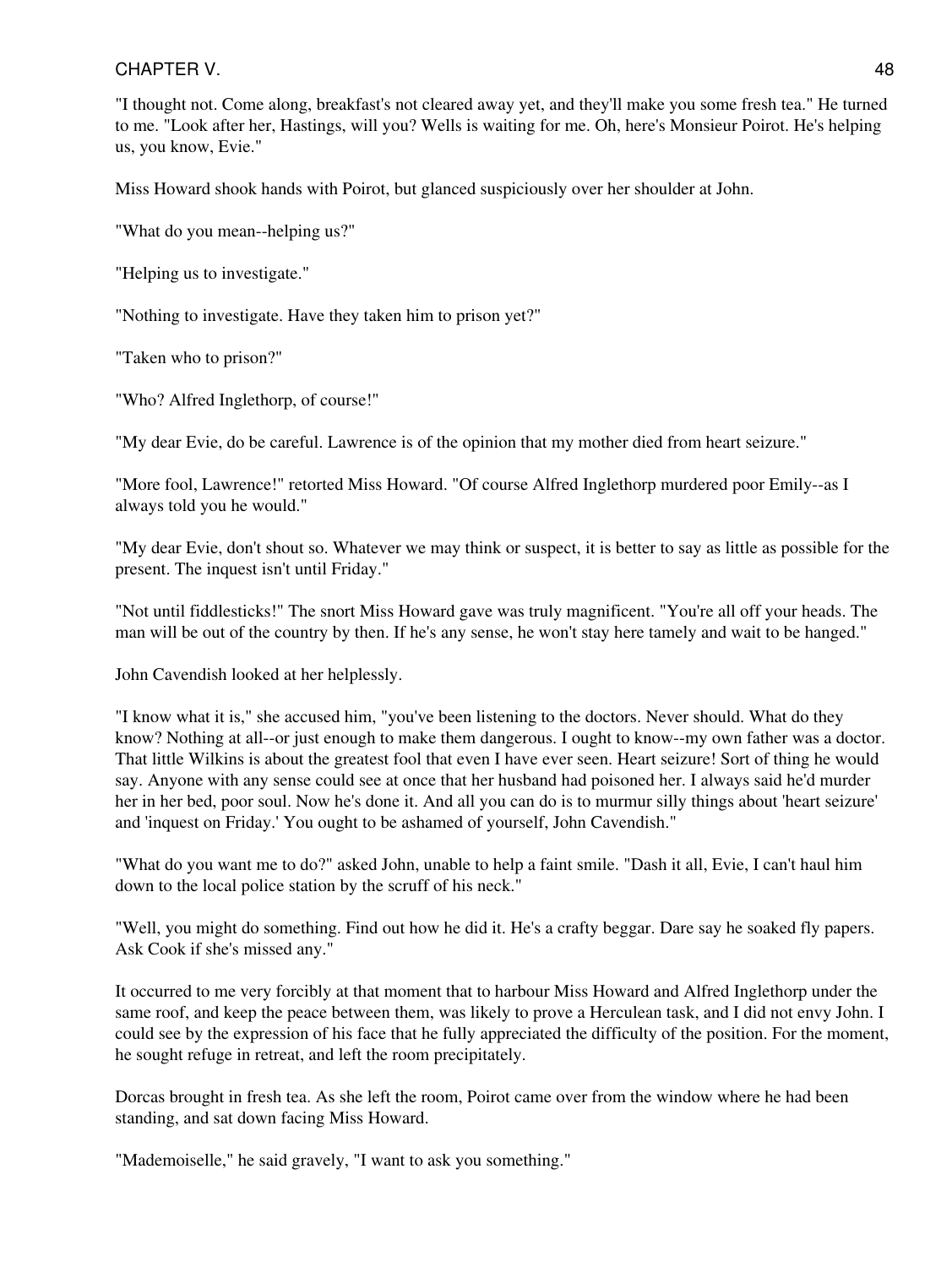"I thought not. Come along, breakfast's not cleared away yet, and they'll make you some fresh tea." He turned to me. "Look after her, Hastings, will you? Wells is waiting for me. Oh, here's Monsieur Poirot. He's helping us, you know, Evie."

Miss Howard shook hands with Poirot, but glanced suspiciously over her shoulder at John.

"What do you mean--helping us?"

"Helping us to investigate."

"Nothing to investigate. Have they taken him to prison yet?"

"Taken who to prison?"

"Who? Alfred Inglethorp, of course!"

"My dear Evie, do be careful. Lawrence is of the opinion that my mother died from heart seizure."

"More fool, Lawrence!" retorted Miss Howard. "Of course Alfred Inglethorp murdered poor Emily--as I always told you he would."

"My dear Evie, don't shout so. Whatever we may think or suspect, it is better to say as little as possible for the present. The inquest isn't until Friday."

"Not until fiddlesticks!" The snort Miss Howard gave was truly magnificent. "You're all off your heads. The man will be out of the country by then. If he's any sense, he won't stay here tamely and wait to be hanged."

John Cavendish looked at her helplessly.

"I know what it is," she accused him, "you've been listening to the doctors. Never should. What do they know? Nothing at all--or just enough to make them dangerous. I ought to know--my own father was a doctor. That little Wilkins is about the greatest fool that even I have ever seen. Heart seizure! Sort of thing he would say. Anyone with any sense could see at once that her husband had poisoned her. I always said he'd murder her in her bed, poor soul. Now he's done it. And all you can do is to murmur silly things about 'heart seizure' and 'inquest on Friday.' You ought to be ashamed of yourself, John Cavendish."

"What do you want me to do?" asked John, unable to help a faint smile. "Dash it all, Evie, I can't haul him down to the local police station by the scruff of his neck."

"Well, you might do something. Find out how he did it. He's a crafty beggar. Dare say he soaked fly papers. Ask Cook if she's missed any."

It occurred to me very forcibly at that moment that to harbour Miss Howard and Alfred Inglethorp under the same roof, and keep the peace between them, was likely to prove a Herculean task, and I did not envy John. I could see by the expression of his face that he fully appreciated the difficulty of the position. For the moment, he sought refuge in retreat, and left the room precipitately.

Dorcas brought in fresh tea. As she left the room, Poirot came over from the window where he had been standing, and sat down facing Miss Howard.

"Mademoiselle," he said gravely, "I want to ask you something."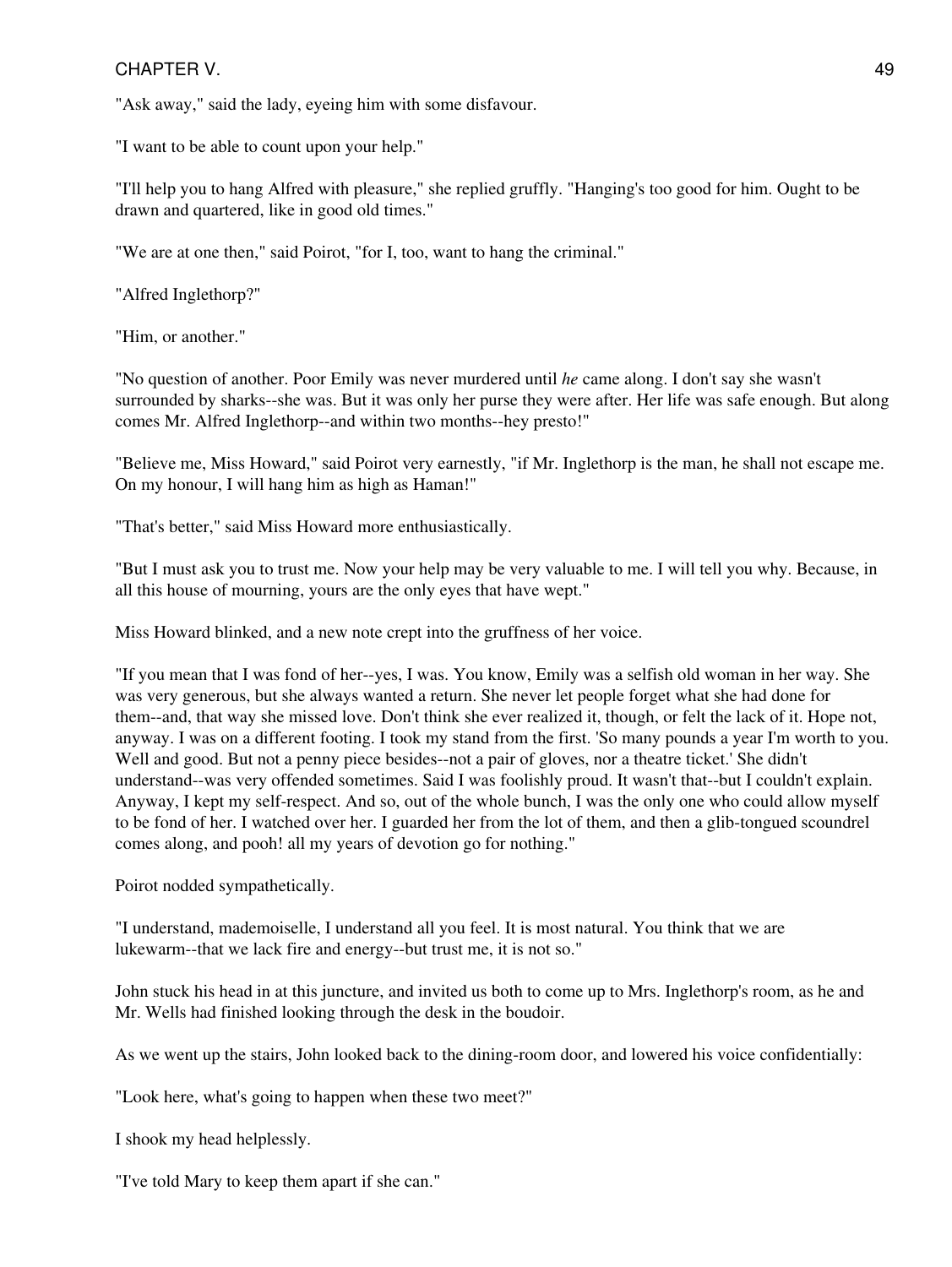"Ask away," said the lady, eyeing him with some disfavour.

"I want to be able to count upon your help."

"I'll help you to hang Alfred with pleasure," she replied gruffly. "Hanging's too good for him. Ought to be drawn and quartered, like in good old times."

"We are at one then," said Poirot, "for I, too, want to hang the criminal."

"Alfred Inglethorp?"

"Him, or another."

"No question of another. Poor Emily was never murdered until *he* came along. I don't say she wasn't surrounded by sharks--she was. But it was only her purse they were after. Her life was safe enough. But along comes Mr. Alfred Inglethorp--and within two months--hey presto!"

"Believe me, Miss Howard," said Poirot very earnestly, "if Mr. Inglethorp is the man, he shall not escape me. On my honour, I will hang him as high as Haman!"

"That's better," said Miss Howard more enthusiastically.

"But I must ask you to trust me. Now your help may be very valuable to me. I will tell you why. Because, in all this house of mourning, yours are the only eyes that have wept."

Miss Howard blinked, and a new note crept into the gruffness of her voice.

"If you mean that I was fond of her--yes, I was. You know, Emily was a selfish old woman in her way. She was very generous, but she always wanted a return. She never let people forget what she had done for them--and, that way she missed love. Don't think she ever realized it, though, or felt the lack of it. Hope not, anyway. I was on a different footing. I took my stand from the first. 'So many pounds a year I'm worth to you. Well and good. But not a penny piece besides--not a pair of gloves, nor a theatre ticket.' She didn't understand--was very offended sometimes. Said I was foolishly proud. It wasn't that--but I couldn't explain. Anyway, I kept my self-respect. And so, out of the whole bunch, I was the only one who could allow myself to be fond of her. I watched over her. I guarded her from the lot of them, and then a glib-tongued scoundrel comes along, and pooh! all my years of devotion go for nothing."

Poirot nodded sympathetically.

"I understand, mademoiselle, I understand all you feel. It is most natural. You think that we are lukewarm--that we lack fire and energy--but trust me, it is not so."

John stuck his head in at this juncture, and invited us both to come up to Mrs. Inglethorp's room, as he and Mr. Wells had finished looking through the desk in the boudoir.

As we went up the stairs, John looked back to the dining-room door, and lowered his voice confidentially:

"Look here, what's going to happen when these two meet?"

I shook my head helplessly.

"I've told Mary to keep them apart if she can."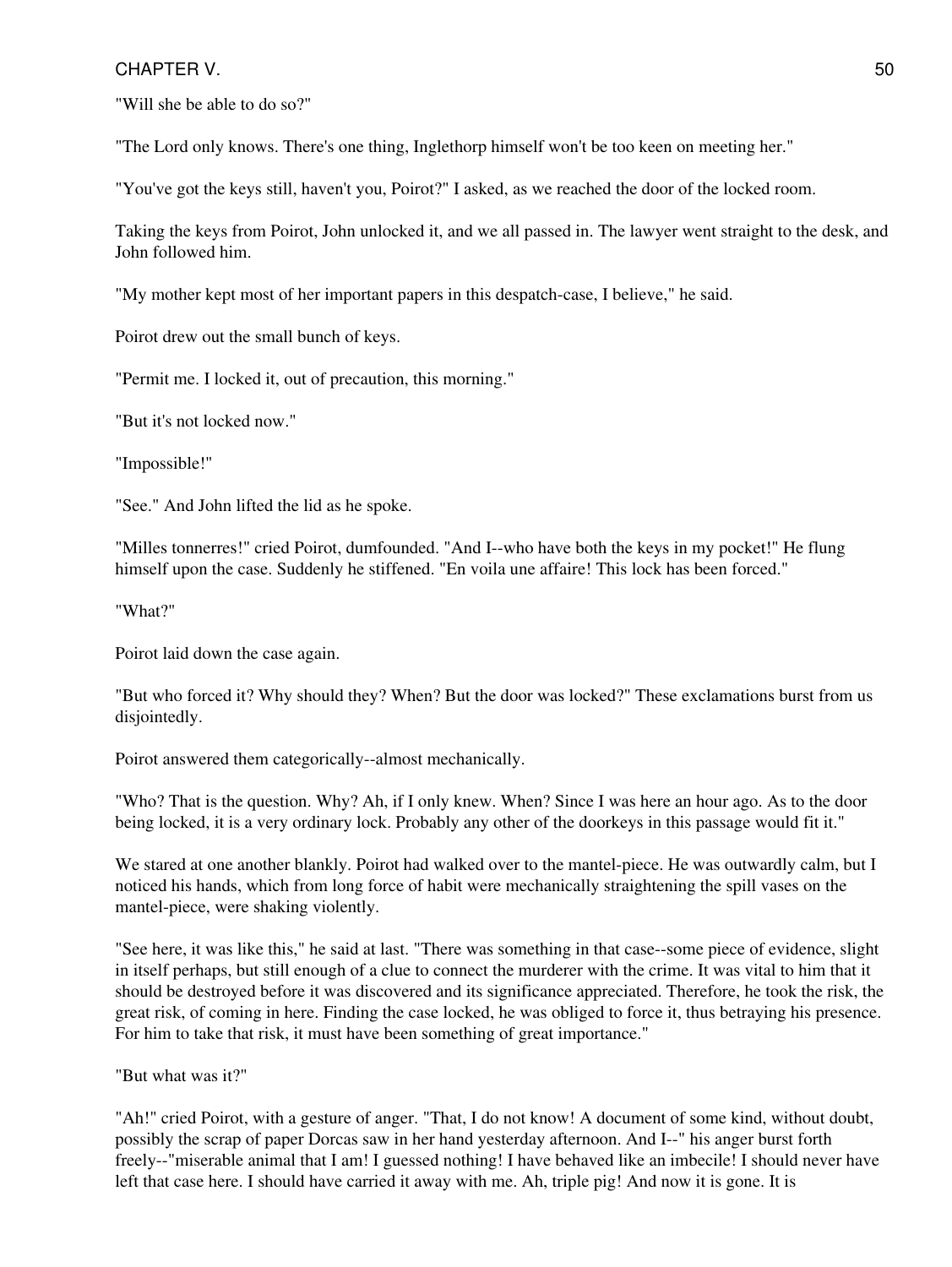"Will she be able to do so?"

"The Lord only knows. There's one thing, Inglethorp himself won't be too keen on meeting her."

"You've got the keys still, haven't you, Poirot?" I asked, as we reached the door of the locked room.

Taking the keys from Poirot, John unlocked it, and we all passed in. The lawyer went straight to the desk, and John followed him.

"My mother kept most of her important papers in this despatch-case, I believe," he said.

Poirot drew out the small bunch of keys.

"Permit me. I locked it, out of precaution, this morning."

"But it's not locked now."

"Impossible!"

"See." And John lifted the lid as he spoke.

"Milles tonnerres!" cried Poirot, dumfounded. "And I--who have both the keys in my pocket!" He flung himself upon the case. Suddenly he stiffened. "En voila une affaire! This lock has been forced."

"What?"

Poirot laid down the case again.

"But who forced it? Why should they? When? But the door was locked?" These exclamations burst from us disjointedly.

Poirot answered them categorically--almost mechanically.

"Who? That is the question. Why? Ah, if I only knew. When? Since I was here an hour ago. As to the door being locked, it is a very ordinary lock. Probably any other of the doorkeys in this passage would fit it."

We stared at one another blankly. Poirot had walked over to the mantel-piece. He was outwardly calm, but I noticed his hands, which from long force of habit were mechanically straightening the spill vases on the mantel-piece, were shaking violently.

"See here, it was like this," he said at last. "There was something in that case--some piece of evidence, slight in itself perhaps, but still enough of a clue to connect the murderer with the crime. It was vital to him that it should be destroyed before it was discovered and its significance appreciated. Therefore, he took the risk, the great risk, of coming in here. Finding the case locked, he was obliged to force it, thus betraying his presence. For him to take that risk, it must have been something of great importance."

"But what was it?"

"Ah!" cried Poirot, with a gesture of anger. "That, I do not know! A document of some kind, without doubt, possibly the scrap of paper Dorcas saw in her hand yesterday afternoon. And I--" his anger burst forth freely--"miserable animal that I am! I guessed nothing! I have behaved like an imbecile! I should never have left that case here. I should have carried it away with me. Ah, triple pig! And now it is gone. It is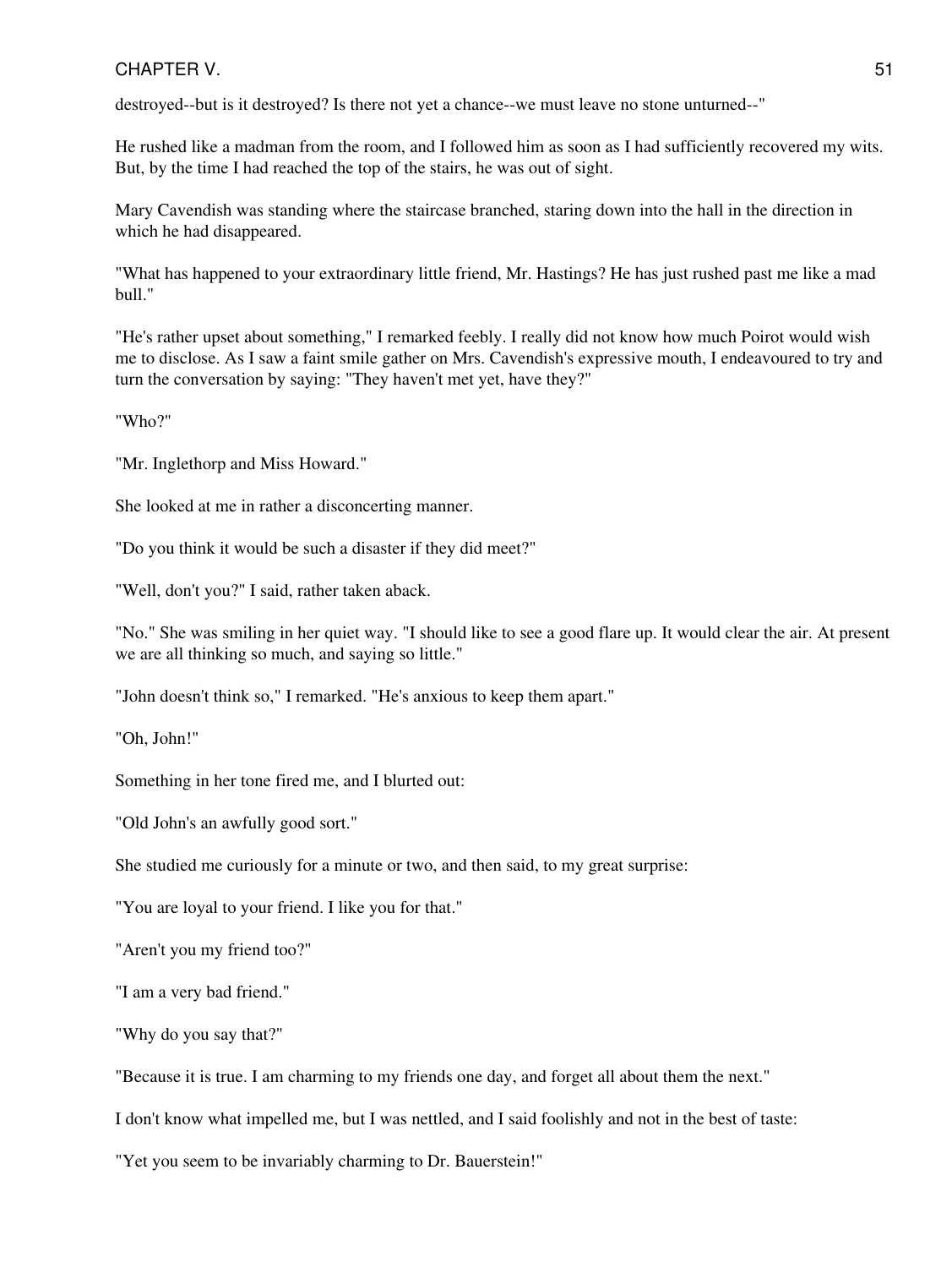destroyed--but is it destroyed? Is there not yet a chance--we must leave no stone unturned--"

He rushed like a madman from the room, and I followed him as soon as I had sufficiently recovered my wits. But, by the time I had reached the top of the stairs, he was out of sight.

Mary Cavendish was standing where the staircase branched, staring down into the hall in the direction in which he had disappeared.

"What has happened to your extraordinary little friend, Mr. Hastings? He has just rushed past me like a mad bull."

"He's rather upset about something," I remarked feebly. I really did not know how much Poirot would wish me to disclose. As I saw a faint smile gather on Mrs. Cavendish's expressive mouth, I endeavoured to try and turn the conversation by saying: "They haven't met yet, have they?"

"Who?"

"Mr. Inglethorp and Miss Howard."

She looked at me in rather a disconcerting manner.

"Do you think it would be such a disaster if they did meet?"

"Well, don't you?" I said, rather taken aback.

"No." She was smiling in her quiet way. "I should like to see a good flare up. It would clear the air. At present we are all thinking so much, and saying so little."

"John doesn't think so," I remarked. "He's anxious to keep them apart."

"Oh, John!"

Something in her tone fired me, and I blurted out:

"Old John's an awfully good sort."

She studied me curiously for a minute or two, and then said, to my great surprise:

"You are loyal to your friend. I like you for that."

"Aren't you my friend too?"

"I am a very bad friend."

"Why do you say that?"

"Because it is true. I am charming to my friends one day, and forget all about them the next."

I don't know what impelled me, but I was nettled, and I said foolishly and not in the best of taste:

"Yet you seem to be invariably charming to Dr. Bauerstein!"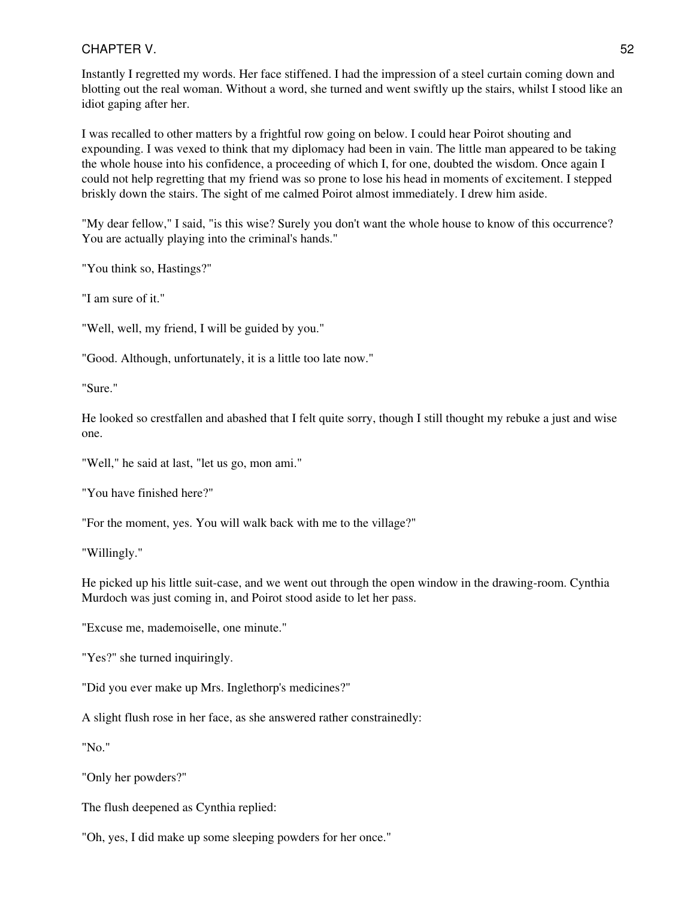Instantly I regretted my words. Her face stiffened. I had the impression of a steel curtain coming down and blotting out the real woman. Without a word, she turned and went swiftly up the stairs, whilst I stood like an idiot gaping after her.

I was recalled to other matters by a frightful row going on below. I could hear Poirot shouting and expounding. I was vexed to think that my diplomacy had been in vain. The little man appeared to be taking the whole house into his confidence, a proceeding of which I, for one, doubted the wisdom. Once again I could not help regretting that my friend was so prone to lose his head in moments of excitement. I stepped briskly down the stairs. The sight of me calmed Poirot almost immediately. I drew him aside.

"My dear fellow," I said, "is this wise? Surely you don't want the whole house to know of this occurrence? You are actually playing into the criminal's hands."

"You think so, Hastings?"

"I am sure of it."

"Well, well, my friend, I will be guided by you."

"Good. Although, unfortunately, it is a little too late now."

"Sure."

He looked so crestfallen and abashed that I felt quite sorry, though I still thought my rebuke a just and wise one.

"Well," he said at last, "let us go, mon ami."

"You have finished here?"

"For the moment, yes. You will walk back with me to the village?"

"Willingly."

He picked up his little suit-case, and we went out through the open window in the drawing-room. Cynthia Murdoch was just coming in, and Poirot stood aside to let her pass.

"Excuse me, mademoiselle, one minute."

"Yes?" she turned inquiringly.

"Did you ever make up Mrs. Inglethorp's medicines?"

A slight flush rose in her face, as she answered rather constrainedly:

"No."

"Only her powders?"

The flush deepened as Cynthia replied:

"Oh, yes, I did make up some sleeping powders for her once."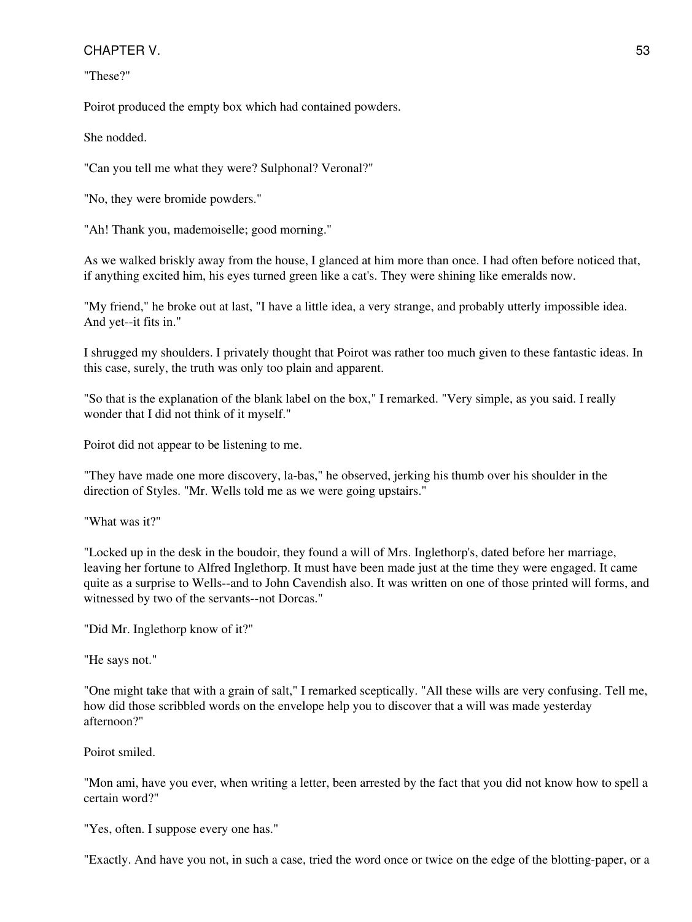"These?"

Poirot produced the empty box which had contained powders.

She nodded.

"Can you tell me what they were? Sulphonal? Veronal?"

"No, they were bromide powders."

"Ah! Thank you, mademoiselle; good morning."

As we walked briskly away from the house, I glanced at him more than once. I had often before noticed that, if anything excited him, his eyes turned green like a cat's. They were shining like emeralds now.

"My friend," he broke out at last, "I have a little idea, a very strange, and probably utterly impossible idea. And yet--it fits in."

I shrugged my shoulders. I privately thought that Poirot was rather too much given to these fantastic ideas. In this case, surely, the truth was only too plain and apparent.

"So that is the explanation of the blank label on the box," I remarked. "Very simple, as you said. I really wonder that I did not think of it myself."

Poirot did not appear to be listening to me.

"They have made one more discovery, la-bas," he observed, jerking his thumb over his shoulder in the direction of Styles. "Mr. Wells told me as we were going upstairs."

"What was it?"

"Locked up in the desk in the boudoir, they found a will of Mrs. Inglethorp's, dated before her marriage, leaving her fortune to Alfred Inglethorp. It must have been made just at the time they were engaged. It came quite as a surprise to Wells--and to John Cavendish also. It was written on one of those printed will forms, and witnessed by two of the servants--not Dorcas."

"Did Mr. Inglethorp know of it?"

"He says not."

"One might take that with a grain of salt," I remarked sceptically. "All these wills are very confusing. Tell me, how did those scribbled words on the envelope help you to discover that a will was made yesterday afternoon?"

Poirot smiled.

"Mon ami, have you ever, when writing a letter, been arrested by the fact that you did not know how to spell a certain word?"

"Yes, often. I suppose every one has."

"Exactly. And have you not, in such a case, tried the word once or twice on the edge of the blotting-paper, or a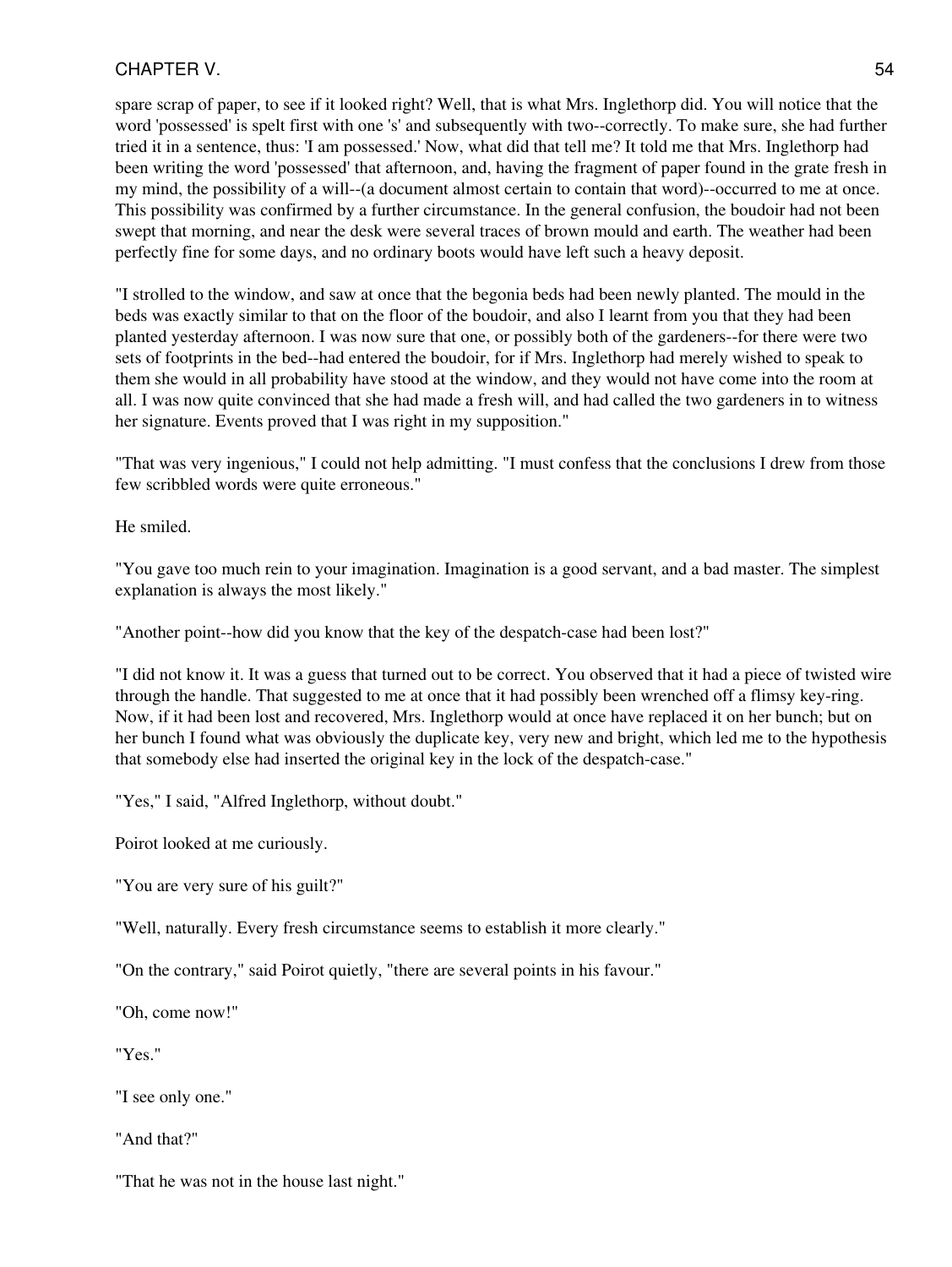spare scrap of paper, to see if it looked right? Well, that is what Mrs. Inglethorp did. You will notice that the word 'possessed' is spelt first with one 's' and subsequently with two--correctly. To make sure, she had further tried it in a sentence, thus: 'I am possessed.' Now, what did that tell me? It told me that Mrs. Inglethorp had been writing the word 'possessed' that afternoon, and, having the fragment of paper found in the grate fresh in my mind, the possibility of a will--(a document almost certain to contain that word)--occurred to me at once. This possibility was confirmed by a further circumstance. In the general confusion, the boudoir had not been swept that morning, and near the desk were several traces of brown mould and earth. The weather had been perfectly fine for some days, and no ordinary boots would have left such a heavy deposit.

"I strolled to the window, and saw at once that the begonia beds had been newly planted. The mould in the beds was exactly similar to that on the floor of the boudoir, and also I learnt from you that they had been planted yesterday afternoon. I was now sure that one, or possibly both of the gardeners--for there were two sets of footprints in the bed--had entered the boudoir, for if Mrs. Inglethorp had merely wished to speak to them she would in all probability have stood at the window, and they would not have come into the room at all. I was now quite convinced that she had made a fresh will, and had called the two gardeners in to witness her signature. Events proved that I was right in my supposition."

"That was very ingenious," I could not help admitting. "I must confess that the conclusions I drew from those few scribbled words were quite erroneous."

He smiled.

"You gave too much rein to your imagination. Imagination is a good servant, and a bad master. The simplest explanation is always the most likely."

"Another point--how did you know that the key of the despatch-case had been lost?"

"I did not know it. It was a guess that turned out to be correct. You observed that it had a piece of twisted wire through the handle. That suggested to me at once that it had possibly been wrenched off a flimsy key-ring. Now, if it had been lost and recovered, Mrs. Inglethorp would at once have replaced it on her bunch; but on her bunch I found what was obviously the duplicate key, very new and bright, which led me to the hypothesis that somebody else had inserted the original key in the lock of the despatch-case."

"Yes," I said, "Alfred Inglethorp, without doubt."

Poirot looked at me curiously.

"You are very sure of his guilt?"

"Well, naturally. Every fresh circumstance seems to establish it more clearly."

"On the contrary," said Poirot quietly, "there are several points in his favour."

"Oh, come now!"

"Yes."

"I see only one."

"And that?"

"That he was not in the house last night."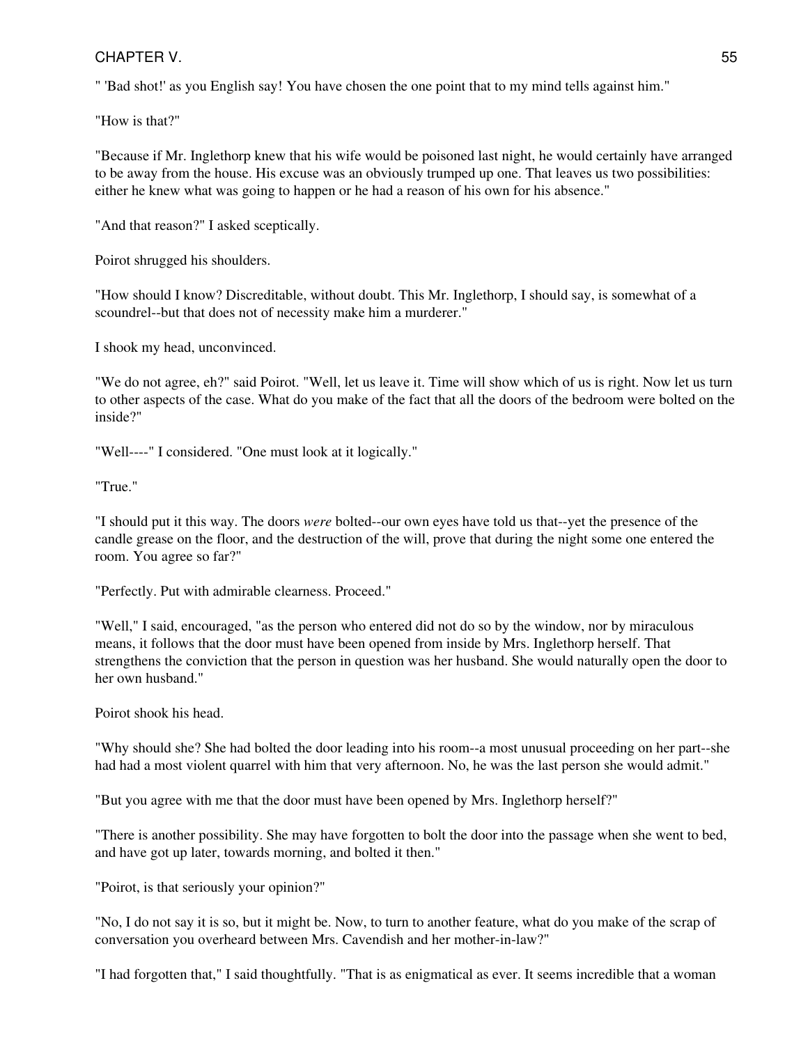" 'Bad shot!' as you English say! You have chosen the one point that to my mind tells against him."

"How is that?"

"Because if Mr. Inglethorp knew that his wife would be poisoned last night, he would certainly have arranged to be away from the house. His excuse was an obviously trumped up one. That leaves us two possibilities: either he knew what was going to happen or he had a reason of his own for his absence."

"And that reason?" I asked sceptically.

Poirot shrugged his shoulders.

"How should I know? Discreditable, without doubt. This Mr. Inglethorp, I should say, is somewhat of a scoundrel--but that does not of necessity make him a murderer."

I shook my head, unconvinced.

"We do not agree, eh?" said Poirot. "Well, let us leave it. Time will show which of us is right. Now let us turn to other aspects of the case. What do you make of the fact that all the doors of the bedroom were bolted on the inside?"

"Well----" I considered. "One must look at it logically."

"True."

"I should put it this way. The doors *were* bolted--our own eyes have told us that--yet the presence of the candle grease on the floor, and the destruction of the will, prove that during the night some one entered the room. You agree so far?"

"Perfectly. Put with admirable clearness. Proceed."

"Well," I said, encouraged, "as the person who entered did not do so by the window, nor by miraculous means, it follows that the door must have been opened from inside by Mrs. Inglethorp herself. That strengthens the conviction that the person in question was her husband. She would naturally open the door to her own husband."

Poirot shook his head.

"Why should she? She had bolted the door leading into his room--a most unusual proceeding on her part--she had had a most violent quarrel with him that very afternoon. No, he was the last person she would admit."

"But you agree with me that the door must have been opened by Mrs. Inglethorp herself?"

"There is another possibility. She may have forgotten to bolt the door into the passage when she went to bed, and have got up later, towards morning, and bolted it then."

"Poirot, is that seriously your opinion?"

"No, I do not say it is so, but it might be. Now, to turn to another feature, what do you make of the scrap of conversation you overheard between Mrs. Cavendish and her mother-in-law?"

"I had forgotten that," I said thoughtfully. "That is as enigmatical as ever. It seems incredible that a woman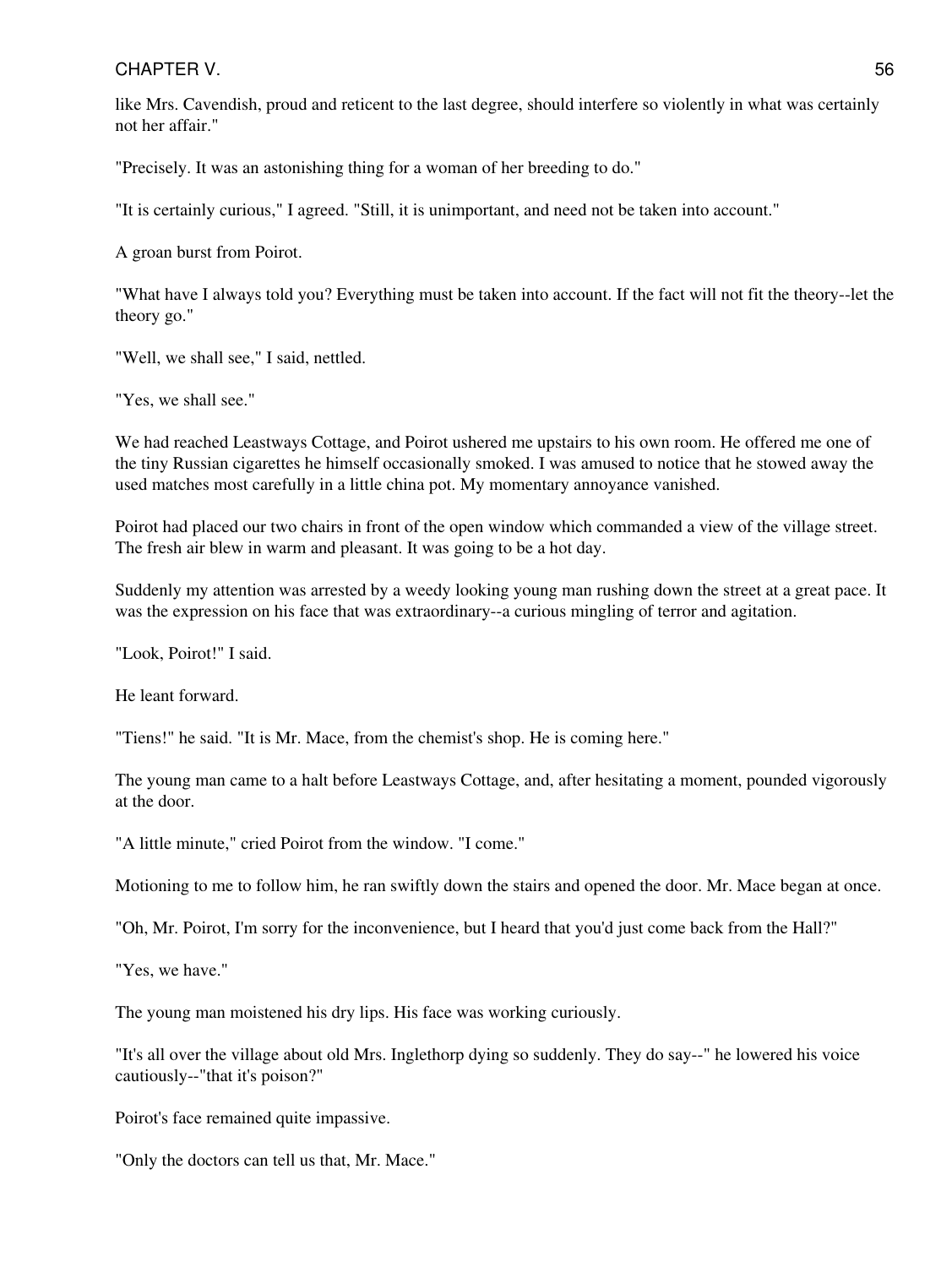like Mrs. Cavendish, proud and reticent to the last degree, should interfere so violently in what was certainly not her affair."

"Precisely. It was an astonishing thing for a woman of her breeding to do."

"It is certainly curious," I agreed. "Still, it is unimportant, and need not be taken into account."

A groan burst from Poirot.

"What have I always told you? Everything must be taken into account. If the fact will not fit the theory--let the theory go."

"Well, we shall see," I said, nettled.

"Yes, we shall see."

We had reached Leastways Cottage, and Poirot ushered me upstairs to his own room. He offered me one of the tiny Russian cigarettes he himself occasionally smoked. I was amused to notice that he stowed away the used matches most carefully in a little china pot. My momentary annoyance vanished.

Poirot had placed our two chairs in front of the open window which commanded a view of the village street. The fresh air blew in warm and pleasant. It was going to be a hot day.

Suddenly my attention was arrested by a weedy looking young man rushing down the street at a great pace. It was the expression on his face that was extraordinary--a curious mingling of terror and agitation.

"Look, Poirot!" I said.

He leant forward.

"Tiens!" he said. "It is Mr. Mace, from the chemist's shop. He is coming here."

The young man came to a halt before Leastways Cottage, and, after hesitating a moment, pounded vigorously at the door.

"A little minute," cried Poirot from the window. "I come."

Motioning to me to follow him, he ran swiftly down the stairs and opened the door. Mr. Mace began at once.

"Oh, Mr. Poirot, I'm sorry for the inconvenience, but I heard that you'd just come back from the Hall?"

"Yes, we have."

The young man moistened his dry lips. His face was working curiously.

"It's all over the village about old Mrs. Inglethorp dying so suddenly. They do say--" he lowered his voice cautiously--"that it's poison?"

Poirot's face remained quite impassive.

"Only the doctors can tell us that, Mr. Mace."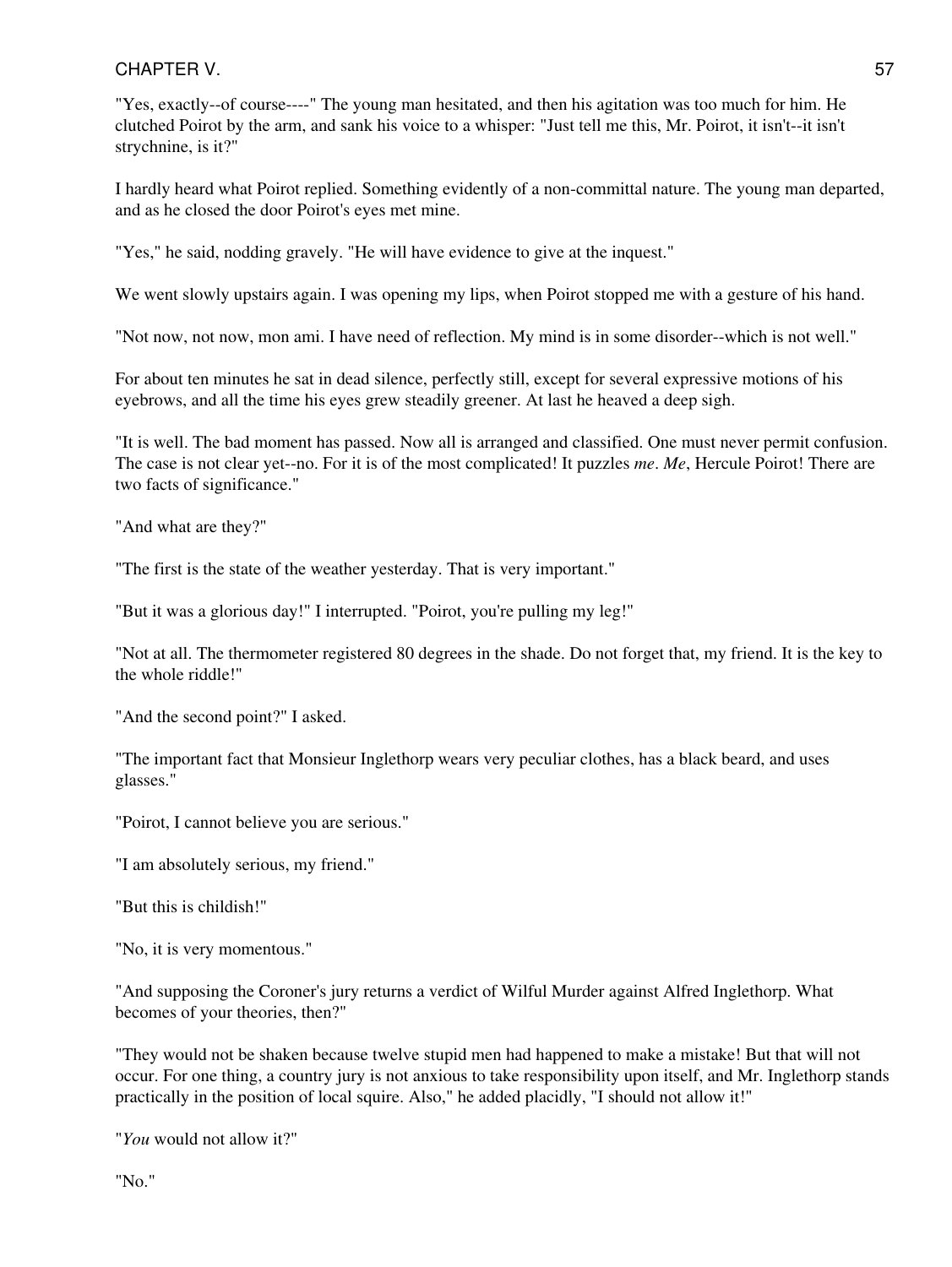"Yes, exactly--of course----" The young man hesitated, and then his agitation was too much for him. He clutched Poirot by the arm, and sank his voice to a whisper: "Just tell me this, Mr. Poirot, it isn't--it isn't strychnine, is it?"

I hardly heard what Poirot replied. Something evidently of a non-committal nature. The young man departed, and as he closed the door Poirot's eyes met mine.

"Yes," he said, nodding gravely. "He will have evidence to give at the inquest."

We went slowly upstairs again. I was opening my lips, when Poirot stopped me with a gesture of his hand.

"Not now, not now, mon ami. I have need of reflection. My mind is in some disorder--which is not well."

For about ten minutes he sat in dead silence, perfectly still, except for several expressive motions of his eyebrows, and all the time his eyes grew steadily greener. At last he heaved a deep sigh.

"It is well. The bad moment has passed. Now all is arranged and classified. One must never permit confusion. The case is not clear yet--no. For it is of the most complicated! It puzzles *me*. *Me*, Hercule Poirot! There are two facts of significance."

"And what are they?"

"The first is the state of the weather yesterday. That is very important."

"But it was a glorious day!" I interrupted. "Poirot, you're pulling my leg!"

"Not at all. The thermometer registered 80 degrees in the shade. Do not forget that, my friend. It is the key to the whole riddle!"

"And the second point?" I asked.

"The important fact that Monsieur Inglethorp wears very peculiar clothes, has a black beard, and uses glasses."

"Poirot, I cannot believe you are serious."

"I am absolutely serious, my friend."

"But this is childish!"

"No, it is very momentous."

"And supposing the Coroner's jury returns a verdict of Wilful Murder against Alfred Inglethorp. What becomes of your theories, then?"

"They would not be shaken because twelve stupid men had happened to make a mistake! But that will not occur. For one thing, a country jury is not anxious to take responsibility upon itself, and Mr. Inglethorp stands practically in the position of local squire. Also," he added placidly, "I should not allow it!"

"*You* would not allow it?"

"No."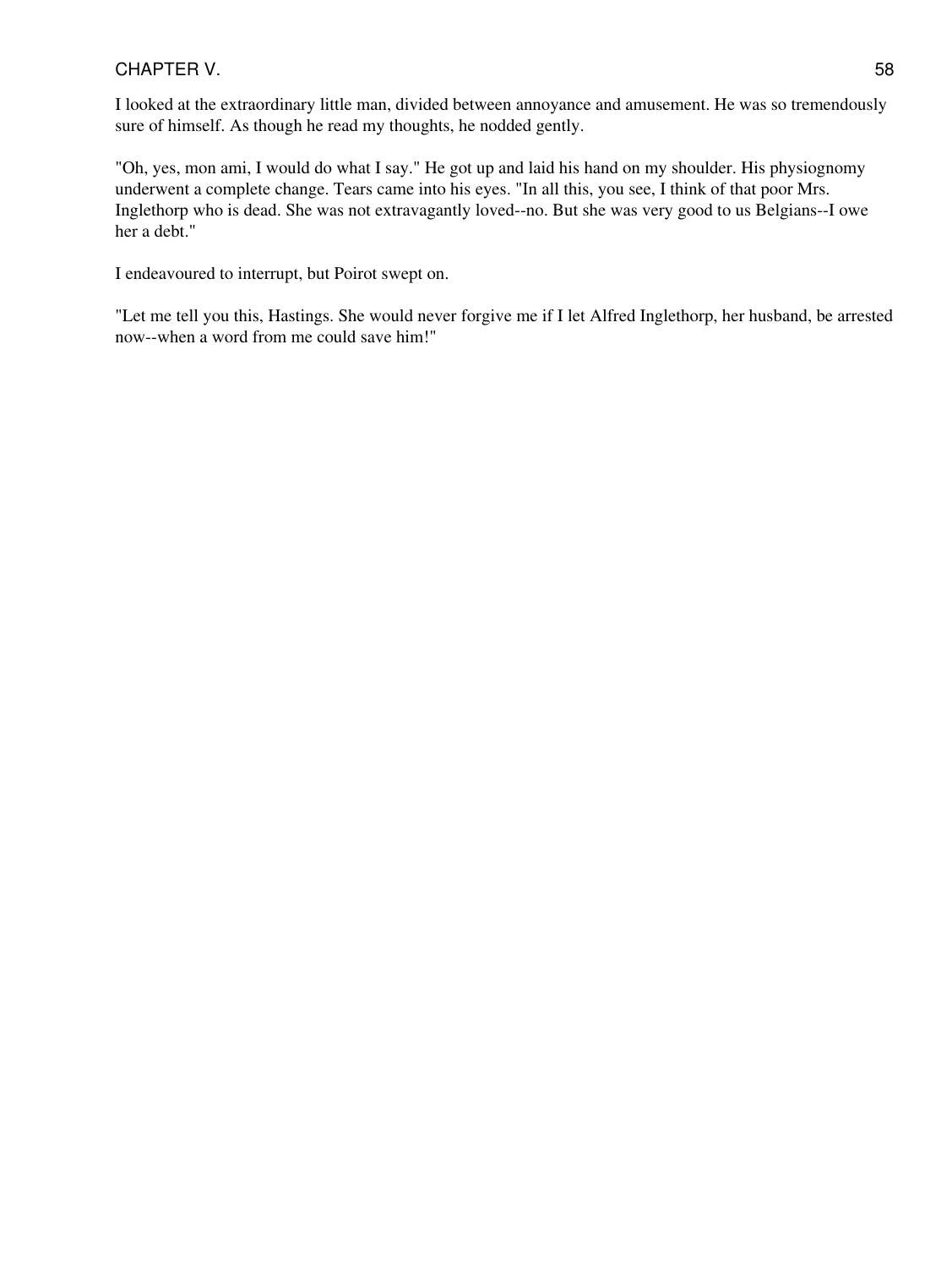I looked at the extraordinary little man, divided between annoyance and amusement. He was so tremendously sure of himself. As though he read my thoughts, he nodded gently.

"Oh, yes, mon ami, I would do what I say." He got up and laid his hand on my shoulder. His physiognomy underwent a complete change. Tears came into his eyes. "In all this, you see, I think of that poor Mrs. Inglethorp who is dead. She was not extravagantly loved--no. But she was very good to us Belgians--I owe her a debt."

I endeavoured to interrupt, but Poirot swept on.

"Let me tell you this, Hastings. She would never forgive me if I let Alfred Inglethorp, her husband, be arrested now--when a word from me could save him!"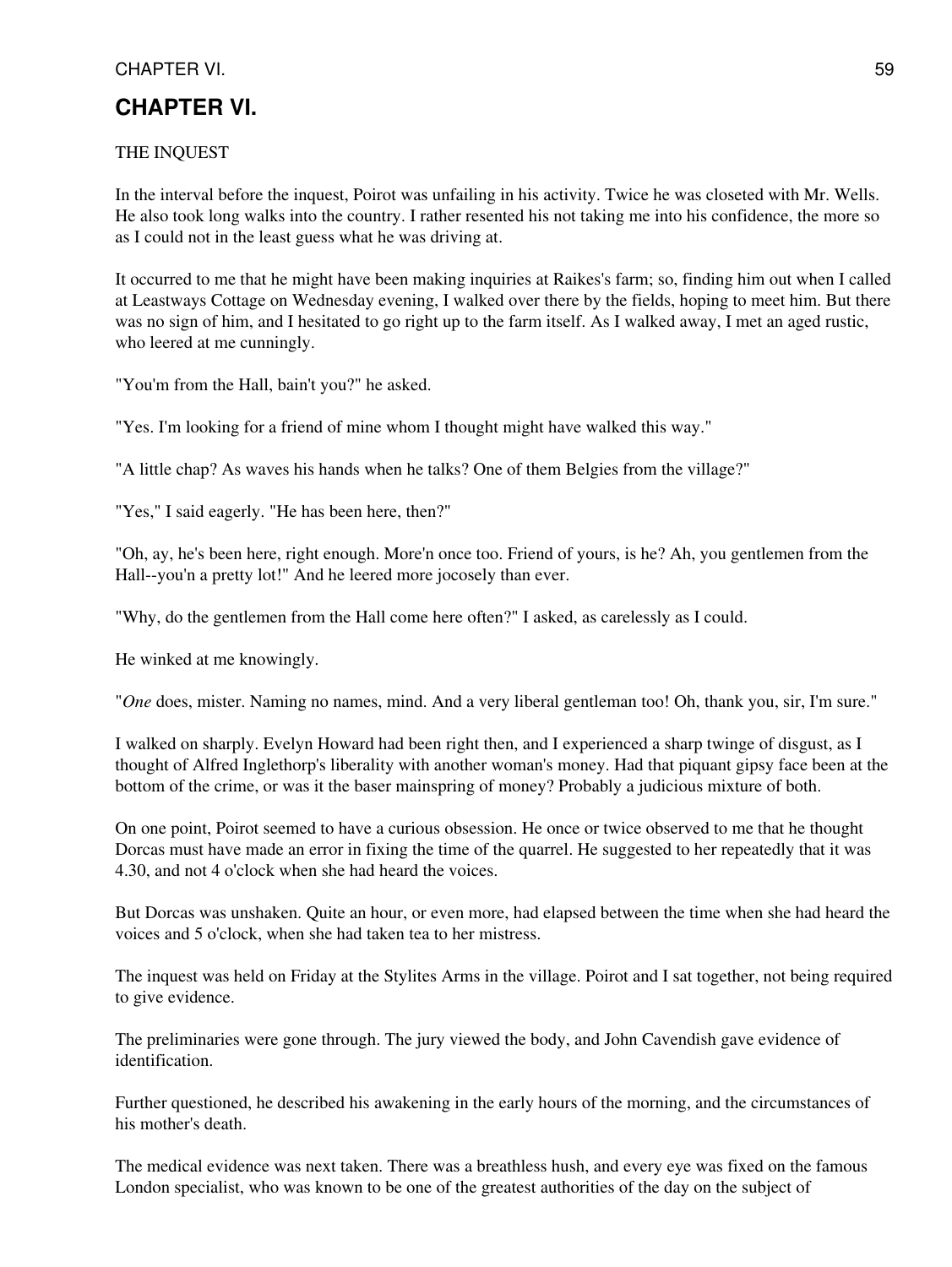# CHAPTER VI.

THE INQUEST

In the interval before the inquest, Poirot was unfailing in his activity. Twice he was closeted with Mr. Wells. He also took long walks into the country. I rather resented his not taking me into his confidence, the more so as I could not in the least guess what he was driving at.

It occurred to me that he might have been making inquiries at Raikes's farm; so, finding him out when I called at Leastways Cottage on Wednesday evening, I walked over there by the fields, hoping to meet him. But there was no sign of him, and I hesitated to go right up to the farm itself. As I walked away, I met an aged rustic, who leered at me cunningly.

"You'm from the Hall, bain't you?" he asked.

"Yes. I'm looking for a friend of mine whom I thought might have walked this way."

"A little chap? As waves his hands when he talks? One of them Belgies from the village?"

"Yes," I said eagerly. "He has been here, then?"

"Oh, ay, he's been here, right enough. More'n once too. Friend of yours, is he? Ah, you gentlemen from the Hall--you'n a pretty lot!" And he leered more jocosely than ever.

"Why, do the gentlemen from the Hall come here often?" I asked, as carelessly as I could.

He winked at me knowingly.

"*One* does, mister. Naming no names, mind. And a very liberal gentleman too! Oh, thank you, sir, I'm sure."

I walked on sharply. Evelyn Howard had been right then, and I experienced a sharp twinge of disgust, as I thought of Alfred Inglethorp's liberality with another woman's money. Had that piquant gipsy face been at the bottom of the crime, or was it the baser mainspring of money? Probably a judicious mixture of both.

On one point, Poirot seemed to have a curious obsession. He once or twice observed to me that he thought Dorcas must have made an error in fixing the time of the quarrel. He suggested to her repeatedly that it was 4.30, and not 4 o'clock when she had heard the voices.

But Dorcas was unshaken. Quite an hour, or even more, had elapsed between the time when she had heard the voices and 5 o'clock, when she had taken tea to her mistress.

The inquest was held on Friday at the Stylites Arms in the village. Poirot and I sat together, not being required to give evidence.

The preliminaries were gone through. The jury viewed the body, and John Cavendish gave evidence of identification.

Further questioned, he described his awakening in the early hours of the morning, and the circumstances of his mother's death.

The medical evidence was next taken. There was a breathless hush, and every eye was fixed on the famous London specialist, who was known to be one of the greatest authorities of the day on the subject of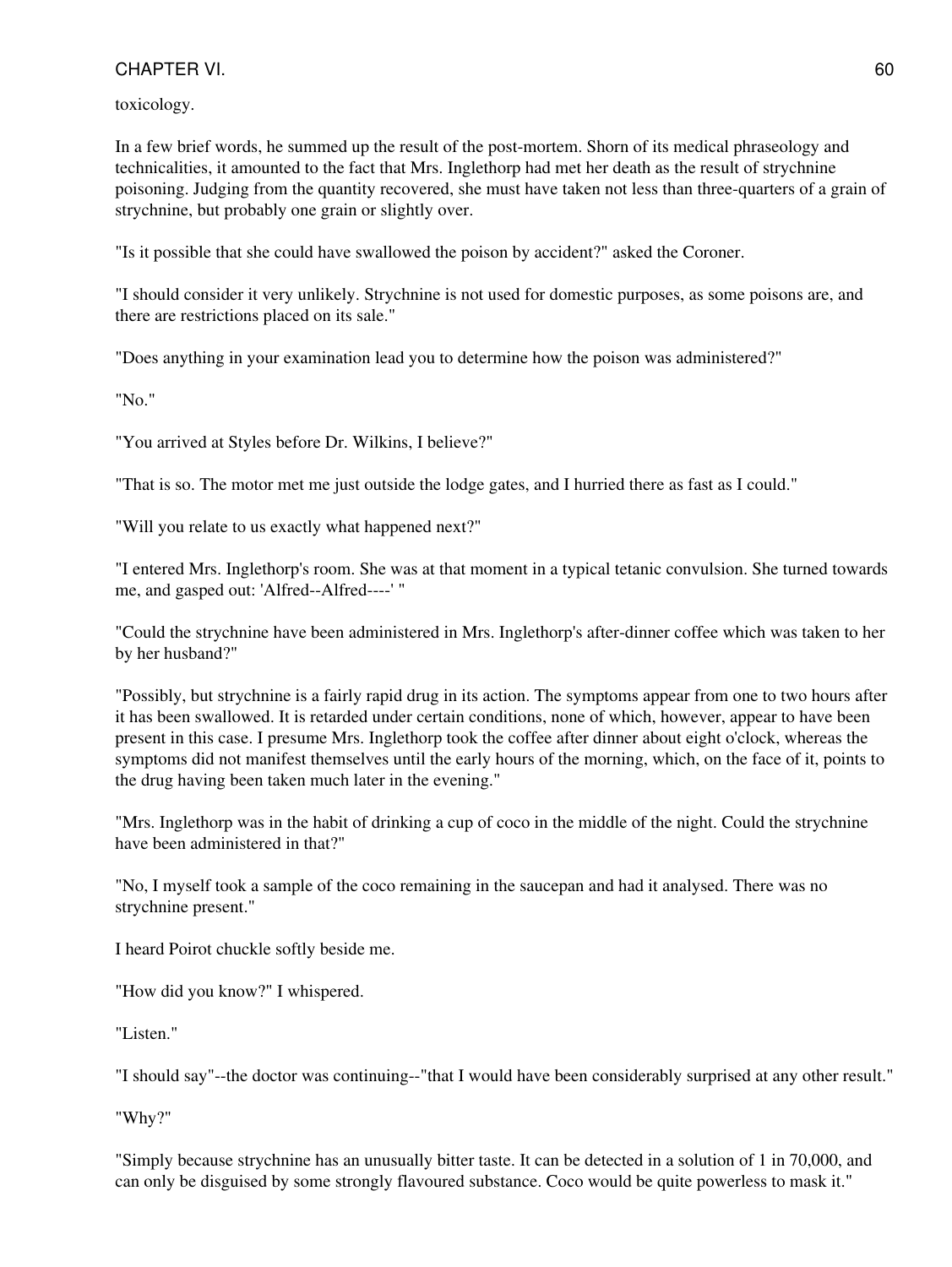toxicology.

In a few brief words, he summed up the result of the post-mortem. Shorn of its medical phraseology and technicalities, it amounted to the fact that Mrs. Inglethorp had met her death as the result of strychnine poisoning. Judging from the quantity recovered, she must have taken not less than three-quarters of a grain of strychnine, but probably one grain or slightly over.

"Is it possible that she could have swallowed the poison by accident?" asked the Coroner.

"I should consider it very unlikely. Strychnine is not used for domestic purposes, as some poisons are, and there are restrictions placed on its sale."

"Does anything in your examination lead you to determine how the poison was administered?"

"No."

"You arrived at Styles before Dr. Wilkins, I believe?"

"That is so. The motor met me just outside the lodge gates, and I hurried there as fast as I could."

"Will you relate to us exactly what happened next?"

"I entered Mrs. Inglethorp's room. She was at that moment in a typical tetanic convulsion. She turned towards me, and gasped out: 'Alfred--Alfred----' "

"Could the strychnine have been administered in Mrs. Inglethorp's after-dinner coffee which was taken to her by her husband?"

"Possibly, but strychnine is a fairly rapid drug in its action. The symptoms appear from one to two hours after it has been swallowed. It is retarded under certain conditions, none of which, however, appear to have been present in this case. I presume Mrs. Inglethorp took the coffee after dinner about eight o'clock, whereas the symptoms did not manifest themselves until the early hours of the morning, which, on the face of it, points to the drug having been taken much later in the evening."

"Mrs. Inglethorp was in the habit of drinking a cup of coco in the middle of the night. Could the strychnine have been administered in that?"

"No, I myself took a sample of the coco remaining in the saucepan and had it analysed. There was no strychnine present."

I heard Poirot chuckle softly beside me.

"How did you know?" I whispered.

"Listen."

"I should say"--the doctor was continuing--"that I would have been considerably surprised at any other result."

"Why?"

"Simply because strychnine has an unusually bitter taste. It can be detected in a solution of 1 in 70,000, and can only be disguised by some strongly flavoured substance. Coco would be quite powerless to mask it."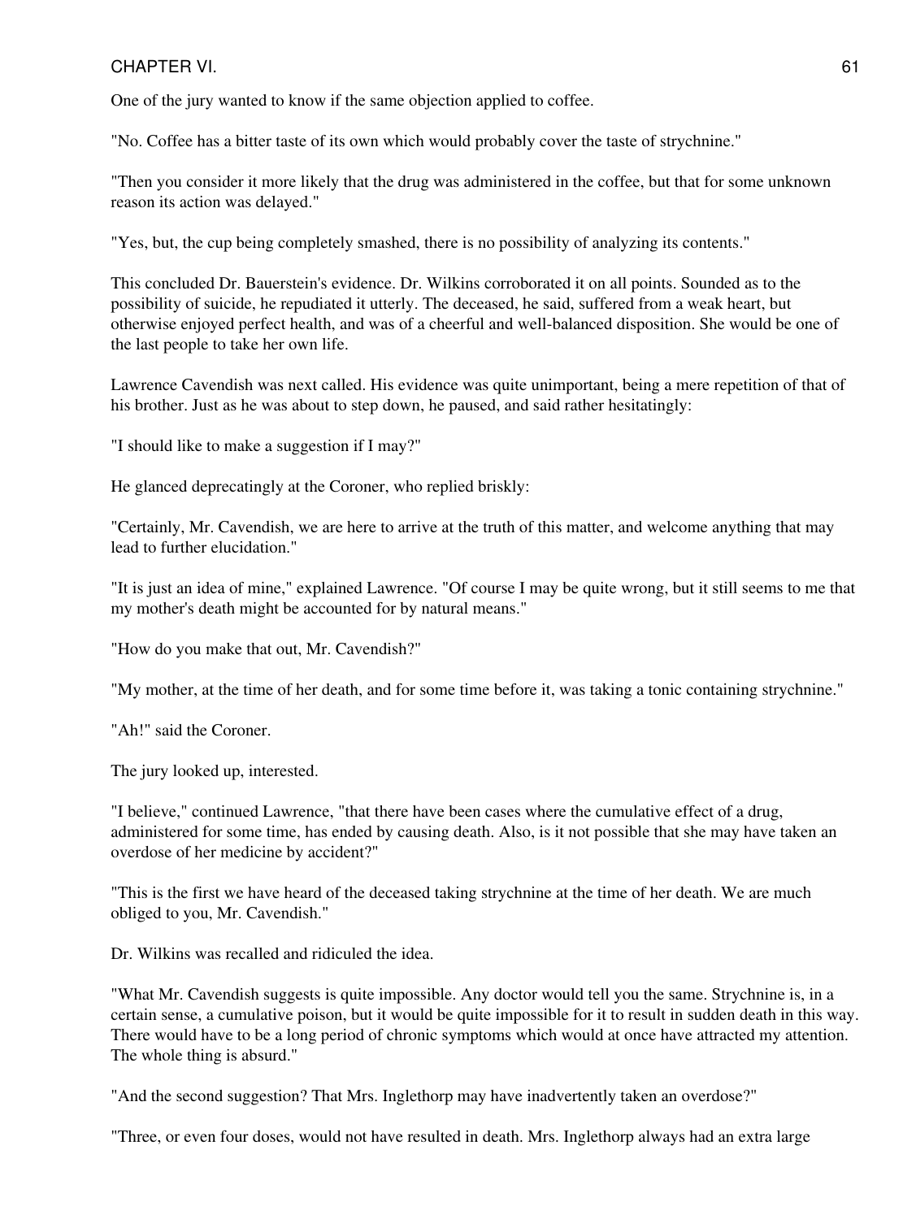One of the jury wanted to know if the same objection applied to coffee.

"No. Coffee has a bitter taste of its own which would probably cover the taste of strychnine."

"Then you consider it more likely that the drug was administered in the coffee, but that for some unknown reason its action was delayed."

"Yes, but, the cup being completely smashed, there is no possibility of analyzing its contents."

This concluded Dr. Bauerstein's evidence. Dr. Wilkins corroborated it on all points. Sounded as to the possibility of suicide, he repudiated it utterly. The deceased, he said, suffered from a weak heart, but otherwise enjoyed perfect health, and was of a cheerful and well-balanced disposition. She would be one of the last people to take her own life.

Lawrence Cavendish was next called. His evidence was quite unimportant, being a mere repetition of that of his brother. Just as he was about to step down, he paused, and said rather hesitatingly:

"I should like to make a suggestion if I may?"

He glanced deprecatingly at the Coroner, who replied briskly:

"Certainly, Mr. Cavendish, we are here to arrive at the truth of this matter, and welcome anything that may lead to further elucidation."

"It is just an idea of mine," explained Lawrence. "Of course I may be quite wrong, but it still seems to me that my mother's death might be accounted for by natural means."

"How do you make that out, Mr. Cavendish?"

"My mother, at the time of her death, and for some time before it, was taking a tonic containing strychnine."

"Ah!" said the Coroner.

The jury looked up, interested.

"I believe," continued Lawrence, "that there have been cases where the cumulative effect of a drug, administered for some time, has ended by causing death. Also, is it not possible that she may have taken an overdose of her medicine by accident?"

"This is the first we have heard of the deceased taking strychnine at the time of her death. We are much obliged to you, Mr. Cavendish."

Dr. Wilkins was recalled and ridiculed the idea.

"What Mr. Cavendish suggests is quite impossible. Any doctor would tell you the same. Strychnine is, in a certain sense, a cumulative poison, but it would be quite impossible for it to result in sudden death in this way. There would have to be a long period of chronic symptoms which would at once have attracted my attention. The whole thing is absurd."

"And the second suggestion? That Mrs. Inglethorp may have inadvertently taken an overdose?"

"Three, or even four doses, would not have resulted in death. Mrs. Inglethorp always had an extra large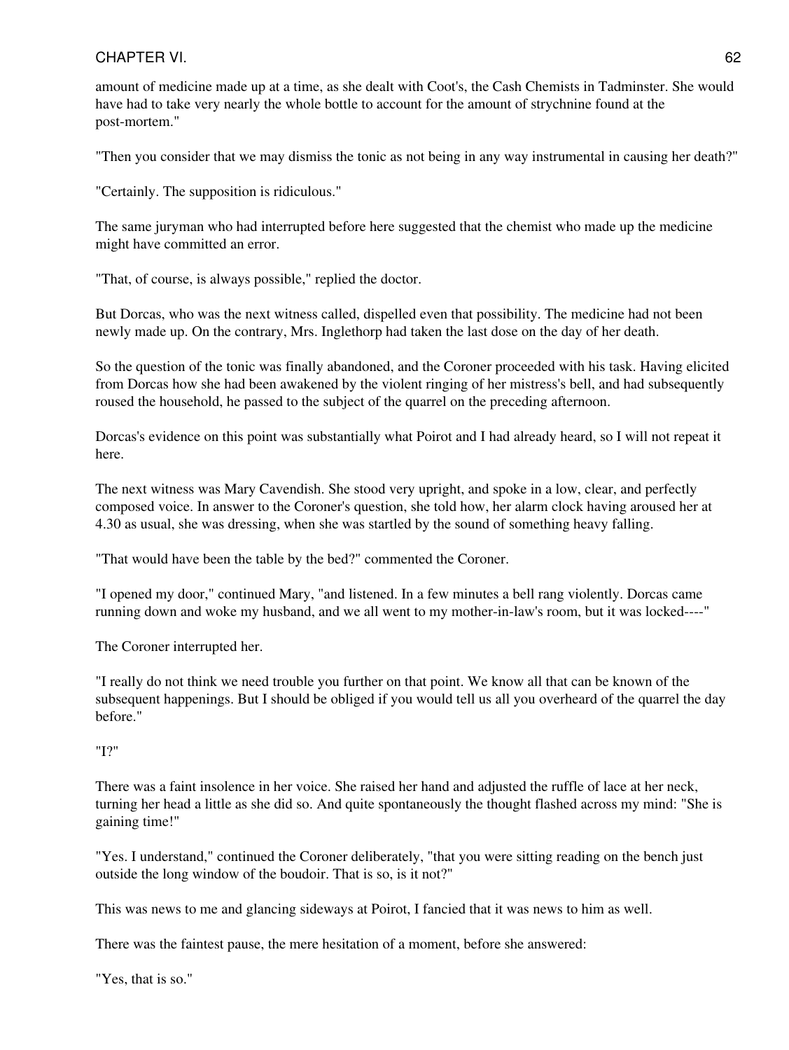amount of medicine made up at a time, as she dealt with Coot's, the Cash Chemists in Tadminster. She would have had to take very nearly the whole bottle to account for the amount of strychnine found at the post-mortem."

"Then you consider that we may dismiss the tonic as not being in any way instrumental in causing her death?"

"Certainly. The supposition is ridiculous."

The same juryman who had interrupted before here suggested that the chemist who made up the medicine might have committed an error.

"That, of course, is always possible," replied the doctor.

But Dorcas, who was the next witness called, dispelled even that possibility. The medicine had not been newly made up. On the contrary, Mrs. Inglethorp had taken the last dose on the day of her death.

So the question of the tonic was finally abandoned, and the Coroner proceeded with his task. Having elicited from Dorcas how she had been awakened by the violent ringing of her mistress's bell, and had subsequently roused the household, he passed to the subject of the quarrel on the preceding afternoon.

Dorcas's evidence on this point was substantially what Poirot and I had already heard, so I will not repeat it here.

The next witness was Mary Cavendish. She stood very upright, and spoke in a low, clear, and perfectly composed voice. In answer to the Coroner's question, she told how, her alarm clock having aroused her at 4.30 as usual, she was dressing, when she was startled by the sound of something heavy falling.

"That would have been the table by the bed?" commented the Coroner.

"I opened my door," continued Mary, "and listened. In a few minutes a bell rang violently. Dorcas came running down and woke my husband, and we all went to my mother-in-law's room, but it was locked----"

The Coroner interrupted her.

"I really do not think we need trouble you further on that point. We know all that can be known of the subsequent happenings. But I should be obliged if you would tell us all you overheard of the quarrel the day before."

"I?"

There was a faint insolence in her voice. She raised her hand and adjusted the ruffle of lace at her neck, turning her head a little as she did so. And quite spontaneously the thought flashed across my mind: "She is gaining time!"

"Yes. I understand," continued the Coroner deliberately, "that you were sitting reading on the bench just outside the long window of the boudoir. That is so, is it not?"

This was news to me and glancing sideways at Poirot, I fancied that it was news to him as well.

There was the faintest pause, the mere hesitation of a moment, before she answered:

"Yes, that is so."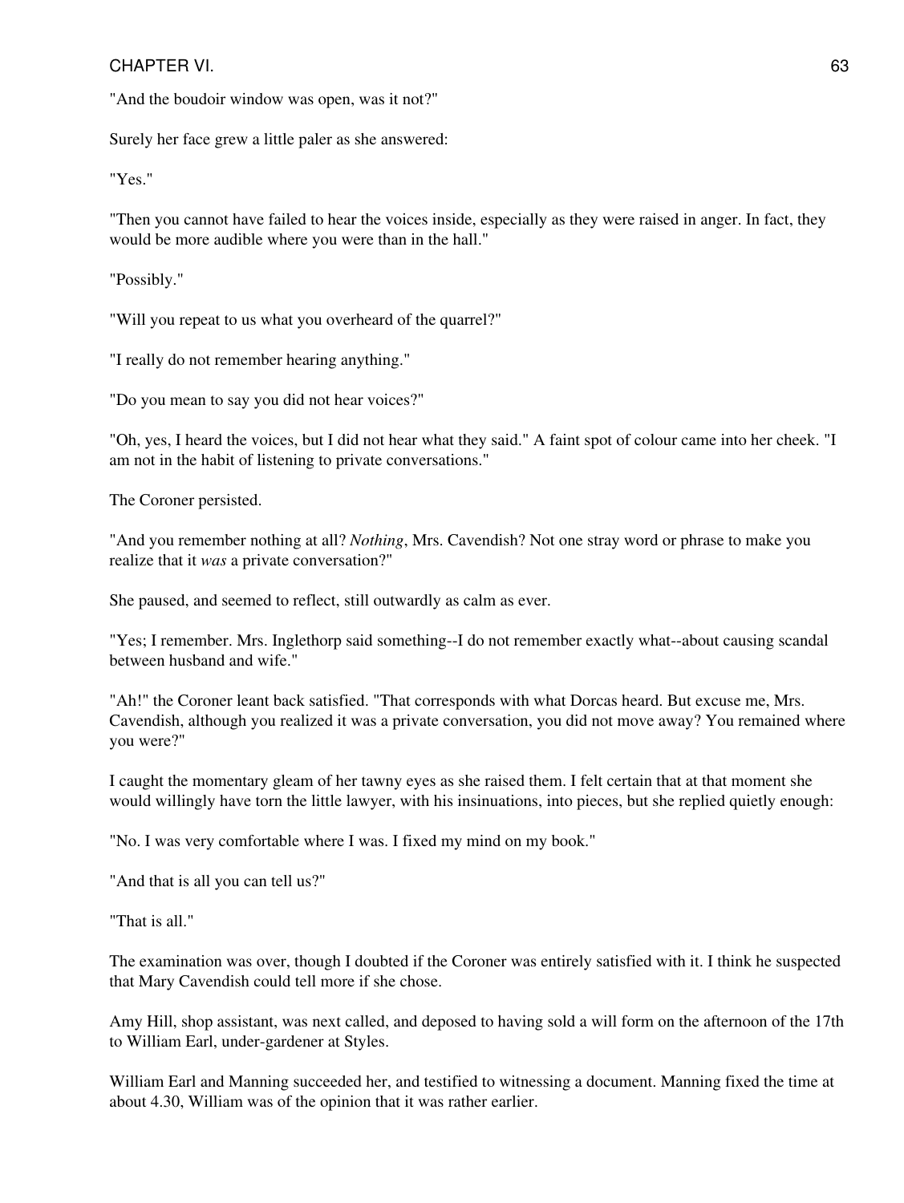"And the boudoir window was open, was it not?"

Surely her face grew a little paler as she answered:

"Yes."

"Then you cannot have failed to hear the voices inside, especially as they were raised in anger. In fact, they would be more audible where you were than in the hall."

"Possibly."

"Will you repeat to us what you overheard of the quarrel?"

"I really do not remember hearing anything."

"Do you mean to say you did not hear voices?"

"Oh, yes, I heard the voices, but I did not hear what they said." A faint spot of colour came into her cheek. "I am not in the habit of listening to private conversations."

The Coroner persisted.

"And you remember nothing at all? *Nothing*, Mrs. Cavendish? Not one stray word or phrase to make you realize that it *was* a private conversation?"

She paused, and seemed to reflect, still outwardly as calm as ever.

"Yes; I remember. Mrs. Inglethorp said something--I do not remember exactly what--about causing scandal between husband and wife."

"Ah!" the Coroner leant back satisfied. "That corresponds with what Dorcas heard. But excuse me, Mrs. Cavendish, although you realized it was a private conversation, you did not move away? You remained where you were?"

I caught the momentary gleam of her tawny eyes as she raised them. I felt certain that at that moment she would willingly have torn the little lawyer, with his insinuations, into pieces, but she replied quietly enough:

"No. I was very comfortable where I was. I fixed my mind on my book."

"And that is all you can tell us?"

"That is all."

The examination was over, though I doubted if the Coroner was entirely satisfied with it. I think he suspected that Mary Cavendish could tell more if she chose.

Amy Hill, shop assistant, was next called, and deposed to having sold a will form on the afternoon of the 17th to William Earl, under-gardener at Styles.

William Earl and Manning succeeded her, and testified to witnessing a document. Manning fixed the time at about 4.30, William was of the opinion that it was rather earlier.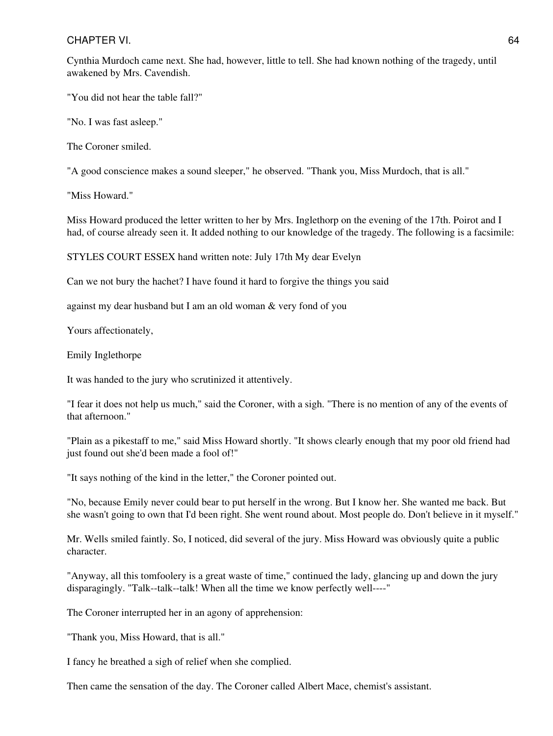Cynthia Murdoch came next. She had, however, little to tell. She had known nothing of the tragedy, until awakened by Mrs. Cavendish.

"You did not hear the table fall?"

"No. I was fast asleep."

The Coroner smiled.

"A good conscience makes a sound sleeper," he observed. "Thank you, Miss Murdoch, that is all."

"Miss Howard."

Miss Howard produced the letter written to her by Mrs. Inglethorp on the evening of the 17th. Poirot and I had, of course already seen it. It added nothing to our knowledge of the tragedy. The following is a facsimile:

STYLES COURT ESSEX hand written note: July 17th My dear Evelyn

Can we not bury the hachet? I have found it hard to forgive the things you said

against my dear husband but I am an old woman & very fond of you

Yours affectionately,

Emily Inglethorpe

It was handed to the jury who scrutinized it attentively.

"I fear it does not help us much," said the Coroner, with a sigh. "There is no mention of any of the events of that afternoon."

"Plain as a pikestaff to me," said Miss Howard shortly. "It shows clearly enough that my poor old friend had just found out she'd been made a fool of!"

"It says nothing of the kind in the letter," the Coroner pointed out.

"No, because Emily never could bear to put herself in the wrong. But I know her. She wanted me back. But she wasn't going to own that I'd been right. She went round about. Most people do. Don't believe in it myself."

Mr. Wells smiled faintly. So, I noticed, did several of the jury. Miss Howard was obviously quite a public character.

"Anyway, all this tomfoolery is a great waste of time," continued the lady, glancing up and down the jury disparagingly. "Talk--talk--talk! When all the time we know perfectly well----"

The Coroner interrupted her in an agony of apprehension:

"Thank you, Miss Howard, that is all."

I fancy he breathed a sigh of relief when she complied.

Then came the sensation of the day. The Coroner called Albert Mace, chemist's assistant.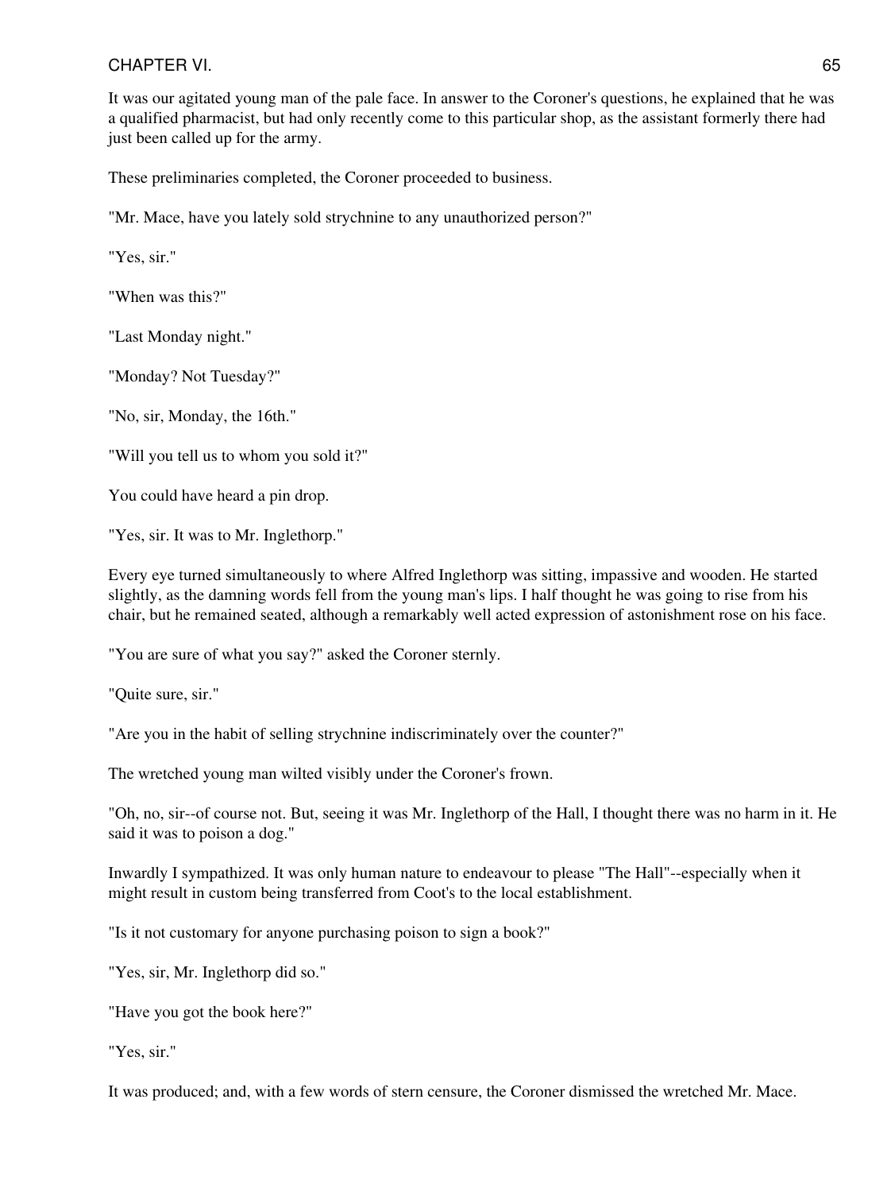It was our agitated young man of the pale face. In answer to the Coroner's questions, he explained that he was a qualified pharmacist, but had only recently come to this particular shop, as the assistant formerly there had just been called up for the army.

These preliminaries completed, the Coroner proceeded to business.

"Mr. Mace, have you lately sold strychnine to any unauthorized person?"

"Yes, sir."

"When was this?"

"Last Monday night."

"Monday? Not Tuesday?"

"No, sir, Monday, the 16th."

"Will you tell us to whom you sold it?"

You could have heard a pin drop.

"Yes, sir. It was to Mr. Inglethorp."

Every eye turned simultaneously to where Alfred Inglethorp was sitting, impassive and wooden. He started slightly, as the damning words fell from the young man's lips. I half thought he was going to rise from his chair, but he remained seated, although a remarkably well acted expression of astonishment rose on his face.

"You are sure of what you say?" asked the Coroner sternly.

"Quite sure, sir."

"Are you in the habit of selling strychnine indiscriminately over the counter?"

The wretched young man wilted visibly under the Coroner's frown.

"Oh, no, sir--of course not. But, seeing it was Mr. Inglethorp of the Hall, I thought there was no harm in it. He said it was to poison a dog."

Inwardly I sympathized. It was only human nature to endeavour to please "The Hall"--especially when it might result in custom being transferred from Coot's to the local establishment.

"Is it not customary for anyone purchasing poison to sign a book?"

"Yes, sir, Mr. Inglethorp did so."

"Have you got the book here?"

"Yes, sir."

It was produced; and, with a few words of stern censure, the Coroner dismissed the wretched Mr. Mace.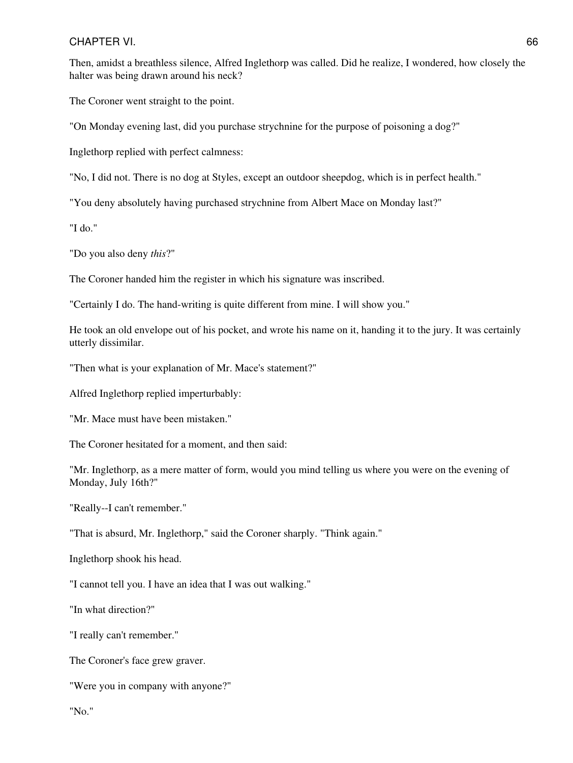Then, amidst a breathless silence, Alfred Inglethorp was called. Did he realize, I wondered, how closely the halter was being drawn around his neck?

The Coroner went straight to the point.

"On Monday evening last, did you purchase strychnine for the purpose of poisoning a dog?"

Inglethorp replied with perfect calmness:

"No, I did not. There is no dog at Styles, except an outdoor sheepdog, which is in perfect health."

"You deny absolutely having purchased strychnine from Albert Mace on Monday last?"

"I do."

"Do you also deny *this*?"

The Coroner handed him the register in which his signature was inscribed.

"Certainly I do. The hand-writing is quite different from mine. I will show you."

He took an old envelope out of his pocket, and wrote his name on it, handing it to the jury. It was certainly utterly dissimilar.

"Then what is your explanation of Mr. Mace's statement?"

Alfred Inglethorp replied imperturbably:

"Mr. Mace must have been mistaken."

The Coroner hesitated for a moment, and then said:

"Mr. Inglethorp, as a mere matter of form, would you mind telling us where you were on the evening of Monday, July 16th?"

"Really--I can't remember."

"That is absurd, Mr. Inglethorp," said the Coroner sharply. "Think again."

Inglethorp shook his head.

"I cannot tell you. I have an idea that I was out walking."

"In what direction?"

"I really can't remember."

The Coroner's face grew graver.

"Were you in company with anyone?"

"No."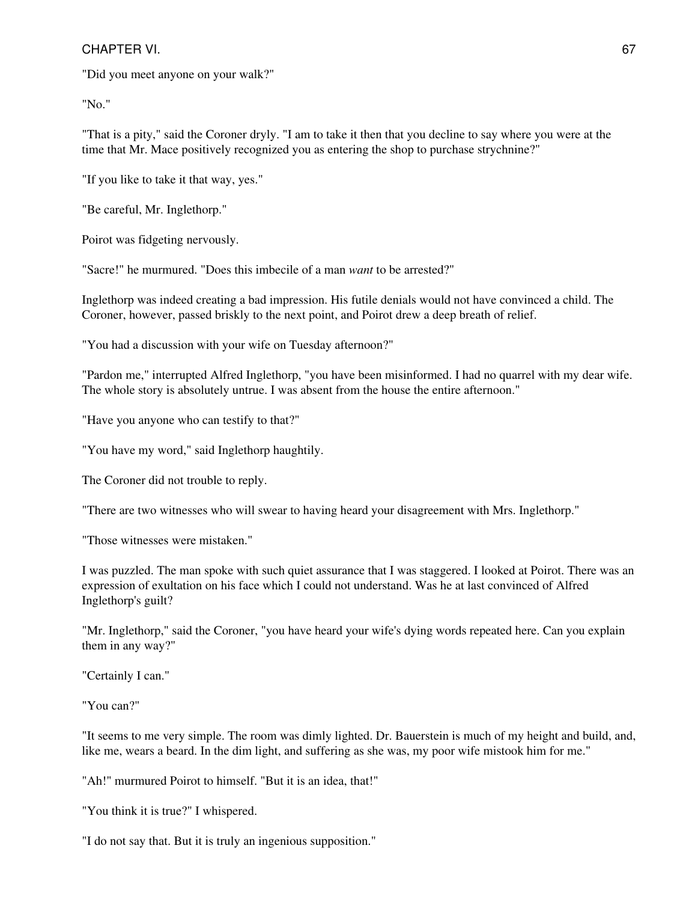"Did you meet anyone on your walk?"

"No."

"That is a pity," said the Coroner dryly. "I am to take it then that you decline to say where you were at the time that Mr. Mace positively recognized you as entering the shop to purchase strychnine?"

"If you like to take it that way, yes."

"Be careful, Mr. Inglethorp."

Poirot was fidgeting nervously.

"Sacre!" he murmured. "Does this imbecile of a man *want* to be arrested?"

Inglethorp was indeed creating a bad impression. His futile denials would not have convinced a child. The Coroner, however, passed briskly to the next point, and Poirot drew a deep breath of relief.

"You had a discussion with your wife on Tuesday afternoon?"

"Pardon me," interrupted Alfred Inglethorp, "you have been misinformed. I had no quarrel with my dear wife. The whole story is absolutely untrue. I was absent from the house the entire afternoon."

"Have you anyone who can testify to that?"

"You have my word," said Inglethorp haughtily.

The Coroner did not trouble to reply.

"There are two witnesses who will swear to having heard your disagreement with Mrs. Inglethorp."

"Those witnesses were mistaken."

I was puzzled. The man spoke with such quiet assurance that I was staggered. I looked at Poirot. There was an expression of exultation on his face which I could not understand. Was he at last convinced of Alfred Inglethorp's guilt?

"Mr. Inglethorp," said the Coroner, "you have heard your wife's dying words repeated here. Can you explain them in any way?"

"Certainly I can."

"You can?"

"It seems to me very simple. The room was dimly lighted. Dr. Bauerstein is much of my height and build, and, like me, wears a beard. In the dim light, and suffering as she was, my poor wife mistook him for me."

"Ah!" murmured Poirot to himself. "But it is an idea, that!"

"You think it is true?" I whispered.

"I do not say that. But it is truly an ingenious supposition."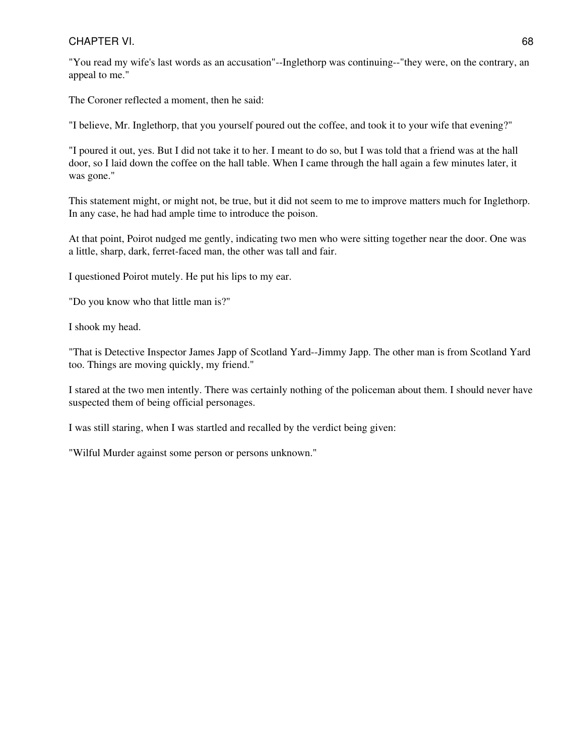"You read my wife's last words as an accusation"--Inglethorp was continuing--"they were, on the contrary, an appeal to me."

The Coroner reflected a moment, then he said:

"I believe, Mr. Inglethorp, that you yourself poured out the coffee, and took it to your wife that evening?"

"I poured it out, yes. But I did not take it to her. I meant to do so, but I was told that a friend was at the hall door, so I laid down the coffee on the hall table. When I came through the hall again a few minutes later, it was gone."

This statement might, or might not, be true, but it did not seem to me to improve matters much for Inglethorp. In any case, he had had ample time to introduce the poison.

At that point, Poirot nudged me gently, indicating two men who were sitting together near the door. One was a little, sharp, dark, ferret-faced man, the other was tall and fair.

I questioned Poirot mutely. He put his lips to my ear.

"Do you know who that little man is?"

I shook my head.

"That is Detective Inspector James Japp of Scotland Yard--Jimmy Japp. The other man is from Scotland Yard too. Things are moving quickly, my friend."

I stared at the two men intently. There was certainly nothing of the policeman about them. I should never have suspected them of being official personages.

I was still staring, when I was startled and recalled by the verdict being given:

"Wilful Murder against some person or persons unknown."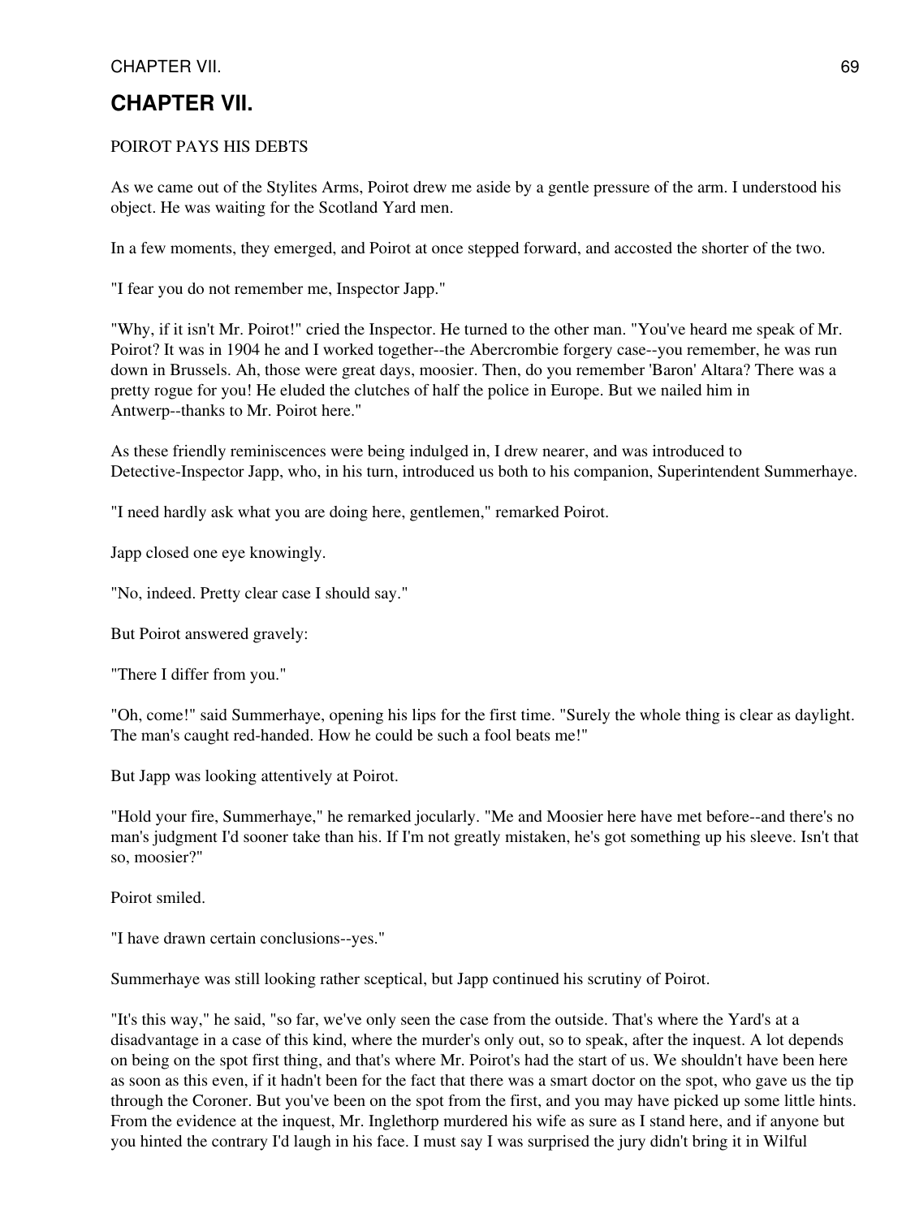# CHAPTER VII.

POIROT PAYS HIS DEBTS

As we came out of the Stylites Arms, Poirot drew me aside by a gentle pressure of the arm. I understood his object. He was waiting for the Scotland Yard men.

In a few moments, they emerged, and Poirot at once stepped forward, and accosted the shorter of the two.

"I fear you do not remember me, Inspector Japp."

"Why, if it isn't Mr. Poirot!" cried the Inspector. He turned to the other man. "You've heard me speak of Mr. Poirot? It was in 1904 he and I worked together--the Abercrombie forgery case--you remember, he was run down in Brussels. Ah, those were great days, moosier. Then, do you remember 'Baron' Altara? There was a pretty rogue for you! He eluded the clutches of half the police in Europe. But we nailed him in Antwerp--thanks to Mr. Poirot here."

As these friendly reminiscences were being indulged in, I drew nearer, and was introduced to Detective-Inspector Japp, who, in his turn, introduced us both to his companion, Superintendent Summerhaye.

"I need hardly ask what you are doing here, gentlemen," remarked Poirot.

Japp closed one eye knowingly.

"No, indeed. Pretty clear case I should say."

But Poirot answered gravely:

"There I differ from you."

"Oh, come!" said Summerhaye, opening his lips for the first time. "Surely the whole thing is clear as daylight. The man's caught red-handed. How he could be such a fool beats me!"

But Japp was looking attentively at Poirot.

"Hold your fire, Summerhaye," he remarked jocularly. "Me and Moosier here have met before--and there's no man's judgment I'd sooner take than his. If I'm not greatly mistaken, he's got something up his sleeve. Isn't that so, moosier?"

Poirot smiled.

"I have drawn certain conclusions--yes."

Summerhaye was still looking rather sceptical, but Japp continued his scrutiny of Poirot.

"It's this way," he said, "so far, we've only seen the case from the outside. That's where the Yard's at a disadvantage in a case of this kind, where the murder's only out, so to speak, after the inquest. A lot depends on being on the spot first thing, and that's where Mr. Poirot's had the start of us. We shouldn't have been here as soon as this even, if it hadn't been for the fact that there was a smart doctor on the spot, who gave us the tip through the Coroner. But you've been on the spot from the first, and you may have picked up some little hints. From the evidence at the inquest, Mr. Inglethorp murdered his wife as sure as I stand here, and if anyone but you hinted the contrary I'd laugh in his face. I must say I was surprised the jury didn't bring it in Wilful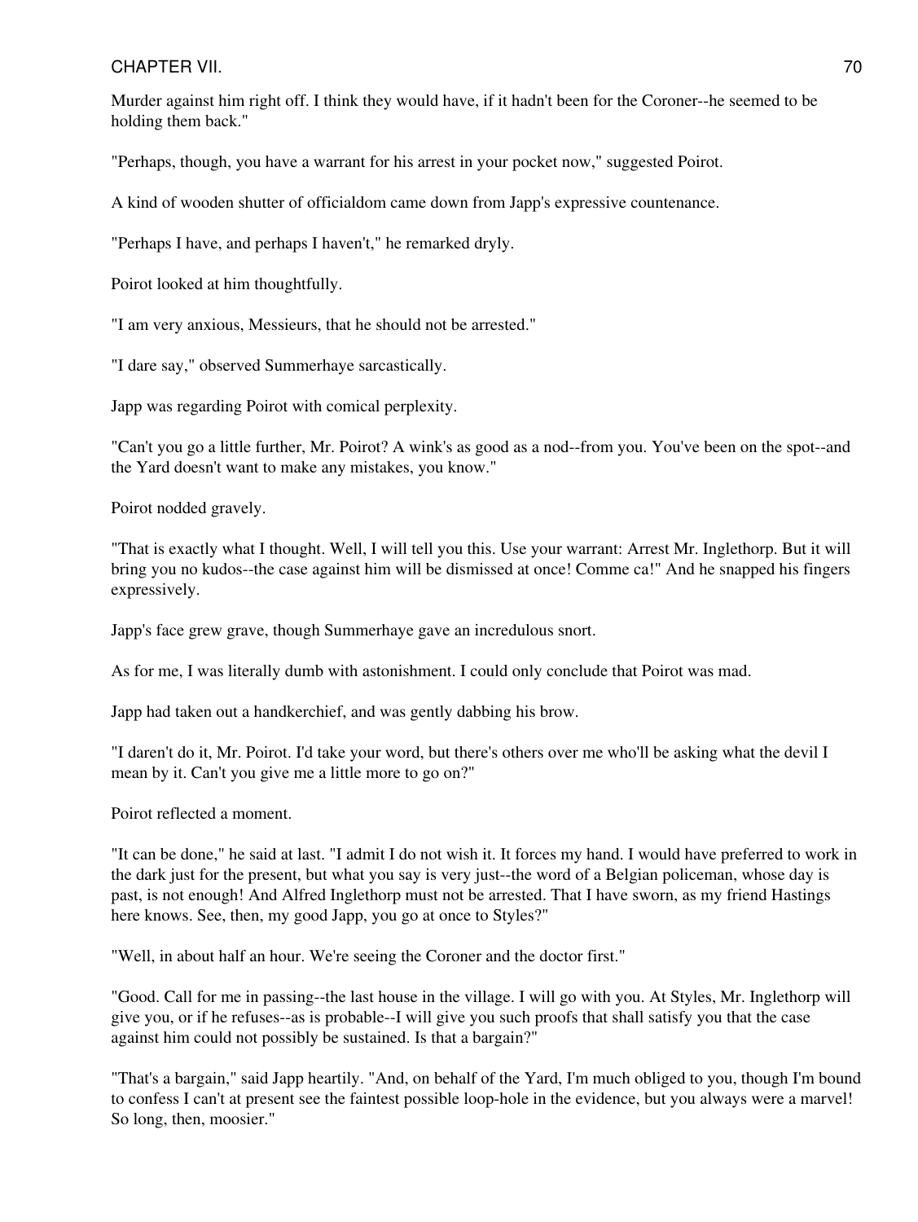Murder against him right off. I think they would have, if it hadn't been for the Coroner--he seemed to be holding them back."

"Perhaps, though, you have a warrant for his arrest in your pocket now," suggested Poirot.

A kind of wooden shutter of officialdom came down from Japp's expressive countenance.

"Perhaps I have, and perhaps I haven't," he remarked dryly.

Poirot looked at him thoughtfully.

"I am very anxious, Messieurs, that he should not be arrested."

"I dare say," observed Summerhaye sarcastically.

Japp was regarding Poirot with comical perplexity.

"Can't you go a little further, Mr. Poirot? A wink's as good as a nod--from you. You've been on the spot--and the Yard doesn't want to make any mistakes, you know."

Poirot nodded gravely.

"That is exactly what I thought. Well, I will tell you this. Use your warrant: Arrest Mr. Inglethorp. But it will bring you no kudos--the case against him will be dismissed at once! Comme ca!" And he snapped his fingers expressively.

Japp's face grew grave, though Summerhaye gave an incredulous snort.

As for me, I was literally dumb with astonishment. I could only conclude that Poirot was mad.

Japp had taken out a handkerchief, and was gently dabbing his brow.

"I daren't do it, Mr. Poirot. I'd take your word, but there's others over me who'll be asking what the devil I mean by it. Can't you give me a little more to go on?"

Poirot reflected a moment.

"It can be done," he said at last. "I admit I do not wish it. It forces my hand. I would have preferred to work in the dark just for the present, but what you say is very just--the word of a Belgian policeman, whose day is past, is not enough! And Alfred Inglethorp must not be arrested. That I have sworn, as my friend Hastings here knows. See, then, my good Japp, you go at once to Styles?"

"Well, in about half an hour. We're seeing the Coroner and the doctor first."

"Good. Call for me in passing--the last house in the village. I will go with you. At Styles, Mr. Inglethorp will give you, or if he refuses--as is probable--I will give you such proofs that shall satisfy you that the case against him could not possibly be sustained. Is that a bargain?"

"That's a bargain," said Japp heartily. "And, on behalf of the Yard, I'm much obliged to you, though I'm bound to confess I can't at present see the faintest possible loop-hole in the evidence, but you always were a marvel! So long, then, moosier."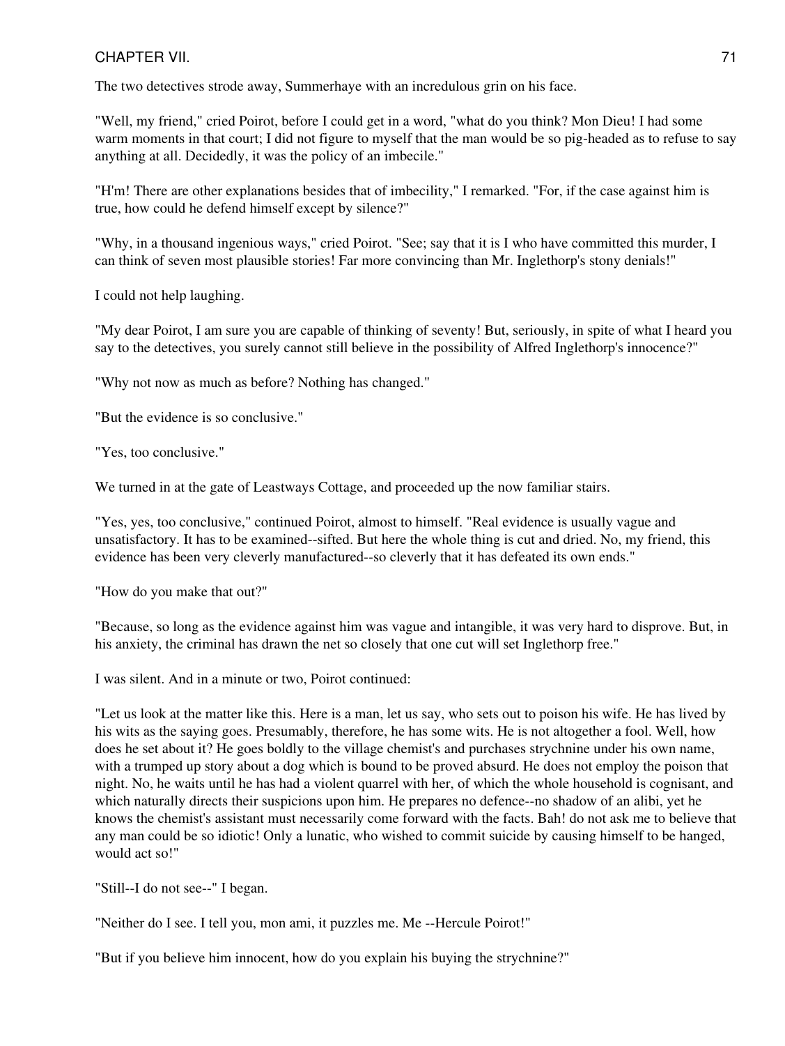The two detectives strode away, Summerhaye with an incredulous grin on his face.

"Well, my friend," cried Poirot, before I could get in a word, "what do you think? Mon Dieu! I had some warm moments in that court; I did not figure to myself that the man would be so pig-headed as to refuse to say anything at all. Decidedly, it was the policy of an imbecile."

"H'm! There are other explanations besides that of imbecility," I remarked. "For, if the case against him is true, how could he defend himself except by silence?"

"Why, in a thousand ingenious ways," cried Poirot. "See; say that it is I who have committed this murder, I can think of seven most plausible stories! Far more convincing than Mr. Inglethorp's stony denials!"

I could not help laughing.

"My dear Poirot, I am sure you are capable of thinking of seventy! But, seriously, in spite of what I heard you say to the detectives, you surely cannot still believe in the possibility of Alfred Inglethorp's innocence?"

"Why not now as much as before? Nothing has changed."

"But the evidence is so conclusive."

"Yes, too conclusive."

We turned in at the gate of Leastways Cottage, and proceeded up the now familiar stairs.

"Yes, yes, too conclusive," continued Poirot, almost to himself. "Real evidence is usually vague and unsatisfactory. It has to be examined--sifted. But here the whole thing is cut and dried. No, my friend, this evidence has been very cleverly manufactured--so cleverly that it has defeated its own ends."

"How do you make that out?"

"Because, so long as the evidence against him was vague and intangible, it was very hard to disprove. But, in his anxiety, the criminal has drawn the net so closely that one cut will set Inglethorp free."

I was silent. And in a minute or two, Poirot continued:

"Let us look at the matter like this. Here is a man, let us say, who sets out to poison his wife. He has lived by his wits as the saying goes. Presumably, therefore, he has some wits. He is not altogether a fool. Well, how does he set about it? He goes boldly to the village chemist's and purchases strychnine under his own name, with a trumped up story about a dog which is bound to be proved absurd. He does not employ the poison that night. No, he waits until he has had a violent quarrel with her, of which the whole household is cognisant, and which naturally directs their suspicions upon him. He prepares no defence--no shadow of an alibi, yet he knows the chemist's assistant must necessarily come forward with the facts. Bah! do not ask me to believe that any man could be so idiotic! Only a lunatic, who wished to commit suicide by causing himself to be hanged, would act so!"

"Still--I do not see--" I began.

"Neither do I see. I tell you, mon ami, it puzzles me. Me --Hercule Poirot!"

"But if you believe him innocent, how do you explain his buying the strychnine?"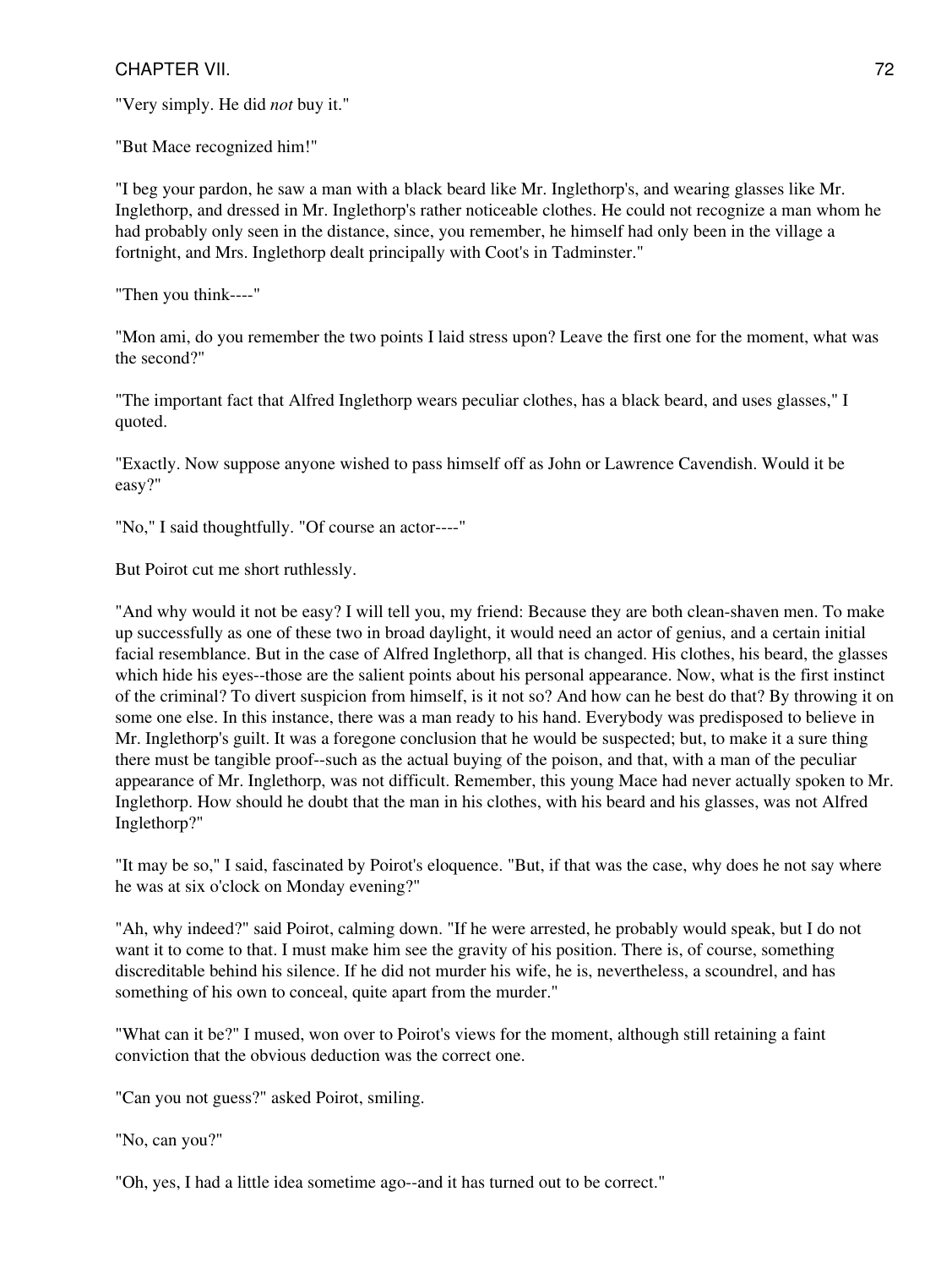"Very simply. He did *not* buy it."

"But Mace recognized him!"

"I beg your pardon, he saw a man with a black beard like Mr. Inglethorp's, and wearing glasses like Mr. Inglethorp, and dressed in Mr. Inglethorp's rather noticeable clothes. He could not recognize a man whom he had probably only seen in the distance, since, you remember, he himself had only been in the village a fortnight, and Mrs. Inglethorp dealt principally with Coot's in Tadminster."

"Then you think----"

"Mon ami, do you remember the two points I laid stress upon? Leave the first one for the moment, what was the second?"

"The important fact that Alfred Inglethorp wears peculiar clothes, has a black beard, and uses glasses," I quoted.

"Exactly. Now suppose anyone wished to pass himself off as John or Lawrence Cavendish. Would it be easy?"

"No," I said thoughtfully. "Of course an actor----"

But Poirot cut me short ruthlessly.

"And why would it not be easy? I will tell you, my friend: Because they are both clean-shaven men. To make up successfully as one of these two in broad daylight, it would need an actor of genius, and a certain initial facial resemblance. But in the case of Alfred Inglethorp, all that is changed. His clothes, his beard, the glasses which hide his eyes--those are the salient points about his personal appearance. Now, what is the first instinct of the criminal? To divert suspicion from himself, is it not so? And how can he best do that? By throwing it on some one else. In this instance, there was a man ready to his hand. Everybody was predisposed to believe in Mr. Inglethorp's guilt. It was a foregone conclusion that he would be suspected; but, to make it a sure thing there must be tangible proof--such as the actual buying of the poison, and that, with a man of the peculiar appearance of Mr. Inglethorp, was not difficult. Remember, this young Mace had never actually spoken to Mr. Inglethorp. How should he doubt that the man in his clothes, with his beard and his glasses, was not Alfred Inglethorp?"

"It may be so," I said, fascinated by Poirot's eloquence. "But, if that was the case, why does he not say where he was at six o'clock on Monday evening?"

"Ah, why indeed?" said Poirot, calming down. "If he were arrested, he probably would speak, but I do not want it to come to that. I must make him see the gravity of his position. There is, of course, something discreditable behind his silence. If he did not murder his wife, he is, nevertheless, a scoundrel, and has something of his own to conceal, quite apart from the murder."

"What can it be?" I mused, won over to Poirot's views for the moment, although still retaining a faint conviction that the obvious deduction was the correct one.

"Can you not guess?" asked Poirot, smiling.

"No, can you?"

"Oh, yes, I had a little idea sometime ago--and it has turned out to be correct."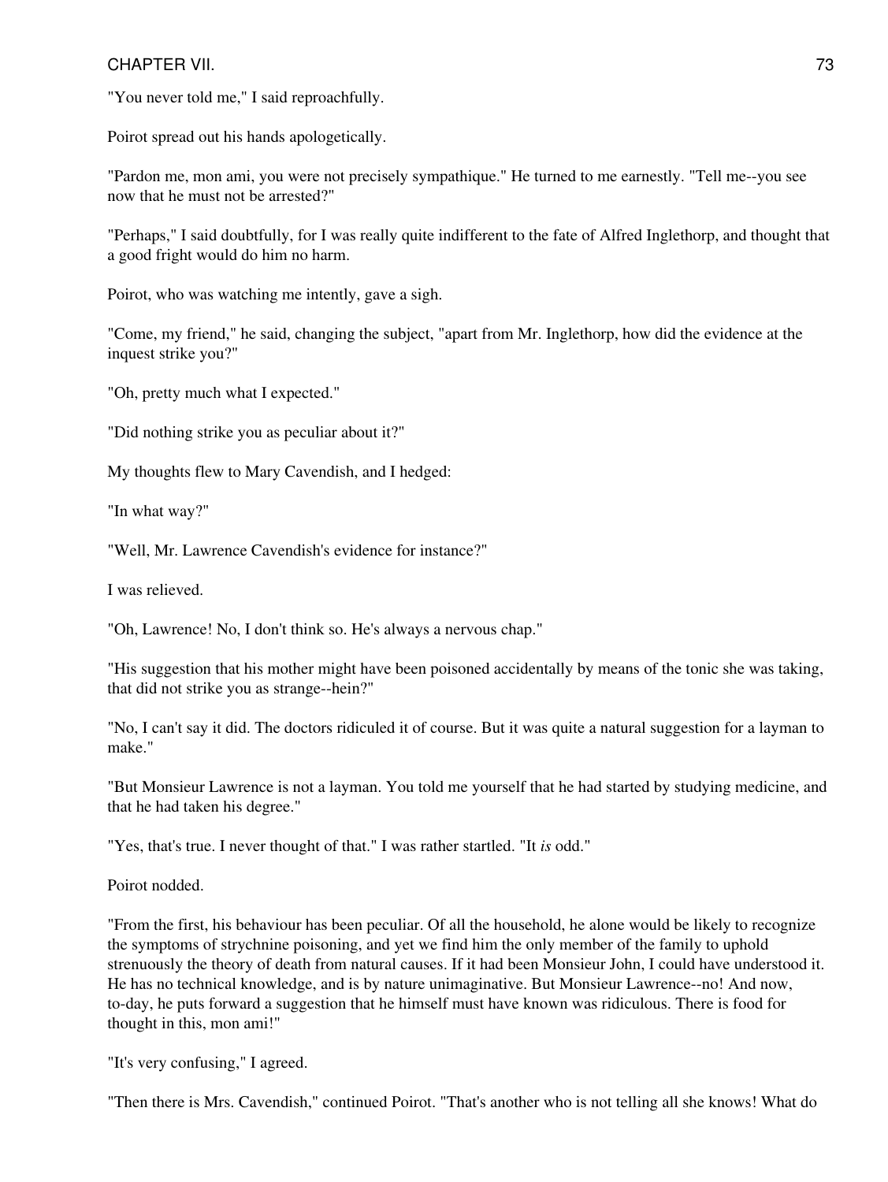"You never told me," I said reproachfully.

Poirot spread out his hands apologetically.

"Pardon me, mon ami, you were not precisely sympathique." He turned to me earnestly. "Tell me--you see now that he must not be arrested?"

"Perhaps," I said doubtfully, for I was really quite indifferent to the fate of Alfred Inglethorp, and thought that a good fright would do him no harm.

Poirot, who was watching me intently, gave a sigh.

"Come, my friend," he said, changing the subject, "apart from Mr. Inglethorp, how did the evidence at the inquest strike you?"

"Oh, pretty much what I expected."

"Did nothing strike you as peculiar about it?"

My thoughts flew to Mary Cavendish, and I hedged:

"In what way?"

"Well, Mr. Lawrence Cavendish's evidence for instance?"

I was relieved.

"Oh, Lawrence! No, I don't think so. He's always a nervous chap."

"His suggestion that his mother might have been poisoned accidentally by means of the tonic she was taking, that did not strike you as strange--hein?"

"No, I can't say it did. The doctors ridiculed it of course. But it was quite a natural suggestion for a layman to make."

"But Monsieur Lawrence is not a layman. You told me yourself that he had started by studying medicine, and that he had taken his degree."

"Yes, that's true. I never thought of that." I was rather startled. "It *is* odd."

Poirot nodded.

"From the first, his behaviour has been peculiar. Of all the household, he alone would be likely to recognize the symptoms of strychnine poisoning, and yet we find him the only member of the family to uphold strenuously the theory of death from natural causes. If it had been Monsieur John, I could have understood it. He has no technical knowledge, and is by nature unimaginative. But Monsieur Lawrence--no! And now, to-day, he puts forward a suggestion that he himself must have known was ridiculous. There is food for thought in this, mon ami!"

"It's very confusing," I agreed.

"Then there is Mrs. Cavendish," continued Poirot. "That's another who is not telling all she knows! What do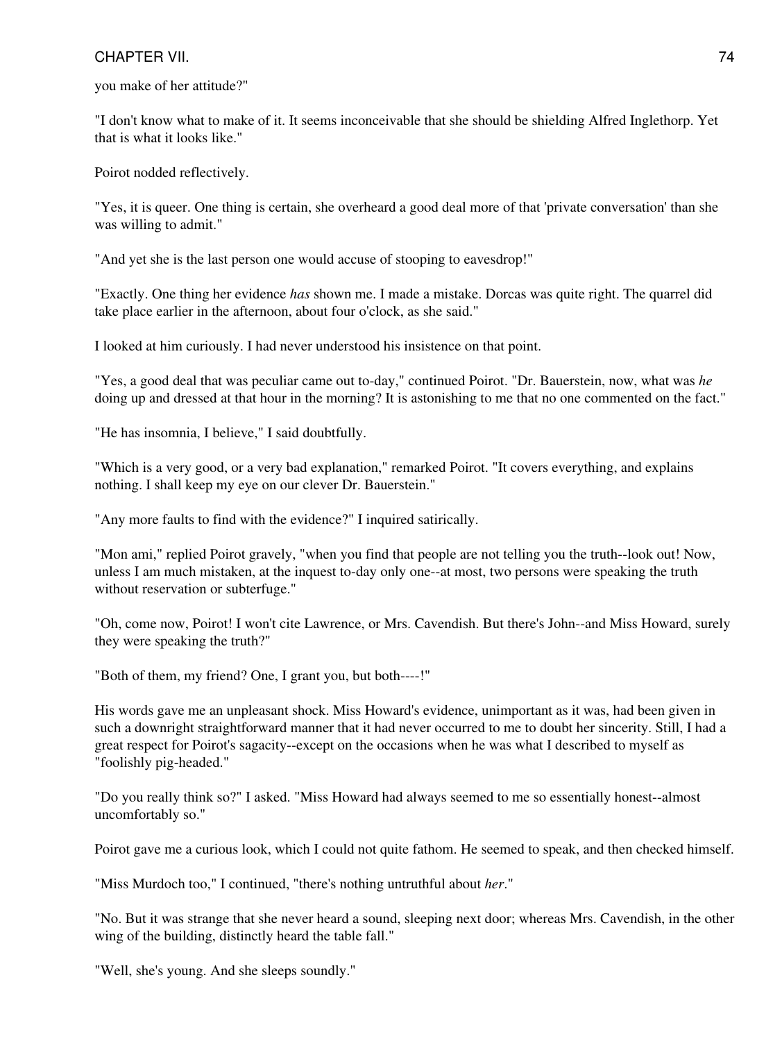you make of her attitude?"

"I don't know what to make of it. It seems inconceivable that she should be shielding Alfred Inglethorp. Yet that is what it looks like."

Poirot nodded reflectively.

"Yes, it is queer. One thing is certain, she overheard a good deal more of that 'private conversation' than she was willing to admit."

"And yet she is the last person one would accuse of stooping to eavesdrop!"

"Exactly. One thing her evidence *has* shown me. I made a mistake. Dorcas was quite right. The quarrel did take place earlier in the afternoon, about four o'clock, as she said."

I looked at him curiously. I had never understood his insistence on that point.

"Yes, a good deal that was peculiar came out to-day," continued Poirot. "Dr. Bauerstein, now, what was *he* doing up and dressed at that hour in the morning? It is astonishing to me that no one commented on the fact."

"He has insomnia, I believe," I said doubtfully.

"Which is a very good, or a very bad explanation," remarked Poirot. "It covers everything, and explains nothing. I shall keep my eye on our clever Dr. Bauerstein."

"Any more faults to find with the evidence?" I inquired satirically.

"Mon ami," replied Poirot gravely, "when you find that people are not telling you the truth--look out! Now, unless I am much mistaken, at the inquest to-day only one--at most, two persons were speaking the truth without reservation or subterfuge."

"Oh, come now, Poirot! I won't cite Lawrence, or Mrs. Cavendish. But there's John--and Miss Howard, surely they were speaking the truth?"

"Both of them, my friend? One, I grant you, but both----!"

His words gave me an unpleasant shock. Miss Howard's evidence, unimportant as it was, had been given in such a downright straightforward manner that it had never occurred to me to doubt her sincerity. Still, I had a great respect for Poirot's sagacity--except on the occasions when he was what I described to myself as "foolishly pig-headed."

"Do you really think so?" I asked. "Miss Howard had always seemed to me so essentially honest--almost uncomfortably so."

Poirot gave me a curious look, which I could not quite fathom. He seemed to speak, and then checked himself.

"Miss Murdoch too," I continued, "there's nothing untruthful about *her*."

"No. But it was strange that she never heard a sound, sleeping next door; whereas Mrs. Cavendish, in the other wing of the building, distinctly heard the table fall."

"Well, she's young. And she sleeps soundly."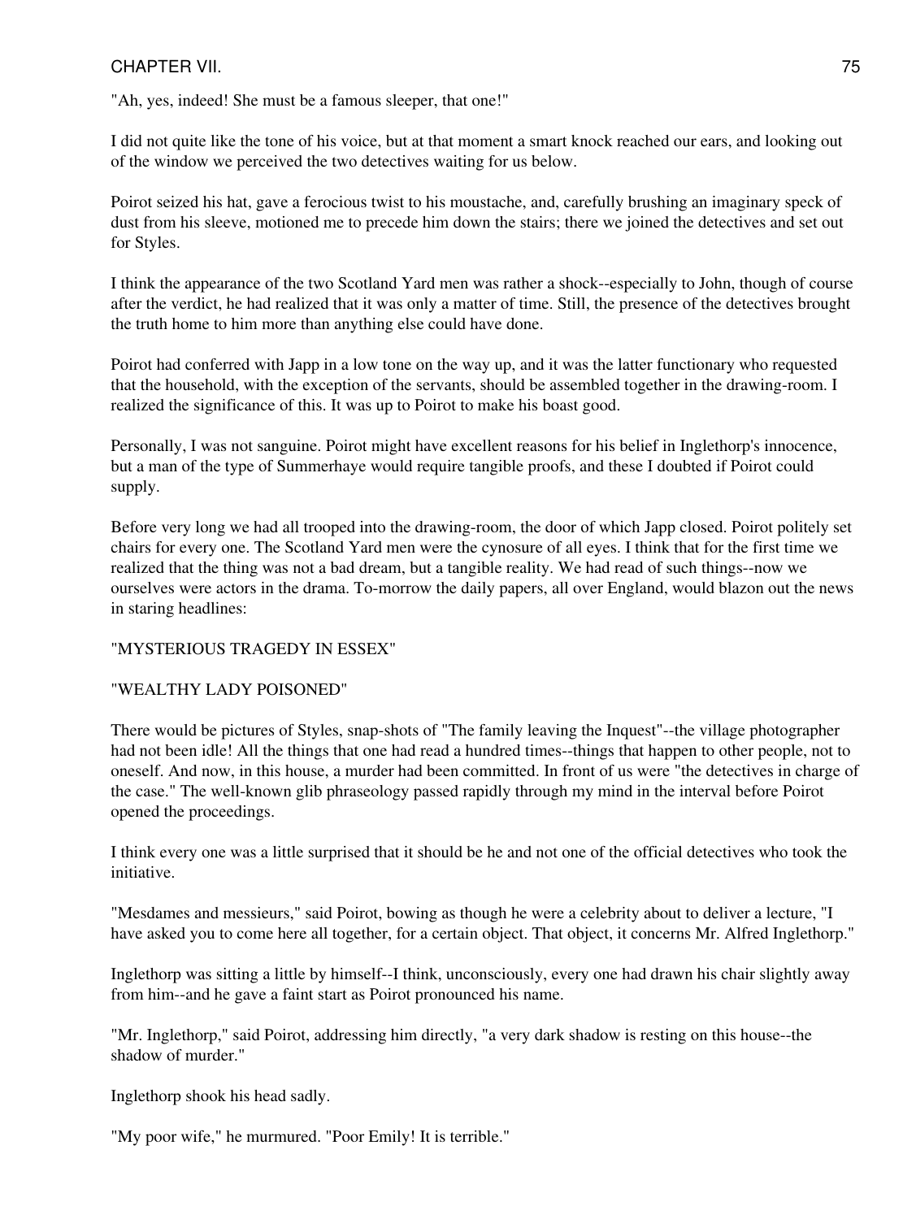"Ah, yes, indeed! She must be a famous sleeper, that one!"

I did not quite like the tone of his voice, but at that moment a smart knock reached our ears, and looking out of the window we perceived the two detectives waiting for us below.

Poirot seized his hat, gave a ferocious twist to his moustache, and, carefully brushing an imaginary speck of dust from his sleeve, motioned me to precede him down the stairs; there we joined the detectives and set out for Styles.

I think the appearance of the two Scotland Yard men was rather a shock--especially to John, though of course after the verdict, he had realized that it was only a matter of time. Still, the presence of the detectives brought the truth home to him more than anything else could have done.

Poirot had conferred with Japp in a low tone on the way up, and it was the latter functionary who requested that the household, with the exception of the servants, should be assembled together in the drawing-room. I realized the significance of this. It was up to Poirot to make his boast good.

Personally, I was not sanguine. Poirot might have excellent reasons for his belief in Inglethorp's innocence, but a man of the type of Summerhaye would require tangible proofs, and these I doubted if Poirot could supply.

Before very long we had all trooped into the drawing-room, the door of which Japp closed. Poirot politely set chairs for every one. The Scotland Yard men were the cynosure of all eyes. I think that for the first time we realized that the thing was not a bad dream, but a tangible reality. We had read of such things--now we ourselves were actors in the drama. To-morrow the daily papers, all over England, would blazon out the news in staring headlines:

"MYSTERIOUS TRAGEDY IN ESSEX"

"WEALTHY LADY POISONED"

There would be pictures of Styles, snap-shots of "The family leaving the Inquest"--the village photographer had not been idle! All the things that one had read a hundred times--things that happen to other people, not to oneself. And now, in this house, a murder had been committed. In front of us were "the detectives in charge of the case." The well-known glib phraseology passed rapidly through my mind in the interval before Poirot opened the proceedings.

I think every one was a little surprised that it should be he and not one of the official detectives who took the initiative.

"Mesdames and messieurs," said Poirot, bowing as though he were a celebrity about to deliver a lecture, "I have asked you to come here all together, for a certain object. That object, it concerns Mr. Alfred Inglethorp."

Inglethorp was sitting a little by himself--I think, unconsciously, every one had drawn his chair slightly away from him--and he gave a faint start as Poirot pronounced his name.

"Mr. Inglethorp," said Poirot, addressing him directly, "a very dark shadow is resting on this house--the shadow of murder."

Inglethorp shook his head sadly.

"My poor wife," he murmured. "Poor Emily! It is terrible."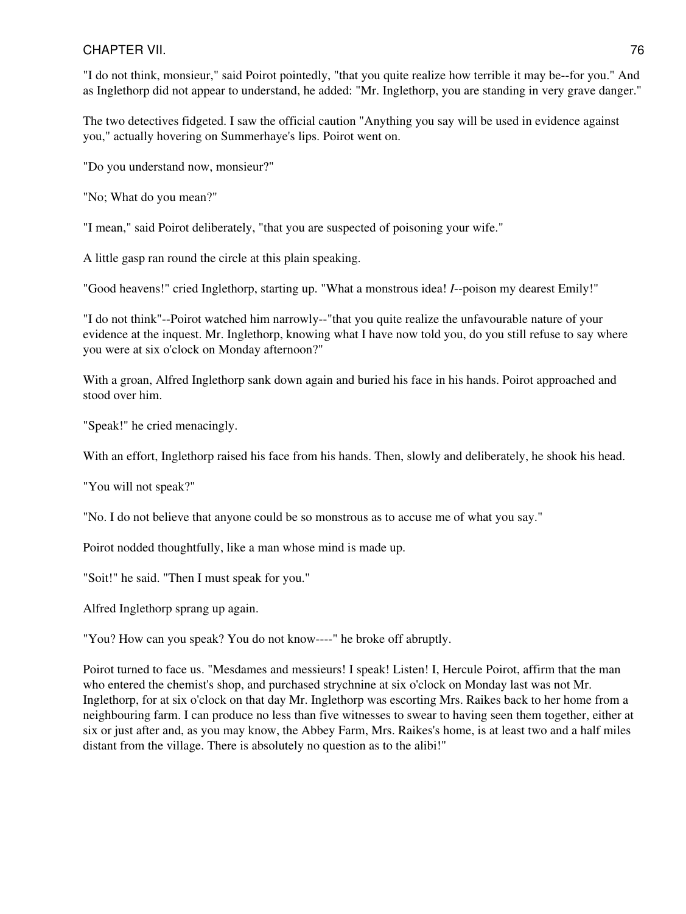"I do not think, monsieur," said Poirot pointedly, "that you quite realize how terrible it may be--for you." And as Inglethorp did not appear to understand, he added: "Mr. Inglethorp, you are standing in very grave danger."

The two detectives fidgeted. I saw the official caution "Anything you say will be used in evidence against you," actually hovering on Summerhaye's lips. Poirot went on.

"Do you understand now, monsieur?"

"No; What do you mean?"

"I mean," said Poirot deliberately, "that you are suspected of poisoning your wife."

A little gasp ran round the circle at this plain speaking.

"Good heavens!" cried Inglethorp, starting up. "What a monstrous idea! *I*--poison my dearest Emily!"

"I do not think"--Poirot watched him narrowly--"that you quite realize the unfavourable nature of your evidence at the inquest. Mr. Inglethorp, knowing what I have now told you, do you still refuse to say where you were at six o'clock on Monday afternoon?"

With a groan, Alfred Inglethorp sank down again and buried his face in his hands. Poirot approached and stood over him.

"Speak!" he cried menacingly.

With an effort, Inglethorp raised his face from his hands. Then, slowly and deliberately, he shook his head.

"You will not speak?"

"No. I do not believe that anyone could be so monstrous as to accuse me of what you say."

Poirot nodded thoughtfully, like a man whose mind is made up.

"Soit!" he said. "Then I must speak for you."

Alfred Inglethorp sprang up again.

"You? How can you speak? You do not know----" he broke off abruptly.

Poirot turned to face us. "Mesdames and messieurs! I speak! Listen! I, Hercule Poirot, affirm that the man who entered the chemist's shop, and purchased strychnine at six o'clock on Monday last was not Mr. Inglethorp, for at six o'clock on that day Mr. Inglethorp was escorting Mrs. Raikes back to her home from a neighbouring farm. I can produce no less than five witnesses to swear to having seen them together, either at six or just after and, as you may know, the Abbey Farm, Mrs. Raikes's home, is at least two and a half miles distant from the village. There is absolutely no question as to the alibi!"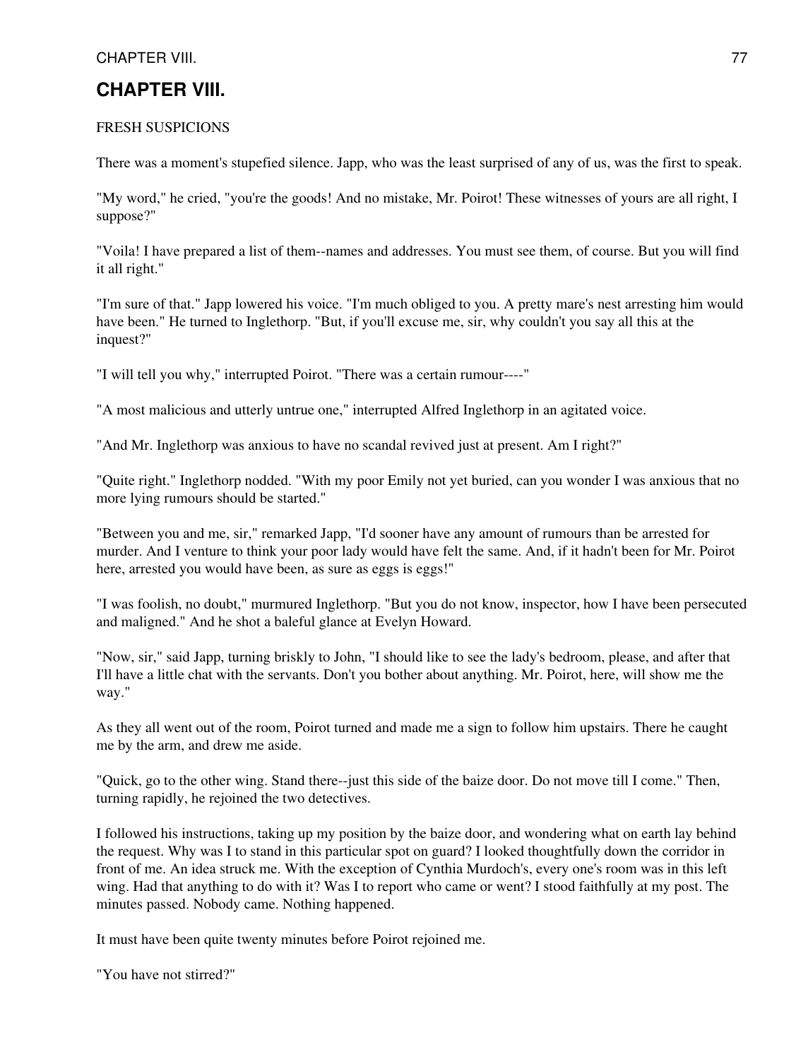## CHAPTER VIII.

FRESH SUSPICIONS

There was a moment's stupefied silence. Japp, who was the least surprised of any of us, was the first to speak.

"My word," he cried, "you're the goods! And no mistake, Mr. Poirot! These witnesses of yours are all right, I suppose?"

"Voila! I have prepared a list of them--names and addresses. You must see them, of course. But you will find it all right."

"I'm sure of that." Japp lowered his voice. "I'm much obliged to you. A pretty mare's nest arresting him would have been." He turned to Inglethorp. "But, if you'll excuse me, sir, why couldn't you say all this at the inquest?"

"I will tell you why," interrupted Poirot. "There was a certain rumour----"

"A most malicious and utterly untrue one," interrupted Alfred Inglethorp in an agitated voice.

"And Mr. Inglethorp was anxious to have no scandal revived just at present. Am I right?"

"Quite right." Inglethorp nodded. "With my poor Emily not yet buried, can you wonder I was anxious that no more lying rumours should be started."

"Between you and me, sir," remarked Japp, "I'd sooner have any amount of rumours than be arrested for murder. And I venture to think your poor lady would have felt the same. And, if it hadn't been for Mr. Poirot here, arrested you would have been, as sure as eggs is eggs!"

"I was foolish, no doubt," murmured Inglethorp. "But you do not know, inspector, how I have been persecuted and maligned." And he shot a baleful glance at Evelyn Howard.

"Now, sir," said Japp, turning briskly to John, "I should like to see the lady's bedroom, please, and after that I'll have a little chat with the servants. Don't you bother about anything. Mr. Poirot, here, will show me the way."

As they all went out of the room, Poirot turned and made me a sign to follow him upstairs. There he caught me by the arm, and drew me aside.

"Quick, go to the other wing. Stand there--just this side of the baize door. Do not move till I come." Then, turning rapidly, he rejoined the two detectives.

I followed his instructions, taking up my position by the baize door, and wondering what on earth lay behind the request. Why was I to stand in this particular spot on guard? I looked thoughtfully down the corridor in front of me. An idea struck me. With the exception of Cynthia Murdoch's, every one's room was in this left wing. Had that anything to do with it? Was I to report who came or went? I stood faithfully at my post. The minutes passed. Nobody came. Nothing happened.

It must have been quite twenty minutes before Poirot rejoined me.

"You have not stirred?"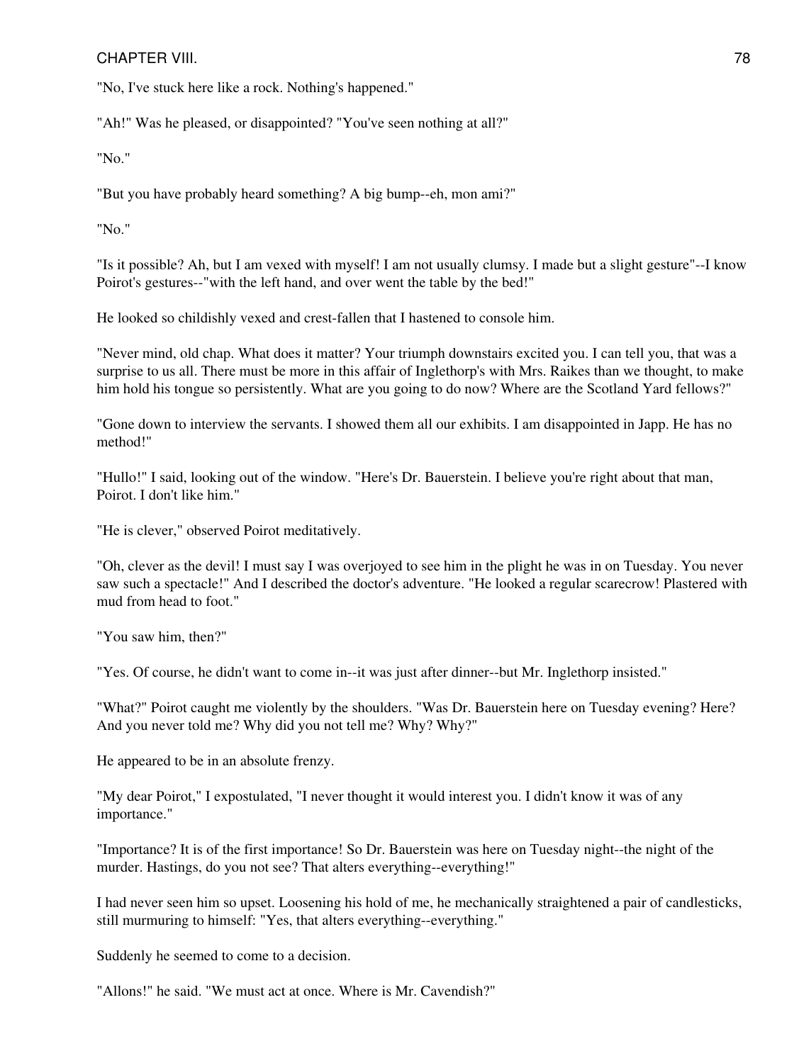"No, I've stuck here like a rock. Nothing's happened."

"Ah!" Was he pleased, or disappointed? "You've seen nothing at all?"

"No."

"But you have probably heard something? A big bump--eh, mon ami?"

"No."

"Is it possible? Ah, but I am vexed with myself! I am not usually clumsy. I made but a slight gesture"--I know Poirot's gestures--"with the left hand, and over went the table by the bed!"

He looked so childishly vexed and crest-fallen that I hastened to console him.

"Never mind, old chap. What does it matter? Your triumph downstairs excited you. I can tell you, that was a surprise to us all. There must be more in this affair of Inglethorp's with Mrs. Raikes than we thought, to make him hold his tongue so persistently. What are you going to do now? Where are the Scotland Yard fellows?"

"Gone down to interview the servants. I showed them all our exhibits. I am disappointed in Japp. He has no method!"

"Hullo!" I said, looking out of the window. "Here's Dr. Bauerstein. I believe you're right about that man, Poirot. I don't like him."

"He is clever," observed Poirot meditatively.

"Oh, clever as the devil! I must say I was overjoyed to see him in the plight he was in on Tuesday. You never saw such a spectacle!" And I described the doctor's adventure. "He looked a regular scarecrow! Plastered with mud from head to foot."

"You saw him, then?"

"Yes. Of course, he didn't want to come in--it was just after dinner--but Mr. Inglethorp insisted."

"What?" Poirot caught me violently by the shoulders. "Was Dr. Bauerstein here on Tuesday evening? Here? And you never told me? Why did you not tell me? Why? Why?"

He appeared to be in an absolute frenzy.

"My dear Poirot," I expostulated, "I never thought it would interest you. I didn't know it was of any importance."

"Importance? It is of the first importance! So Dr. Bauerstein was here on Tuesday night--the night of the murder. Hastings, do you not see? That alters everything--everything!"

I had never seen him so upset. Loosening his hold of me, he mechanically straightened a pair of candlesticks, still murmuring to himself: "Yes, that alters everything--everything."

Suddenly he seemed to come to a decision.

"Allons!" he said. "We must act at once. Where is Mr. Cavendish?"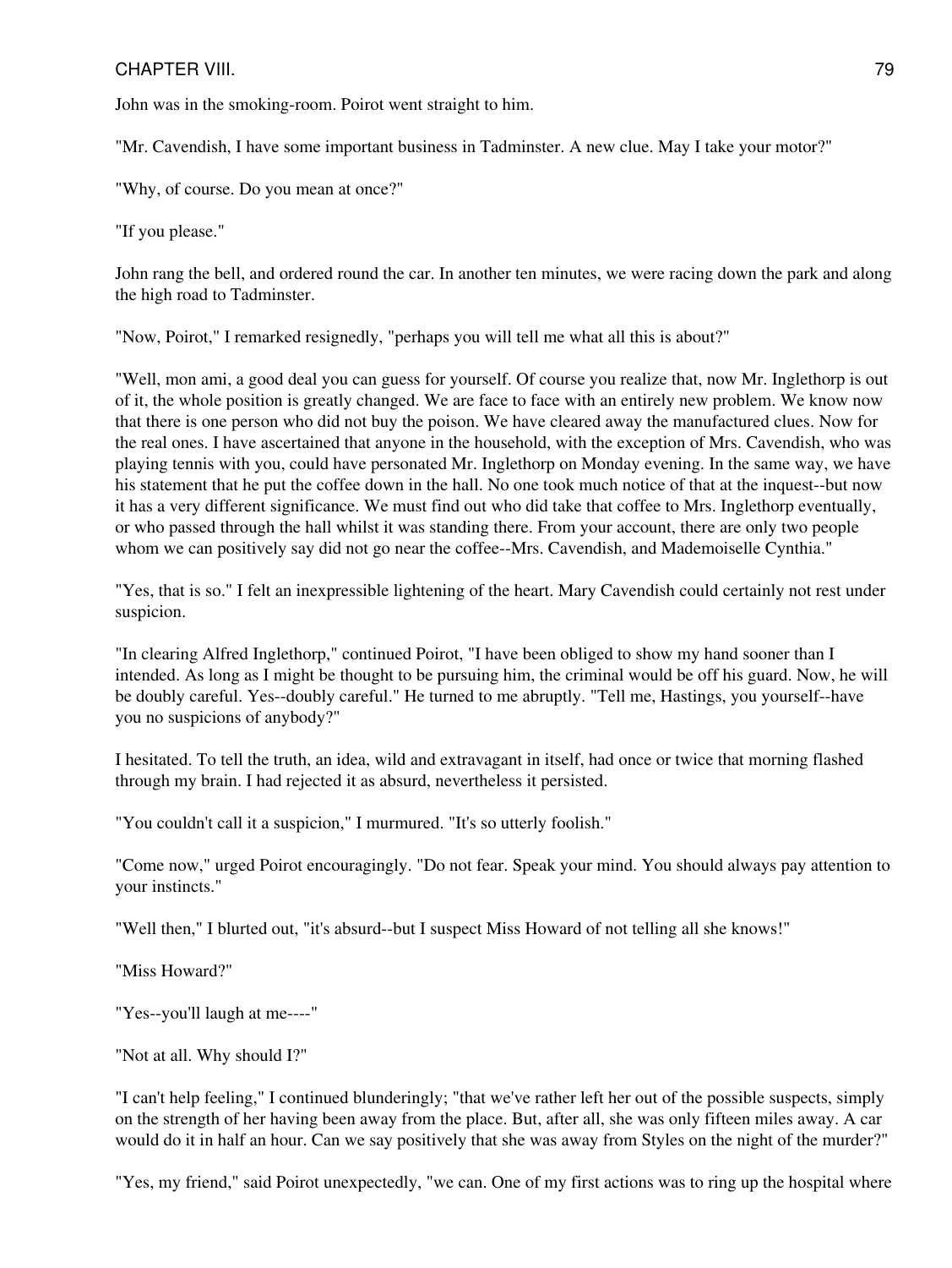John was in the smoking-room. Poirot went straight to him.

"Mr. Cavendish, I have some important business in Tadminster. A new clue. May I take your motor?"

"Why, of course. Do you mean at once?"

"If you please."

John rang the bell, and ordered round the car. In another ten minutes, we were racing down the park and along the high road to Tadminster.

"Now, Poirot," I remarked resignedly, "perhaps you will tell me what all this is about?"

"Well, mon ami, a good deal you can guess for yourself. Of course you realize that, now Mr. Inglethorp is out of it, the whole position is greatly changed. We are face to face with an entirely new problem. We know now that there is one person who did not buy the poison. We have cleared away the manufactured clues. Now for the real ones. I have ascertained that anyone in the household, with the exception of Mrs. Cavendish, who was playing tennis with you, could have personated Mr. Inglethorp on Monday evening. In the same way, we have his statement that he put the coffee down in the hall. No one took much notice of that at the inquest--but now it has a very different significance. We must find out who did take that coffee to Mrs. Inglethorp eventually, or who passed through the hall whilst it was standing there. From your account, there are only two people whom we can positively say did not go near the coffee--Mrs. Cavendish, and Mademoiselle Cynthia."

"Yes, that is so." I felt an inexpressible lightening of the heart. Mary Cavendish could certainly not rest under suspicion.

"In clearing Alfred Inglethorp," continued Poirot, "I have been obliged to show my hand sooner than I intended. As long as I might be thought to be pursuing him, the criminal would be off his guard. Now, he will be doubly careful. Yes--doubly careful." He turned to me abruptly. "Tell me, Hastings, you yourself--have you no suspicions of anybody?"

I hesitated. To tell the truth, an idea, wild and extravagant in itself, had once or twice that morning flashed through my brain. I had rejected it as absurd, nevertheless it persisted.

"You couldn't call it a suspicion," I murmured. "It's so utterly foolish."

"Come now," urged Poirot encouragingly. "Do not fear. Speak your mind. You should always pay attention to your instincts."

"Well then," I blurted out, "it's absurd--but I suspect Miss Howard of not telling all she knows!"

"Miss Howard?"

"Yes--you'll laugh at me----"

"Not at all. Why should I?"

"I can't help feeling," I continued blunderingly; "that we've rather left her out of the possible suspects, simply on the strength of her having been away from the place. But, after all, she was only fifteen miles away. A car would do it in half an hour. Can we say positively that she was away from Styles on the night of the murder?"

"Yes, my friend," said Poirot unexpectedly, "we can. One of my first actions was to ring up the hospital where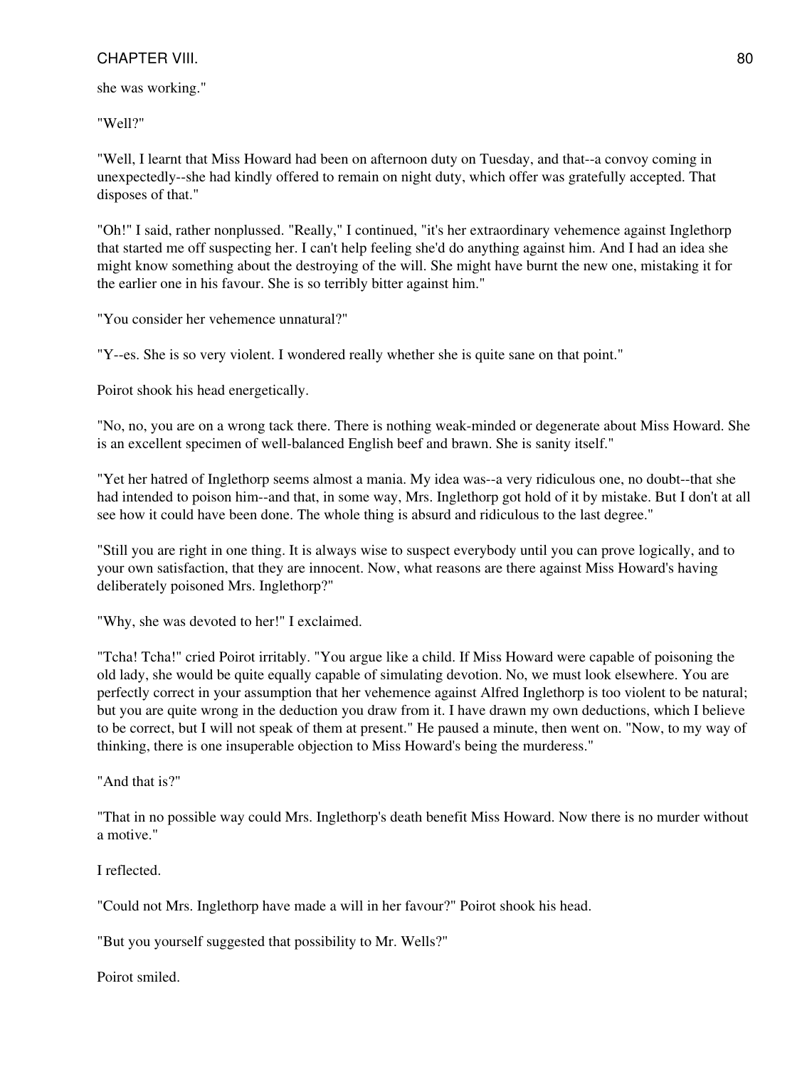she was working."

"Well?"

"Well, I learnt that Miss Howard had been on afternoon duty on Tuesday, and that--a convoy coming in unexpectedly--she had kindly offered to remain on night duty, which offer was gratefully accepted. That disposes of that."

"Oh!" I said, rather nonplussed. "Really," I continued, "it's her extraordinary vehemence against Inglethorp that started me off suspecting her. I can't help feeling she'd do anything against him. And I had an idea she might know something about the destroying of the will. She might have burnt the new one, mistaking it for the earlier one in his favour. She is so terribly bitter against him."

"You consider her vehemence unnatural?"

"Y--es. She is so very violent. I wondered really whether she is quite sane on that point."

Poirot shook his head energetically.

"No, no, you are on a wrong tack there. There is nothing weak-minded or degenerate about Miss Howard. She is an excellent specimen of well-balanced English beef and brawn. She is sanity itself."

"Yet her hatred of Inglethorp seems almost a mania. My idea was--a very ridiculous one, no doubt--that she had intended to poison him--and that, in some way, Mrs. Inglethorp got hold of it by mistake. But I don't at all see how it could have been done. The whole thing is absurd and ridiculous to the last degree."

"Still you are right in one thing. It is always wise to suspect everybody until you can prove logically, and to your own satisfaction, that they are innocent. Now, what reasons are there against Miss Howard's having deliberately poisoned Mrs. Inglethorp?"

"Why, she was devoted to her!" I exclaimed.

"Tcha! Tcha!" cried Poirot irritably. "You argue like a child. If Miss Howard were capable of poisoning the old lady, she would be quite equally capable of simulating devotion. No, we must look elsewhere. You are perfectly correct in your assumption that her vehemence against Alfred Inglethorp is too violent to be natural; but you are quite wrong in the deduction you draw from it. I have drawn my own deductions, which I believe to be correct, but I will not speak of them at present." He paused a minute, then went on. "Now, to my way of thinking, there is one insuperable objection to Miss Howard's being the murderess."

"And that is?"

"That in no possible way could Mrs. Inglethorp's death benefit Miss Howard. Now there is no murder without a motive."

I reflected.

"Could not Mrs. Inglethorp have made a will in her favour?" Poirot shook his head.

"But you yourself suggested that possibility to Mr. Wells?"

Poirot smiled.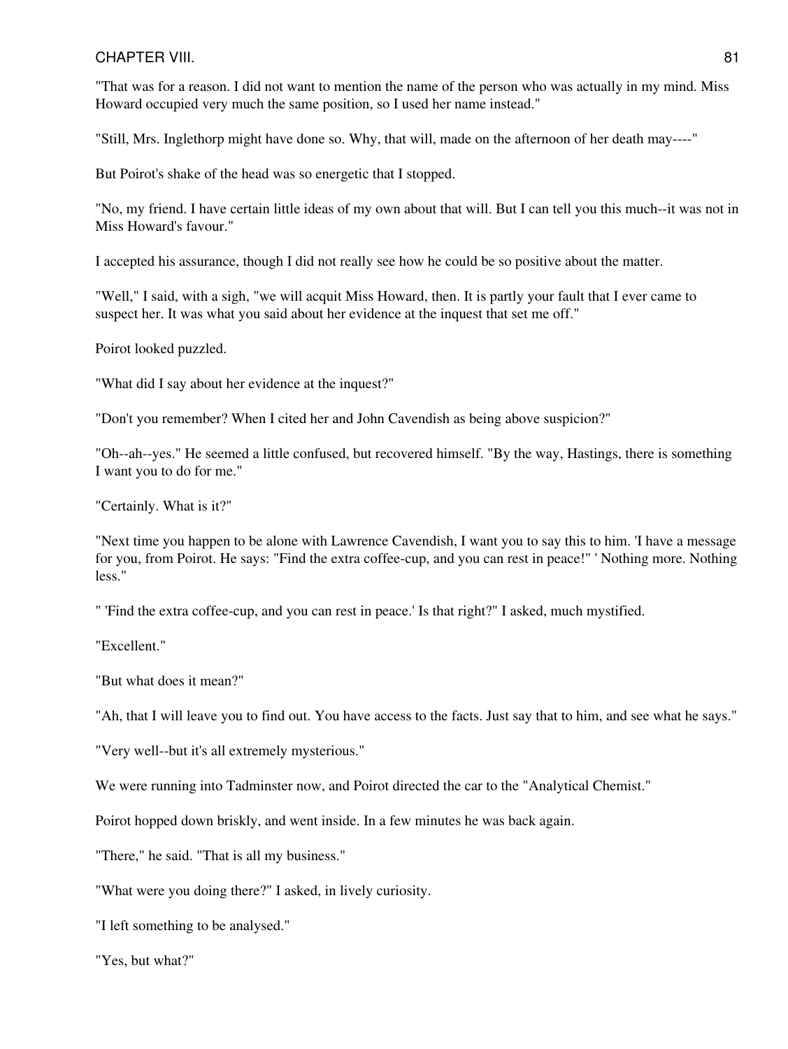"That was for a reason. I did not want to mention the name of the person who was actually in my mind. Miss Howard occupied very much the same position, so I used her name instead."

"Still, Mrs. Inglethorp might have done so. Why, that will, made on the afternoon of her death may----"

But Poirot's shake of the head was so energetic that I stopped.

"No, my friend. I have certain little ideas of my own about that will. But I can tell you this much--it was not in Miss Howard's favour."

I accepted his assurance, though I did not really see how he could be so positive about the matter.

"Well," I said, with a sigh, "we will acquit Miss Howard, then. It is partly your fault that I ever came to suspect her. It was what you said about her evidence at the inquest that set me off."

Poirot looked puzzled.

"What did I say about her evidence at the inquest?"

"Don't you remember? When I cited her and John Cavendish as being above suspicion?"

"Oh--ah--yes." He seemed a little confused, but recovered himself. "By the way, Hastings, there is something I want you to do for me."

"Certainly. What is it?"

"Next time you happen to be alone with Lawrence Cavendish, I want you to say this to him. 'I have a message for you, from Poirot. He says: "Find the extra coffee-cup, and you can rest in peace!" ' Nothing more. Nothing less."

" 'Find the extra coffee-cup, and you can rest in peace.' Is that right?" I asked, much mystified.

"Excellent."

"But what does it mean?"

"Ah, that I will leave you to find out. You have access to the facts. Just say that to him, and see what he says."

"Very well--but it's all extremely mysterious."

We were running into Tadminster now, and Poirot directed the car to the "Analytical Chemist."

Poirot hopped down briskly, and went inside. In a few minutes he was back again.

"There," he said. "That is all my business."

"What were you doing there?" I asked, in lively curiosity.

"I left something to be analysed."

"Yes, but what?"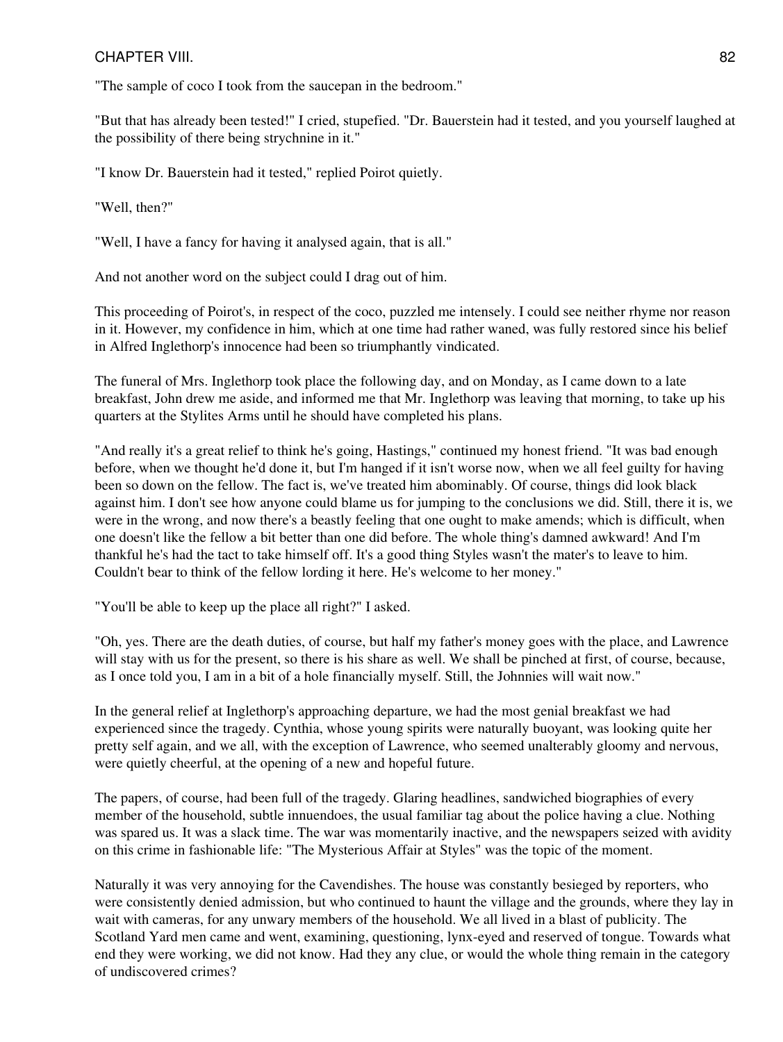"The sample of coco I took from the saucepan in the bedroom."

"But that has already been tested!" I cried, stupefied. "Dr. Bauerstein had it tested, and you yourself laughed at the possibility of there being strychnine in it."

"I know Dr. Bauerstein had it tested," replied Poirot quietly.

"Well, then?"

"Well, I have a fancy for having it analysed again, that is all."

And not another word on the subject could I drag out of him.

This proceeding of Poirot's, in respect of the coco, puzzled me intensely. I could see neither rhyme nor reason in it. However, my confidence in him, which at one time had rather waned, was fully restored since his belief in Alfred Inglethorp's innocence had been so triumphantly vindicated.

The funeral of Mrs. Inglethorp took place the following day, and on Monday, as I came down to a late breakfast, John drew me aside, and informed me that Mr. Inglethorp was leaving that morning, to take up his quarters at the Stylites Arms until he should have completed his plans.

"And really it's a great relief to think he's going, Hastings," continued my honest friend. "It was bad enough before, when we thought he'd done it, but I'm hanged if it isn't worse now, when we all feel guilty for having been so down on the fellow. The fact is, we've treated him abominably. Of course, things did look black against him. I don't see how anyone could blame us for jumping to the conclusions we did. Still, there it is, we were in the wrong, and now there's a beastly feeling that one ought to make amends; which is difficult, when one doesn't like the fellow a bit better than one did before. The whole thing's damned awkward! And I'm thankful he's had the tact to take himself off. It's a good thing Styles wasn't the mater's to leave to him. Couldn't bear to think of the fellow lording it here. He's welcome to her money."

"You'll be able to keep up the place all right?" I asked.

"Oh, yes. There are the death duties, of course, but half my father's money goes with the place, and Lawrence will stay with us for the present, so there is his share as well. We shall be pinched at first, of course, because, as I once told you, I am in a bit of a hole financially myself. Still, the Johnnies will wait now."

In the general relief at Inglethorp's approaching departure, we had the most genial breakfast we had experienced since the tragedy. Cynthia, whose young spirits were naturally buoyant, was looking quite her pretty self again, and we all, with the exception of Lawrence, who seemed unalterably gloomy and nervous, were quietly cheerful, at the opening of a new and hopeful future.

The papers, of course, had been full of the tragedy. Glaring headlines, sandwiched biographies of every member of the household, subtle innuendoes, the usual familiar tag about the police having a clue. Nothing was spared us. It was a slack time. The war was momentarily inactive, and the newspapers seized with avidity on this crime in fashionable life: "The Mysterious Affair at Styles" was the topic of the moment.

Naturally it was very annoying for the Cavendishes. The house was constantly besieged by reporters, who were consistently denied admission, but who continued to haunt the village and the grounds, where they lay in wait with cameras, for any unwary members of the household. We all lived in a blast of publicity. The Scotland Yard men came and went, examining, questioning, lynx-eyed and reserved of tongue. Towards what end they were working, we did not know. Had they any clue, or would the whole thing remain in the category of undiscovered crimes?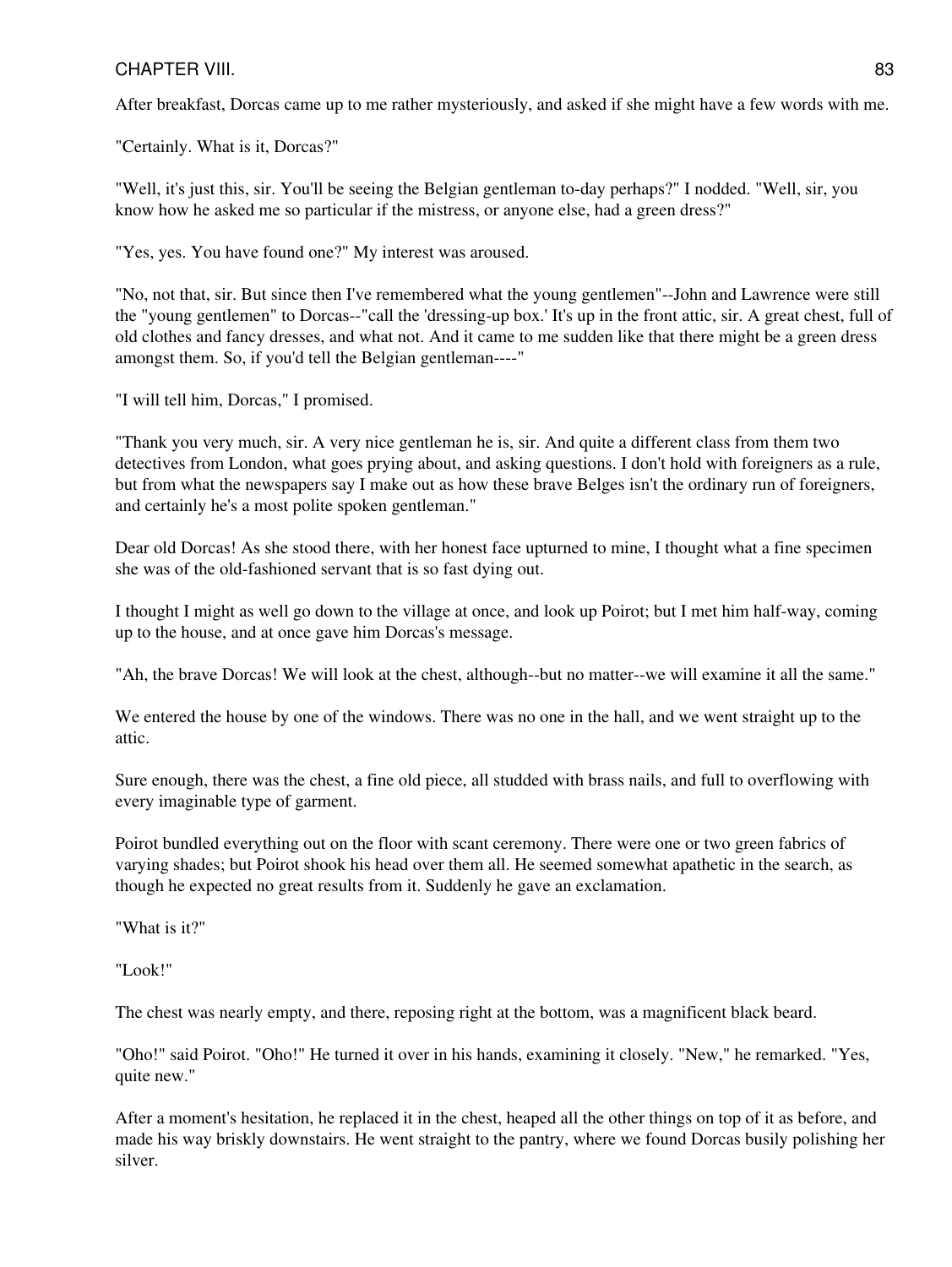After breakfast, Dorcas came up to me rather mysteriously, and asked if she might have a few words with me.

"Certainly. What is it, Dorcas?"

"Well, it's just this, sir. You'll be seeing the Belgian gentleman to-day perhaps?" I nodded. "Well, sir, you know how he asked me so particular if the mistress, or anyone else, had a green dress?"

"Yes, yes. You have found one?" My interest was aroused.

"No, not that, sir. But since then I've remembered what the young gentlemen"--John and Lawrence were still the "young gentlemen" to Dorcas--"call the 'dressing-up box.' It's up in the front attic, sir. A great chest, full of old clothes and fancy dresses, and what not. And it came to me sudden like that there might be a green dress amongst them. So, if you'd tell the Belgian gentleman----"

"I will tell him, Dorcas," I promised.

"Thank you very much, sir. A very nice gentleman he is, sir. And quite a different class from them two detectives from London, what goes prying about, and asking questions. I don't hold with foreigners as a rule, but from what the newspapers say I make out as how these brave Belges isn't the ordinary run of foreigners, and certainly he's a most polite spoken gentleman."

Dear old Dorcas! As she stood there, with her honest face upturned to mine, I thought what a fine specimen she was of the old-fashioned servant that is so fast dying out.

I thought I might as well go down to the village at once, and look up Poirot; but I met him half-way, coming up to the house, and at once gave him Dorcas's message.

"Ah, the brave Dorcas! We will look at the chest, although--but no matter--we will examine it all the same."

We entered the house by one of the windows. There was no one in the hall, and we went straight up to the attic.

Sure enough, there was the chest, a fine old piece, all studded with brass nails, and full to overflowing with every imaginable type of garment.

Poirot bundled everything out on the floor with scant ceremony. There were one or two green fabrics of varying shades; but Poirot shook his head over them all. He seemed somewhat apathetic in the search, as though he expected no great results from it. Suddenly he gave an exclamation.

"What is it?"

"Look!"

The chest was nearly empty, and there, reposing right at the bottom, was a magnificent black beard.

"Oho!" said Poirot. "Oho!" He turned it over in his hands, examining it closely. "New," he remarked. "Yes, quite new."

After a moment's hesitation, he replaced it in the chest, heaped all the other things on top of it as before, and made his way briskly downstairs. He went straight to the pantry, where we found Dorcas busily polishing her silver.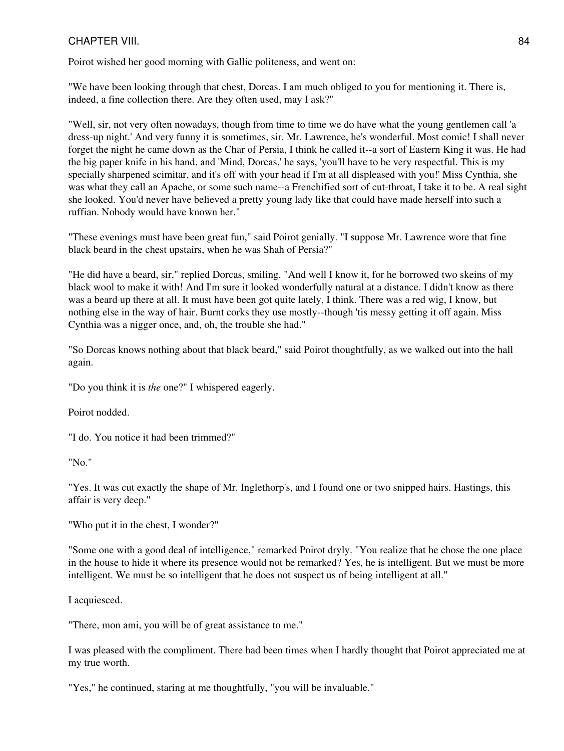Poirot wished her good morning with Gallic politeness, and went on:

"We have been looking through that chest, Dorcas. I am much obliged to you for mentioning it. There is, indeed, a fine collection there. Are they often used, may I ask?"

"Well, sir, not very often nowadays, though from time to time we do have what the young gentlemen call 'a dress-up night.' And very funny it is sometimes, sir. Mr. Lawrence, he's wonderful. Most comic! I shall never forget the night he came down as the Char of Persia, I think he called it--a sort of Eastern King it was. He had the big paper knife in his hand, and 'Mind, Dorcas,' he says, 'you'll have to be very respectful. This is my specially sharpened scimitar, and it's off with your head if I'm at all displeased with you!' Miss Cynthia, she was what they call an Apache, or some such name--a Frenchified sort of cut-throat, I take it to be. A real sight she looked. You'd never have believed a pretty young lady like that could have made herself into such a ruffian. Nobody would have known her."

"These evenings must have been great fun," said Poirot genially. "I suppose Mr. Lawrence wore that fine black beard in the chest upstairs, when he was Shah of Persia?"

"He did have a beard, sir," replied Dorcas, smiling. "And well I know it, for he borrowed two skeins of my black wool to make it with! And I'm sure it looked wonderfully natural at a distance. I didn't know as there was a beard up there at all. It must have been got quite lately, I think. There was a red wig, I know, but nothing else in the way of hair. Burnt corks they use mostly--though 'tis messy getting it off again. Miss Cynthia was a nigger once, and, oh, the trouble she had."

"So Dorcas knows nothing about that black beard," said Poirot thoughtfully, as we walked out into the hall again.

"Do you think it is *the* one?" I whispered eagerly.

Poirot nodded.

"I do. You notice it had been trimmed?"

"No."

"Yes. It was cut exactly the shape of Mr. Inglethorp's, and I found one or two snipped hairs. Hastings, this affair is very deep."

"Who put it in the chest, I wonder?"

"Some one with a good deal of intelligence," remarked Poirot dryly. "You realize that he chose the one place in the house to hide it where its presence would not be remarked? Yes, he is intelligent. But we must be more intelligent. We must be so intelligent that he does not suspect us of being intelligent at all."

I acquiesced.

"There, mon ami, you will be of great assistance to me."

I was pleased with the compliment. There had been times when I hardly thought that Poirot appreciated me at my true worth.

"Yes," he continued, staring at me thoughtfully, "you will be invaluable."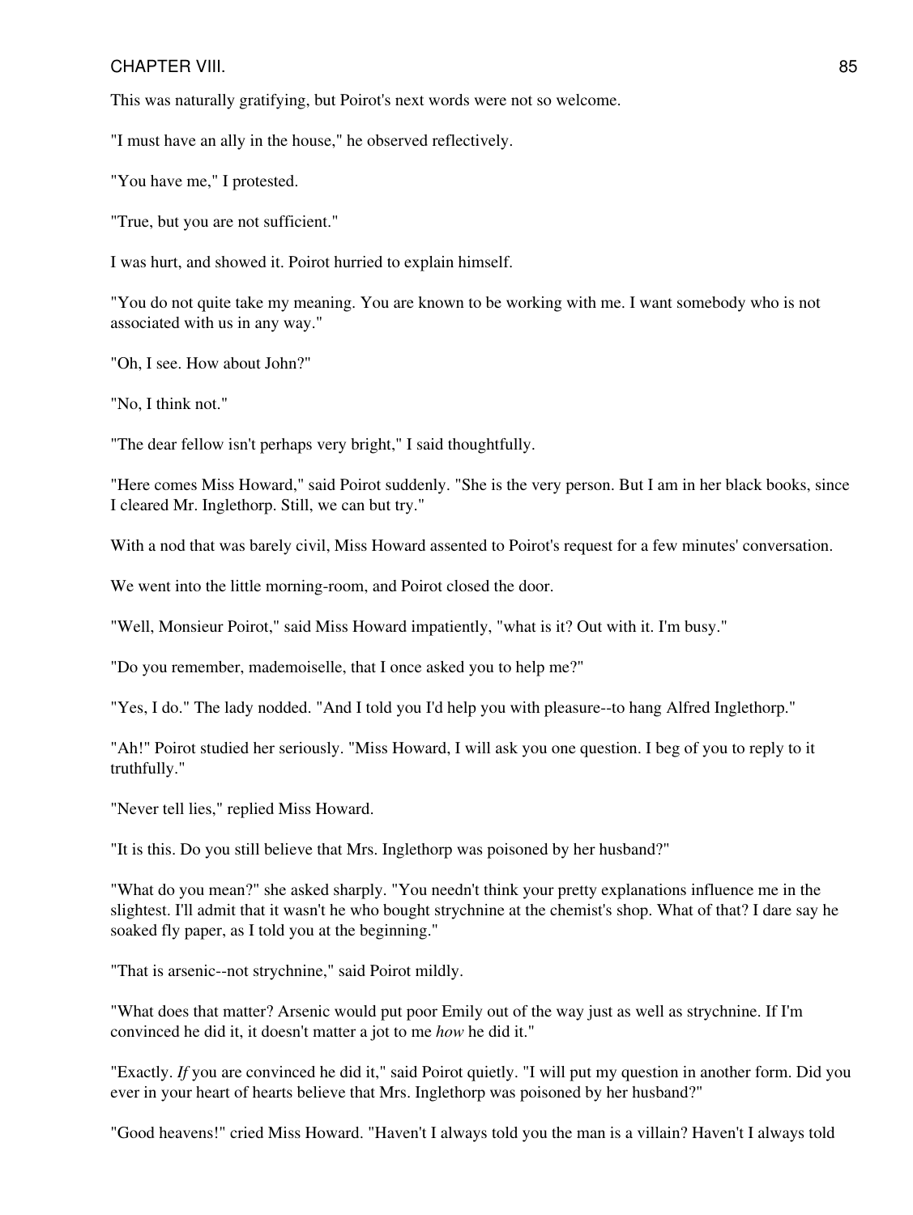This was naturally gratifying, but Poirot's next words were not so welcome.

"I must have an ally in the house," he observed reflectively.

"You have me," I protested.

"True, but you are not sufficient."

I was hurt, and showed it. Poirot hurried to explain himself.

"You do not quite take my meaning. You are known to be working with me. I want somebody who is not associated with us in any way."

"Oh, I see. How about John?"

"No, I think not."

"The dear fellow isn't perhaps very bright," I said thoughtfully.

"Here comes Miss Howard," said Poirot suddenly. "She is the very person. But I am in her black books, since I cleared Mr. Inglethorp. Still, we can but try."

With a nod that was barely civil, Miss Howard assented to Poirot's request for a few minutes' conversation.

We went into the little morning-room, and Poirot closed the door.

"Well, Monsieur Poirot," said Miss Howard impatiently, "what is it? Out with it. I'm busy."

"Do you remember, mademoiselle, that I once asked you to help me?"

"Yes, I do." The lady nodded. "And I told you I'd help you with pleasure--to hang Alfred Inglethorp."

"Ah!" Poirot studied her seriously. "Miss Howard, I will ask you one question. I beg of you to reply to it truthfully."

"Never tell lies," replied Miss Howard.

"It is this. Do you still believe that Mrs. Inglethorp was poisoned by her husband?"

"What do you mean?" she asked sharply. "You needn't think your pretty explanations influence me in the slightest. I'll admit that it wasn't he who bought strychnine at the chemist's shop. What of that? I dare say he soaked fly paper, as I told you at the beginning."

"That is arsenic--not strychnine," said Poirot mildly.

"What does that matter? Arsenic would put poor Emily out of the way just as well as strychnine. If I'm convinced he did it, it doesn't matter a jot to me *how* he did it."

"Exactly. *If* you are convinced he did it," said Poirot quietly. "I will put my question in another form. Did you ever in your heart of hearts believe that Mrs. Inglethorp was poisoned by her husband?"

"Good heavens!" cried Miss Howard. "Haven't I always told you the man is a villain? Haven't I always told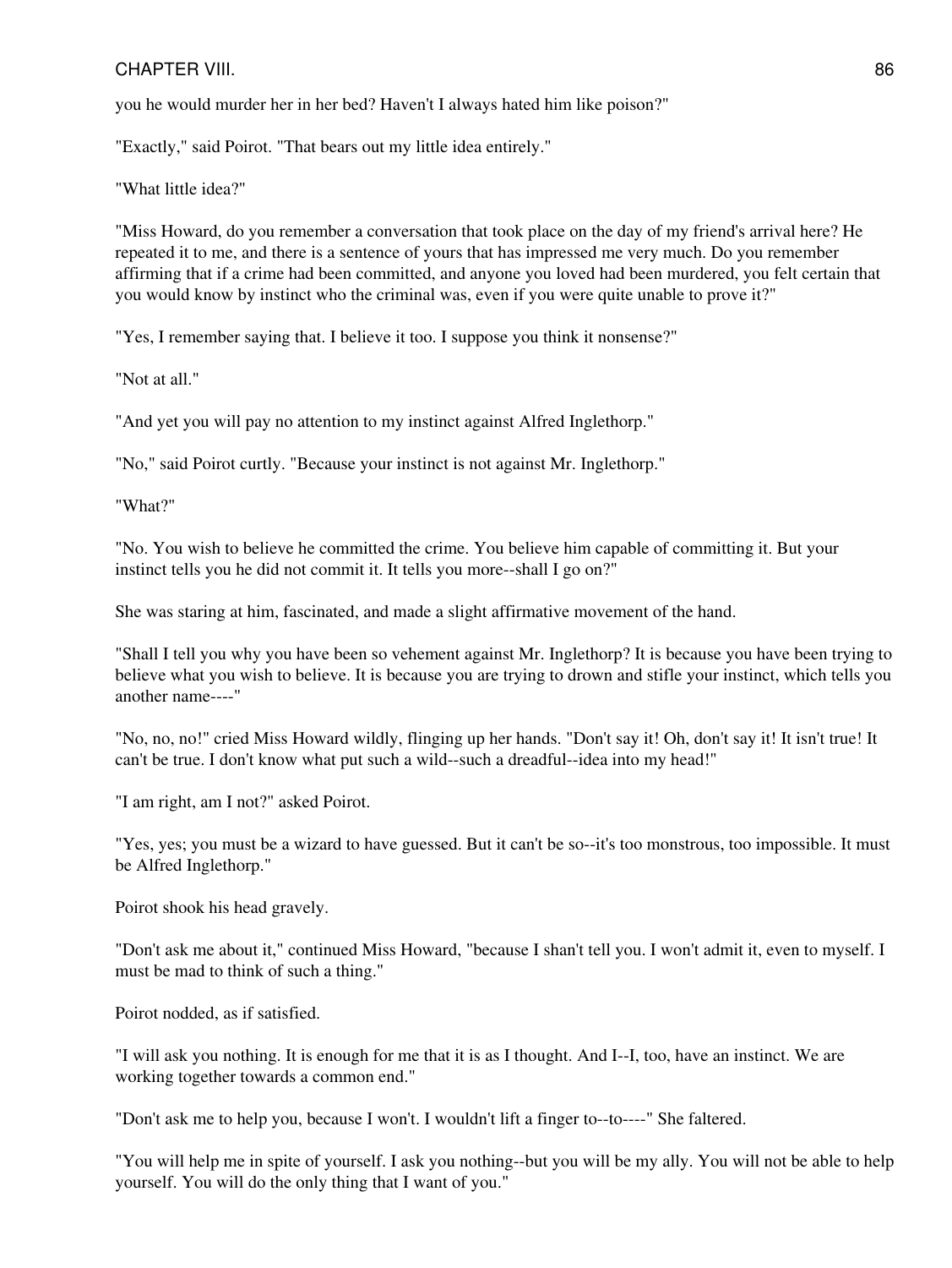you he would murder her in her bed? Haven't I always hated him like poison?"

"Exactly," said Poirot. "That bears out my little idea entirely."

"What little idea?"

"Miss Howard, do you remember a conversation that took place on the day of my friend's arrival here? He repeated it to me, and there is a sentence of yours that has impressed me very much. Do you remember affirming that if a crime had been committed, and anyone you loved had been murdered, you felt certain that you would know by instinct who the criminal was, even if you were quite unable to prove it?"

"Yes, I remember saying that. I believe it too. I suppose you think it nonsense?"

"Not at all."

"And yet you will pay no attention to my instinct against Alfred Inglethorp."

"No," said Poirot curtly. "Because your instinct is not against Mr. Inglethorp."

"What?"

"No. You wish to believe he committed the crime. You believe him capable of committing it. But your instinct tells you he did not commit it. It tells you more--shall I go on?"

She was staring at him, fascinated, and made a slight affirmative movement of the hand.

"Shall I tell you why you have been so vehement against Mr. Inglethorp? It is because you have been trying to believe what you wish to believe. It is because you are trying to drown and stifle your instinct, which tells you another name----"

"No, no, no!" cried Miss Howard wildly, flinging up her hands. "Don't say it! Oh, don't say it! It isn't true! It can't be true. I don't know what put such a wild--such a dreadful--idea into my head!"

"I am right, am I not?" asked Poirot.

"Yes, yes; you must be a wizard to have guessed. But it can't be so--it's too monstrous, too impossible. It must be Alfred Inglethorp."

Poirot shook his head gravely.

"Don't ask me about it," continued Miss Howard, "because I shan't tell you. I won't admit it, even to myself. I must be mad to think of such a thing."

Poirot nodded, as if satisfied.

"I will ask you nothing. It is enough for me that it is as I thought. And I--I, too, have an instinct. We are working together towards a common end."

"Don't ask me to help you, because I won't. I wouldn't lift a finger to--to----" She faltered.

"You will help me in spite of yourself. I ask you nothing--but you will be my ally. You will not be able to help yourself. You will do the only thing that I want of you."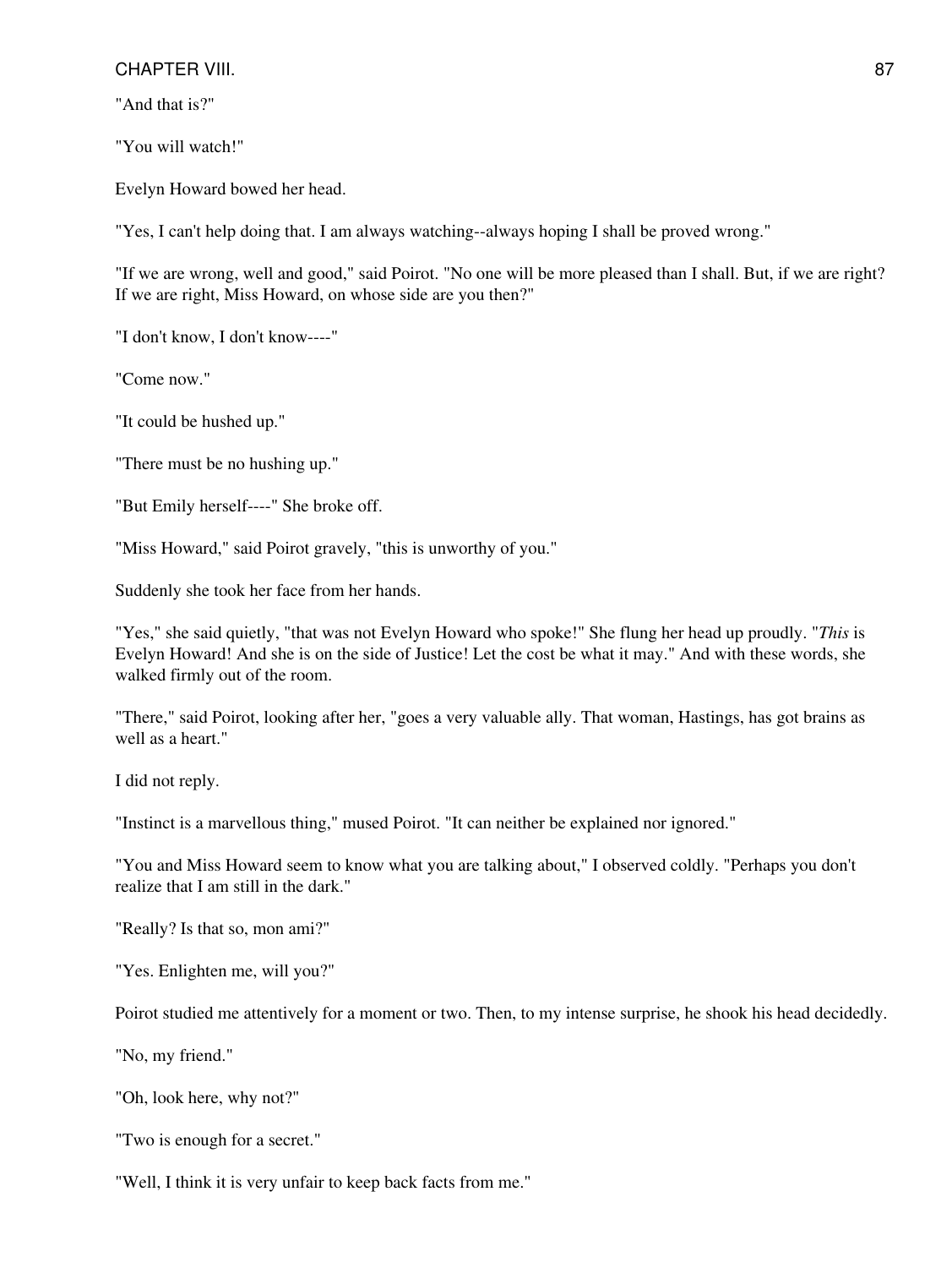"And that is?"

"You will watch!"

Evelyn Howard bowed her head.

"Yes, I can't help doing that. I am always watching--always hoping I shall be proved wrong."

"If we are wrong, well and good," said Poirot. "No one will be more pleased than I shall. But, if we are right? If we are right, Miss Howard, on whose side are you then?"

"I don't know, I don't know----"

"Come now."

"It could be hushed up."

"There must be no hushing up."

"But Emily herself----" She broke off.

"Miss Howard," said Poirot gravely, "this is unworthy of you."

Suddenly she took her face from her hands.

"Yes," she said quietly, "that was not Evelyn Howard who spoke!" She flung her head up proudly. "*This* is Evelyn Howard! And she is on the side of Justice! Let the cost be what it may." And with these words, she walked firmly out of the room.

"There," said Poirot, looking after her, "goes a very valuable ally. That woman, Hastings, has got brains as well as a heart."

I did not reply.

"Instinct is a marvellous thing," mused Poirot. "It can neither be explained nor ignored."

"You and Miss Howard seem to know what you are talking about," I observed coldly. "Perhaps you don't realize that I am still in the dark."

"Really? Is that so, mon ami?"

"Yes. Enlighten me, will you?"

Poirot studied me attentively for a moment or two. Then, to my intense surprise, he shook his head decidedly.

"No, my friend."

"Oh, look here, why not?"

"Two is enough for a secret."

"Well, I think it is very unfair to keep back facts from me."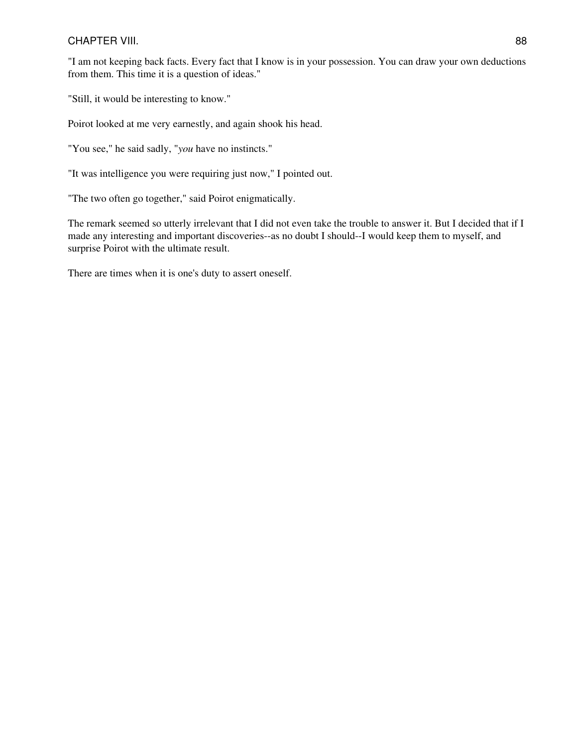"I am not keeping back facts. Every fact that I know is in your possession. You can draw your own deductions from them. This time it is a question of ideas."

"Still, it would be interesting to know."

Poirot looked at me very earnestly, and again shook his head.

"You see," he said sadly, "*you* have no instincts."

"It was intelligence you were requiring just now," I pointed out.

"The two often go together," said Poirot enigmatically.

The remark seemed so utterly irrelevant that I did not even take the trouble to answer it. But I decided that if I made any interesting and important discoveries--as no doubt I should--I would keep them to myself, and surprise Poirot with the ultimate result.

There are times when it is one's duty to assert oneself.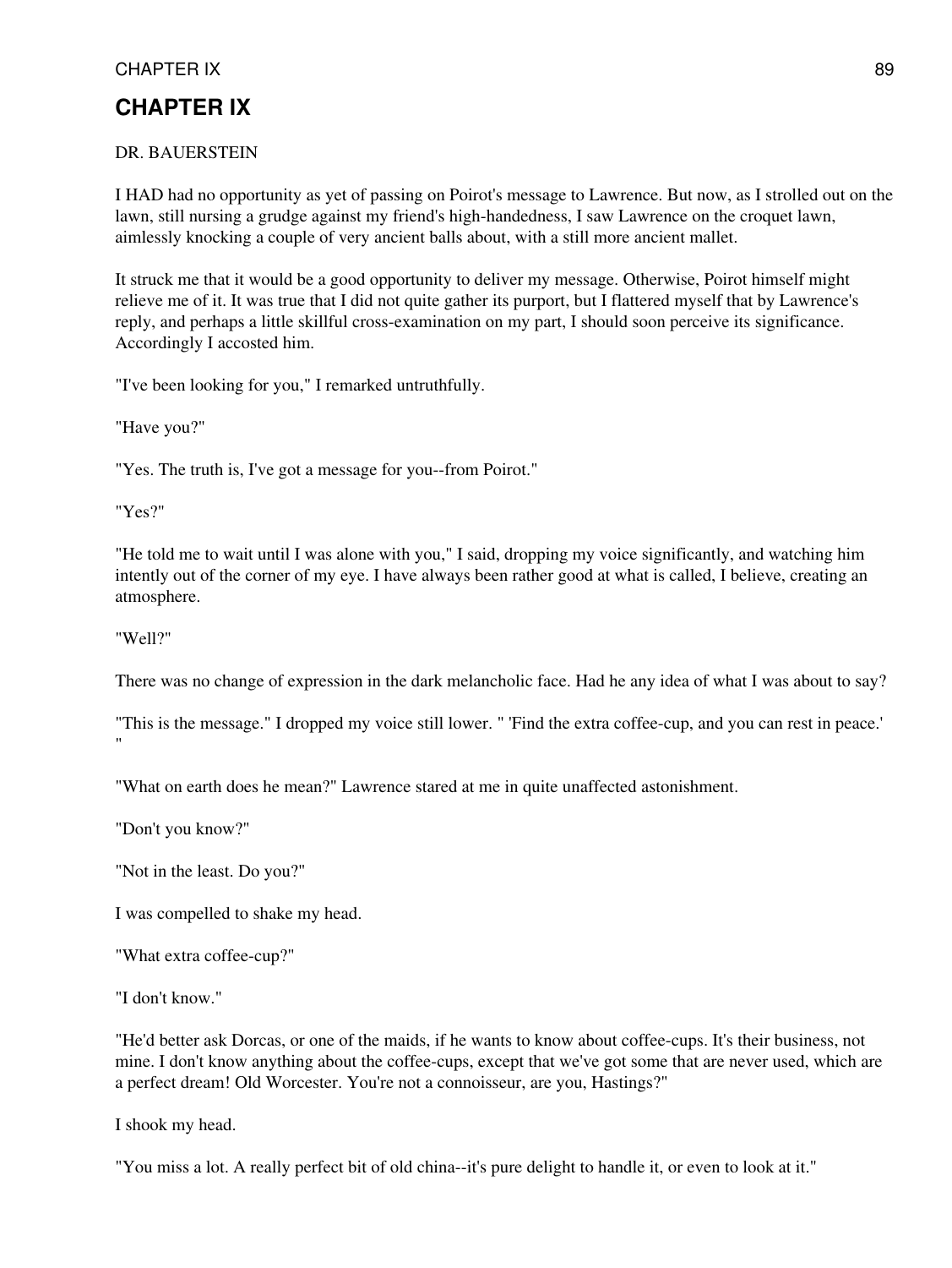# CHAPTER IX

DR. BAUERSTEIN

I HAD had no opportunity as yet of passing on Poirot's message to Lawrence. But now, as I strolled out on the lawn, still nursing a grudge against my friend's high-handedness, I saw Lawrence on the croquet lawn, aimlessly knocking a couple of very ancient balls about, with a still more ancient mallet.

It struck me that it would be a good opportunity to deliver my message. Otherwise, Poirot himself might relieve me of it. It was true that I did not quite gather its purport, but I flattered myself that by Lawrence's reply, and perhaps a little skillful cross-examination on my part, I should soon perceive its significance. Accordingly I accosted him.

"I've been looking for you," I remarked untruthfully.

"Have you?"

"Yes. The truth is, I've got a message for you--from Poirot."

"Yes?"

"He told me to wait until I was alone with you," I said, dropping my voice significantly, and watching him intently out of the corner of my eye. I have always been rather good at what is called, I believe, creating an atmosphere.

"Well?"

There was no change of expression in the dark melancholic face. Had he any idea of what I was about to say?

"This is the message." I dropped my voice still lower. " 'Find the extra coffee-cup, and you can rest in peace.' "

"What on earth does he mean?" Lawrence stared at me in quite unaffected astonishment.

"Don't you know?"

"Not in the least. Do you?"

I was compelled to shake my head.

"What extra coffee-cup?"

"I don't know."

"He'd better ask Dorcas, or one of the maids, if he wants to know about coffee-cups. It's their business, not mine. I don't know anything about the coffee-cups, except that we've got some that are never used, which are a perfect dream! Old Worcester. You're not a connoisseur, are you, Hastings?"

I shook my head.

"You miss a lot. A really perfect bit of old china--it's pure delight to handle it, or even to look at it."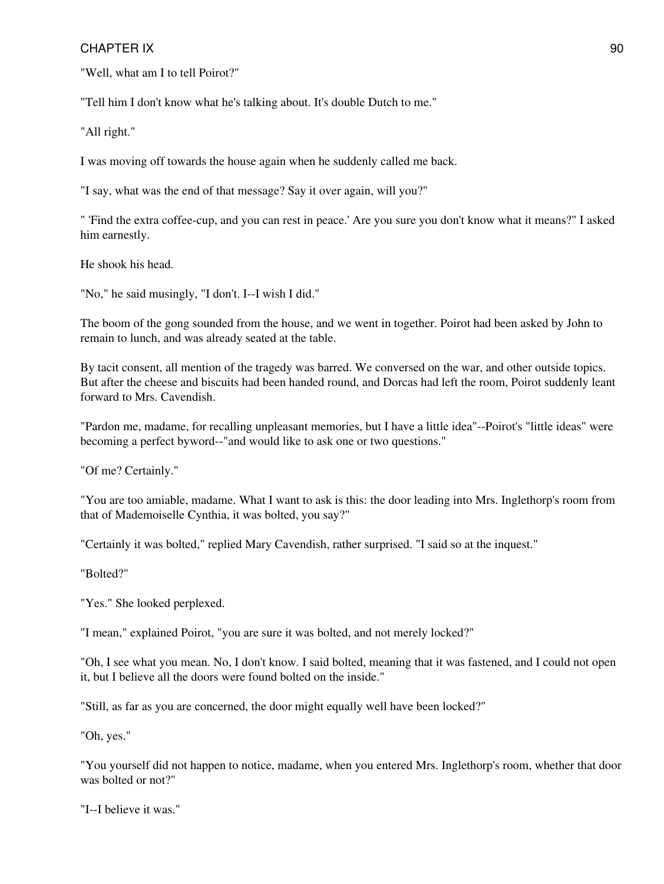"Well, what am I to tell Poirot?"

"Tell him I don't know what he's talking about. It's double Dutch to me."

"All right."

I was moving off towards the house again when he suddenly called me back.

"I say, what was the end of that message? Say it over again, will you?"

" 'Find the extra coffee-cup, and you can rest in peace.' Are you sure you don't know what it means?" I asked him earnestly.

He shook his head.

"No," he said musingly, "I don't. I--I wish I did."

The boom of the gong sounded from the house, and we went in together. Poirot had been asked by John to remain to lunch, and was already seated at the table.

By tacit consent, all mention of the tragedy was barred. We conversed on the war, and other outside topics. But after the cheese and biscuits had been handed round, and Dorcas had left the room, Poirot suddenly leant forward to Mrs. Cavendish.

"Pardon me, madame, for recalling unpleasant memories, but I have a little idea"--Poirot's "little ideas" were becoming a perfect byword--"and would like to ask one or two questions."

"Of me? Certainly."

"You are too amiable, madame. What I want to ask is this: the door leading into Mrs. Inglethorp's room from that of Mademoiselle Cynthia, it was bolted, you say?"

"Certainly it was bolted," replied Mary Cavendish, rather surprised. "I said so at the inquest."

"Bolted?"

"Yes." She looked perplexed.

"I mean," explained Poirot, "you are sure it was bolted, and not merely locked?"

"Oh, I see what you mean. No, I don't know. I said bolted, meaning that it was fastened, and I could not open it, but I believe all the doors were found bolted on the inside."

"Still, as far as you are concerned, the door might equally well have been locked?"

"Oh, yes."

"You yourself did not happen to notice, madame, when you entered Mrs. Inglethorp's room, whether that door was bolted or not?"

"I--I believe it was."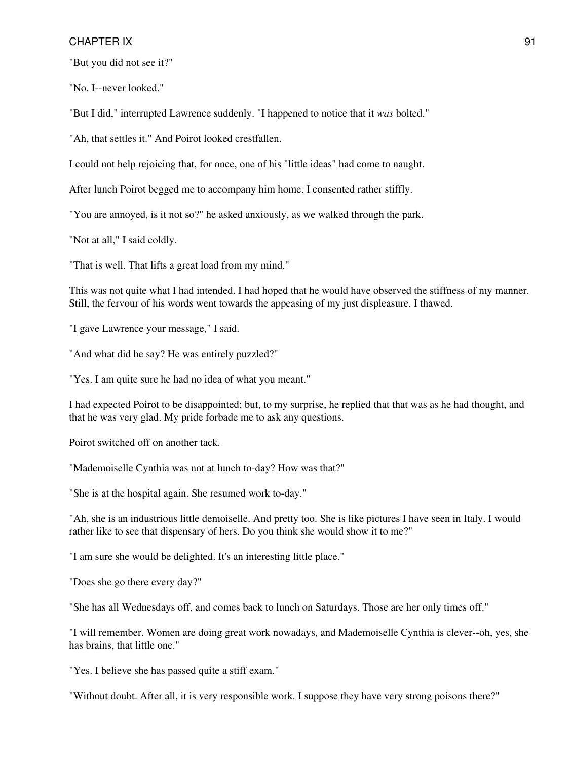"But you did not see it?"

"No. I--never looked."

"But I did," interrupted Lawrence suddenly. "I happened to notice that it *was* bolted."

"Ah, that settles it." And Poirot looked crestfallen.

I could not help rejoicing that, for once, one of his "little ideas" had come to naught.

After lunch Poirot begged me to accompany him home. I consented rather stiffly.

"You are annoyed, is it not so?" he asked anxiously, as we walked through the park.

"Not at all," I said coldly.

"That is well. That lifts a great load from my mind."

This was not quite what I had intended. I had hoped that he would have observed the stiffness of my manner. Still, the fervour of his words went towards the appeasing of my just displeasure. I thawed.

"I gave Lawrence your message," I said.

"And what did he say? He was entirely puzzled?"

"Yes. I am quite sure he had no idea of what you meant."

I had expected Poirot to be disappointed; but, to my surprise, he replied that that was as he had thought, and that he was very glad. My pride forbade me to ask any questions.

Poirot switched off on another tack.

"Mademoiselle Cynthia was not at lunch to-day? How was that?"

"She is at the hospital again. She resumed work to-day."

"Ah, she is an industrious little demoiselle. And pretty too. She is like pictures I have seen in Italy. I would rather like to see that dispensary of hers. Do you think she would show it to me?"

"I am sure she would be delighted. It's an interesting little place."

"Does she go there every day?"

"She has all Wednesdays off, and comes back to lunch on Saturdays. Those are her only times off."

"I will remember. Women are doing great work nowadays, and Mademoiselle Cynthia is clever--oh, yes, she has brains, that little one."

"Yes. I believe she has passed quite a stiff exam."

"Without doubt. After all, it is very responsible work. I suppose they have very strong poisons there?"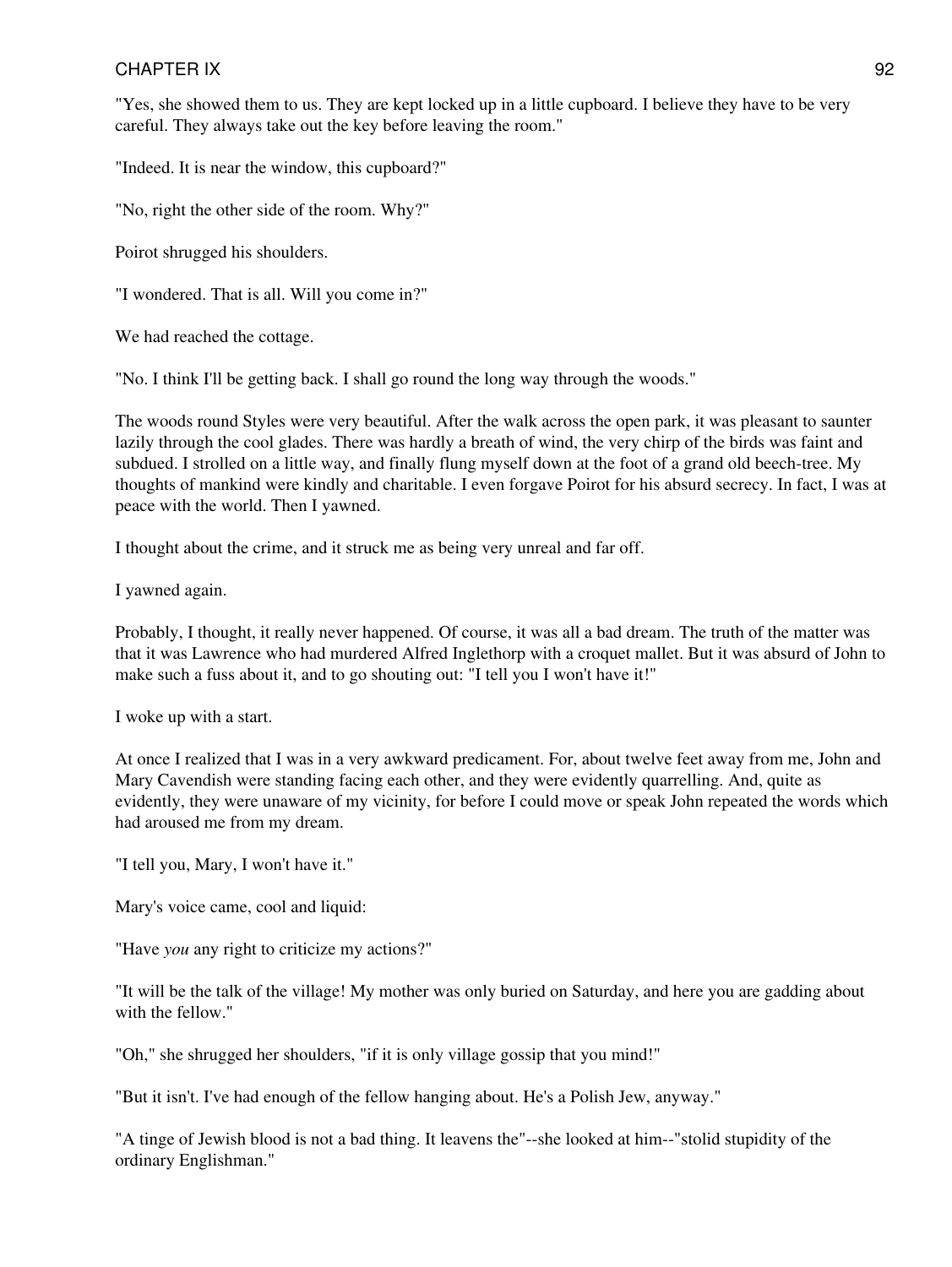"Yes, she showed them to us. They are kept locked up in a little cupboard. I believe they have to be very careful. They always take out the key before leaving the room."

"Indeed. It is near the window, this cupboard?"

"No, right the other side of the room. Why?"

Poirot shrugged his shoulders.

"I wondered. That is all. Will you come in?"

We had reached the cottage.

"No. I think I'll be getting back. I shall go round the long way through the woods."

The woods round Styles were very beautiful. After the walk across the open park, it was pleasant to saunter lazily through the cool glades. There was hardly a breath of wind, the very chirp of the birds was faint and subdued. I strolled on a little way, and finally flung myself down at the foot of a grand old beech-tree. My thoughts of mankind were kindly and charitable. I even forgave Poirot for his absurd secrecy. In fact, I was at peace with the world. Then I yawned.

I thought about the crime, and it struck me as being very unreal and far off.

I yawned again.

Probably, I thought, it really never happened. Of course, it was all a bad dream. The truth of the matter was that it was Lawrence who had murdered Alfred Inglethorp with a croquet mallet. But it was absurd of John to make such a fuss about it, and to go shouting out: "I tell you I won't have it!"

I woke up with a start.

At once I realized that I was in a very awkward predicament. For, about twelve feet away from me, John and Mary Cavendish were standing facing each other, and they were evidently quarrelling. And, quite as evidently, they were unaware of my vicinity, for before I could move or speak John repeated the words which had aroused me from my dream.

"I tell you, Mary, I won't have it."

Mary's voice came, cool and liquid:

"Have *you* any right to criticize my actions?"

"It will be the talk of the village! My mother was only buried on Saturday, and here you are gadding about with the fellow."

"Oh," she shrugged her shoulders, "if it is only village gossip that you mind!"

"But it isn't. I've had enough of the fellow hanging about. He's a Polish Jew, anyway."

"A tinge of Jewish blood is not a bad thing. It leavens the"--she looked at him--"stolid stupidity of the ordinary Englishman."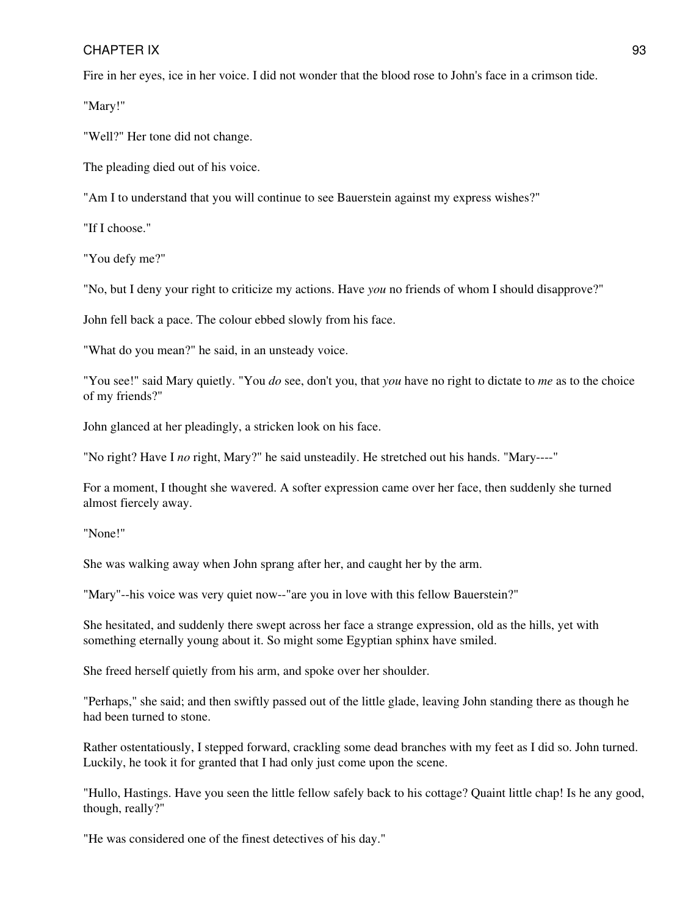Fire in her eyes, ice in her voice. I did not wonder that the blood rose to John's face in a crimson tide.

"Mary!"

"Well?" Her tone did not change.

The pleading died out of his voice.

"Am I to understand that you will continue to see Bauerstein against my express wishes?"

"If I choose."

"You defy me?"

"No, but I deny your right to criticize my actions. Have *you* no friends of whom I should disapprove?"

John fell back a pace. The colour ebbed slowly from his face.

"What do you mean?" he said, in an unsteady voice.

"You see!" said Mary quietly. "You *do* see, don't you, that *you* have no right to dictate to *me* as to the choice of my friends?"

John glanced at her pleadingly, a stricken look on his face.

"No right? Have I *no* right, Mary?" he said unsteadily. He stretched out his hands. "Mary----"

For a moment, I thought she wavered. A softer expression came over her face, then suddenly she turned almost fiercely away.

"None!"

She was walking away when John sprang after her, and caught her by the arm.

"Mary"--his voice was very quiet now--"are you in love with this fellow Bauerstein?"

She hesitated, and suddenly there swept across her face a strange expression, old as the hills, yet with something eternally young about it. So might some Egyptian sphinx have smiled.

She freed herself quietly from his arm, and spoke over her shoulder.

"Perhaps," she said; and then swiftly passed out of the little glade, leaving John standing there as though he had been turned to stone.

Rather ostentatiously, I stepped forward, crackling some dead branches with my feet as I did so. John turned. Luckily, he took it for granted that I had only just come upon the scene.

"Hullo, Hastings. Have you seen the little fellow safely back to his cottage? Quaint little chap! Is he any good, though, really?"

"He was considered one of the finest detectives of his day."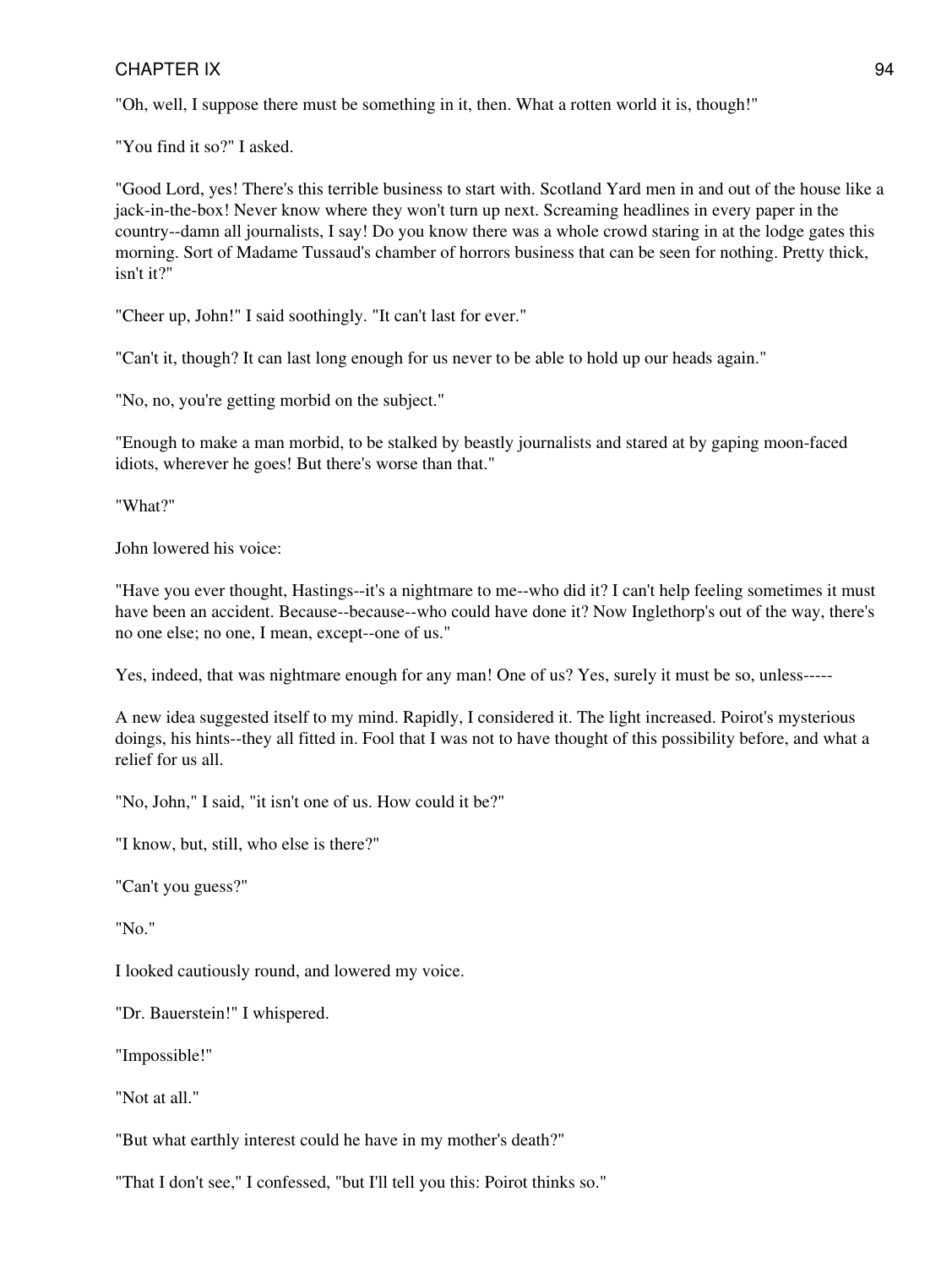"Oh, well, I suppose there must be something in it, then. What a rotten world it is, though!"

"You find it so?" I asked.

"Good Lord, yes! There's this terrible business to start with. Scotland Yard men in and out of the house like a jack-in-the-box! Never know where they won't turn up next. Screaming headlines in every paper in the country--damn all journalists, I say! Do you know there was a whole crowd staring in at the lodge gates this morning. Sort of Madame Tussaud's chamber of horrors business that can be seen for nothing. Pretty thick, isn't it?"

"Cheer up, John!" I said soothingly. "It can't last for ever."

"Can't it, though? It can last long enough for us never to be able to hold up our heads again."

"No, no, you're getting morbid on the subject."

"Enough to make a man morbid, to be stalked by beastly journalists and stared at by gaping moon-faced idiots, wherever he goes! But there's worse than that."

"What?"

John lowered his voice:

"Have you ever thought, Hastings--it's a nightmare to me--who did it? I can't help feeling sometimes it must have been an accident. Because--because--who could have done it? Now Inglethorp's out of the way, there's no one else; no one, I mean, except--one of us."

Yes, indeed, that was nightmare enough for any man! One of us? Yes, surely it must be so, unless-----

A new idea suggested itself to my mind. Rapidly, I considered it. The light increased. Poirot's mysterious doings, his hints--they all fitted in. Fool that I was not to have thought of this possibility before, and what a relief for us all.

"No, John," I said, "it isn't one of us. How could it be?"

"I know, but, still, who else is there?"

"Can't you guess?"

"No."

I looked cautiously round, and lowered my voice.

"Dr. Bauerstein!" I whispered.

"Impossible!"

"Not at all."

"But what earthly interest could he have in my mother's death?"

"That I don't see," I confessed, "but I'll tell you this: Poirot thinks so."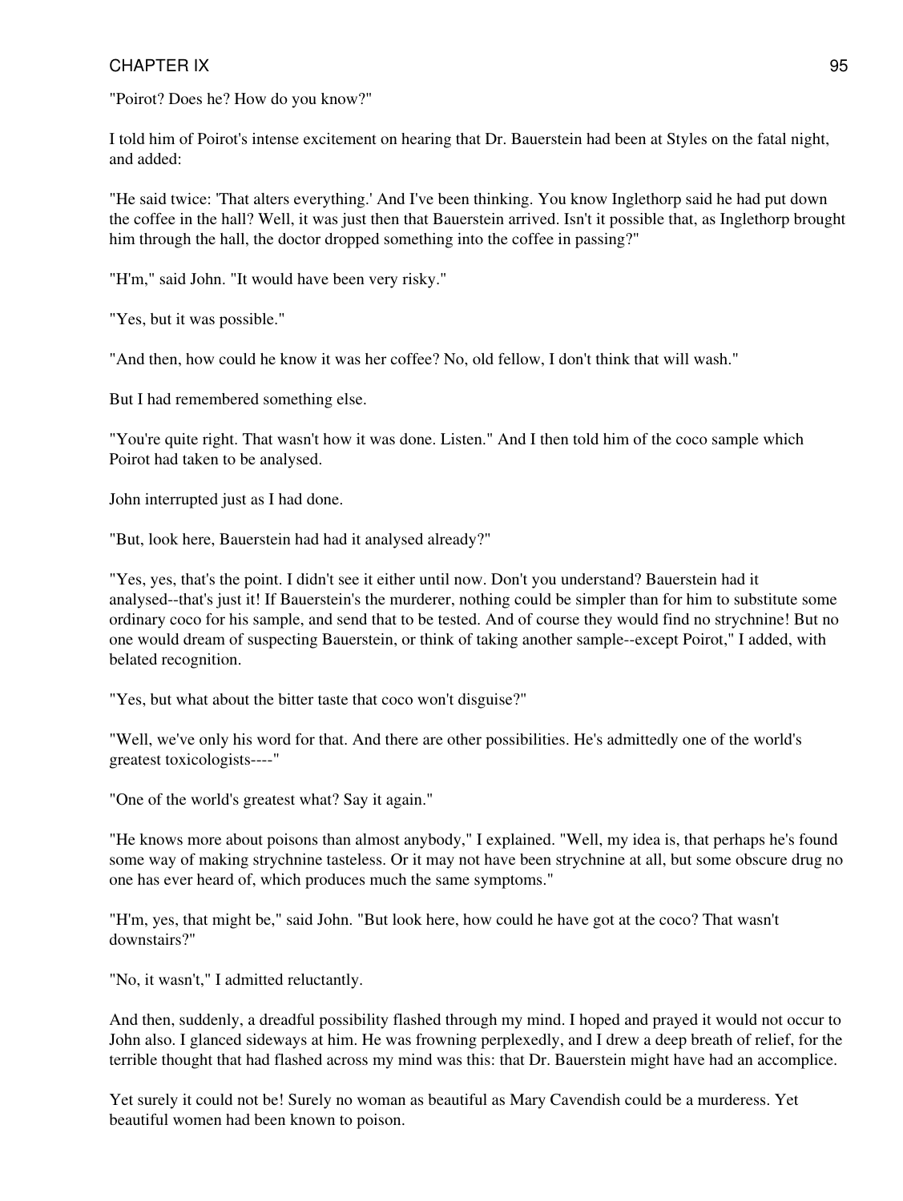"Poirot? Does he? How do you know?"

I told him of Poirot's intense excitement on hearing that Dr. Bauerstein had been at Styles on the fatal night, and added:

"He said twice: 'That alters everything.' And I've been thinking. You know Inglethorp said he had put down the coffee in the hall? Well, it was just then that Bauerstein arrived. Isn't it possible that, as Inglethorp brought him through the hall, the doctor dropped something into the coffee in passing?"

"H'm," said John. "It would have been very risky."

"Yes, but it was possible."

"And then, how could he know it was her coffee? No, old fellow, I don't think that will wash."

But I had remembered something else.

"You're quite right. That wasn't how it was done. Listen." And I then told him of the coco sample which Poirot had taken to be analysed.

John interrupted just as I had done.

"But, look here, Bauerstein had had it analysed already?"

"Yes, yes, that's the point. I didn't see it either until now. Don't you understand? Bauerstein had it analysed--that's just it! If Bauerstein's the murderer, nothing could be simpler than for him to substitute some ordinary coco for his sample, and send that to be tested. And of course they would find no strychnine! But no one would dream of suspecting Bauerstein, or think of taking another sample--except Poirot," I added, with belated recognition.

"Yes, but what about the bitter taste that coco won't disguise?"

"Well, we've only his word for that. And there are other possibilities. He's admittedly one of the world's greatest toxicologists----"

"One of the world's greatest what? Say it again."

"He knows more about poisons than almost anybody," I explained. "Well, my idea is, that perhaps he's found some way of making strychnine tasteless. Or it may not have been strychnine at all, but some obscure drug no one has ever heard of, which produces much the same symptoms."

"H'm, yes, that might be," said John. "But look here, how could he have got at the coco? That wasn't downstairs?"

"No, it wasn't," I admitted reluctantly.

And then, suddenly, a dreadful possibility flashed through my mind. I hoped and prayed it would not occur to John also. I glanced sideways at him. He was frowning perplexedly, and I drew a deep breath of relief, for the terrible thought that had flashed across my mind was this: that Dr. Bauerstein might have had an accomplice.

Yet surely it could not be! Surely no woman as beautiful as Mary Cavendish could be a murderess. Yet beautiful women had been known to poison.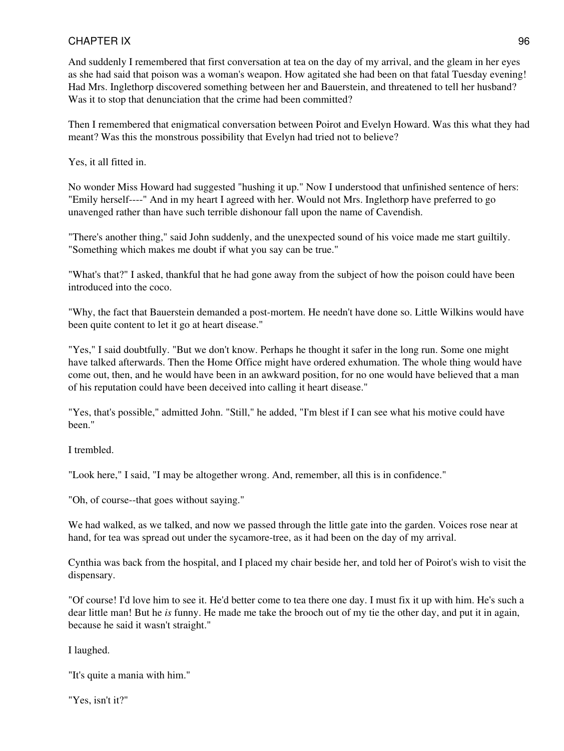And suddenly I remembered that first conversation at tea on the day of my arrival, and the gleam in her eyes as she had said that poison was a woman's weapon. How agitated she had been on that fatal Tuesday evening! Had Mrs. Inglethorp discovered something between her and Bauerstein, and threatened to tell her husband? Was it to stop that denunciation that the crime had been committed?

Then I remembered that enigmatical conversation between Poirot and Evelyn Howard. Was this what they had meant? Was this the monstrous possibility that Evelyn had tried not to believe?

Yes, it all fitted in.

No wonder Miss Howard had suggested "hushing it up." Now I understood that unfinished sentence of hers: "Emily herself----" And in my heart I agreed with her. Would not Mrs. Inglethorp have preferred to go unavenged rather than have such terrible dishonour fall upon the name of Cavendish.

"There's another thing," said John suddenly, and the unexpected sound of his voice made me start guiltily. "Something which makes me doubt if what you say can be true."

"What's that?" I asked, thankful that he had gone away from the subject of how the poison could have been introduced into the coco.

"Why, the fact that Bauerstein demanded a post-mortem. He needn't have done so. Little Wilkins would have been quite content to let it go at heart disease."

"Yes," I said doubtfully. "But we don't know. Perhaps he thought it safer in the long run. Some one might have talked afterwards. Then the Home Office might have ordered exhumation. The whole thing would have come out, then, and he would have been in an awkward position, for no one would have believed that a man of his reputation could have been deceived into calling it heart disease."

"Yes, that's possible," admitted John. "Still," he added, "I'm blest if I can see what his motive could have been."

I trembled.

"Look here," I said, "I may be altogether wrong. And, remember, all this is in confidence."

"Oh, of course--that goes without saying."

We had walked, as we talked, and now we passed through the little gate into the garden. Voices rose near at hand, for tea was spread out under the sycamore-tree, as it had been on the day of my arrival.

Cynthia was back from the hospital, and I placed my chair beside her, and told her of Poirot's wish to visit the dispensary.

"Of course! I'd love him to see it. He'd better come to tea there one day. I must fix it up with him. He's such a dear little man! But he *is* funny. He made me take the brooch out of my tie the other day, and put it in again, because he said it wasn't straight."

I laughed.

"It's quite a mania with him."

"Yes, isn't it?"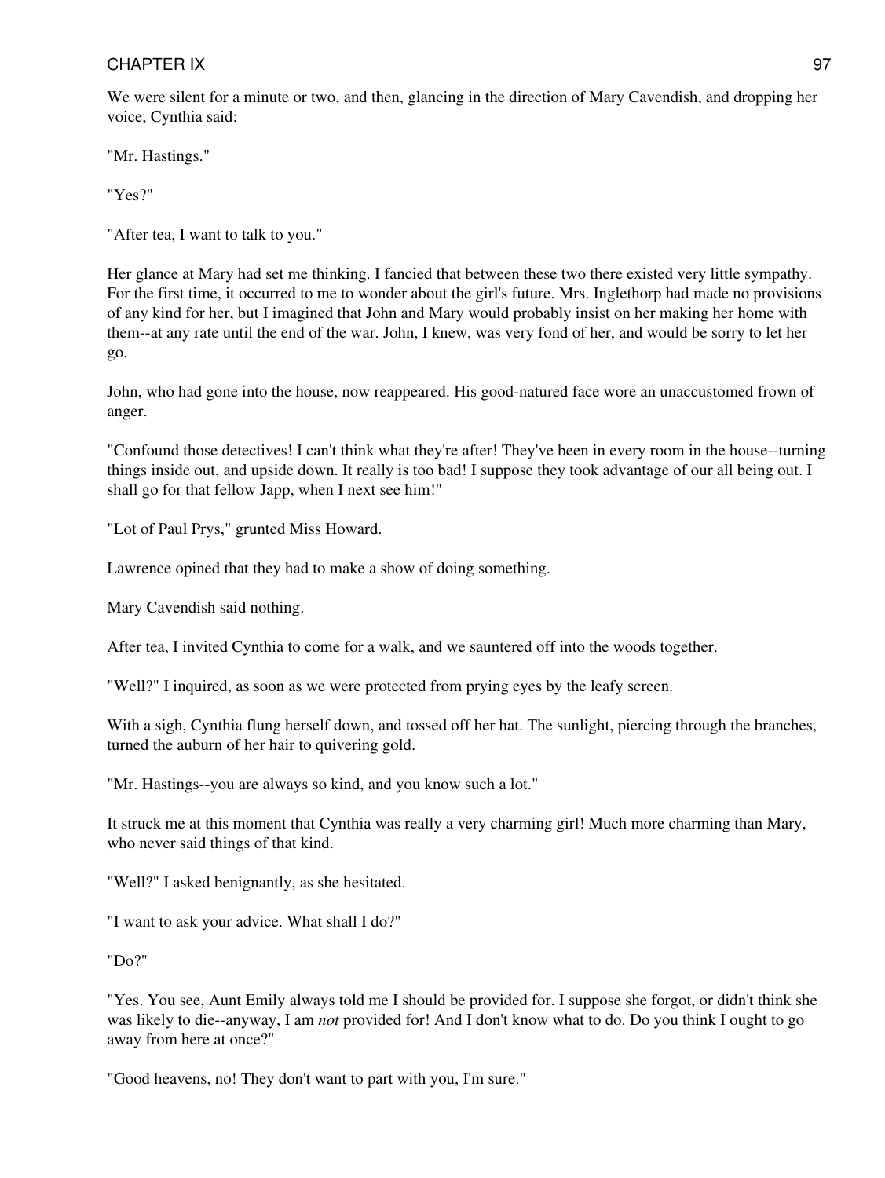We were silent for a minute or two, and then, glancing in the direction of Mary Cavendish, and dropping her voice, Cynthia said:

"Mr. Hastings."

"Yes?"

"After tea, I want to talk to you."

Her glance at Mary had set me thinking. I fancied that between these two there existed very little sympathy. For the first time, it occurred to me to wonder about the girl's future. Mrs. Inglethorp had made no provisions of any kind for her, but I imagined that John and Mary would probably insist on her making her home with them--at any rate until the end of the war. John, I knew, was very fond of her, and would be sorry to let her go.

John, who had gone into the house, now reappeared. His good-natured face wore an unaccustomed frown of anger.

"Confound those detectives! I can't think what they're after! They've been in every room in the house--turning things inside out, and upside down. It really is too bad! I suppose they took advantage of our all being out. I shall go for that fellow Japp, when I next see him!"

"Lot of Paul Prys," grunted Miss Howard.

Lawrence opined that they had to make a show of doing something.

Mary Cavendish said nothing.

After tea, I invited Cynthia to come for a walk, and we sauntered off into the woods together.

"Well?" I inquired, as soon as we were protected from prying eyes by the leafy screen.

With a sigh, Cynthia flung herself down, and tossed off her hat. The sunlight, piercing through the branches, turned the auburn of her hair to quivering gold.

"Mr. Hastings--you are always so kind, and you know such a lot."

It struck me at this moment that Cynthia was really a very charming girl! Much more charming than Mary, who never said things of that kind.

"Well?" I asked benignantly, as she hesitated.

"I want to ask your advice. What shall I do?"

"Do?"

"Yes. You see, Aunt Emily always told me I should be provided for. I suppose she forgot, or didn't think she was likely to die--anyway, I am *not* provided for! And I don't know what to do. Do you think I ought to go away from here at once?"

"Good heavens, no! They don't want to part with you, I'm sure."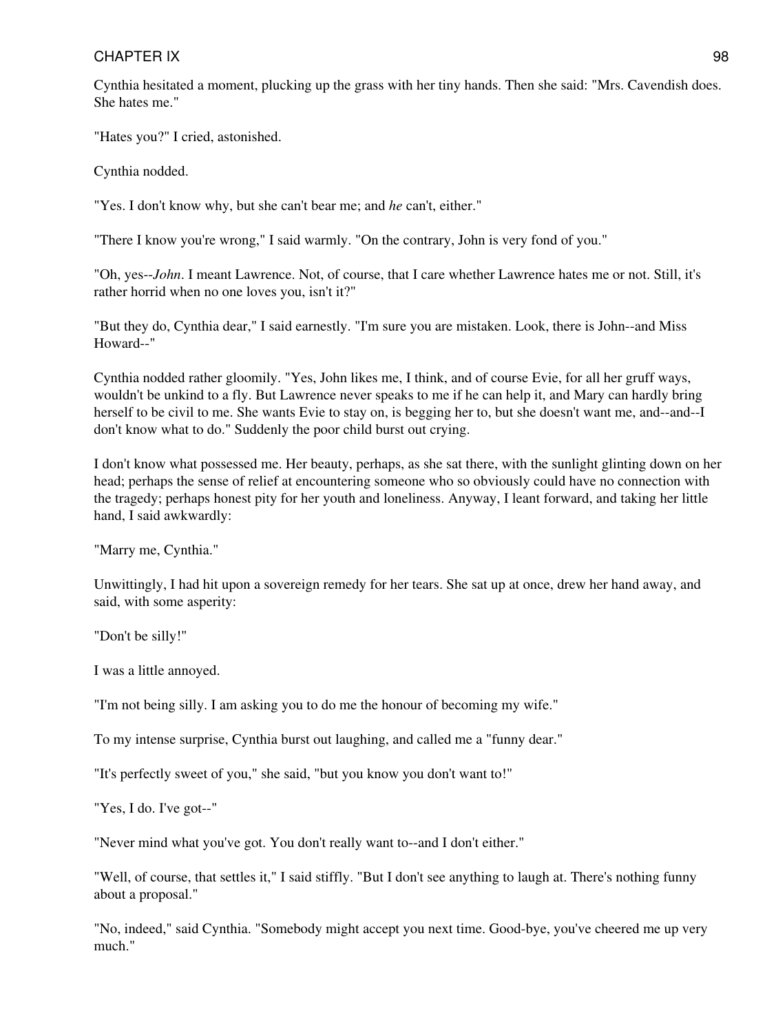Cynthia hesitated a moment, plucking up the grass with her tiny hands. Then she said: "Mrs. Cavendish does. She hates me."

"Hates you?" I cried, astonished.

Cynthia nodded.

"Yes. I don't know why, but she can't bear me; and *he* can't, either."

"There I know you're wrong," I said warmly. "On the contrary, John is very fond of you."

"Oh, yes--*John*. I meant Lawrence. Not, of course, that I care whether Lawrence hates me or not. Still, it's rather horrid when no one loves you, isn't it?"

"But they do, Cynthia dear," I said earnestly. "I'm sure you are mistaken. Look, there is John--and Miss Howard--"

Cynthia nodded rather gloomily. "Yes, John likes me, I think, and of course Evie, for all her gruff ways, wouldn't be unkind to a fly. But Lawrence never speaks to me if he can help it, and Mary can hardly bring herself to be civil to me. She wants Evie to stay on, is begging her to, but she doesn't want me, and--and--I don't know what to do." Suddenly the poor child burst out crying.

I don't know what possessed me. Her beauty, perhaps, as she sat there, with the sunlight glinting down on her head; perhaps the sense of relief at encountering someone who so obviously could have no connection with the tragedy; perhaps honest pity for her youth and loneliness. Anyway, I leant forward, and taking her little hand, I said awkwardly:

"Marry me, Cynthia."

Unwittingly, I had hit upon a sovereign remedy for her tears. She sat up at once, drew her hand away, and said, with some asperity:

"Don't be silly!"

I was a little annoyed.

"I'm not being silly. I am asking you to do me the honour of becoming my wife."

To my intense surprise, Cynthia burst out laughing, and called me a "funny dear."

"It's perfectly sweet of you," she said, "but you know you don't want to!"

"Yes, I do. I've got--"

"Never mind what you've got. You don't really want to--and I don't either."

"Well, of course, that settles it," I said stiffly. "But I don't see anything to laugh at. There's nothing funny about a proposal."

"No, indeed," said Cynthia. "Somebody might accept you next time. Good-bye, you've cheered me up very much."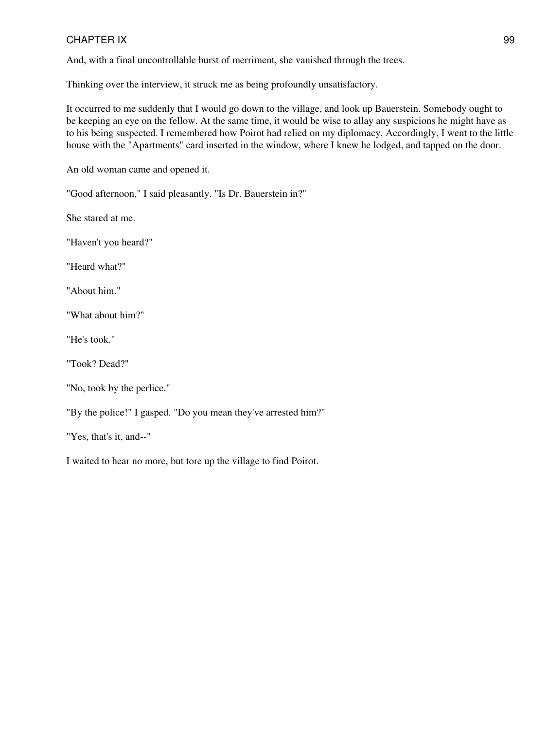And, with a final uncontrollable burst of merriment, she vanished through the trees.

Thinking over the interview, it struck me as being profoundly unsatisfactory.

It occurred to me suddenly that I would go down to the village, and look up Bauerstein. Somebody ought to be keeping an eye on the fellow. At the same time, it would be wise to allay any suspicions he might have as to his being suspected. I remembered how Poirot had relied on my diplomacy. Accordingly, I went to the little house with the "Apartments" card inserted in the window, where I knew he lodged, and tapped on the door.

An old woman came and opened it.

"Good afternoon," I said pleasantly. "Is Dr. Bauerstein in?"

She stared at me.

"Haven't you heard?"

"Heard what?"

"About him."

"What about him?"

"He's took."

"Took? Dead?"

"No, took by the perlice."

"By the police!" I gasped. "Do you mean they've arrested him?"

"Yes, that's it, and--"

I waited to hear no more, but tore up the village to find Poirot.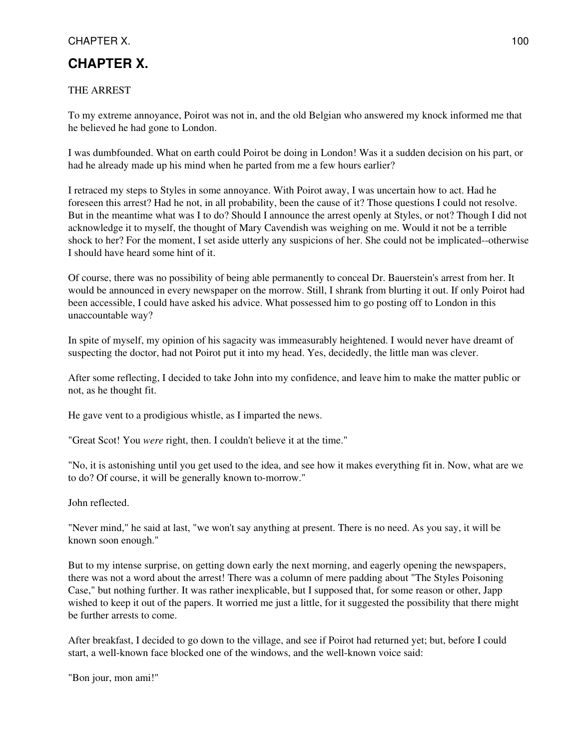# CHAPTER X.

THE ARREST

To my extreme annoyance, Poirot was not in, and the old Belgian who answered my knock informed me that he believed he had gone to London.

I was dumbfounded. What on earth could Poirot be doing in London! Was it a sudden decision on his part, or had he already made up his mind when he parted from me a few hours earlier?

I retraced my steps to Styles in some annoyance. With Poirot away, I was uncertain how to act. Had he foreseen this arrest? Had he not, in all probability, been the cause of it? Those questions I could not resolve. But in the meantime what was I to do? Should I announce the arrest openly at Styles, or not? Though I did not acknowledge it to myself, the thought of Mary Cavendish was weighing on me. Would it not be a terrible shock to her? For the moment, I set aside utterly any suspicions of her. She could not be implicated--otherwise I should have heard some hint of it.

Of course, there was no possibility of being able permanently to conceal Dr. Bauerstein's arrest from her. It would be announced in every newspaper on the morrow. Still, I shrank from blurting it out. If only Poirot had been accessible, I could have asked his advice. What possessed him to go posting off to London in this unaccountable way?

In spite of myself, my opinion of his sagacity was immeasurably heightened. I would never have dreamt of suspecting the doctor, had not Poirot put it into my head. Yes, decidedly, the little man was clever.

After some reflecting, I decided to take John into my confidence, and leave him to make the matter public or not, as he thought fit.

He gave vent to a prodigious whistle, as I imparted the news.

"Great Scot! You *were* right, then. I couldn't believe it at the time."

"No, it is astonishing until you get used to the idea, and see how it makes everything fit in. Now, what are we to do? Of course, it will be generally known to-morrow."

John reflected.

"Never mind," he said at last, "we won't say anything at present. There is no need. As you say, it will be known soon enough."

But to my intense surprise, on getting down early the next morning, and eagerly opening the newspapers, there was not a word about the arrest! There was a column of mere padding about "The Styles Poisoning Case," but nothing further. It was rather inexplicable, but I supposed that, for some reason or other, Japp wished to keep it out of the papers. It worried me just a little, for it suggested the possibility that there might be further arrests to come.

After breakfast, I decided to go down to the village, and see if Poirot had returned yet; but, before I could start, a well-known face blocked one of the windows, and the well-known voice said:

"Bon jour, mon ami!"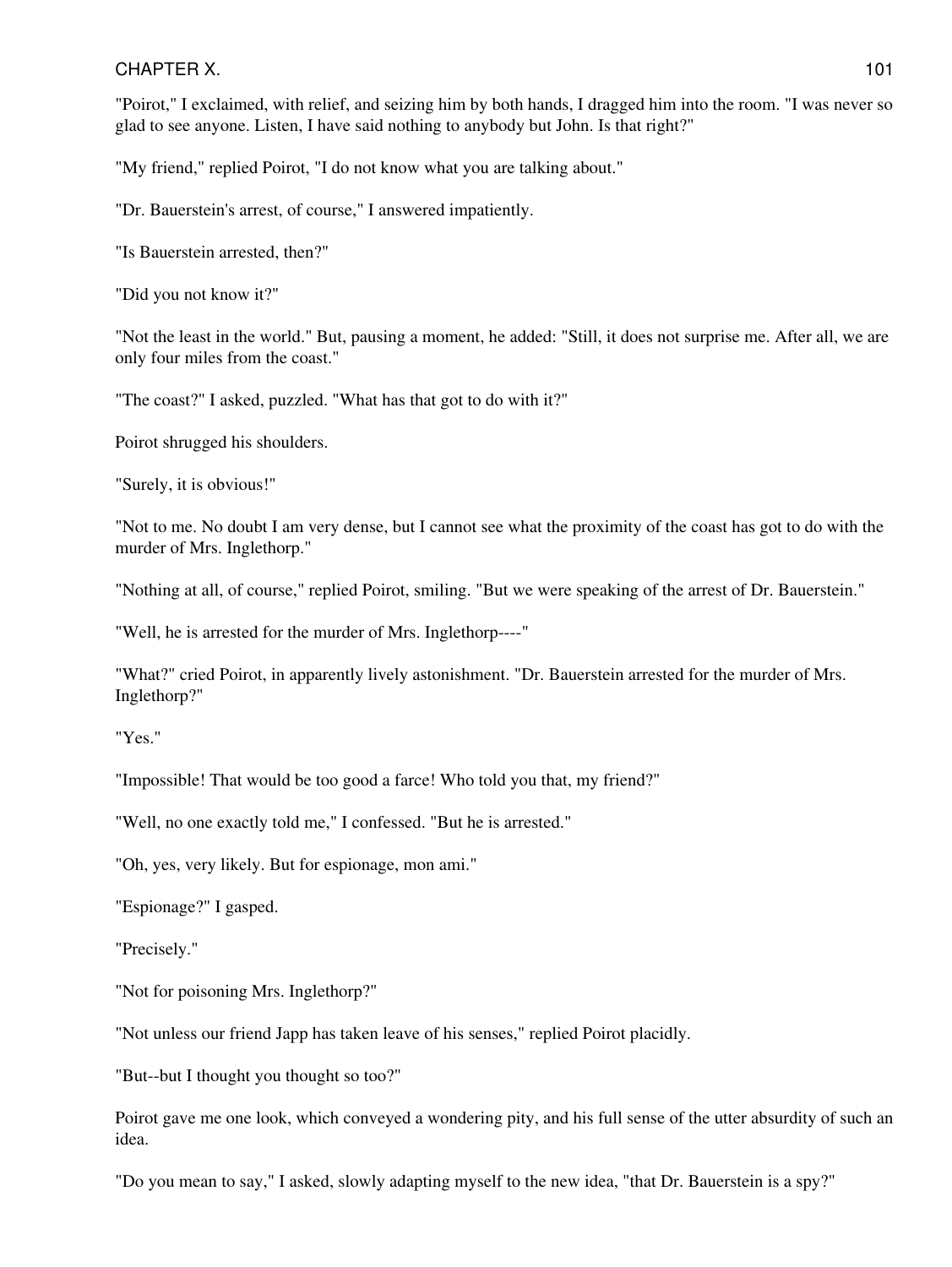"Poirot," I exclaimed, with relief, and seizing him by both hands, I dragged him into the room. "I was never so glad to see anyone. Listen, I have said nothing to anybody but John. Is that right?"

"My friend," replied Poirot, "I do not know what you are talking about."

"Dr. Bauerstein's arrest, of course," I answered impatiently.

"Is Bauerstein arrested, then?"

"Did you not know it?"

"Not the least in the world." But, pausing a moment, he added: "Still, it does not surprise me. After all, we are only four miles from the coast."

"The coast?" I asked, puzzled. "What has that got to do with it?"

Poirot shrugged his shoulders.

"Surely, it is obvious!"

"Not to me. No doubt I am very dense, but I cannot see what the proximity of the coast has got to do with the murder of Mrs. Inglethorp."

"Nothing at all, of course," replied Poirot, smiling. "But we were speaking of the arrest of Dr. Bauerstein."

"Well, he is arrested for the murder of Mrs. Inglethorp----"

"What?" cried Poirot, in apparently lively astonishment. "Dr. Bauerstein arrested for the murder of Mrs. Inglethorp?"

"Yes."

"Impossible! That would be too good a farce! Who told you that, my friend?"

"Well, no one exactly told me," I confessed. "But he is arrested."

"Oh, yes, very likely. But for espionage, mon ami."

"Espionage?" I gasped.

"Precisely."

"Not for poisoning Mrs. Inglethorp?"

"Not unless our friend Japp has taken leave of his senses," replied Poirot placidly.

"But--but I thought you thought so too?"

Poirot gave me one look, which conveyed a wondering pity, and his full sense of the utter absurdity of such an idea.

"Do you mean to say," I asked, slowly adapting myself to the new idea, "that Dr. Bauerstein is a spy?"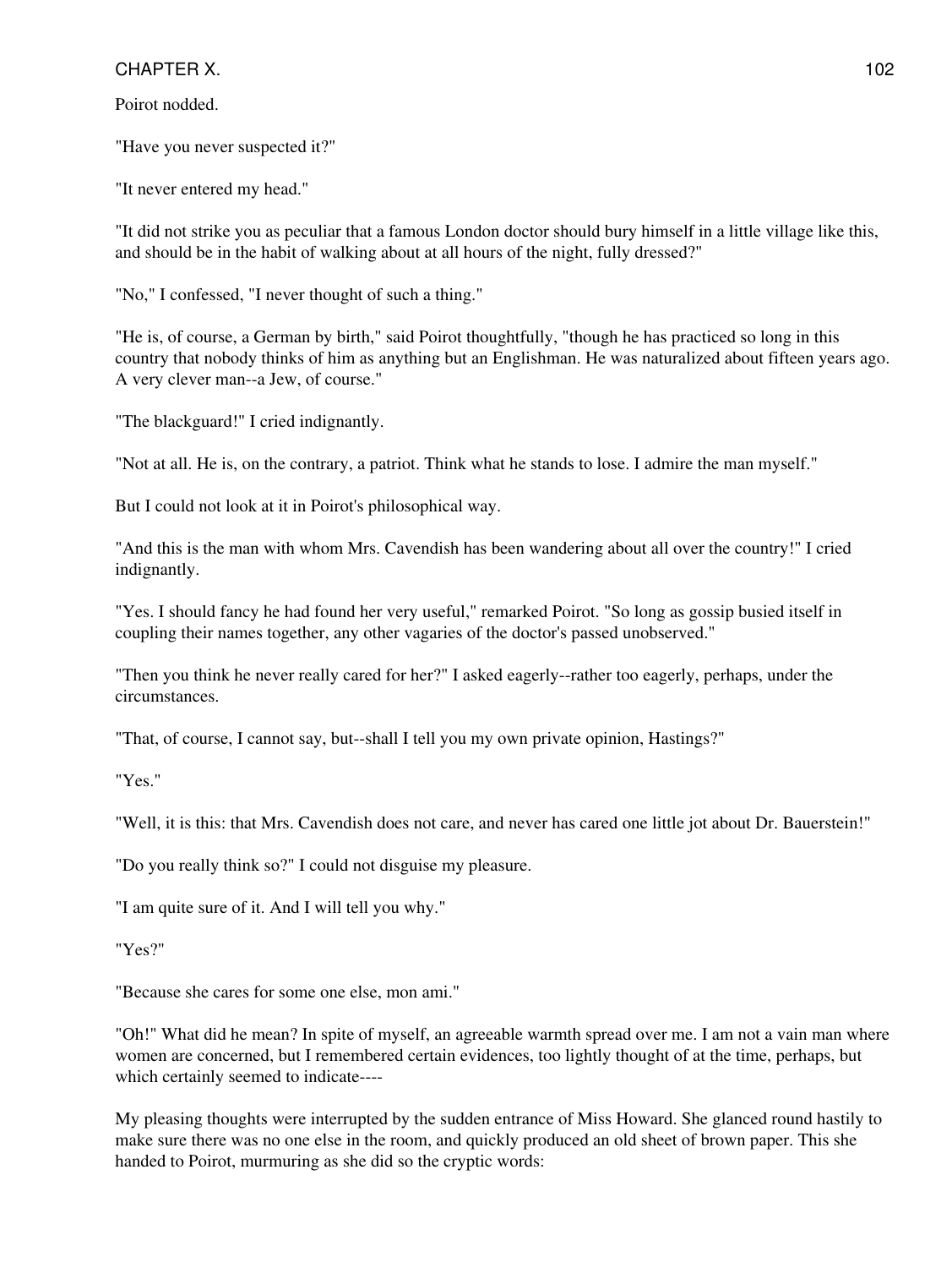Poirot nodded.

"Have you never suspected it?"

"It never entered my head."

"It did not strike you as peculiar that a famous London doctor should bury himself in a little village like this, and should be in the habit of walking about at all hours of the night, fully dressed?"

"No," I confessed, "I never thought of such a thing."

"He is, of course, a German by birth," said Poirot thoughtfully, "though he has practiced so long in this country that nobody thinks of him as anything but an Englishman. He was naturalized about fifteen years ago. A very clever man--a Jew, of course."

"The blackguard!" I cried indignantly.

"Not at all. He is, on the contrary, a patriot. Think what he stands to lose. I admire the man myself."

But I could not look at it in Poirot's philosophical way.

"And this is the man with whom Mrs. Cavendish has been wandering about all over the country!" I cried indignantly.

"Yes. I should fancy he had found her very useful," remarked Poirot. "So long as gossip busied itself in coupling their names together, any other vagaries of the doctor's passed unobserved."

"Then you think he never really cared for her?" I asked eagerly--rather too eagerly, perhaps, under the circumstances.

"That, of course, I cannot say, but--shall I tell you my own private opinion, Hastings?"

"Yes."

"Well, it is this: that Mrs. Cavendish does not care, and never has cared one little jot about Dr. Bauerstein!"

"Do you really think so?" I could not disguise my pleasure.

"I am quite sure of it. And I will tell you why."

"Yes?"

"Because she cares for some one else, mon ami."

"Oh!" What did he mean? In spite of myself, an agreeable warmth spread over me. I am not a vain man where women are concerned, but I remembered certain evidences, too lightly thought of at the time, perhaps, but which certainly seemed to indicate----

My pleasing thoughts were interrupted by the sudden entrance of Miss Howard. She glanced round hastily to make sure there was no one else in the room, and quickly produced an old sheet of brown paper. This she handed to Poirot, murmuring as she did so the cryptic words: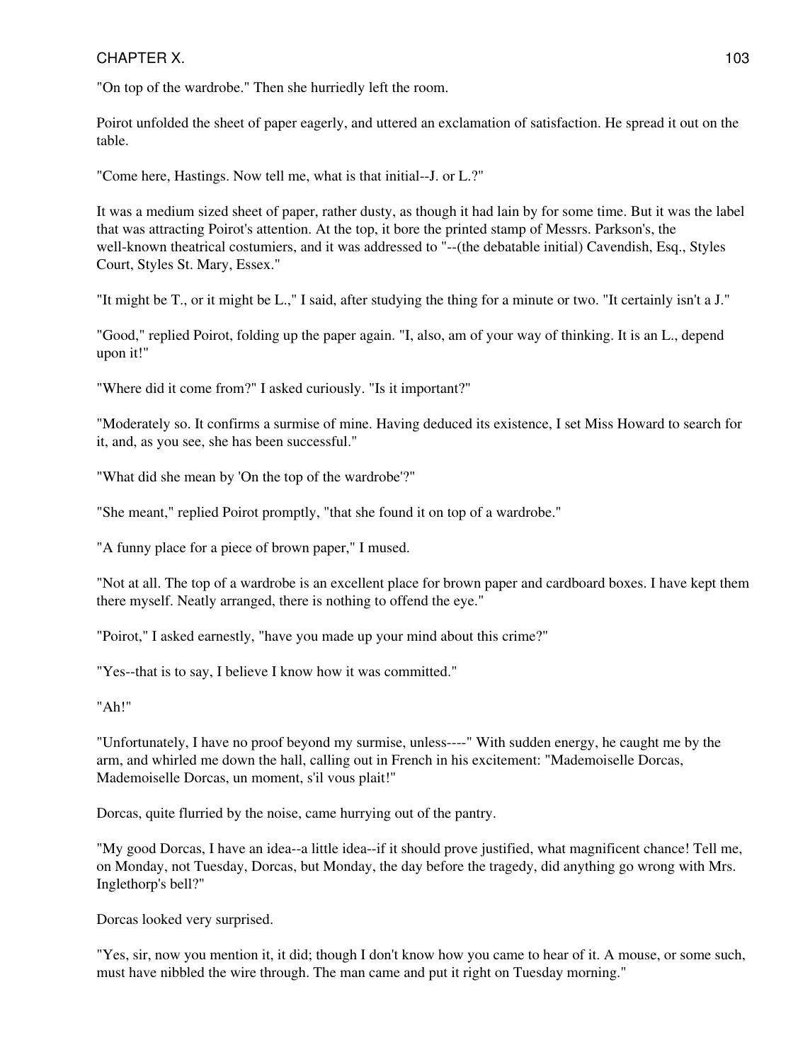"On top of the wardrobe." Then she hurriedly left the room.

Poirot unfolded the sheet of paper eagerly, and uttered an exclamation of satisfaction. He spread it out on the table.

"Come here, Hastings. Now tell me, what is that initial--J. or L.?"

It was a medium sized sheet of paper, rather dusty, as though it had lain by for some time. But it was the label that was attracting Poirot's attention. At the top, it bore the printed stamp of Messrs. Parkson's, the well-known theatrical costumiers, and it was addressed to "--(the debatable initial) Cavendish, Esq., Styles Court, Styles St. Mary, Essex."

"It might be T., or it might be L.," I said, after studying the thing for a minute or two. "It certainly isn't a J."

"Good," replied Poirot, folding up the paper again. "I, also, am of your way of thinking. It is an L., depend upon it!"

"Where did it come from?" I asked curiously. "Is it important?"

"Moderately so. It confirms a surmise of mine. Having deduced its existence, I set Miss Howard to search for it, and, as you see, she has been successful."

"What did she mean by 'On the top of the wardrobe'?"

"She meant," replied Poirot promptly, "that she found it on top of a wardrobe."

"A funny place for a piece of brown paper," I mused.

"Not at all. The top of a wardrobe is an excellent place for brown paper and cardboard boxes. I have kept them there myself. Neatly arranged, there is nothing to offend the eye."

"Poirot," I asked earnestly, "have you made up your mind about this crime?"

"Yes--that is to say, I believe I know how it was committed."

"Ah!"

"Unfortunately, I have no proof beyond my surmise, unless----" With sudden energy, he caught me by the arm, and whirled me down the hall, calling out in French in his excitement: "Mademoiselle Dorcas, Mademoiselle Dorcas, un moment, s'il vous plait!"

Dorcas, quite flurried by the noise, came hurrying out of the pantry.

"My good Dorcas, I have an idea--a little idea--if it should prove justified, what magnificent chance! Tell me, on Monday, not Tuesday, Dorcas, but Monday, the day before the tragedy, did anything go wrong with Mrs. Inglethorp's bell?"

Dorcas looked very surprised.

"Yes, sir, now you mention it, it did; though I don't know how you came to hear of it. A mouse, or some such, must have nibbled the wire through. The man came and put it right on Tuesday morning."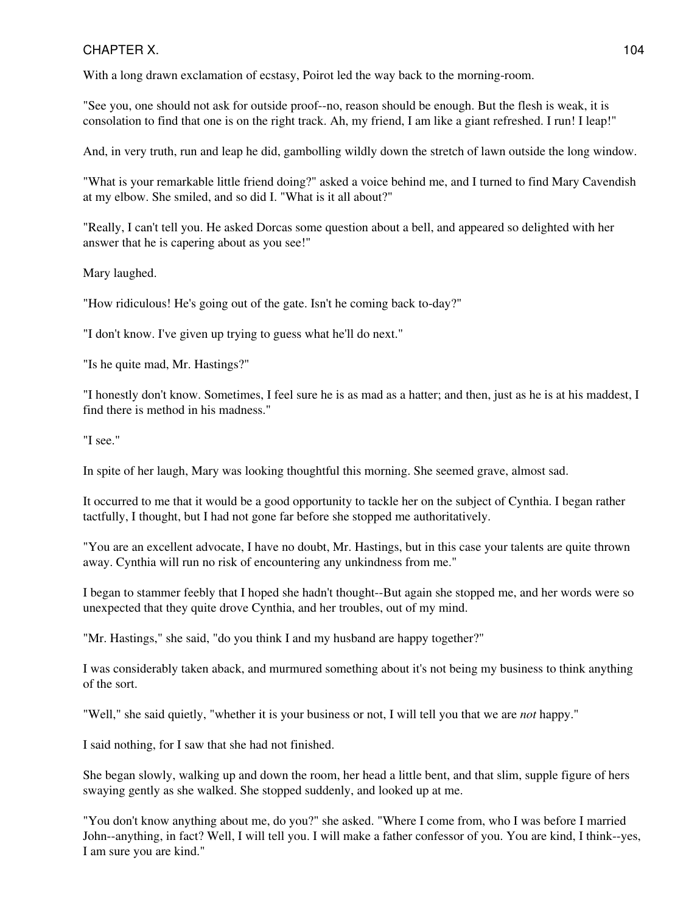With a long drawn exclamation of ecstasy, Poirot led the way back to the morning-room.

"See you, one should not ask for outside proof--no, reason should be enough. But the flesh is weak, it is consolation to find that one is on the right track. Ah, my friend, I am like a giant refreshed. I run! I leap!"

And, in very truth, run and leap he did, gambolling wildly down the stretch of lawn outside the long window.

"What is your remarkable little friend doing?" asked a voice behind me, and I turned to find Mary Cavendish at my elbow. She smiled, and so did I. "What is it all about?"

"Really, I can't tell you. He asked Dorcas some question about a bell, and appeared so delighted with her answer that he is capering about as you see!"

Mary laughed.

"How ridiculous! He's going out of the gate. Isn't he coming back to-day?"

"I don't know. I've given up trying to guess what he'll do next."

"Is he quite mad, Mr. Hastings?"

"I honestly don't know. Sometimes, I feel sure he is as mad as a hatter; and then, just as he is at his maddest, I find there is method in his madness."

"I see."

In spite of her laugh, Mary was looking thoughtful this morning. She seemed grave, almost sad.

It occurred to me that it would be a good opportunity to tackle her on the subject of Cynthia. I began rather tactfully, I thought, but I had not gone far before she stopped me authoritatively.

"You are an excellent advocate, I have no doubt, Mr. Hastings, but in this case your talents are quite thrown away. Cynthia will run no risk of encountering any unkindness from me."

I began to stammer feebly that I hoped she hadn't thought--But again she stopped me, and her words were so unexpected that they quite drove Cynthia, and her troubles, out of my mind.

"Mr. Hastings," she said, "do you think I and my husband are happy together?"

I was considerably taken aback, and murmured something about it's not being my business to think anything of the sort.

"Well," she said quietly, "whether it is your business or not, I will tell you that we are *not* happy."

I said nothing, for I saw that she had not finished.

She began slowly, walking up and down the room, her head a little bent, and that slim, supple figure of hers swaying gently as she walked. She stopped suddenly, and looked up at me.

"You don't know anything about me, do you?" she asked. "Where I come from, who I was before I married John--anything, in fact? Well, I will tell you. I will make a father confessor of you. You are kind, I think--yes, I am sure you are kind."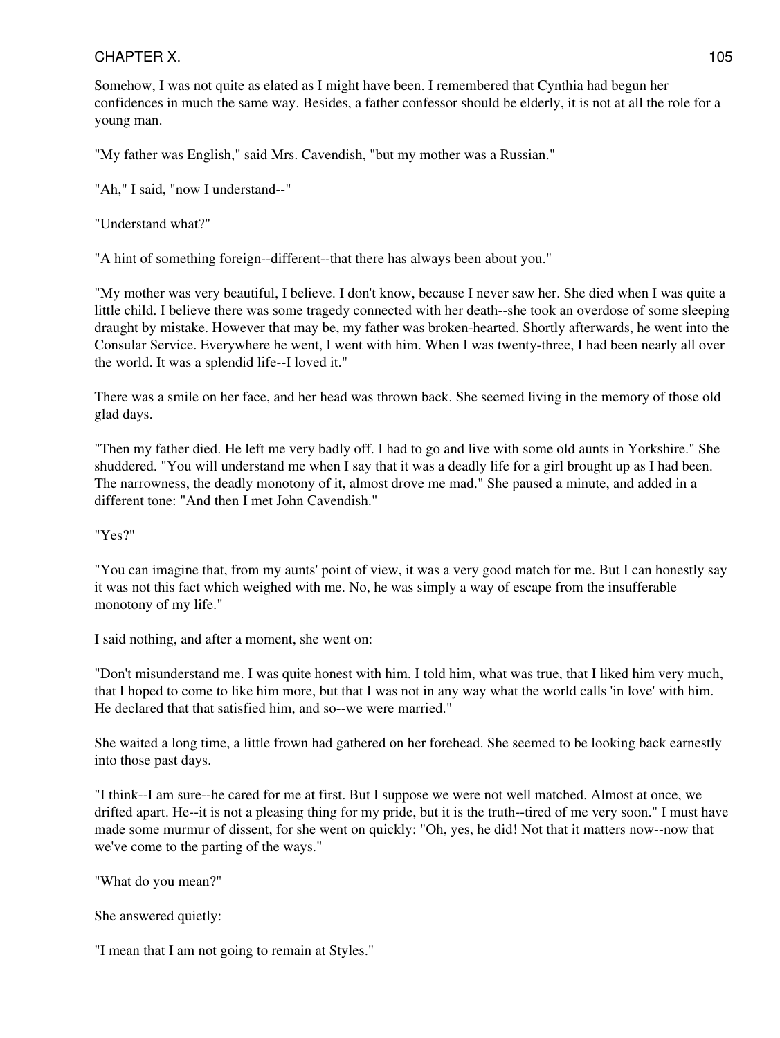Somehow, I was not quite as elated as I might have been. I remembered that Cynthia had begun her confidences in much the same way. Besides, a father confessor should be elderly, it is not at all the role for a young man.

"My father was English," said Mrs. Cavendish, "but my mother was a Russian."

"Ah," I said, "now I understand--"

"Understand what?"

"A hint of something foreign--different--that there has always been about you."

"My mother was very beautiful, I believe. I don't know, because I never saw her. She died when I was quite a little child. I believe there was some tragedy connected with her death--she took an overdose of some sleeping draught by mistake. However that may be, my father was broken-hearted. Shortly afterwards, he went into the Consular Service. Everywhere he went, I went with him. When I was twenty-three, I had been nearly all over the world. It was a splendid life--I loved it."

There was a smile on her face, and her head was thrown back. She seemed living in the memory of those old glad days.

"Then my father died. He left me very badly off. I had to go and live with some old aunts in Yorkshire." She shuddered. "You will understand me when I say that it was a deadly life for a girl brought up as I had been. The narrowness, the deadly monotony of it, almost drove me mad." She paused a minute, and added in a different tone: "And then I met John Cavendish."

"Yes?"

"You can imagine that, from my aunts' point of view, it was a very good match for me. But I can honestly say it was not this fact which weighed with me. No, he was simply a way of escape from the insufferable monotony of my life."

I said nothing, and after a moment, she went on:

"Don't misunderstand me. I was quite honest with him. I told him, what was true, that I liked him very much, that I hoped to come to like him more, but that I was not in any way what the world calls 'in love' with him. He declared that that satisfied him, and so--we were married."

She waited a long time, a little frown had gathered on her forehead. She seemed to be looking back earnestly into those past days.

"I think--I am sure--he cared for me at first. But I suppose we were not well matched. Almost at once, we drifted apart. He--it is not a pleasing thing for my pride, but it is the truth--tired of me very soon." I must have made some murmur of dissent, for she went on quickly: "Oh, yes, he did! Not that it matters now--now that we've come to the parting of the ways."

"What do you mean?"

She answered quietly:

"I mean that I am not going to remain at Styles."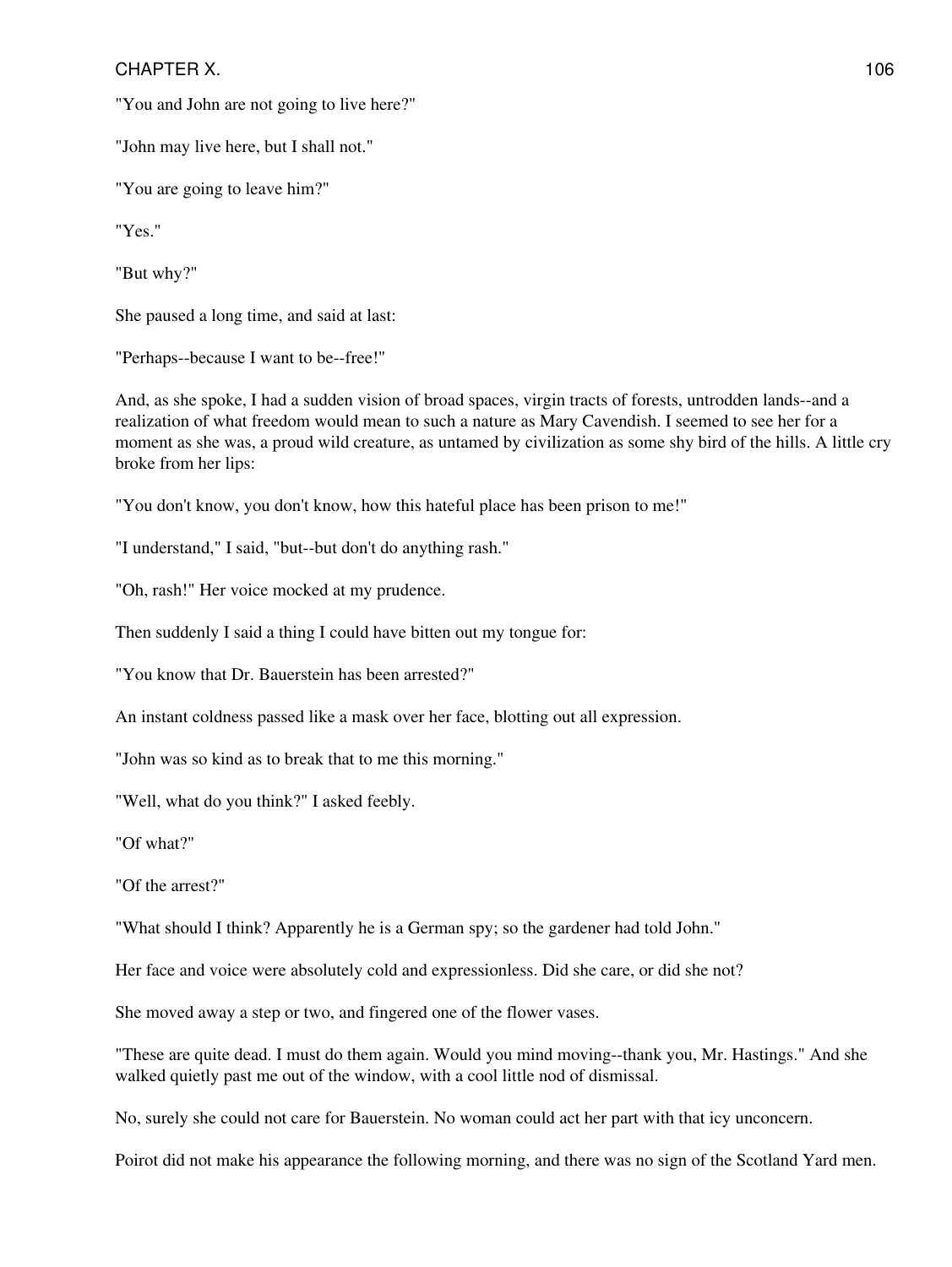"You and John are not going to live here?"

"John may live here, but I shall not."

"You are going to leave him?"

"Yes."

"But why?"

She paused a long time, and said at last:

"Perhaps--because I want to be--free!"

And, as she spoke, I had a sudden vision of broad spaces, virgin tracts of forests, untrodden lands--and a realization of what freedom would mean to such a nature as Mary Cavendish. I seemed to see her for a moment as she was, a proud wild creature, as untamed by civilization as some shy bird of the hills. A little cry broke from her lips:

"You don't know, you don't know, how this hateful place has been prison to me!"

"I understand," I said, "but--but don't do anything rash."

"Oh, rash!" Her voice mocked at my prudence.

Then suddenly I said a thing I could have bitten out my tongue for:

"You know that Dr. Bauerstein has been arrested?"

An instant coldness passed like a mask over her face, blotting out all expression.

"John was so kind as to break that to me this morning."

"Well, what do you think?" I asked feebly.

"Of what?"

"Of the arrest?"

"What should I think? Apparently he is a German spy; so the gardener had told John."

Her face and voice were absolutely cold and expressionless. Did she care, or did she not?

She moved away a step or two, and fingered one of the flower vases.

"These are quite dead. I must do them again. Would you mind moving--thank you, Mr. Hastings." And she walked quietly past me out of the window, with a cool little nod of dismissal.

No, surely she could not care for Bauerstein. No woman could act her part with that icy unconcern.

Poirot did not make his appearance the following morning, and there was no sign of the Scotland Yard men.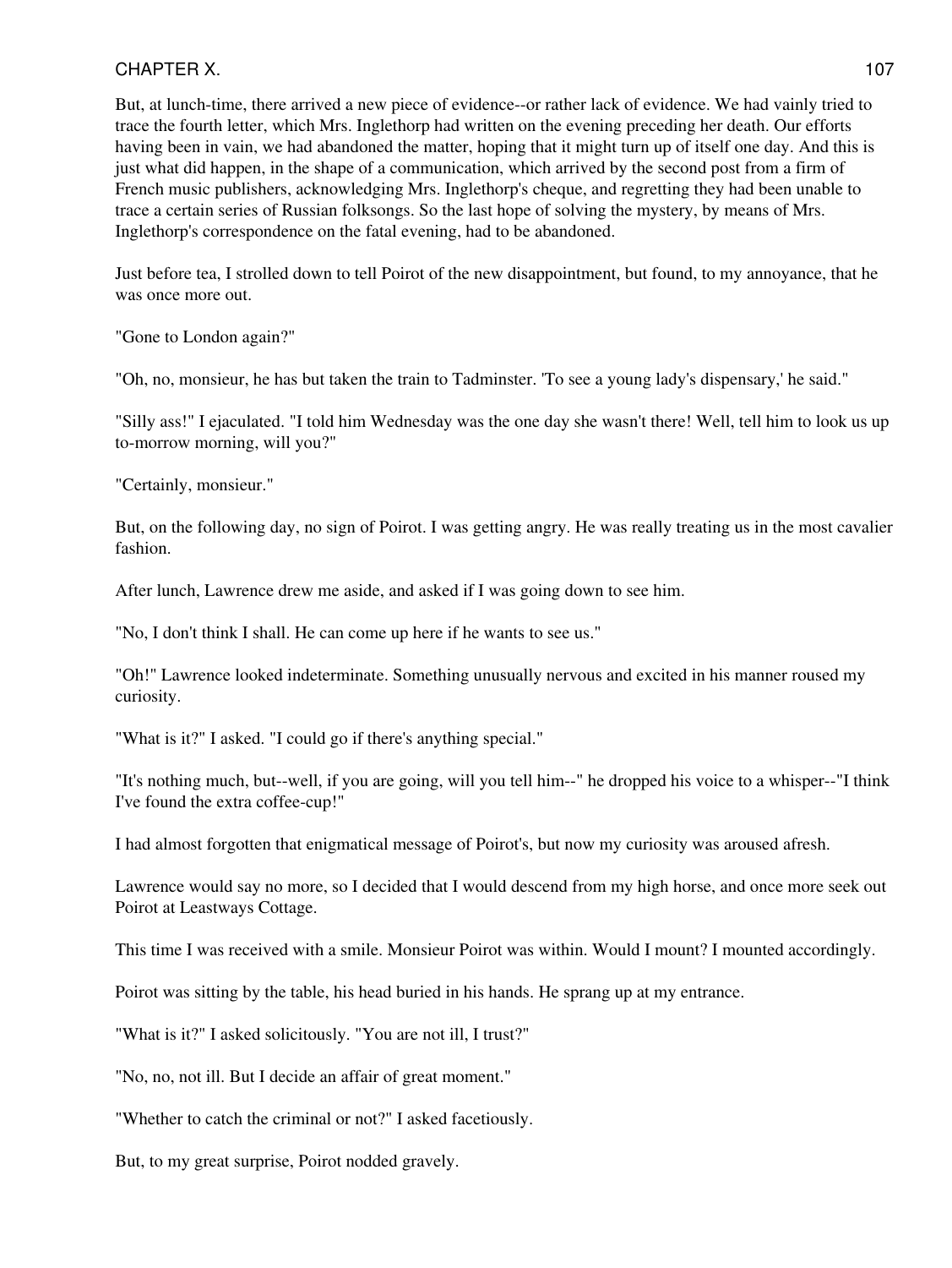But, at lunch-time, there arrived a new piece of evidence--or rather lack of evidence. We had vainly tried to trace the fourth letter, which Mrs. Inglethorp had written on the evening preceding her death. Our efforts having been in vain, we had abandoned the matter, hoping that it might turn up of itself one day. And this is just what did happen, in the shape of a communication, which arrived by the second post from a firm of French music publishers, acknowledging Mrs. Inglethorp's cheque, and regretting they had been unable to trace a certain series of Russian folksongs. So the last hope of solving the mystery, by means of Mrs. Inglethorp's correspondence on the fatal evening, had to be abandoned.

Just before tea, I strolled down to tell Poirot of the new disappointment, but found, to my annoyance, that he was once more out.

"Gone to London again?"

"Oh, no, monsieur, he has but taken the train to Tadminster. 'To see a young lady's dispensary,' he said."

"Silly ass!" I ejaculated. "I told him Wednesday was the one day she wasn't there! Well, tell him to look us up to-morrow morning, will you?"

"Certainly, monsieur."

But, on the following day, no sign of Poirot. I was getting angry. He was really treating us in the most cavalier fashion.

After lunch, Lawrence drew me aside, and asked if I was going down to see him.

"No, I don't think I shall. He can come up here if he wants to see us."

"Oh!" Lawrence looked indeterminate. Something unusually nervous and excited in his manner roused my curiosity.

"What is it?" I asked. "I could go if there's anything special."

"It's nothing much, but--well, if you are going, will you tell him--" he dropped his voice to a whisper--"I think I've found the extra coffee-cup!"

I had almost forgotten that enigmatical message of Poirot's, but now my curiosity was aroused afresh.

Lawrence would say no more, so I decided that I would descend from my high horse, and once more seek out Poirot at Leastways Cottage.

This time I was received with a smile. Monsieur Poirot was within. Would I mount? I mounted accordingly.

Poirot was sitting by the table, his head buried in his hands. He sprang up at my entrance.

"What is it?" I asked solicitously. "You are not ill, I trust?"

"No, no, not ill. But I decide an affair of great moment."

"Whether to catch the criminal or not?" I asked facetiously.

But, to my great surprise, Poirot nodded gravely.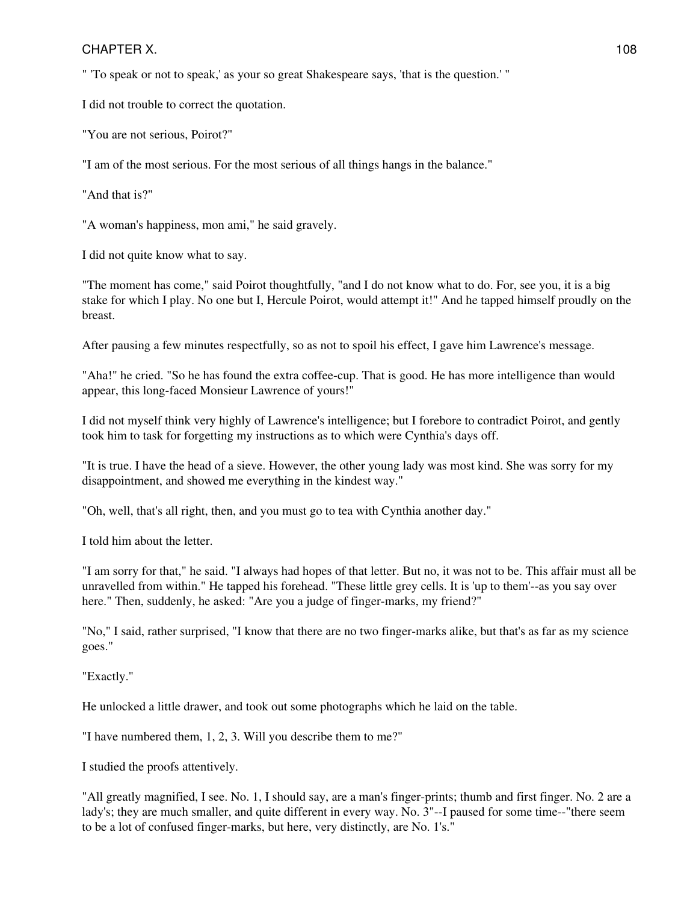" 'To speak or not to speak,' as your so great Shakespeare says, 'that is the question.' "

I did not trouble to correct the quotation.

"You are not serious, Poirot?"

"I am of the most serious. For the most serious of all things hangs in the balance."

"And that is?"

"A woman's happiness, mon ami," he said gravely.

I did not quite know what to say.

"The moment has come," said Poirot thoughtfully, "and I do not know what to do. For, see you, it is a big stake for which I play. No one but I, Hercule Poirot, would attempt it!" And he tapped himself proudly on the breast.

After pausing a few minutes respectfully, so as not to spoil his effect, I gave him Lawrence's message.

"Aha!" he cried. "So he has found the extra coffee-cup. That is good. He has more intelligence than would appear, this long-faced Monsieur Lawrence of yours!"

I did not myself think very highly of Lawrence's intelligence; but I forebore to contradict Poirot, and gently took him to task for forgetting my instructions as to which were Cynthia's days off.

"It is true. I have the head of a sieve. However, the other young lady was most kind. She was sorry for my disappointment, and showed me everything in the kindest way."

"Oh, well, that's all right, then, and you must go to tea with Cynthia another day."

I told him about the letter.

"I am sorry for that," he said. "I always had hopes of that letter. But no, it was not to be. This affair must all be unravelled from within." He tapped his forehead. "These little grey cells. It is 'up to them'--as you say over here." Then, suddenly, he asked: "Are you a judge of finger-marks, my friend?"

"No," I said, rather surprised, "I know that there are no two finger-marks alike, but that's as far as my science goes."

"Exactly."

He unlocked a little drawer, and took out some photographs which he laid on the table.

"I have numbered them, 1, 2, 3. Will you describe them to me?"

I studied the proofs attentively.

"All greatly magnified, I see. No. 1, I should say, are a man's finger-prints; thumb and first finger. No. 2 are a lady's; they are much smaller, and quite different in every way. No. 3"--I paused for some time--"there seem to be a lot of confused finger-marks, but here, very distinctly, are No. 1's."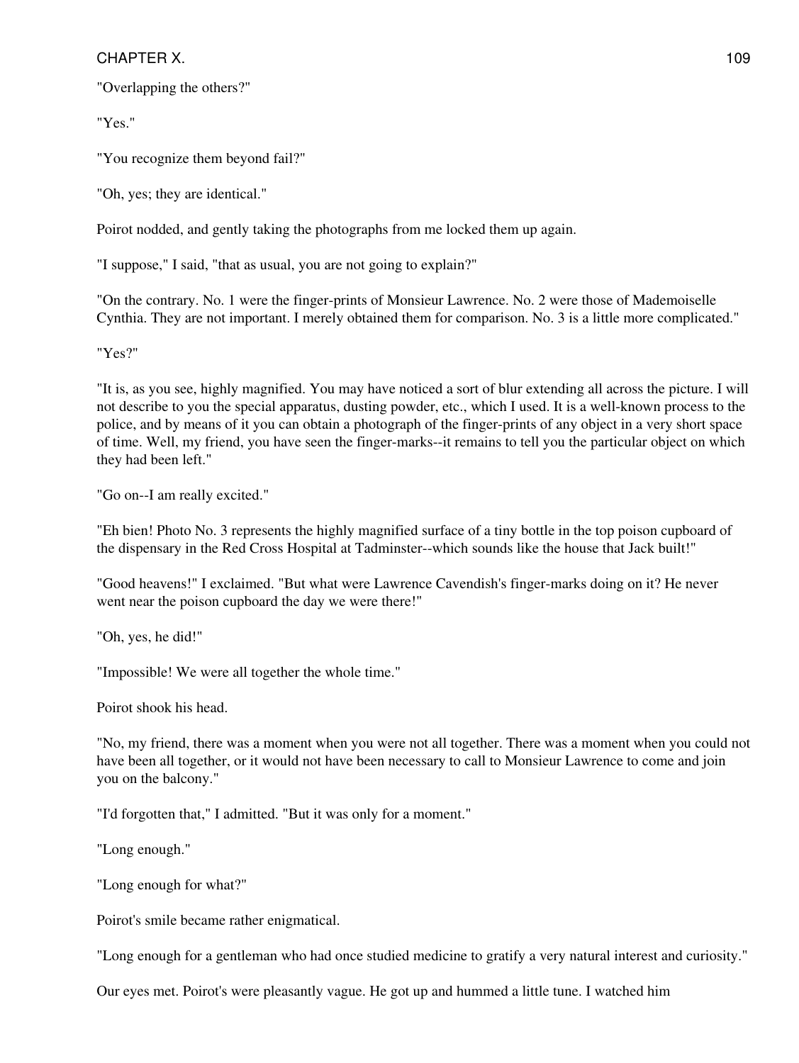"Overlapping the others?"

"Yes."

"You recognize them beyond fail?"

"Oh, yes; they are identical."

Poirot nodded, and gently taking the photographs from me locked them up again.

"I suppose," I said, "that as usual, you are not going to explain?"

"On the contrary. No. 1 were the finger-prints of Monsieur Lawrence. No. 2 were those of Mademoiselle Cynthia. They are not important. I merely obtained them for comparison. No. 3 is a little more complicated."

"Yes?"

"It is, as you see, highly magnified. You may have noticed a sort of blur extending all across the picture. I will not describe to you the special apparatus, dusting powder, etc., which I used. It is a well-known process to the police, and by means of it you can obtain a photograph of the finger-prints of any object in a very short space of time. Well, my friend, you have seen the finger-marks--it remains to tell you the particular object on which they had been left."

"Go on--I am really excited."

"Eh bien! Photo No. 3 represents the highly magnified surface of a tiny bottle in the top poison cupboard of the dispensary in the Red Cross Hospital at Tadminster--which sounds like the house that Jack built!"

"Good heavens!" I exclaimed. "But what were Lawrence Cavendish's finger-marks doing on it? He never went near the poison cupboard the day we were there!"

"Oh, yes, he did!"

"Impossible! We were all together the whole time."

Poirot shook his head.

"No, my friend, there was a moment when you were not all together. There was a moment when you could not have been all together, or it would not have been necessary to call to Monsieur Lawrence to come and join you on the balcony."

"I'd forgotten that," I admitted. "But it was only for a moment."

"Long enough."

"Long enough for what?"

Poirot's smile became rather enigmatical.

"Long enough for a gentleman who had once studied medicine to gratify a very natural interest and curiosity."

Our eyes met. Poirot's were pleasantly vague. He got up and hummed a little tune. I watched him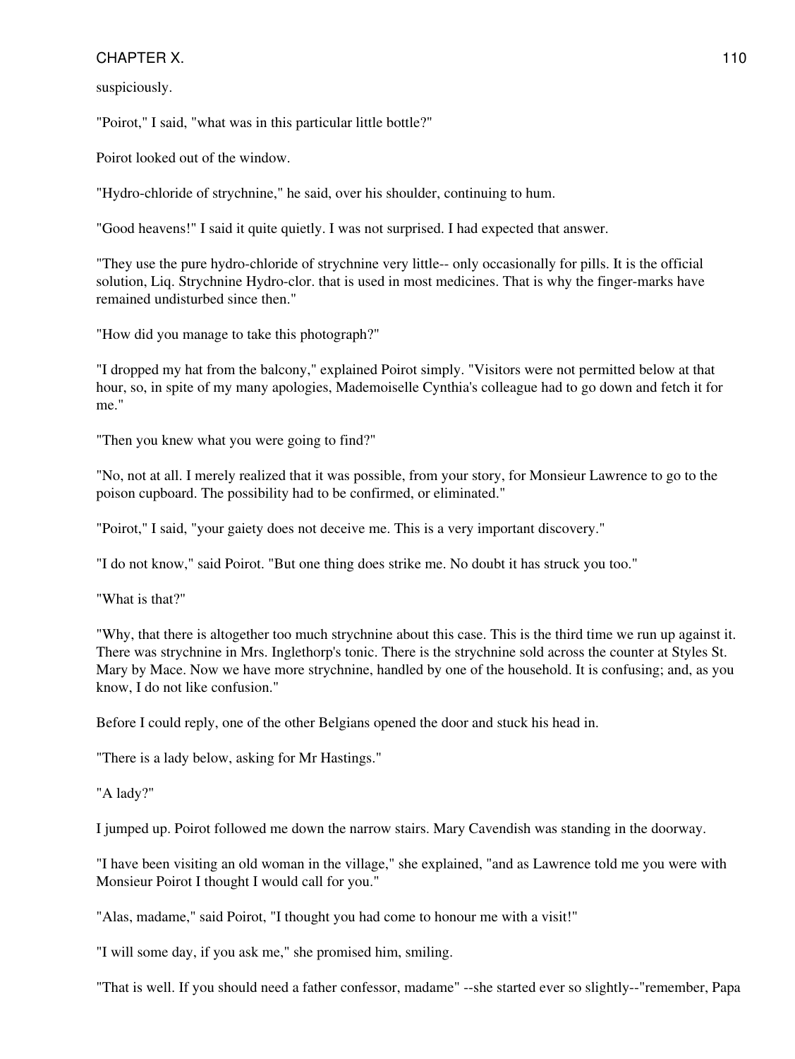suspiciously.

"Poirot," I said, "what was in this particular little bottle?"

Poirot looked out of the window.

"Hydro-chloride of strychnine," he said, over his shoulder, continuing to hum.

"Good heavens!" I said it quite quietly. I was not surprised. I had expected that answer.

"They use the pure hydro-chloride of strychnine very little-- only occasionally for pills. It is the official solution, Liq. Strychnine Hydro-clor. that is used in most medicines. That is why the finger-marks have remained undisturbed since then."

"How did you manage to take this photograph?"

"I dropped my hat from the balcony," explained Poirot simply. "Visitors were not permitted below at that hour, so, in spite of my many apologies, Mademoiselle Cynthia's colleague had to go down and fetch it for me."

"Then you knew what you were going to find?"

"No, not at all. I merely realized that it was possible, from your story, for Monsieur Lawrence to go to the poison cupboard. The possibility had to be confirmed, or eliminated."

"Poirot," I said, "your gaiety does not deceive me. This is a very important discovery."

"I do not know," said Poirot. "But one thing does strike me. No doubt it has struck you too."

"What is that?"

"Why, that there is altogether too much strychnine about this case. This is the third time we run up against it. There was strychnine in Mrs. Inglethorp's tonic. There is the strychnine sold across the counter at Styles St. Mary by Mace. Now we have more strychnine, handled by one of the household. It is confusing; and, as you know, I do not like confusion."

Before I could reply, one of the other Belgians opened the door and stuck his head in.

"There is a lady below, asking for Mr Hastings."

"A lady?"

I jumped up. Poirot followed me down the narrow stairs. Mary Cavendish was standing in the doorway.

"I have been visiting an old woman in the village," she explained, "and as Lawrence told me you were with Monsieur Poirot I thought I would call for you."

"Alas, madame," said Poirot, "I thought you had come to honour me with a visit!"

"I will some day, if you ask me," she promised him, smiling.

"That is well. If you should need a father confessor, madame" --she started ever so slightly--"remember, Papa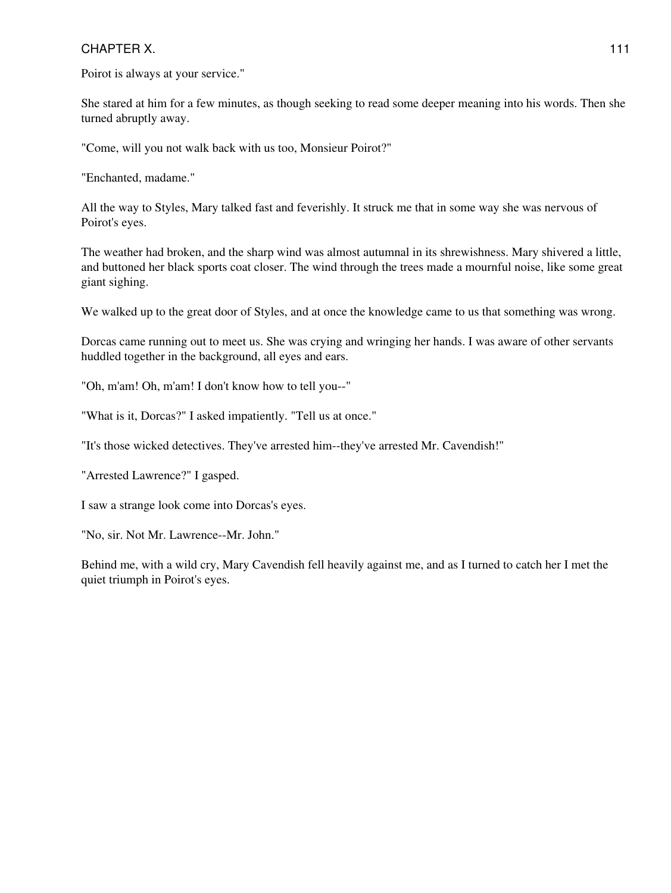Poirot is always at your service."

She stared at him for a few minutes, as though seeking to read some deeper meaning into his words. Then she turned abruptly away.

"Come, will you not walk back with us too, Monsieur Poirot?"

"Enchanted, madame."

All the way to Styles, Mary talked fast and feverishly. It struck me that in some way she was nervous of Poirot's eyes.

The weather had broken, and the sharp wind was almost autumnal in its shrewishness. Mary shivered a little, and buttoned her black sports coat closer. The wind through the trees made a mournful noise, like some great giant sighing.

We walked up to the great door of Styles, and at once the knowledge came to us that something was wrong.

Dorcas came running out to meet us. She was crying and wringing her hands. I was aware of other servants huddled together in the background, all eyes and ears.

"Oh, m'am! Oh, m'am! I don't know how to tell you--"

"What is it, Dorcas?" I asked impatiently. "Tell us at once."

"It's those wicked detectives. They've arrested him--they've arrested Mr. Cavendish!"

"Arrested Lawrence?" I gasped.

I saw a strange look come into Dorcas's eyes.

"No, sir. Not Mr. Lawrence--Mr. John."

Behind me, with a wild cry, Mary Cavendish fell heavily against me, and as I turned to catch her I met the quiet triumph in Poirot's eyes.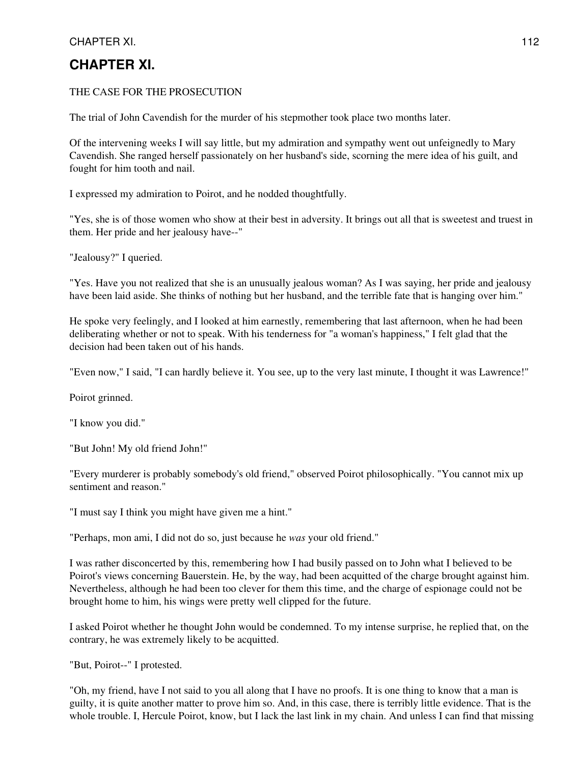# CHAPTER XI.

THE CASE FOR THE PROSECUTION

The trial of John Cavendish for the murder of his stepmother took place two months later.

Of the intervening weeks I will say little, but my admiration and sympathy went out unfeignedly to Mary Cavendish. She ranged herself passionately on her husband's side, scorning the mere idea of his guilt, and fought for him tooth and nail.

I expressed my admiration to Poirot, and he nodded thoughtfully.

"Yes, she is of those women who show at their best in adversity. It brings out all that is sweetest and truest in them. Her pride and her jealousy have--"

"Jealousy?" I queried.

"Yes. Have you not realized that she is an unusually jealous woman? As I was saying, her pride and jealousy have been laid aside. She thinks of nothing but her husband, and the terrible fate that is hanging over him."

He spoke very feelingly, and I looked at him earnestly, remembering that last afternoon, when he had been deliberating whether or not to speak. With his tenderness for "a woman's happiness," I felt glad that the decision had been taken out of his hands.

"Even now," I said, "I can hardly believe it. You see, up to the very last minute, I thought it was Lawrence!"

Poirot grinned.

"I know you did."

"But John! My old friend John!"

"Every murderer is probably somebody's old friend," observed Poirot philosophically. "You cannot mix up sentiment and reason."

"I must say I think you might have given me a hint."

"Perhaps, mon ami, I did not do so, just because he *was* your old friend."

I was rather disconcerted by this, remembering how I had busily passed on to John what I believed to be Poirot's views concerning Bauerstein. He, by the way, had been acquitted of the charge brought against him. Nevertheless, although he had been too clever for them this time, and the charge of espionage could not be brought home to him, his wings were pretty well clipped for the future.

I asked Poirot whether he thought John would be condemned. To my intense surprise, he replied that, on the contrary, he was extremely likely to be acquitted.

"But, Poirot--" I protested.

"Oh, my friend, have I not said to you all along that I have no proofs. It is one thing to know that a man is guilty, it is quite another matter to prove him so. And, in this case, there is terribly little evidence. That is the whole trouble. I, Hercule Poirot, know, but I lack the last link in my chain. And unless I can find that missing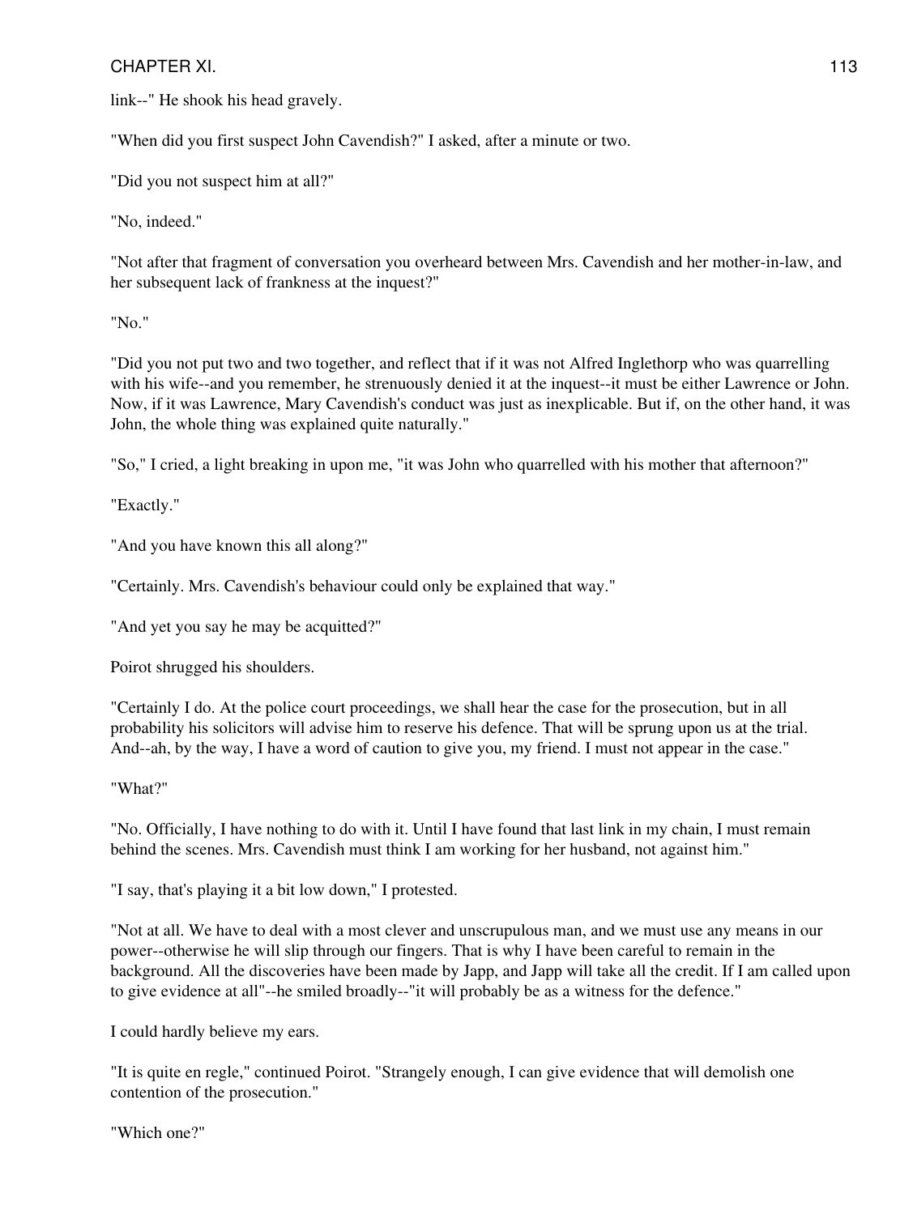link--" He shook his head gravely.

"When did you first suspect John Cavendish?" I asked, after a minute or two.

"Did you not suspect him at all?"

"No, indeed."

"Not after that fragment of conversation you overheard between Mrs. Cavendish and her mother-in-law, and her subsequent lack of frankness at the inquest?"

"No."

"Did you not put two and two together, and reflect that if it was not Alfred Inglethorp who was quarrelling with his wife--and you remember, he strenuously denied it at the inquest--it must be either Lawrence or John. Now, if it was Lawrence, Mary Cavendish's conduct was just as inexplicable. But if, on the other hand, it was John, the whole thing was explained quite naturally."

"So," I cried, a light breaking in upon me, "it was John who quarrelled with his mother that afternoon?"

"Exactly."

"And you have known this all along?"

"Certainly. Mrs. Cavendish's behaviour could only be explained that way."

"And yet you say he may be acquitted?"

Poirot shrugged his shoulders.

"Certainly I do. At the police court proceedings, we shall hear the case for the prosecution, but in all probability his solicitors will advise him to reserve his defence. That will be sprung upon us at the trial. And--ah, by the way, I have a word of caution to give you, my friend. I must not appear in the case."

"What?"

"No. Officially, I have nothing to do with it. Until I have found that last link in my chain, I must remain behind the scenes. Mrs. Cavendish must think I am working for her husband, not against him."

"I say, that's playing it a bit low down," I protested.

"Not at all. We have to deal with a most clever and unscrupulous man, and we must use any means in our power--otherwise he will slip through our fingers. That is why I have been careful to remain in the background. All the discoveries have been made by Japp, and Japp will take all the credit. If I am called upon to give evidence at all"--he smiled broadly--"it will probably be as a witness for the defence."

I could hardly believe my ears.

"It is quite en regle," continued Poirot. "Strangely enough, I can give evidence that will demolish one contention of the prosecution."

"Which one?"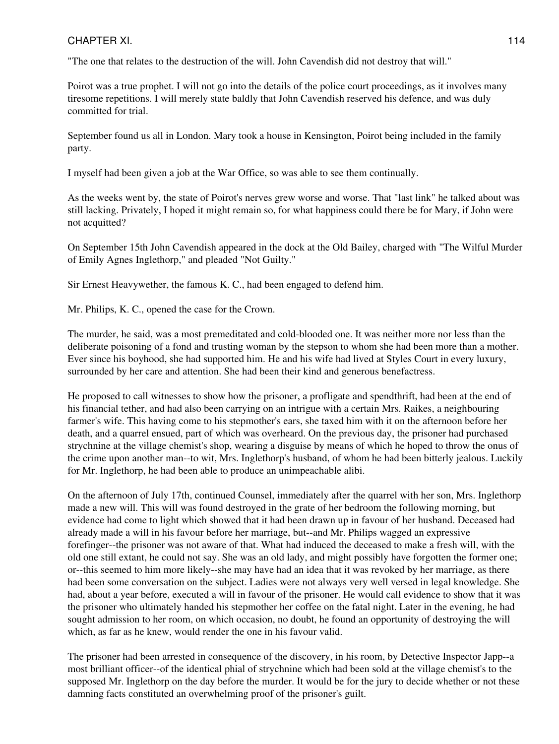"The one that relates to the destruction of the will. John Cavendish did not destroy that will."

Poirot was a true prophet. I will not go into the details of the police court proceedings, as it involves many tiresome repetitions. I will merely state baldly that John Cavendish reserved his defence, and was duly committed for trial.

September found us all in London. Mary took a house in Kensington, Poirot being included in the family party.

I myself had been given a job at the War Office, so was able to see them continually.

As the weeks went by, the state of Poirot's nerves grew worse and worse. That "last link" he talked about was still lacking. Privately, I hoped it might remain so, for what happiness could there be for Mary, if John were not acquitted?

On September 15th John Cavendish appeared in the dock at the Old Bailey, charged with "The Wilful Murder of Emily Agnes Inglethorp," and pleaded "Not Guilty."

Sir Ernest Heavywether, the famous K. C., had been engaged to defend him.

Mr. Philips, K. C., opened the case for the Crown.

The murder, he said, was a most premeditated and cold-blooded one. It was neither more nor less than the deliberate poisoning of a fond and trusting woman by the stepson to whom she had been more than a mother. Ever since his boyhood, she had supported him. He and his wife had lived at Styles Court in every luxury, surrounded by her care and attention. She had been their kind and generous benefactress.

He proposed to call witnesses to show how the prisoner, a profligate and spendthrift, had been at the end of his financial tether, and had also been carrying on an intrigue with a certain Mrs. Raikes, a neighbouring farmer's wife. This having come to his stepmother's ears, she taxed him with it on the afternoon before her death, and a quarrel ensued, part of which was overheard. On the previous day, the prisoner had purchased strychnine at the village chemist's shop, wearing a disguise by means of which he hoped to throw the onus of the crime upon another man--to wit, Mrs. Inglethorp's husband, of whom he had been bitterly jealous. Luckily for Mr. Inglethorp, he had been able to produce an unimpeachable alibi.

On the afternoon of July 17th, continued Counsel, immediately after the quarrel with her son, Mrs. Inglethorp made a new will. This will was found destroyed in the grate of her bedroom the following morning, but evidence had come to light which showed that it had been drawn up in favour of her husband. Deceased had already made a will in his favour before her marriage, but--and Mr. Philips wagged an expressive forefinger--the prisoner was not aware of that. What had induced the deceased to make a fresh will, with the old one still extant, he could not say. She was an old lady, and might possibly have forgotten the former one; or--this seemed to him more likely--she may have had an idea that it was revoked by her marriage, as there had been some conversation on the subject. Ladies were not always very well versed in legal knowledge. She had, about a year before, executed a will in favour of the prisoner. He would call evidence to show that it was the prisoner who ultimately handed his stepmother her coffee on the fatal night. Later in the evening, he had sought admission to her room, on which occasion, no doubt, he found an opportunity of destroying the will which, as far as he knew, would render the one in his favour valid.

The prisoner had been arrested in consequence of the discovery, in his room, by Detective Inspector Japp--a most brilliant officer--of the identical phial of strychnine which had been sold at the village chemist's to the supposed Mr. Inglethorp on the day before the murder. It would be for the jury to decide whether or not these damning facts constituted an overwhelming proof of the prisoner's guilt.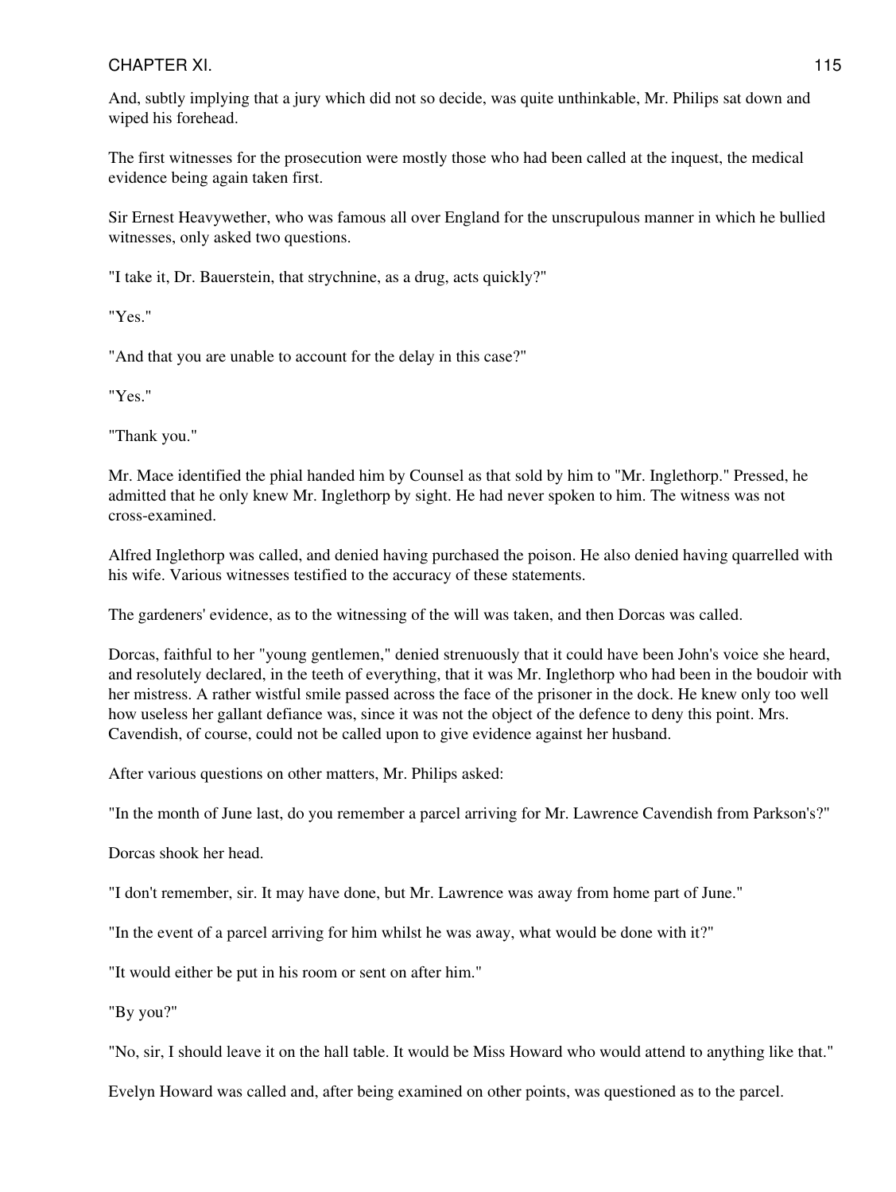And, subtly implying that a jury which did not so decide, was quite unthinkable, Mr. Philips sat down and wiped his forehead.

The first witnesses for the prosecution were mostly those who had been called at the inquest, the medical evidence being again taken first.

Sir Ernest Heavywether, who was famous all over England for the unscrupulous manner in which he bullied witnesses, only asked two questions.

"I take it, Dr. Bauerstein, that strychnine, as a drug, acts quickly?"

"Yes."

"And that you are unable to account for the delay in this case?"

"Yes."

"Thank you."

Mr. Mace identified the phial handed him by Counsel as that sold by him to "Mr. Inglethorp." Pressed, he admitted that he only knew Mr. Inglethorp by sight. He had never spoken to him. The witness was not cross-examined.

Alfred Inglethorp was called, and denied having purchased the poison. He also denied having quarrelled with his wife. Various witnesses testified to the accuracy of these statements.

The gardeners' evidence, as to the witnessing of the will was taken, and then Dorcas was called.

Dorcas, faithful to her "young gentlemen," denied strenuously that it could have been John's voice she heard, and resolutely declared, in the teeth of everything, that it was Mr. Inglethorp who had been in the boudoir with her mistress. A rather wistful smile passed across the face of the prisoner in the dock. He knew only too well how useless her gallant defiance was, since it was not the object of the defence to deny this point. Mrs. Cavendish, of course, could not be called upon to give evidence against her husband.

After various questions on other matters, Mr. Philips asked:

"In the month of June last, do you remember a parcel arriving for Mr. Lawrence Cavendish from Parkson's?"

Dorcas shook her head.

"I don't remember, sir. It may have done, but Mr. Lawrence was away from home part of June."

"In the event of a parcel arriving for him whilst he was away, what would be done with it?"

"It would either be put in his room or sent on after him."

"By you?"

"No, sir, I should leave it on the hall table. It would be Miss Howard who would attend to anything like that."

Evelyn Howard was called and, after being examined on other points, was questioned as to the parcel.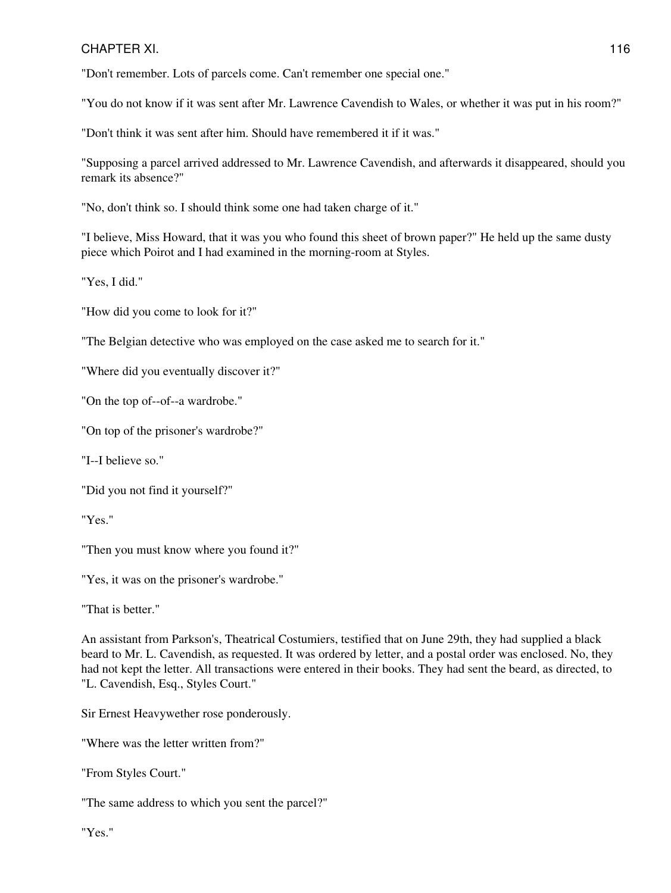"Don't remember. Lots of parcels come. Can't remember one special one."

"You do not know if it was sent after Mr. Lawrence Cavendish to Wales, or whether it was put in his room?"

"Don't think it was sent after him. Should have remembered it if it was."

"Supposing a parcel arrived addressed to Mr. Lawrence Cavendish, and afterwards it disappeared, should you remark its absence?"

"No, don't think so. I should think some one had taken charge of it."

"I believe, Miss Howard, that it was you who found this sheet of brown paper?" He held up the same dusty piece which Poirot and I had examined in the morning-room at Styles.

"Yes, I did."

"How did you come to look for it?"

"The Belgian detective who was employed on the case asked me to search for it."

"Where did you eventually discover it?"

"On the top of--of--a wardrobe."

"On top of the prisoner's wardrobe?"

"I--I believe so."

"Did you not find it yourself?"

"Yes."

"Then you must know where you found it?"

"Yes, it was on the prisoner's wardrobe."

"That is better."

An assistant from Parkson's, Theatrical Costumiers, testified that on June 29th, they had supplied a black beard to Mr. L. Cavendish, as requested. It was ordered by letter, and a postal order was enclosed. No, they had not kept the letter. All transactions were entered in their books. They had sent the beard, as directed, to "L. Cavendish, Esq., Styles Court."

Sir Ernest Heavywether rose ponderously.

"Where was the letter written from?"

"From Styles Court."

"The same address to which you sent the parcel?"

"Yes."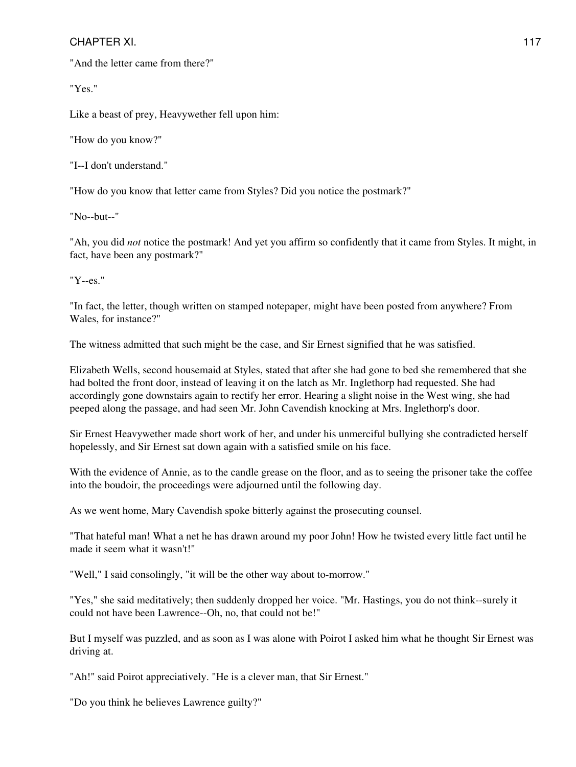"And the letter came from there?"

"Yes."

Like a beast of prey, Heavywether fell upon him:

"How do you know?"

"I--I don't understand."

"How do you know that letter came from Styles? Did you notice the postmark?"

"No--but--"

"Ah, you did *not* notice the postmark! And yet you affirm so confidently that it came from Styles. It might, in fact, have been any postmark?"

"Y--es."

"In fact, the letter, though written on stamped notepaper, might have been posted from anywhere? From Wales, for instance?"

The witness admitted that such might be the case, and Sir Ernest signified that he was satisfied.

Elizabeth Wells, second housemaid at Styles, stated that after she had gone to bed she remembered that she had bolted the front door, instead of leaving it on the latch as Mr. Inglethorp had requested. She had accordingly gone downstairs again to rectify her error. Hearing a slight noise in the West wing, she had peeped along the passage, and had seen Mr. John Cavendish knocking at Mrs. Inglethorp's door.

Sir Ernest Heavywether made short work of her, and under his unmerciful bullying she contradicted herself hopelessly, and Sir Ernest sat down again with a satisfied smile on his face.

With the evidence of Annie, as to the candle grease on the floor, and as to seeing the prisoner take the coffee into the boudoir, the proceedings were adjourned until the following day.

As we went home, Mary Cavendish spoke bitterly against the prosecuting counsel.

"That hateful man! What a net he has drawn around my poor John! How he twisted every little fact until he made it seem what it wasn't!"

"Well," I said consolingly, "it will be the other way about to-morrow."

"Yes," she said meditatively; then suddenly dropped her voice. "Mr. Hastings, you do not think--surely it could not have been Lawrence--Oh, no, that could not be!"

But I myself was puzzled, and as soon as I was alone with Poirot I asked him what he thought Sir Ernest was driving at.

"Ah!" said Poirot appreciatively. "He is a clever man, that Sir Ernest."

"Do you think he believes Lawrence guilty?"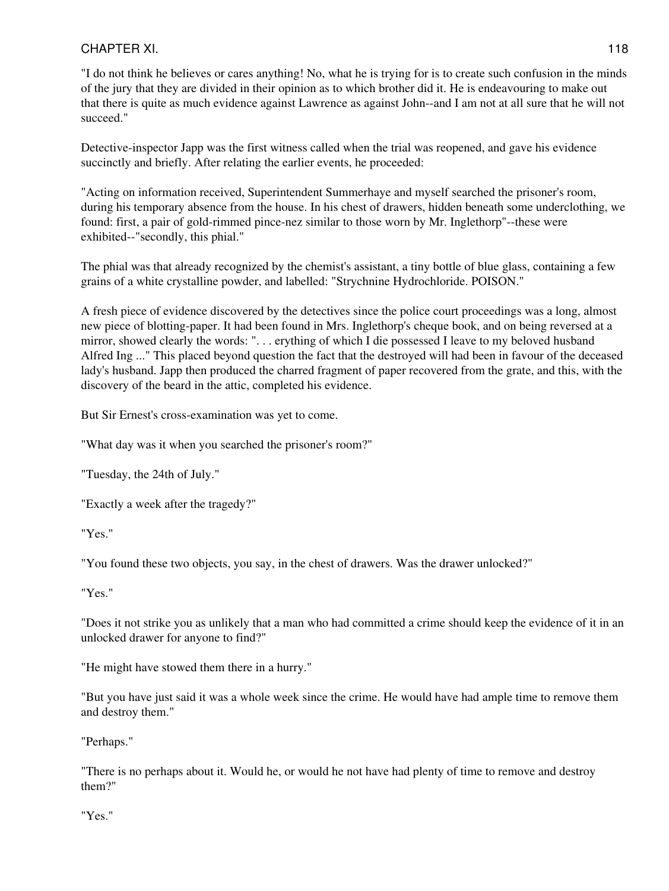"I do not think he believes or cares anything! No, what he is trying for is to create such confusion in the minds of the jury that they are divided in their opinion as to which brother did it. He is endeavouring to make out that there is quite as much evidence against Lawrence as against John--and I am not at all sure that he will not succeed."

Detective-inspector Japp was the first witness called when the trial was reopened, and gave his evidence succinctly and briefly. After relating the earlier events, he proceeded:

"Acting on information received, Superintendent Summerhaye and myself searched the prisoner's room, during his temporary absence from the house. In his chest of drawers, hidden beneath some underclothing, we found: first, a pair of gold-rimmed pince-nez similar to those worn by Mr. Inglethorp"--these were exhibited--"secondly, this phial."

The phial was that already recognized by the chemist's assistant, a tiny bottle of blue glass, containing a few grains of a white crystalline powder, and labelled: "Strychnine Hydrochloride. POISON."

A fresh piece of evidence discovered by the detectives since the police court proceedings was a long, almost new piece of blotting-paper. It had been found in Mrs. Inglethorp's cheque book, and on being reversed at a mirror, showed clearly the words: ". . . erything of which I die possessed I leave to my beloved husband Alfred Ing ..." This placed beyond question the fact that the destroyed will had been in favour of the deceased lady's husband. Japp then produced the charred fragment of paper recovered from the grate, and this, with the discovery of the beard in the attic, completed his evidence.

But Sir Ernest's cross-examination was yet to come.

"What day was it when you searched the prisoner's room?"

"Tuesday, the 24th of July."

"Exactly a week after the tragedy?"

"Yes."

"You found these two objects, you say, in the chest of drawers. Was the drawer unlocked?"

"Yes."

"Does it not strike you as unlikely that a man who had committed a crime should keep the evidence of it in an unlocked drawer for anyone to find?"

"He might have stowed them there in a hurry."

"But you have just said it was a whole week since the crime. He would have had ample time to remove them and destroy them."

"Perhaps."

"There is no perhaps about it. Would he, or would he not have had plenty of time to remove and destroy them?"

"Yes."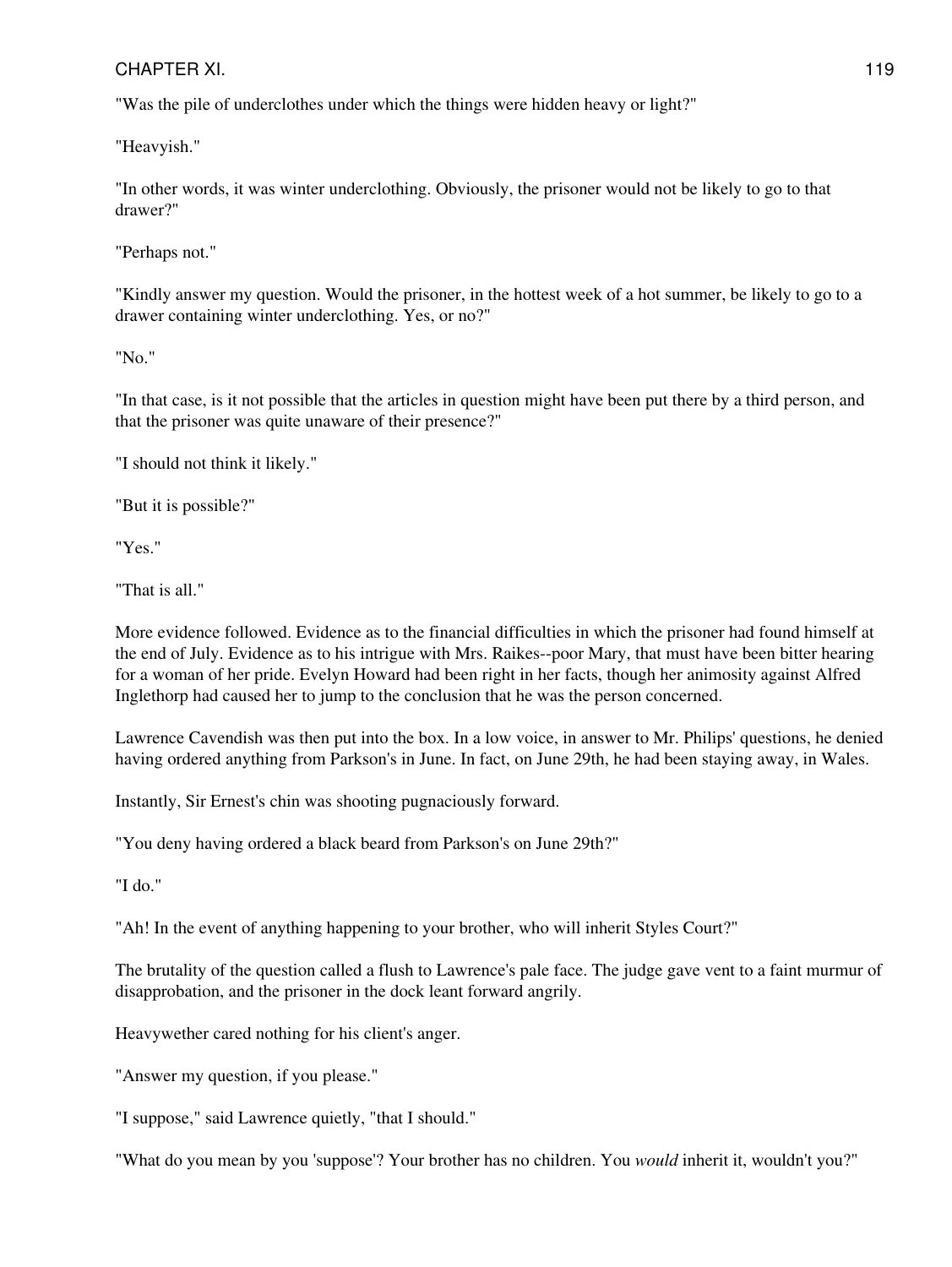"Was the pile of underclothes under which the things were hidden heavy or light?"

"Heavyish."

"In other words, it was winter underclothing. Obviously, the prisoner would not be likely to go to that drawer?"

"Perhaps not."

"Kindly answer my question. Would the prisoner, in the hottest week of a hot summer, be likely to go to a drawer containing winter underclothing. Yes, or no?"

"No."

"In that case, is it not possible that the articles in question might have been put there by a third person, and that the prisoner was quite unaware of their presence?"

"I should not think it likely."

"But it is possible?"

"Yes."

"That is all."

More evidence followed. Evidence as to the financial difficulties in which the prisoner had found himself at the end of July. Evidence as to his intrigue with Mrs. Raikes--poor Mary, that must have been bitter hearing for a woman of her pride. Evelyn Howard had been right in her facts, though her animosity against Alfred Inglethorp had caused her to jump to the conclusion that he was the person concerned.

Lawrence Cavendish was then put into the box. In a low voice, in answer to Mr. Philips' questions, he denied having ordered anything from Parkson's in June. In fact, on June 29th, he had been staying away, in Wales.

Instantly, Sir Ernest's chin was shooting pugnaciously forward.

"You deny having ordered a black beard from Parkson's on June 29th?"

"I do."

"Ah! In the event of anything happening to your brother, who will inherit Styles Court?"

The brutality of the question called a flush to Lawrence's pale face. The judge gave vent to a faint murmur of disapprobation, and the prisoner in the dock leant forward angrily.

Heavywether cared nothing for his client's anger.

"Answer my question, if you please."

"I suppose," said Lawrence quietly, "that I should."

"What do you mean by you 'suppose'? Your brother has no children. You *would* inherit it, wouldn't you?"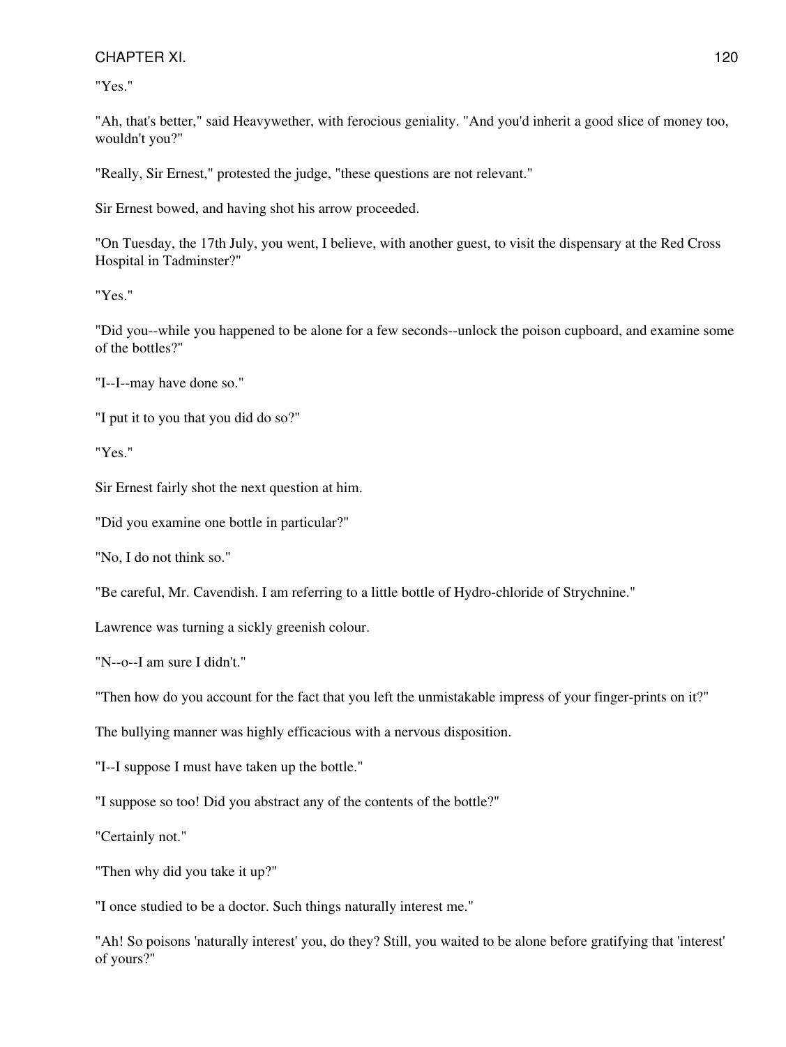"Yes."

"Ah, that's better," said Heavywether, with ferocious geniality. "And you'd inherit a good slice of money too, wouldn't you?"

"Really, Sir Ernest," protested the judge, "these questions are not relevant."

Sir Ernest bowed, and having shot his arrow proceeded.

"On Tuesday, the 17th July, you went, I believe, with another guest, to visit the dispensary at the Red Cross Hospital in Tadminster?"

"Yes."

"Did you--while you happened to be alone for a few seconds--unlock the poison cupboard, and examine some of the bottles?"

"I--I--may have done so."

"I put it to you that you did do so?"

"Yes."

Sir Ernest fairly shot the next question at him.

"Did you examine one bottle in particular?"

"No, I do not think so."

"Be careful, Mr. Cavendish. I am referring to a little bottle of Hydro-chloride of Strychnine."

Lawrence was turning a sickly greenish colour.

"N--o--I am sure I didn't."

"Then how do you account for the fact that you left the unmistakable impress of your finger-prints on it?"

The bullying manner was highly efficacious with a nervous disposition.

"I--I suppose I must have taken up the bottle."

"I suppose so too! Did you abstract any of the contents of the bottle?"

"Certainly not."

"Then why did you take it up?"

"I once studied to be a doctor. Such things naturally interest me."

"Ah! So poisons 'naturally interest' you, do they? Still, you waited to be alone before gratifying that 'interest' of yours?"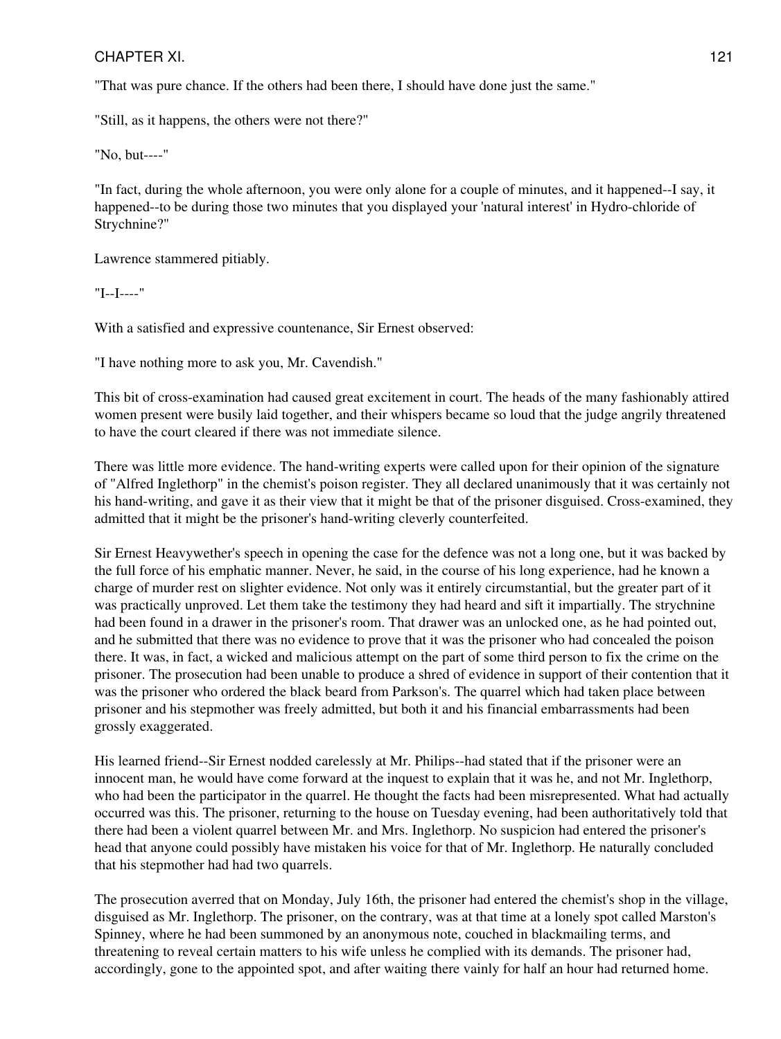"That was pure chance. If the others had been there, I should have done just the same."

"Still, as it happens, the others were not there?"

"No, but----"

"In fact, during the whole afternoon, you were only alone for a couple of minutes, and it happened--I say, it happened--to be during those two minutes that you displayed your 'natural interest' in Hydro-chloride of Strychnine?"

Lawrence stammered pitiably.

"I--I----"

With a satisfied and expressive countenance, Sir Ernest observed:

"I have nothing more to ask you, Mr. Cavendish."

This bit of cross-examination had caused great excitement in court. The heads of the many fashionably attired women present were busily laid together, and their whispers became so loud that the judge angrily threatened to have the court cleared if there was not immediate silence.

There was little more evidence. The hand-writing experts were called upon for their opinion of the signature of "Alfred Inglethorp" in the chemist's poison register. They all declared unanimously that it was certainly not his hand-writing, and gave it as their view that it might be that of the prisoner disguised. Cross-examined, they admitted that it might be the prisoner's hand-writing cleverly counterfeited.

Sir Ernest Heavywether's speech in opening the case for the defence was not a long one, but it was backed by the full force of his emphatic manner. Never, he said, in the course of his long experience, had he known a charge of murder rest on slighter evidence. Not only was it entirely circumstantial, but the greater part of it was practically unproved. Let them take the testimony they had heard and sift it impartially. The strychnine had been found in a drawer in the prisoner's room. That drawer was an unlocked one, as he had pointed out, and he submitted that there was no evidence to prove that it was the prisoner who had concealed the poison there. It was, in fact, a wicked and malicious attempt on the part of some third person to fix the crime on the prisoner. The prosecution had been unable to produce a shred of evidence in support of their contention that it was the prisoner who ordered the black beard from Parkson's. The quarrel which had taken place between prisoner and his stepmother was freely admitted, but both it and his financial embarrassments had been grossly exaggerated.

His learned friend--Sir Ernest nodded carelessly at Mr. Philips--had stated that if the prisoner were an innocent man, he would have come forward at the inquest to explain that it was he, and not Mr. Inglethorp, who had been the participator in the quarrel. He thought the facts had been misrepresented. What had actually occurred was this. The prisoner, returning to the house on Tuesday evening, had been authoritatively told that there had been a violent quarrel between Mr. and Mrs. Inglethorp. No suspicion had entered the prisoner's head that anyone could possibly have mistaken his voice for that of Mr. Inglethorp. He naturally concluded that his stepmother had had two quarrels.

The prosecution averred that on Monday, July 16th, the prisoner had entered the chemist's shop in the village, disguised as Mr. Inglethorp. The prisoner, on the contrary, was at that time at a lonely spot called Marston's Spinney, where he had been summoned by an anonymous note, couched in blackmailing terms, and threatening to reveal certain matters to his wife unless he complied with its demands. The prisoner had, accordingly, gone to the appointed spot, and after waiting there vainly for half an hour had returned home.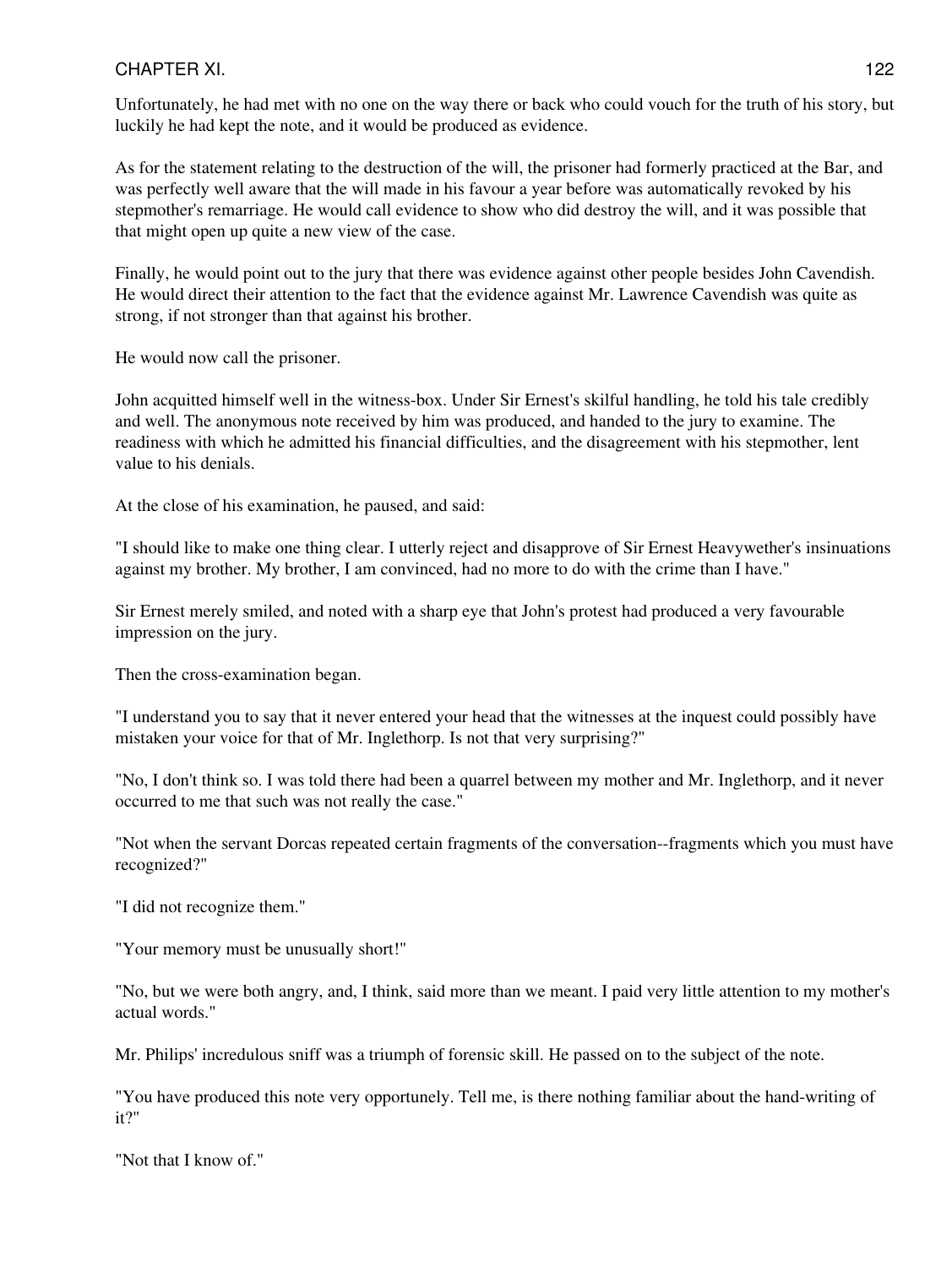Unfortunately, he had met with no one on the way there or back who could vouch for the truth of his story, but luckily he had kept the note, and it would be produced as evidence.

As for the statement relating to the destruction of the will, the prisoner had formerly practiced at the Bar, and was perfectly well aware that the will made in his favour a year before was automatically revoked by his stepmother's remarriage. He would call evidence to show who did destroy the will, and it was possible that that might open up quite a new view of the case.

Finally, he would point out to the jury that there was evidence against other people besides John Cavendish. He would direct their attention to the fact that the evidence against Mr. Lawrence Cavendish was quite as strong, if not stronger than that against his brother.

He would now call the prisoner.

John acquitted himself well in the witness-box. Under Sir Ernest's skilful handling, he told his tale credibly and well. The anonymous note received by him was produced, and handed to the jury to examine. The readiness with which he admitted his financial difficulties, and the disagreement with his stepmother, lent value to his denials.

At the close of his examination, he paused, and said:

"I should like to make one thing clear. I utterly reject and disapprove of Sir Ernest Heavywether's insinuations against my brother. My brother, I am convinced, had no more to do with the crime than I have."

Sir Ernest merely smiled, and noted with a sharp eye that John's protest had produced a very favourable impression on the jury.

Then the cross-examination began.

"I understand you to say that it never entered your head that the witnesses at the inquest could possibly have mistaken your voice for that of Mr. Inglethorp. Is not that very surprising?"

"No, I don't think so. I was told there had been a quarrel between my mother and Mr. Inglethorp, and it never occurred to me that such was not really the case."

"Not when the servant Dorcas repeated certain fragments of the conversation--fragments which you must have recognized?"

"I did not recognize them."

"Your memory must be unusually short!"

"No, but we were both angry, and, I think, said more than we meant. I paid very little attention to my mother's actual words."

Mr. Philips' incredulous sniff was a triumph of forensic skill. He passed on to the subject of the note.

"You have produced this note very opportunely. Tell me, is there nothing familiar about the hand-writing of it?"

"Not that I know of."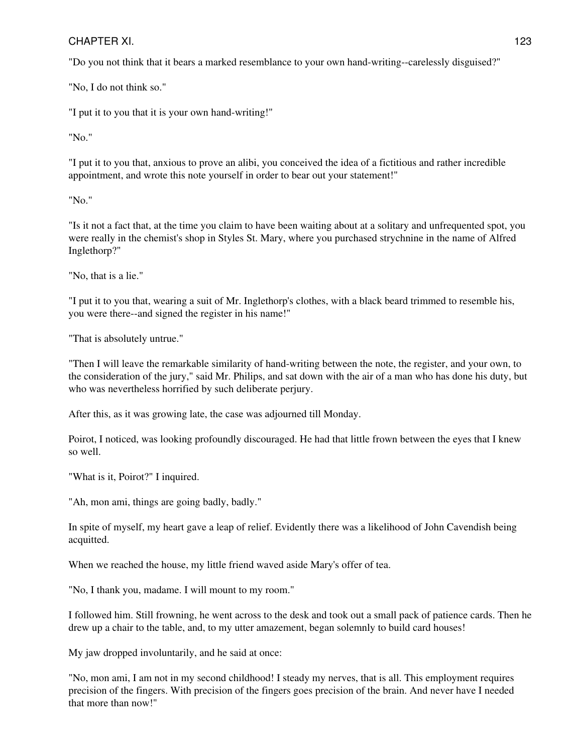"Do you not think that it bears a marked resemblance to your own hand-writing--carelessly disguised?"

"No, I do not think so."

"I put it to you that it is your own hand-writing!"

"No."

"I put it to you that, anxious to prove an alibi, you conceived the idea of a fictitious and rather incredible appointment, and wrote this note yourself in order to bear out your statement!"

"No."

"Is it not a fact that, at the time you claim to have been waiting about at a solitary and unfrequented spot, you were really in the chemist's shop in Styles St. Mary, where you purchased strychnine in the name of Alfred Inglethorp?"

"No, that is a lie."

"I put it to you that, wearing a suit of Mr. Inglethorp's clothes, with a black beard trimmed to resemble his, you were there--and signed the register in his name!"

"That is absolutely untrue."

"Then I will leave the remarkable similarity of hand-writing between the note, the register, and your own, to the consideration of the jury," said Mr. Philips, and sat down with the air of a man who has done his duty, but who was nevertheless horrified by such deliberate perjury.

After this, as it was growing late, the case was adjourned till Monday.

Poirot, I noticed, was looking profoundly discouraged. He had that little frown between the eyes that I knew so well.

"What is it, Poirot?" I inquired.

"Ah, mon ami, things are going badly, badly."

In spite of myself, my heart gave a leap of relief. Evidently there was a likelihood of John Cavendish being acquitted.

When we reached the house, my little friend waved aside Mary's offer of tea.

"No, I thank you, madame. I will mount to my room."

I followed him. Still frowning, he went across to the desk and took out a small pack of patience cards. Then he drew up a chair to the table, and, to my utter amazement, began solemnly to build card houses!

My jaw dropped involuntarily, and he said at once:

"No, mon ami, I am not in my second childhood! I steady my nerves, that is all. This employment requires precision of the fingers. With precision of the fingers goes precision of the brain. And never have I needed that more than now!"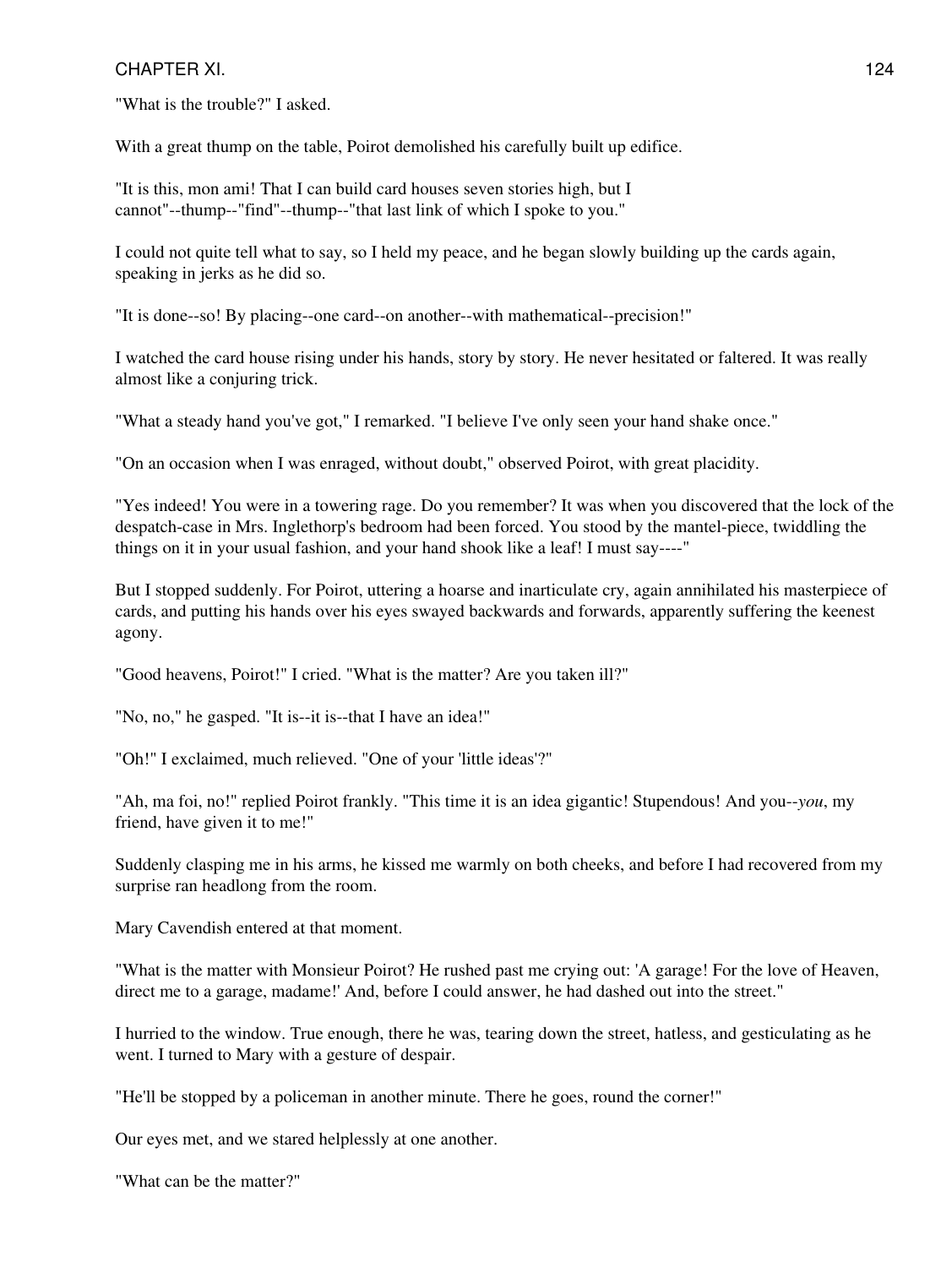"What is the trouble?" I asked.

With a great thump on the table, Poirot demolished his carefully built up edifice.

"It is this, mon ami! That I can build card houses seven stories high, but I cannot"--thump--"find"--thump--"that last link of which I spoke to you."

I could not quite tell what to say, so I held my peace, and he began slowly building up the cards again, speaking in jerks as he did so.

"It is done--so! By placing--one card--on another--with mathematical--precision!"

I watched the card house rising under his hands, story by story. He never hesitated or faltered. It was really almost like a conjuring trick.

"What a steady hand you've got," I remarked. "I believe I've only seen your hand shake once."

"On an occasion when I was enraged, without doubt," observed Poirot, with great placidity.

"Yes indeed! You were in a towering rage. Do you remember? It was when you discovered that the lock of the despatch-case in Mrs. Inglethorp's bedroom had been forced. You stood by the mantel-piece, twiddling the things on it in your usual fashion, and your hand shook like a leaf! I must say----"

But I stopped suddenly. For Poirot, uttering a hoarse and inarticulate cry, again annihilated his masterpiece of cards, and putting his hands over his eyes swayed backwards and forwards, apparently suffering the keenest agony.

"Good heavens, Poirot!" I cried. "What is the matter? Are you taken ill?"

"No, no," he gasped. "It is--it is--that I have an idea!"

"Oh!" I exclaimed, much relieved. "One of your 'little ideas'?"

"Ah, ma foi, no!" replied Poirot frankly. "This time it is an idea gigantic! Stupendous! And you--*you*, my friend, have given it to me!"

Suddenly clasping me in his arms, he kissed me warmly on both cheeks, and before I had recovered from my surprise ran headlong from the room.

Mary Cavendish entered at that moment.

"What is the matter with Monsieur Poirot? He rushed past me crying out: 'A garage! For the love of Heaven, direct me to a garage, madame!' And, before I could answer, he had dashed out into the street."

I hurried to the window. True enough, there he was, tearing down the street, hatless, and gesticulating as he went. I turned to Mary with a gesture of despair.

"He'll be stopped by a policeman in another minute. There he goes, round the corner!"

Our eyes met, and we stared helplessly at one another.

"What can be the matter?"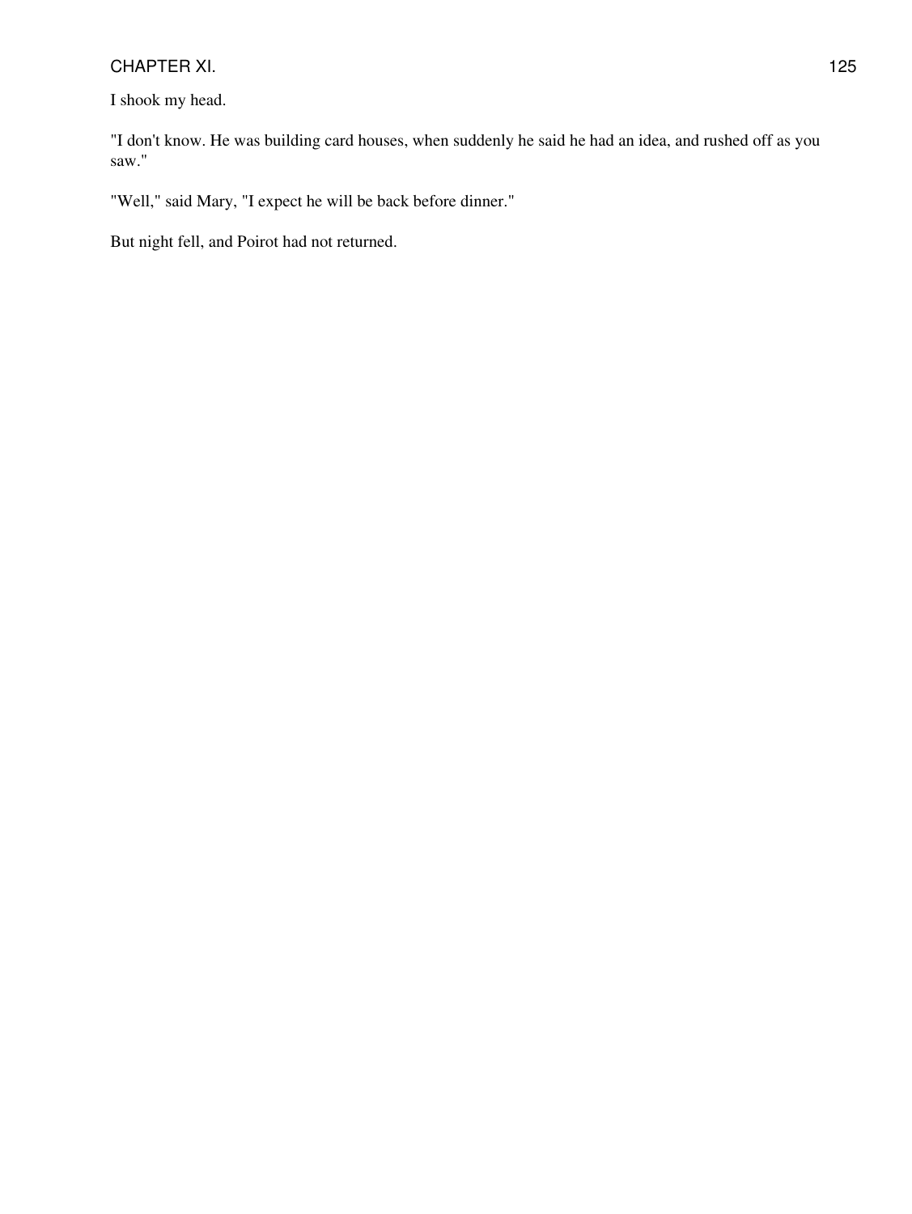I shook my head.

"I don't know. He was building card houses, when suddenly he said he had an idea, and rushed off as you saw."

"Well," said Mary, "I expect he will be back before dinner."

But night fell, and Poirot had not returned.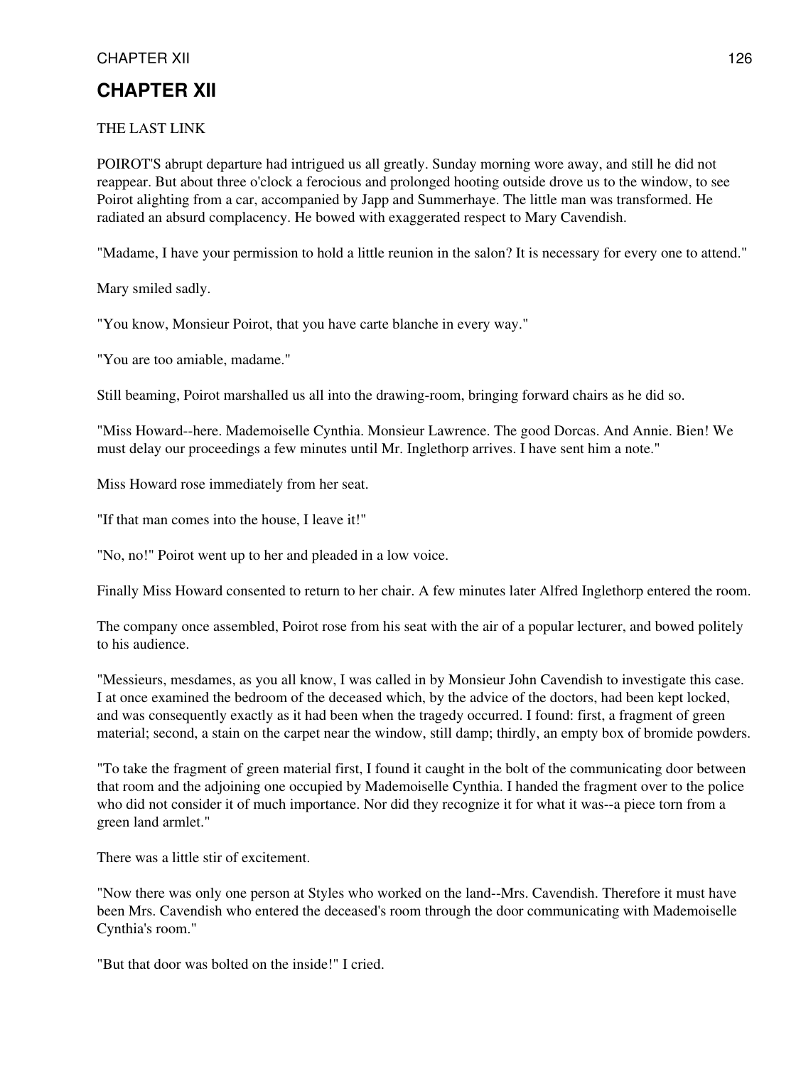# CHAPTER XII

THE LAST LINK

POIROT'S abrupt departure had intrigued us all greatly. Sunday morning wore away, and still he did not reappear. But about three o'clock a ferocious and prolonged hooting outside drove us to the window, to see Poirot alighting from a car, accompanied by Japp and Summerhaye. The little man was transformed. He radiated an absurd complacency. He bowed with exaggerated respect to Mary Cavendish.

"Madame, I have your permission to hold a little reunion in the salon? It is necessary for every one to attend."

Mary smiled sadly.

"You know, Monsieur Poirot, that you have carte blanche in every way."

"You are too amiable, madame."

Still beaming, Poirot marshalled us all into the drawing-room, bringing forward chairs as he did so.

"Miss Howard--here. Mademoiselle Cynthia. Monsieur Lawrence. The good Dorcas. And Annie. Bien! We must delay our proceedings a few minutes until Mr. Inglethorp arrives. I have sent him a note."

Miss Howard rose immediately from her seat.

"If that man comes into the house, I leave it!"

"No, no!" Poirot went up to her and pleaded in a low voice.

Finally Miss Howard consented to return to her chair. A few minutes later Alfred Inglethorp entered the room.

The company once assembled, Poirot rose from his seat with the air of a popular lecturer, and bowed politely to his audience.

"Messieurs, mesdames, as you all know, I was called in by Monsieur John Cavendish to investigate this case. I at once examined the bedroom of the deceased which, by the advice of the doctors, had been kept locked, and was consequently exactly as it had been when the tragedy occurred. I found: first, a fragment of green material; second, a stain on the carpet near the window, still damp; thirdly, an empty box of bromide powders.

"To take the fragment of green material first, I found it caught in the bolt of the communicating door between that room and the adjoining one occupied by Mademoiselle Cynthia. I handed the fragment over to the police who did not consider it of much importance. Nor did they recognize it for what it was--a piece torn from a green land armlet."

There was a little stir of excitement.

"Now there was only one person at Styles who worked on the land--Mrs. Cavendish. Therefore it must have been Mrs. Cavendish who entered the deceased's room through the door communicating with Mademoiselle Cynthia's room."

"But that door was bolted on the inside!" I cried.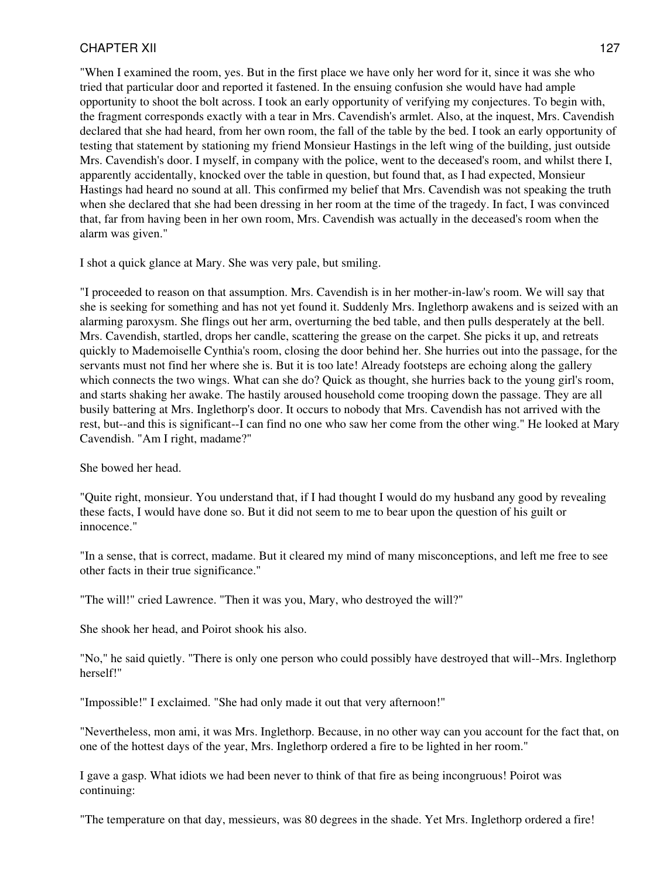"When I examined the room, yes. But in the first place we have only her word for it, since it was she who tried that particular door and reported it fastened. In the ensuing confusion she would have had ample opportunity to shoot the bolt across. I took an early opportunity of verifying my conjectures. To begin with, the fragment corresponds exactly with a tear in Mrs. Cavendish's armlet. Also, at the inquest, Mrs. Cavendish declared that she had heard, from her own room, the fall of the table by the bed. I took an early opportunity of testing that statement by stationing my friend Monsieur Hastings in the left wing of the building, just outside Mrs. Cavendish's door. I myself, in company with the police, went to the deceased's room, and whilst there I, apparently accidentally, knocked over the table in question, but found that, as I had expected, Monsieur Hastings had heard no sound at all. This confirmed my belief that Mrs. Cavendish was not speaking the truth when she declared that she had been dressing in her room at the time of the tragedy. In fact, I was convinced that, far from having been in her own room, Mrs. Cavendish was actually in the deceased's room when the alarm was given."

I shot a quick glance at Mary. She was very pale, but smiling.

"I proceeded to reason on that assumption. Mrs. Cavendish is in her mother-in-law's room. We will say that she is seeking for something and has not yet found it. Suddenly Mrs. Inglethorp awakens and is seized with an alarming paroxysm. She flings out her arm, overturning the bed table, and then pulls desperately at the bell. Mrs. Cavendish, startled, drops her candle, scattering the grease on the carpet. She picks it up, and retreats quickly to Mademoiselle Cynthia's room, closing the door behind her. She hurries out into the passage, for the servants must not find her where she is. But it is too late! Already footsteps are echoing along the gallery which connects the two wings. What can she do? Quick as thought, she hurries back to the young girl's room, and starts shaking her awake. The hastily aroused household come trooping down the passage. They are all busily battering at Mrs. Inglethorp's door. It occurs to nobody that Mrs. Cavendish has not arrived with the rest, but--and this is significant--I can find no one who saw her come from the other wing." He looked at Mary Cavendish. "Am I right, madame?"

She bowed her head.

"Quite right, monsieur. You understand that, if I had thought I would do my husband any good by revealing these facts, I would have done so. But it did not seem to me to bear upon the question of his guilt or innocence."

"In a sense, that is correct, madame. But it cleared my mind of many misconceptions, and left me free to see other facts in their true significance."

"The will!" cried Lawrence. "Then it was you, Mary, who destroyed the will?"

She shook her head, and Poirot shook his also.

"No," he said quietly. "There is only one person who could possibly have destroyed that will--Mrs. Inglethorp herself!"

"Impossible!" I exclaimed. "She had only made it out that very afternoon!"

"Nevertheless, mon ami, it was Mrs. Inglethorp. Because, in no other way can you account for the fact that, on one of the hottest days of the year, Mrs. Inglethorp ordered a fire to be lighted in her room."

I gave a gasp. What idiots we had been never to think of that fire as being incongruous! Poirot was continuing:

"The temperature on that day, messieurs, was 80 degrees in the shade. Yet Mrs. Inglethorp ordered a fire!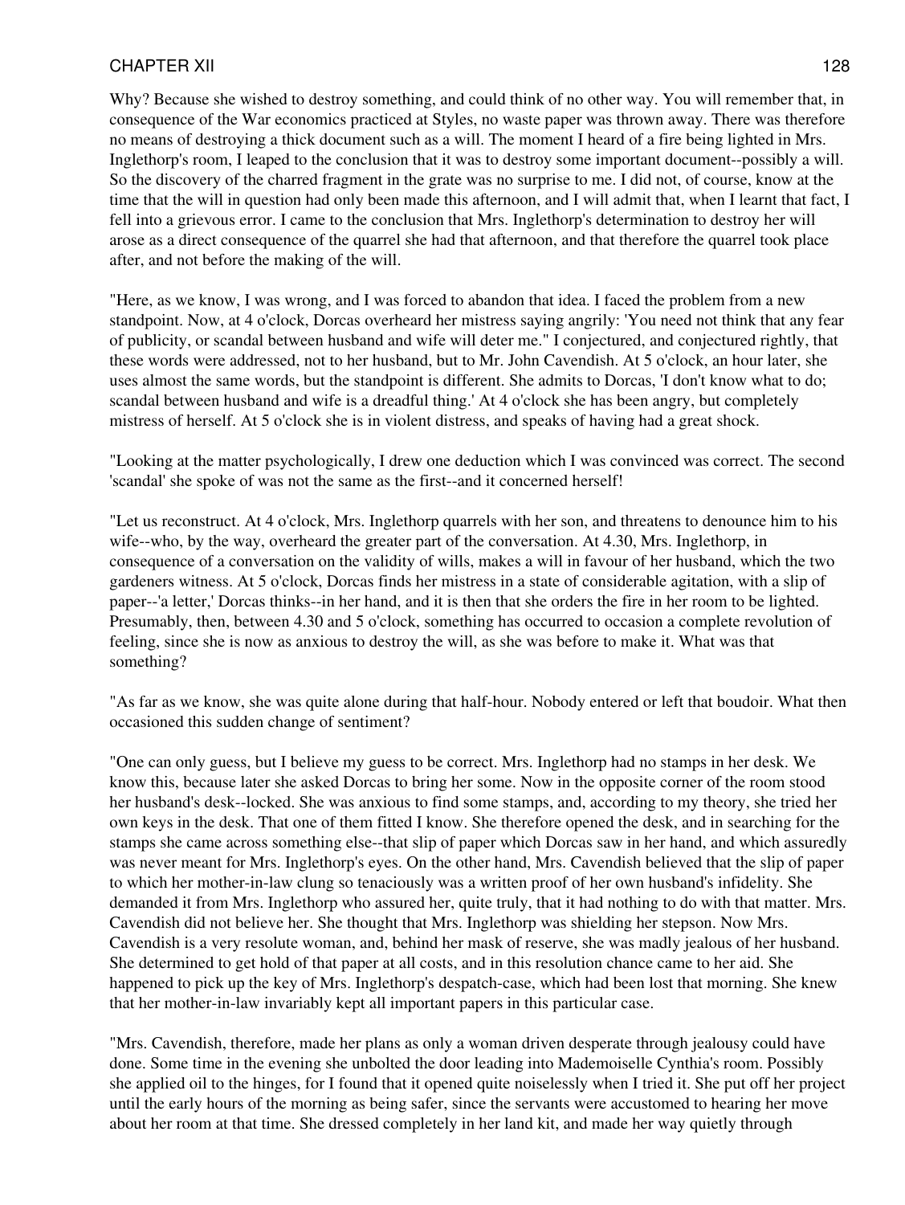Why? Because she wished to destroy something, and could think of no other way. You will remember that, in consequence of the War economics practiced at Styles, no waste paper was thrown away. There was therefore no means of destroying a thick document such as a will. The moment I heard of a fire being lighted in Mrs. Inglethorp's room, I leaped to the conclusion that it was to destroy some important document--possibly a will. So the discovery of the charred fragment in the grate was no surprise to me. I did not, of course, know at the time that the will in question had only been made this afternoon, and I will admit that, when I learnt that fact, I fell into a grievous error. I came to the conclusion that Mrs. Inglethorp's determination to destroy her will arose as a direct consequence of the quarrel she had that afternoon, and that therefore the quarrel took place after, and not before the making of the will.

"Here, as we know, I was wrong, and I was forced to abandon that idea. I faced the problem from a new standpoint. Now, at 4 o'clock, Dorcas overheard her mistress saying angrily: 'You need not think that any fear of publicity, or scandal between husband and wife will deter me." I conjectured, and conjectured rightly, that these words were addressed, not to her husband, but to Mr. John Cavendish. At 5 o'clock, an hour later, she uses almost the same words, but the standpoint is different. She admits to Dorcas, 'I don't know what to do; scandal between husband and wife is a dreadful thing.' At 4 o'clock she has been angry, but completely mistress of herself. At 5 o'clock she is in violent distress, and speaks of having had a great shock.

"Looking at the matter psychologically, I drew one deduction which I was convinced was correct. The second 'scandal' she spoke of was not the same as the first--and it concerned herself!

"Let us reconstruct. At 4 o'clock, Mrs. Inglethorp quarrels with her son, and threatens to denounce him to his wife--who, by the way, overheard the greater part of the conversation. At 4.30, Mrs. Inglethorp, in consequence of a conversation on the validity of wills, makes a will in favour of her husband, which the two gardeners witness. At 5 o'clock, Dorcas finds her mistress in a state of considerable agitation, with a slip of paper--'a letter,' Dorcas thinks--in her hand, and it is then that she orders the fire in her room to be lighted. Presumably, then, between 4.30 and 5 o'clock, something has occurred to occasion a complete revolution of feeling, since she is now as anxious to destroy the will, as she was before to make it. What was that something?

"As far as we know, she was quite alone during that half-hour. Nobody entered or left that boudoir. What then occasioned this sudden change of sentiment?

"One can only guess, but I believe my guess to be correct. Mrs. Inglethorp had no stamps in her desk. We know this, because later she asked Dorcas to bring her some. Now in the opposite corner of the room stood her husband's desk--locked. She was anxious to find some stamps, and, according to my theory, she tried her own keys in the desk. That one of them fitted I know. She therefore opened the desk, and in searching for the stamps she came across something else--that slip of paper which Dorcas saw in her hand, and which assuredly was never meant for Mrs. Inglethorp's eyes. On the other hand, Mrs. Cavendish believed that the slip of paper to which her mother-in-law clung so tenaciously was a written proof of her own husband's infidelity. She demanded it from Mrs. Inglethorp who assured her, quite truly, that it had nothing to do with that matter. Mrs. Cavendish did not believe her. She thought that Mrs. Inglethorp was shielding her stepson. Now Mrs. Cavendish is a very resolute woman, and, behind her mask of reserve, she was madly jealous of her husband. She determined to get hold of that paper at all costs, and in this resolution chance came to her aid. She happened to pick up the key of Mrs. Inglethorp's despatch-case, which had been lost that morning. She knew that her mother-in-law invariably kept all important papers in this particular case.

"Mrs. Cavendish, therefore, made her plans as only a woman driven desperate through jealousy could have done. Some time in the evening she unbolted the door leading into Mademoiselle Cynthia's room. Possibly she applied oil to the hinges, for I found that it opened quite noiselessly when I tried it. She put off her project until the early hours of the morning as being safer, since the servants were accustomed to hearing her move about her room at that time. She dressed completely in her land kit, and made her way quietly through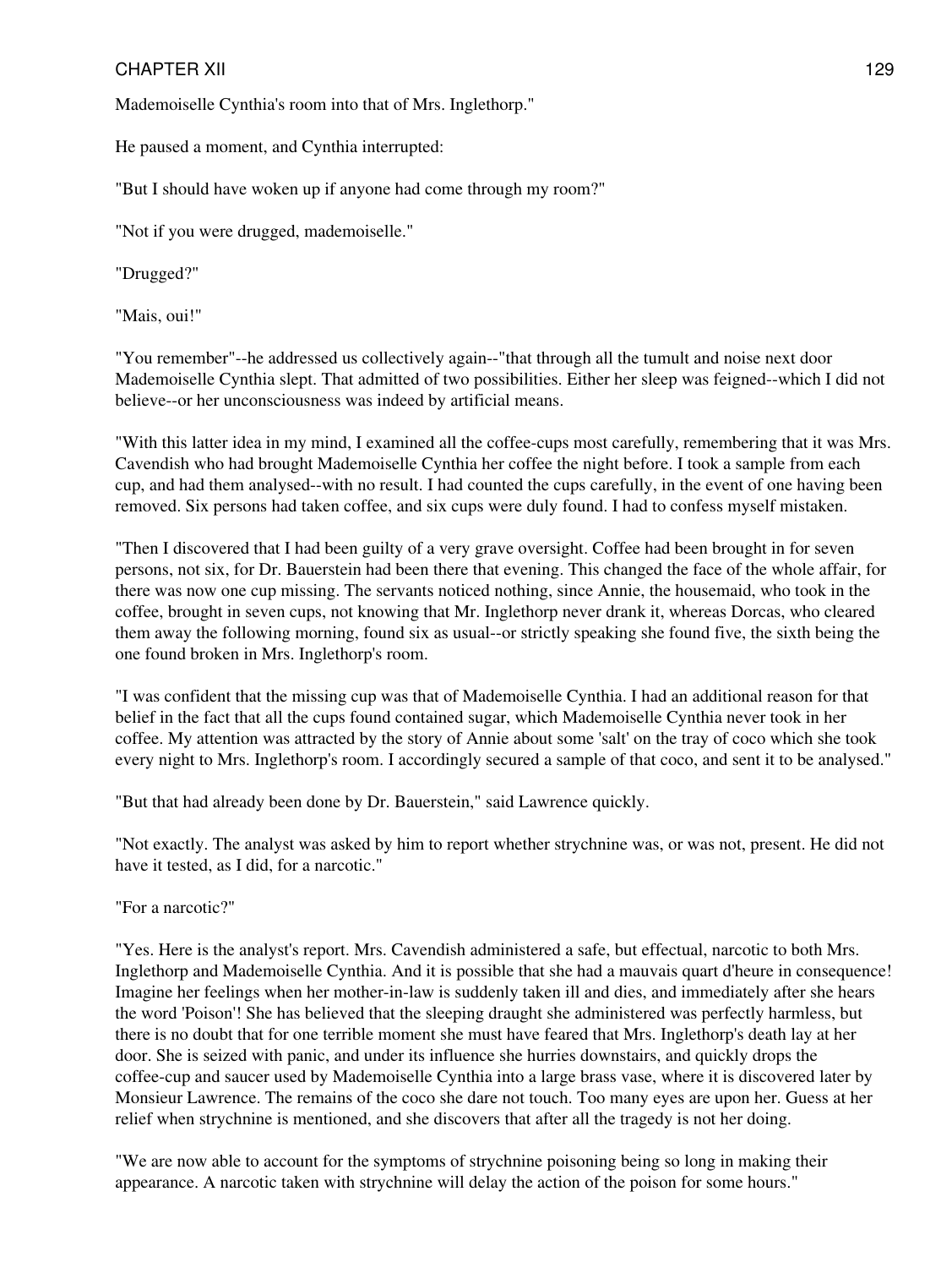Mademoiselle Cynthia's room into that of Mrs. Inglethorp."

He paused a moment, and Cynthia interrupted:

"But I should have woken up if anyone had come through my room?"

"Not if you were drugged, mademoiselle."

"Drugged?"

"Mais, oui!"

"You remember"--he addressed us collectively again--"that through all the tumult and noise next door Mademoiselle Cynthia slept. That admitted of two possibilities. Either her sleep was feigned--which I did not believe--or her unconsciousness was indeed by artificial means.

"With this latter idea in my mind, I examined all the coffee-cups most carefully, remembering that it was Mrs. Cavendish who had brought Mademoiselle Cynthia her coffee the night before. I took a sample from each cup, and had them analysed--with no result. I had counted the cups carefully, in the event of one having been removed. Six persons had taken coffee, and six cups were duly found. I had to confess myself mistaken.

"Then I discovered that I had been guilty of a very grave oversight. Coffee had been brought in for seven persons, not six, for Dr. Bauerstein had been there that evening. This changed the face of the whole affair, for there was now one cup missing. The servants noticed nothing, since Annie, the housemaid, who took in the coffee, brought in seven cups, not knowing that Mr. Inglethorp never drank it, whereas Dorcas, who cleared them away the following morning, found six as usual--or strictly speaking she found five, the sixth being the one found broken in Mrs. Inglethorp's room.

"I was confident that the missing cup was that of Mademoiselle Cynthia. I had an additional reason for that belief in the fact that all the cups found contained sugar, which Mademoiselle Cynthia never took in her coffee. My attention was attracted by the story of Annie about some 'salt' on the tray of coco which she took every night to Mrs. Inglethorp's room. I accordingly secured a sample of that coco, and sent it to be analysed."

"But that had already been done by Dr. Bauerstein," said Lawrence quickly.

"Not exactly. The analyst was asked by him to report whether strychnine was, or was not, present. He did not have it tested, as I did, for a narcotic."

"For a narcotic?"

"Yes. Here is the analyst's report. Mrs. Cavendish administered a safe, but effectual, narcotic to both Mrs. Inglethorp and Mademoiselle Cynthia. And it is possible that she had a mauvais quart d'heure in consequence! Imagine her feelings when her mother-in-law is suddenly taken ill and dies, and immediately after she hears the word 'Poison'! She has believed that the sleeping draught she administered was perfectly harmless, but there is no doubt that for one terrible moment she must have feared that Mrs. Inglethorp's death lay at her door. She is seized with panic, and under its influence she hurries downstairs, and quickly drops the coffee-cup and saucer used by Mademoiselle Cynthia into a large brass vase, where it is discovered later by Monsieur Lawrence. The remains of the coco she dare not touch. Too many eyes are upon her. Guess at her relief when strychnine is mentioned, and she discovers that after all the tragedy is not her doing.

"We are now able to account for the symptoms of strychnine poisoning being so long in making their appearance. A narcotic taken with strychnine will delay the action of the poison for some hours."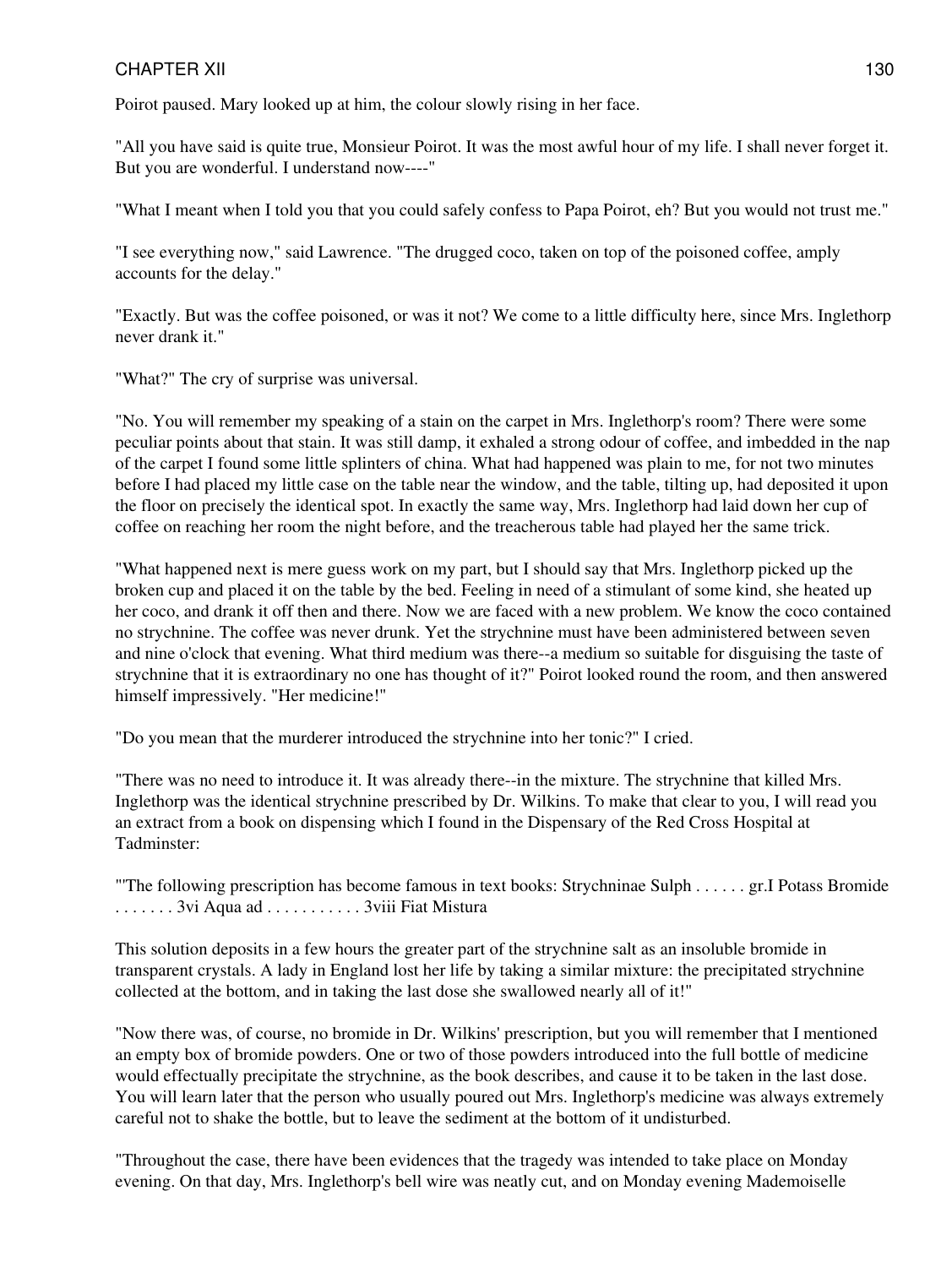Poirot paused. Mary looked up at him, the colour slowly rising in her face.

"All you have said is quite true, Monsieur Poirot. It was the most awful hour of my life. I shall never forget it. But you are wonderful. I understand now----"

"What I meant when I told you that you could safely confess to Papa Poirot, eh? But you would not trust me."

"I see everything now," said Lawrence. "The drugged coco, taken on top of the poisoned coffee, amply accounts for the delay."

"Exactly. But was the coffee poisoned, or was it not? We come to a little difficulty here, since Mrs. Inglethorp never drank it."

"What?" The cry of surprise was universal.

"No. You will remember my speaking of a stain on the carpet in Mrs. Inglethorp's room? There were some peculiar points about that stain. It was still damp, it exhaled a strong odour of coffee, and imbedded in the nap of the carpet I found some little splinters of china. What had happened was plain to me, for not two minutes before I had placed my little case on the table near the window, and the table, tilting up, had deposited it upon the floor on precisely the identical spot. In exactly the same way, Mrs. Inglethorp had laid down her cup of coffee on reaching her room the night before, and the treacherous table had played her the same trick.

"What happened next is mere guess work on my part, but I should say that Mrs. Inglethorp picked up the broken cup and placed it on the table by the bed. Feeling in need of a stimulant of some kind, she heated up her coco, and drank it off then and there. Now we are faced with a new problem. We know the coco contained no strychnine. The coffee was never drunk. Yet the strychnine must have been administered between seven and nine o'clock that evening. What third medium was there--a medium so suitable for disguising the taste of strychnine that it is extraordinary no one has thought of it?" Poirot looked round the room, and then answered himself impressively. "Her medicine!"

"Do you mean that the murderer introduced the strychnine into her tonic?" I cried.

"There was no need to introduce it. It was already there--in the mixture. The strychnine that killed Mrs. Inglethorp was the identical strychnine prescribed by Dr. Wilkins. To make that clear to you, I will read you an extract from a book on dispensing which I found in the Dispensary of the Red Cross Hospital at Tadminster:

"'The following prescription has become famous in text books: Strychninae Sulph . . . . . . gr.I Potass Bromide . . . . . . . 3vi Aqua ad . . . . . . . . . . . 3viii Fiat Mistura

This solution deposits in a few hours the greater part of the strychnine salt as an insoluble bromide in transparent crystals. A lady in England lost her life by taking a similar mixture: the precipitated strychnine collected at the bottom, and in taking the last dose she swallowed nearly all of it!"

"Now there was, of course, no bromide in Dr. Wilkins' prescription, but you will remember that I mentioned an empty box of bromide powders. One or two of those powders introduced into the full bottle of medicine would effectually precipitate the strychnine, as the book describes, and cause it to be taken in the last dose. You will learn later that the person who usually poured out Mrs. Inglethorp's medicine was always extremely careful not to shake the bottle, but to leave the sediment at the bottom of it undisturbed.

"Throughout the case, there have been evidences that the tragedy was intended to take place on Monday evening. On that day, Mrs. Inglethorp's bell wire was neatly cut, and on Monday evening Mademoiselle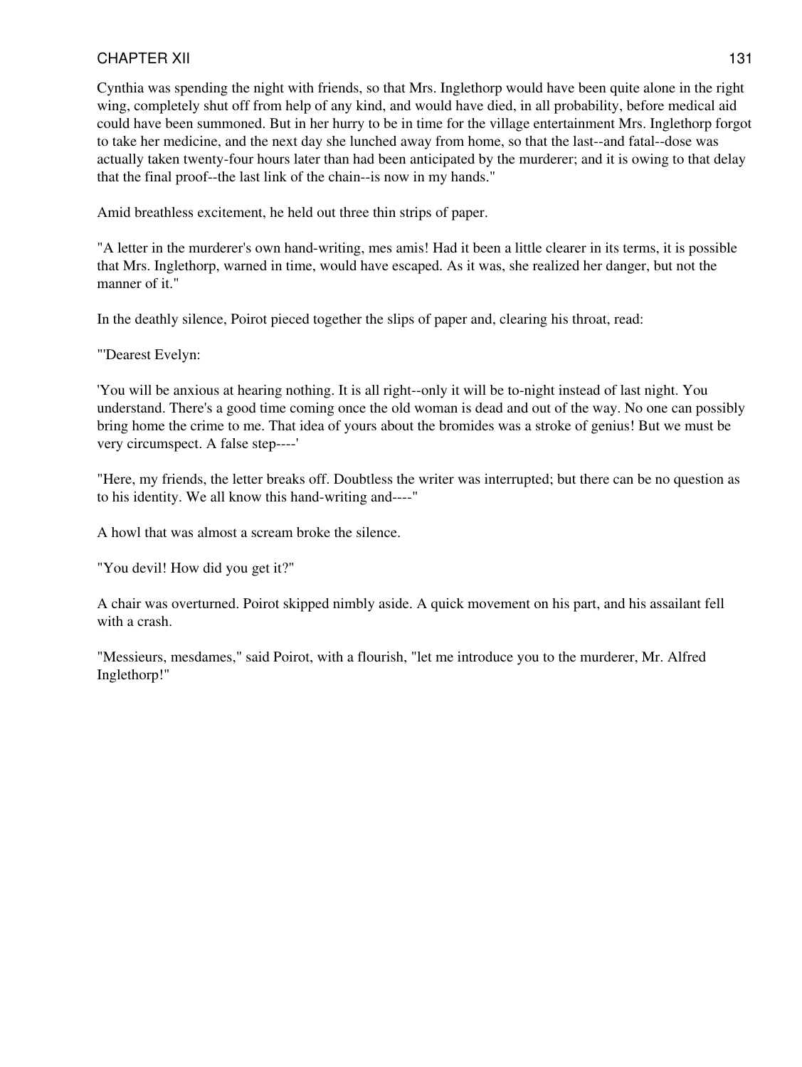Cynthia was spending the night with friends, so that Mrs. Inglethorp would have been quite alone in the right wing, completely shut off from help of any kind, and would have died, in all probability, before medical aid could have been summoned. But in her hurry to be in time for the village entertainment Mrs. Inglethorp forgot to take her medicine, and the next day she lunched away from home, so that the last--and fatal--dose was actually taken twenty-four hours later than had been anticipated by the murderer; and it is owing to that delay that the final proof--the last link of the chain--is now in my hands."

Amid breathless excitement, he held out three thin strips of paper.

"A letter in the murderer's own hand-writing, mes amis! Had it been a little clearer in its terms, it is possible that Mrs. Inglethorp, warned in time, would have escaped. As it was, she realized her danger, but not the manner of it."

In the deathly silence, Poirot pieced together the slips of paper and, clearing his throat, read:

"'Dearest Evelyn:

'You will be anxious at hearing nothing. It is all right--only it will be to-night instead of last night. You understand. There's a good time coming once the old woman is dead and out of the way. No one can possibly bring home the crime to me. That idea of yours about the bromides was a stroke of genius! But we must be very circumspect. A false step----'

"Here, my friends, the letter breaks off. Doubtless the writer was interrupted; but there can be no question as to his identity. We all know this hand-writing and----"

A howl that was almost a scream broke the silence.

"You devil! How did you get it?"

A chair was overturned. Poirot skipped nimbly aside. A quick movement on his part, and his assailant fell with a crash.

"Messieurs, mesdames," said Poirot, with a flourish, "let me introduce you to the murderer, Mr. Alfred Inglethorp!"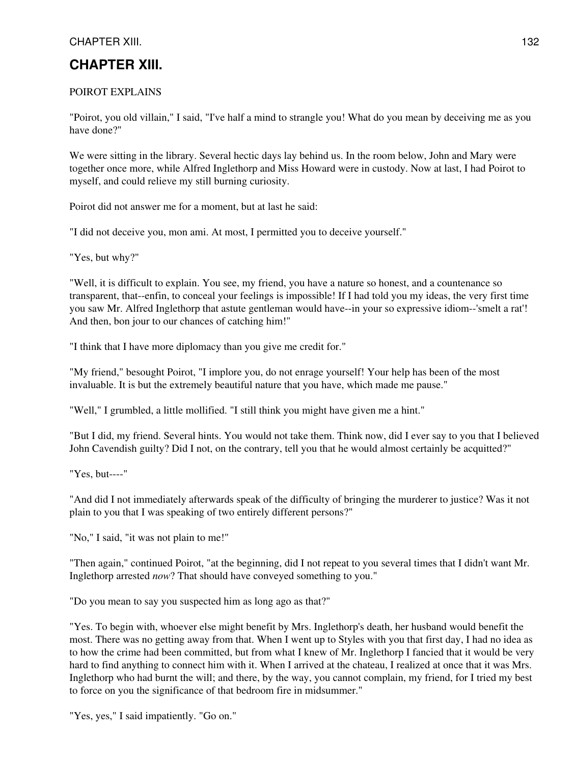# CHAPTER XIII.

POIROT EXPLAINS

"Poirot, you old villain," I said, "I've half a mind to strangle you! What do you mean by deceiving me as you have done?"

We were sitting in the library. Several hectic days lay behind us. In the room below, John and Mary were together once more, while Alfred Inglethorp and Miss Howard were in custody. Now at last, I had Poirot to myself, and could relieve my still burning curiosity.

Poirot did not answer me for a moment, but at last he said:

"I did not deceive you, mon ami. At most, I permitted you to deceive yourself."

"Yes, but why?"

"Well, it is difficult to explain. You see, my friend, you have a nature so honest, and a countenance so transparent, that--enfin, to conceal your feelings is impossible! If I had told you my ideas, the very first time you saw Mr. Alfred Inglethorp that astute gentleman would have--in your so expressive idiom--'smelt a rat'! And then, bon jour to our chances of catching him!"

"I think that I have more diplomacy than you give me credit for."

"My friend," besought Poirot, "I implore you, do not enrage yourself! Your help has been of the most invaluable. It is but the extremely beautiful nature that you have, which made me pause."

"Well," I grumbled, a little mollified. "I still think you might have given me a hint."

"But I did, my friend. Several hints. You would not take them. Think now, did I ever say to you that I believed John Cavendish guilty? Did I not, on the contrary, tell you that he would almost certainly be acquitted?"

"Yes, but----"

"And did I not immediately afterwards speak of the difficulty of bringing the murderer to justice? Was it not plain to you that I was speaking of two entirely different persons?"

"No," I said, "it was not plain to me!"

"Then again," continued Poirot, "at the beginning, did I not repeat to you several times that I didn't want Mr. Inglethorp arrested *now*? That should have conveyed something to you."

"Do you mean to say you suspected him as long ago as that?"

"Yes. To begin with, whoever else might benefit by Mrs. Inglethorp's death, her husband would benefit the most. There was no getting away from that. When I went up to Styles with you that first day, I had no idea as to how the crime had been committed, but from what I knew of Mr. Inglethorp I fancied that it would be very hard to find anything to connect him with it. When I arrived at the chateau, I realized at once that it was Mrs. Inglethorp who had burnt the will; and there, by the way, you cannot complain, my friend, for I tried my best to force on you the significance of that bedroom fire in midsummer."

"Yes, yes," I said impatiently. "Go on."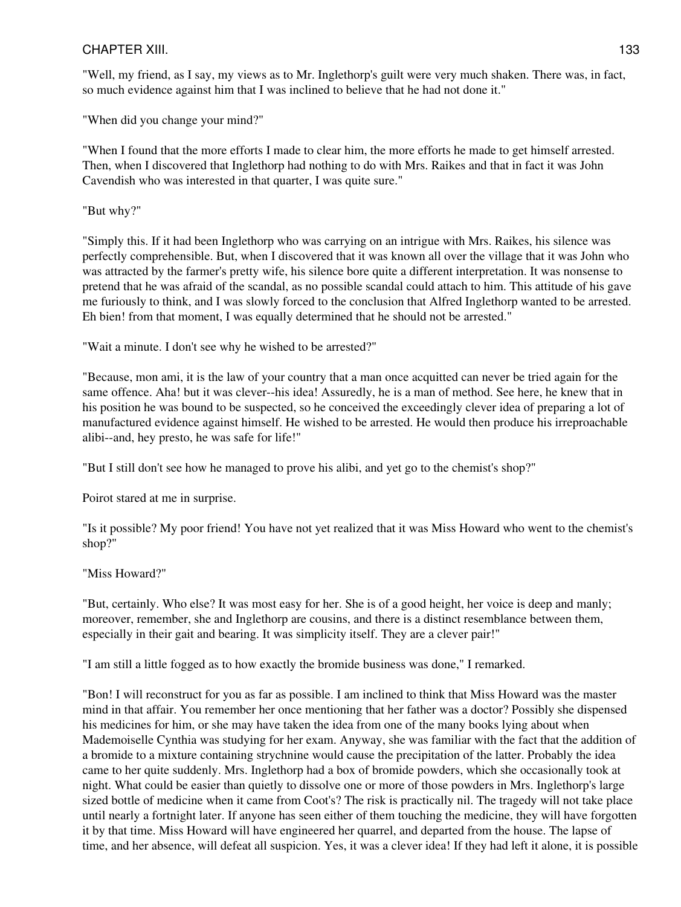"Well, my friend, as I say, my views as to Mr. Inglethorp's guilt were very much shaken. There was, in fact, so much evidence against him that I was inclined to believe that he had not done it."

"When did you change your mind?"

"When I found that the more efforts I made to clear him, the more efforts he made to get himself arrested. Then, when I discovered that Inglethorp had nothing to do with Mrs. Raikes and that in fact it was John Cavendish who was interested in that quarter, I was quite sure."

"But why?"

"Simply this. If it had been Inglethorp who was carrying on an intrigue with Mrs. Raikes, his silence was perfectly comprehensible. But, when I discovered that it was known all over the village that it was John who was attracted by the farmer's pretty wife, his silence bore quite a different interpretation. It was nonsense to pretend that he was afraid of the scandal, as no possible scandal could attach to him. This attitude of his gave me furiously to think, and I was slowly forced to the conclusion that Alfred Inglethorp wanted to be arrested. Eh bien! from that moment, I was equally determined that he should not be arrested."

"Wait a minute. I don't see why he wished to be arrested?"

"Because, mon ami, it is the law of your country that a man once acquitted can never be tried again for the same offence. Aha! but it was clever--his idea! Assuredly, he is a man of method. See here, he knew that in his position he was bound to be suspected, so he conceived the exceedingly clever idea of preparing a lot of manufactured evidence against himself. He wished to be arrested. He would then produce his irreproachable alibi--and, hey presto, he was safe for life!"

"But I still don't see how he managed to prove his alibi, and yet go to the chemist's shop?"

Poirot stared at me in surprise.

"Is it possible? My poor friend! You have not yet realized that it was Miss Howard who went to the chemist's shop?"

"Miss Howard?"

"But, certainly. Who else? It was most easy for her. She is of a good height, her voice is deep and manly; moreover, remember, she and Inglethorp are cousins, and there is a distinct resemblance between them, especially in their gait and bearing. It was simplicity itself. They are a clever pair!"

"I am still a little fogged as to how exactly the bromide business was done," I remarked.

"Bon! I will reconstruct for you as far as possible. I am inclined to think that Miss Howard was the master mind in that affair. You remember her once mentioning that her father was a doctor? Possibly she dispensed his medicines for him, or she may have taken the idea from one of the many books lying about when Mademoiselle Cynthia was studying for her exam. Anyway, she was familiar with the fact that the addition of a bromide to a mixture containing strychnine would cause the precipitation of the latter. Probably the idea came to her quite suddenly. Mrs. Inglethorp had a box of bromide powders, which she occasionally took at night. What could be easier than quietly to dissolve one or more of those powders in Mrs. Inglethorp's large sized bottle of medicine when it came from Coot's? The risk is practically nil. The tragedy will not take place until nearly a fortnight later. If anyone has seen either of them touching the medicine, they will have forgotten it by that time. Miss Howard will have engineered her quarrel, and departed from the house. The lapse of time, and her absence, will defeat all suspicion. Yes, it was a clever idea! If they had left it alone, it is possible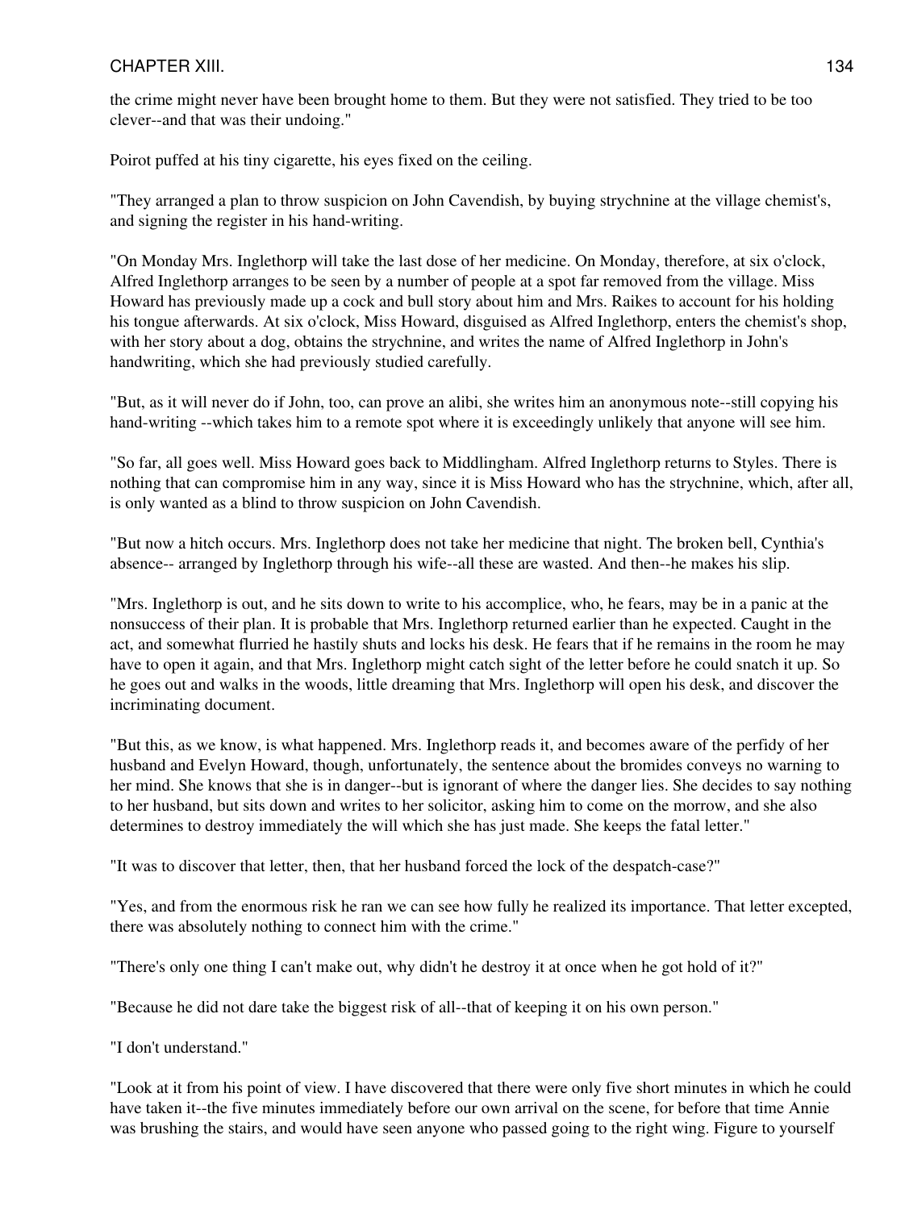the crime might never have been brought home to them. But they were not satisfied. They tried to be too clever--and that was their undoing."

Poirot puffed at his tiny cigarette, his eyes fixed on the ceiling.

"They arranged a plan to throw suspicion on John Cavendish, by buying strychnine at the village chemist's, and signing the register in his hand-writing.

"On Monday Mrs. Inglethorp will take the last dose of her medicine. On Monday, therefore, at six o'clock, Alfred Inglethorp arranges to be seen by a number of people at a spot far removed from the village. Miss Howard has previously made up a cock and bull story about him and Mrs. Raikes to account for his holding his tongue afterwards. At six o'clock, Miss Howard, disguised as Alfred Inglethorp, enters the chemist's shop, with her story about a dog, obtains the strychnine, and writes the name of Alfred Inglethorp in John's handwriting, which she had previously studied carefully.

"But, as it will never do if John, too, can prove an alibi, she writes him an anonymous note--still copying his hand-writing --which takes him to a remote spot where it is exceedingly unlikely that anyone will see him.

"So far, all goes well. Miss Howard goes back to Middlingham. Alfred Inglethorp returns to Styles. There is nothing that can compromise him in any way, since it is Miss Howard who has the strychnine, which, after all, is only wanted as a blind to throw suspicion on John Cavendish.

"But now a hitch occurs. Mrs. Inglethorp does not take her medicine that night. The broken bell, Cynthia's absence-- arranged by Inglethorp through his wife--all these are wasted. And then--he makes his slip.

"Mrs. Inglethorp is out, and he sits down to write to his accomplice, who, he fears, may be in a panic at the nonsuccess of their plan. It is probable that Mrs. Inglethorp returned earlier than he expected. Caught in the act, and somewhat flurried he hastily shuts and locks his desk. He fears that if he remains in the room he may have to open it again, and that Mrs. Inglethorp might catch sight of the letter before he could snatch it up. So he goes out and walks in the woods, little dreaming that Mrs. Inglethorp will open his desk, and discover the incriminating document.

"But this, as we know, is what happened. Mrs. Inglethorp reads it, and becomes aware of the perfidy of her husband and Evelyn Howard, though, unfortunately, the sentence about the bromides conveys no warning to her mind. She knows that she is in danger--but is ignorant of where the danger lies. She decides to say nothing to her husband, but sits down and writes to her solicitor, asking him to come on the morrow, and she also determines to destroy immediately the will which she has just made. She keeps the fatal letter."

"It was to discover that letter, then, that her husband forced the lock of the despatch-case?"

"Yes, and from the enormous risk he ran we can see how fully he realized its importance. That letter excepted, there was absolutely nothing to connect him with the crime."

"There's only one thing I can't make out, why didn't he destroy it at once when he got hold of it?"

"Because he did not dare take the biggest risk of all--that of keeping it on his own person."

"I don't understand."

"Look at it from his point of view. I have discovered that there were only five short minutes in which he could have taken it--the five minutes immediately before our own arrival on the scene, for before that time Annie was brushing the stairs, and would have seen anyone who passed going to the right wing. Figure to yourself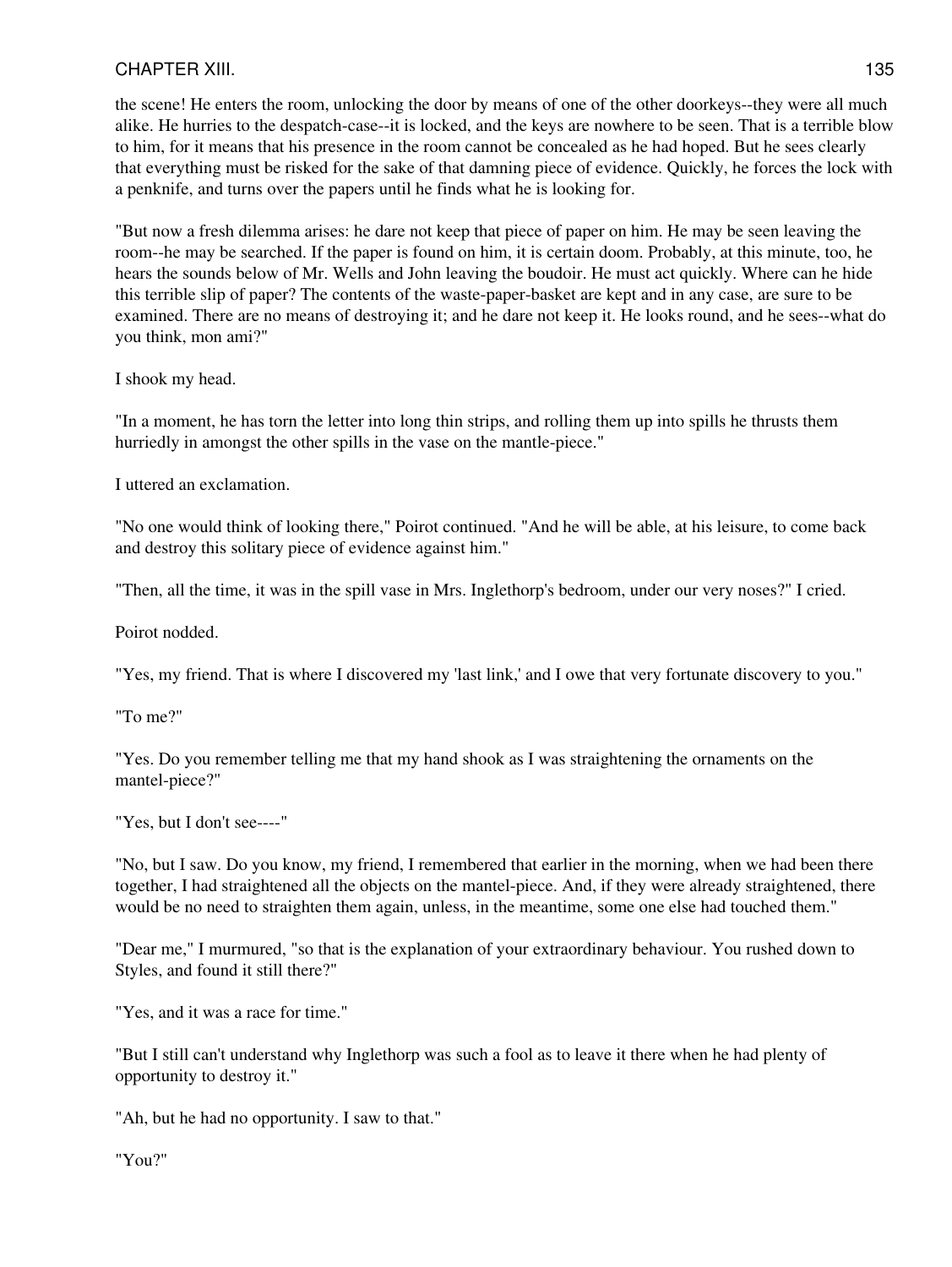the scene! He enters the room, unlocking the door by means of one of the other doorkeys--they were all much alike. He hurries to the despatch-case--it is locked, and the keys are nowhere to be seen. That is a terrible blow to him, for it means that his presence in the room cannot be concealed as he had hoped. But he sees clearly that everything must be risked for the sake of that damning piece of evidence. Quickly, he forces the lock with a penknife, and turns over the papers until he finds what he is looking for.

"But now a fresh dilemma arises: he dare not keep that piece of paper on him. He may be seen leaving the room--he may be searched. If the paper is found on him, it is certain doom. Probably, at this minute, too, he hears the sounds below of Mr. Wells and John leaving the boudoir. He must act quickly. Where can he hide this terrible slip of paper? The contents of the waste-paper-basket are kept and in any case, are sure to be examined. There are no means of destroying it; and he dare not keep it. He looks round, and he sees--what do you think, mon ami?"

I shook my head.

"In a moment, he has torn the letter into long thin strips, and rolling them up into spills he thrusts them hurriedly in amongst the other spills in the vase on the mantle-piece."

I uttered an exclamation.

"No one would think of looking there," Poirot continued. "And he will be able, at his leisure, to come back and destroy this solitary piece of evidence against him."

"Then, all the time, it was in the spill vase in Mrs. Inglethorp's bedroom, under our very noses?" I cried.

Poirot nodded.

"Yes, my friend. That is where I discovered my 'last link,' and I owe that very fortunate discovery to you."

"To me?"

"Yes. Do you remember telling me that my hand shook as I was straightening the ornaments on the mantel-piece?"

"Yes, but I don't see----"

"No, but I saw. Do you know, my friend, I remembered that earlier in the morning, when we had been there together, I had straightened all the objects on the mantel-piece. And, if they were already straightened, there would be no need to straighten them again, unless, in the meantime, some one else had touched them."

"Dear me," I murmured, "so that is the explanation of your extraordinary behaviour. You rushed down to Styles, and found it still there?"

"Yes, and it was a race for time."

"But I still can't understand why Inglethorp was such a fool as to leave it there when he had plenty of opportunity to destroy it."

"Ah, but he had no opportunity. I saw to that."

"You?"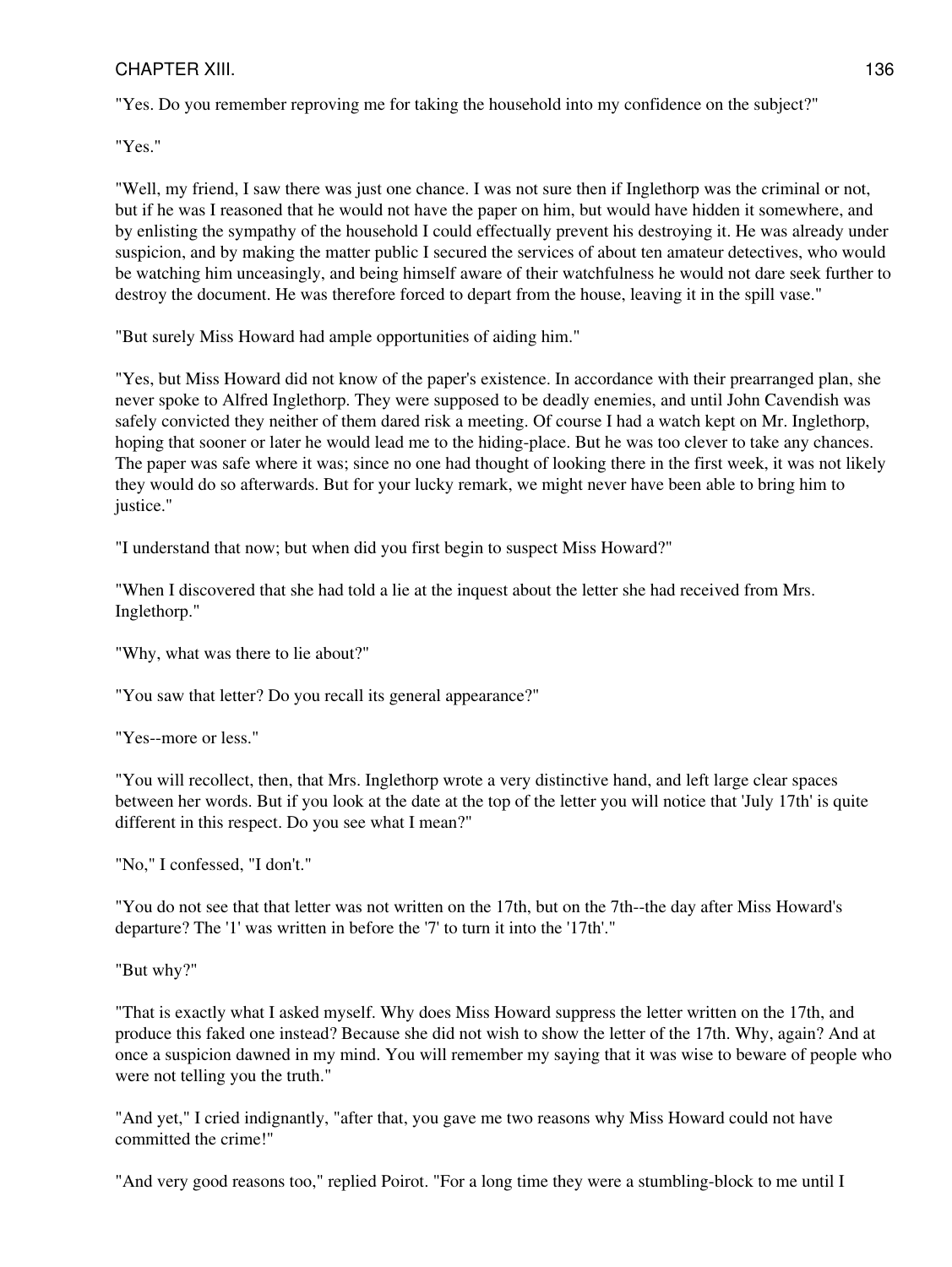"Yes. Do you remember reproving me for taking the household into my confidence on the subject?"

"Yes."

"Well, my friend, I saw there was just one chance. I was not sure then if Inglethorp was the criminal or not, but if he was I reasoned that he would not have the paper on him, but would have hidden it somewhere, and by enlisting the sympathy of the household I could effectually prevent his destroying it. He was already under suspicion, and by making the matter public I secured the services of about ten amateur detectives, who would be watching him unceasingly, and being himself aware of their watchfulness he would not dare seek further to destroy the document. He was therefore forced to depart from the house, leaving it in the spill vase."

"But surely Miss Howard had ample opportunities of aiding him."

"Yes, but Miss Howard did not know of the paper's existence. In accordance with their prearranged plan, she never spoke to Alfred Inglethorp. They were supposed to be deadly enemies, and until John Cavendish was safely convicted they neither of them dared risk a meeting. Of course I had a watch kept on Mr. Inglethorp, hoping that sooner or later he would lead me to the hiding-place. But he was too clever to take any chances. The paper was safe where it was; since no one had thought of looking there in the first week, it was not likely they would do so afterwards. But for your lucky remark, we might never have been able to bring him to justice."

"I understand that now; but when did you first begin to suspect Miss Howard?"

"When I discovered that she had told a lie at the inquest about the letter she had received from Mrs. Inglethorp."

"Why, what was there to lie about?"

"You saw that letter? Do you recall its general appearance?"

"Yes--more or less."

"You will recollect, then, that Mrs. Inglethorp wrote a very distinctive hand, and left large clear spaces between her words. But if you look at the date at the top of the letter you will notice that 'July 17th' is quite different in this respect. Do you see what I mean?"

"No," I confessed, "I don't."

"You do not see that that letter was not written on the 17th, but on the 7th--the day after Miss Howard's departure? The '1' was written in before the '7' to turn it into the '17th'."

"But why?"

"That is exactly what I asked myself. Why does Miss Howard suppress the letter written on the 17th, and produce this faked one instead? Because she did not wish to show the letter of the 17th. Why, again? And at once a suspicion dawned in my mind. You will remember my saying that it was wise to beware of people who were not telling you the truth."

"And yet," I cried indignantly, "after that, you gave me two reasons why Miss Howard could not have committed the crime!"

"And very good reasons too," replied Poirot. "For a long time they were a stumbling-block to me until I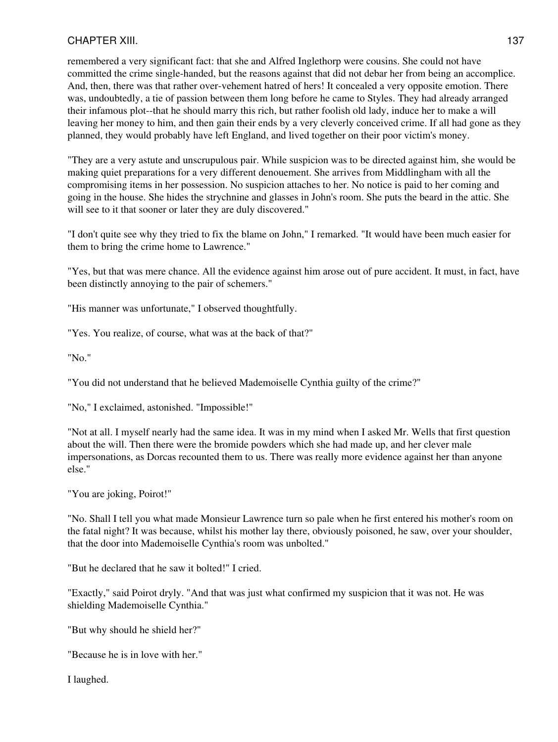remembered a very significant fact: that she and Alfred Inglethorp were cousins. She could not have committed the crime single-handed, but the reasons against that did not debar her from being an accomplice. And, then, there was that rather over-vehement hatred of hers! It concealed a very opposite emotion. There was, undoubtedly, a tie of passion between them long before he came to Styles. They had already arranged their infamous plot--that he should marry this rich, but rather foolish old lady, induce her to make a will leaving her money to him, and then gain their ends by a very cleverly conceived crime. If all had gone as they planned, they would probably have left England, and lived together on their poor victim's money.

"They are a very astute and unscrupulous pair. While suspicion was to be directed against him, she would be making quiet preparations for a very different denouement. She arrives from Middlingham with all the compromising items in her possession. No suspicion attaches to her. No notice is paid to her coming and going in the house. She hides the strychnine and glasses in John's room. She puts the beard in the attic. She will see to it that sooner or later they are duly discovered."

"I don't quite see why they tried to fix the blame on John," I remarked. "It would have been much easier for them to bring the crime home to Lawrence."

"Yes, but that was mere chance. All the evidence against him arose out of pure accident. It must, in fact, have been distinctly annoying to the pair of schemers."

"His manner was unfortunate," I observed thoughtfully.

"Yes. You realize, of course, what was at the back of that?"

"No."

"You did not understand that he believed Mademoiselle Cynthia guilty of the crime?"

"No," I exclaimed, astonished. "Impossible!"

"Not at all. I myself nearly had the same idea. It was in my mind when I asked Mr. Wells that first question about the will. Then there were the bromide powders which she had made up, and her clever male impersonations, as Dorcas recounted them to us. There was really more evidence against her than anyone else."

"You are joking, Poirot!"

"No. Shall I tell you what made Monsieur Lawrence turn so pale when he first entered his mother's room on the fatal night? It was because, whilst his mother lay there, obviously poisoned, he saw, over your shoulder, that the door into Mademoiselle Cynthia's room was unbolted."

"But he declared that he saw it bolted!" I cried.

"Exactly," said Poirot dryly. "And that was just what confirmed my suspicion that it was not. He was shielding Mademoiselle Cynthia."

"But why should he shield her?"

"Because he is in love with her."

I laughed.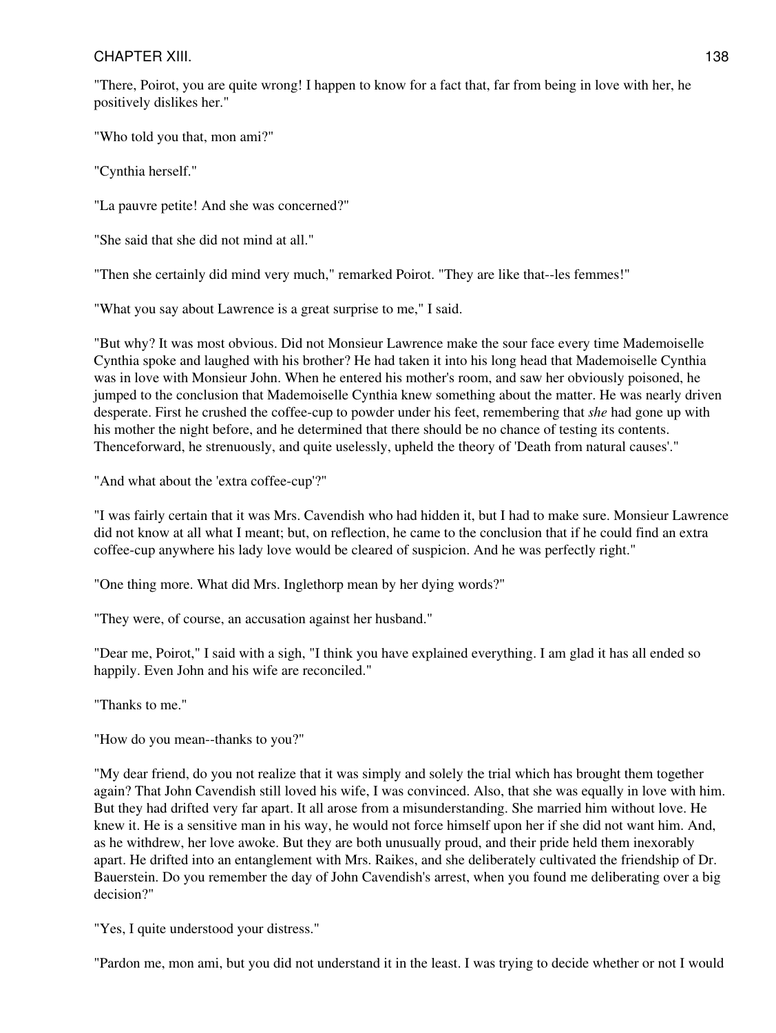"There, Poirot, you are quite wrong! I happen to know for a fact that, far from being in love with her, he positively dislikes her."

"Who told you that, mon ami?"

"Cynthia herself."

"La pauvre petite! And she was concerned?"

"She said that she did not mind at all."

"Then she certainly did mind very much," remarked Poirot. "They are like that--les femmes!"

"What you say about Lawrence is a great surprise to me," I said.

"But why? It was most obvious. Did not Monsieur Lawrence make the sour face every time Mademoiselle Cynthia spoke and laughed with his brother? He had taken it into his long head that Mademoiselle Cynthia was in love with Monsieur John. When he entered his mother's room, and saw her obviously poisoned, he jumped to the conclusion that Mademoiselle Cynthia knew something about the matter. He was nearly driven desperate. First he crushed the coffee-cup to powder under his feet, remembering that *she* had gone up with his mother the night before, and he determined that there should be no chance of testing its contents. Thenceforward, he strenuously, and quite uselessly, upheld the theory of 'Death from natural causes'."

"And what about the 'extra coffee-cup'?"

"I was fairly certain that it was Mrs. Cavendish who had hidden it, but I had to make sure. Monsieur Lawrence did not know at all what I meant; but, on reflection, he came to the conclusion that if he could find an extra coffee-cup anywhere his lady love would be cleared of suspicion. And he was perfectly right."

"One thing more. What did Mrs. Inglethorp mean by her dying words?"

"They were, of course, an accusation against her husband."

"Dear me, Poirot," I said with a sigh, "I think you have explained everything. I am glad it has all ended so happily. Even John and his wife are reconciled."

"Thanks to me."

"How do you mean--thanks to you?"

"My dear friend, do you not realize that it was simply and solely the trial which has brought them together again? That John Cavendish still loved his wife, I was convinced. Also, that she was equally in love with him. But they had drifted very far apart. It all arose from a misunderstanding. She married him without love. He knew it. He is a sensitive man in his way, he would not force himself upon her if she did not want him. And, as he withdrew, her love awoke. But they are both unusually proud, and their pride held them inexorably apart. He drifted into an entanglement with Mrs. Raikes, and she deliberately cultivated the friendship of Dr. Bauerstein. Do you remember the day of John Cavendish's arrest, when you found me deliberating over a big decision?"

"Yes, I quite understood your distress."

"Pardon me, mon ami, but you did not understand it in the least. I was trying to decide whether or not I would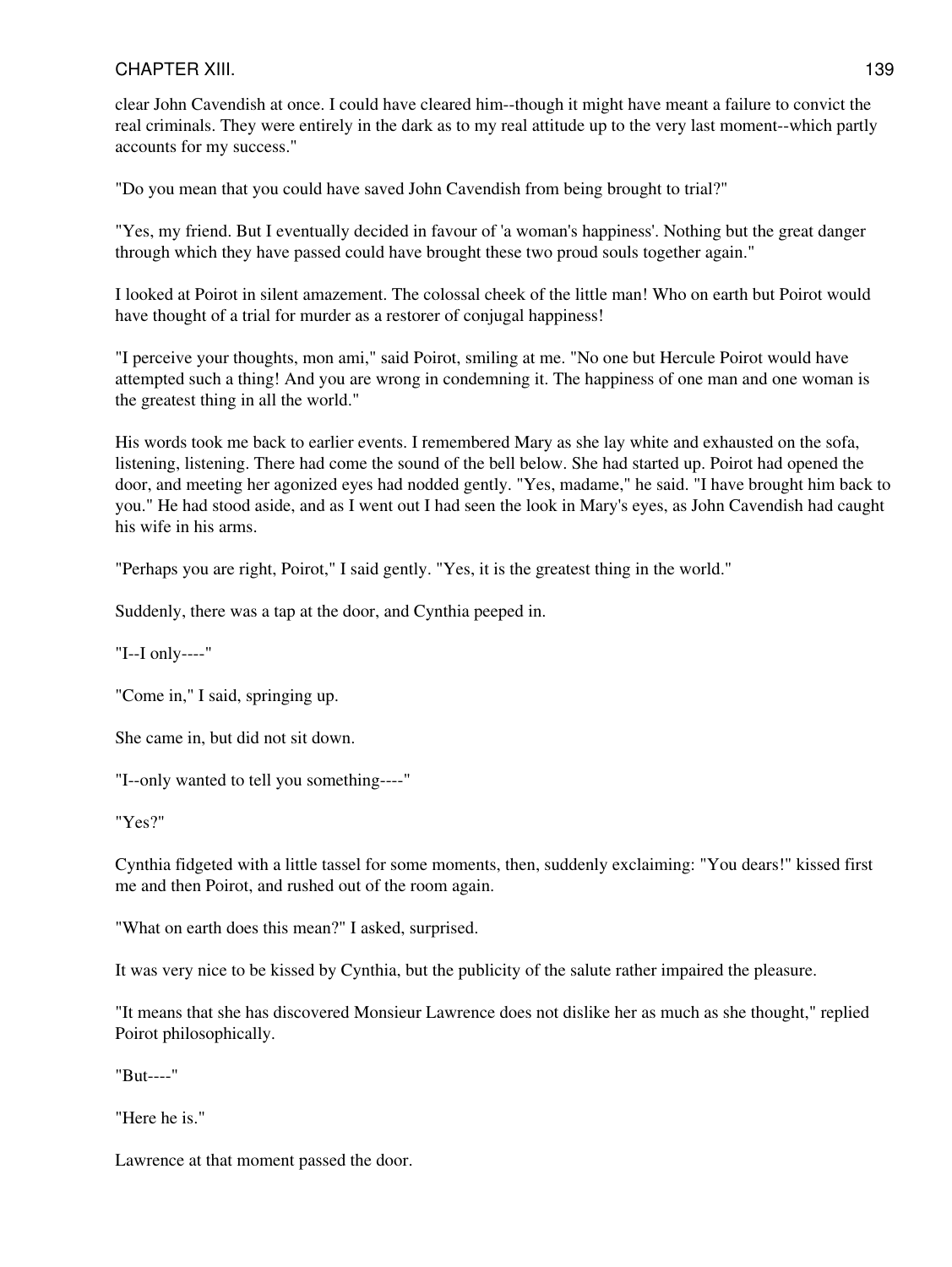clear John Cavendish at once. I could have cleared him--though it might have meant a failure to convict the real criminals. They were entirely in the dark as to my real attitude up to the very last moment--which partly accounts for my success."

"Do you mean that you could have saved John Cavendish from being brought to trial?"

"Yes, my friend. But I eventually decided in favour of 'a woman's happiness'. Nothing but the great danger through which they have passed could have brought these two proud souls together again."

I looked at Poirot in silent amazement. The colossal cheek of the little man! Who on earth but Poirot would have thought of a trial for murder as a restorer of conjugal happiness!

"I perceive your thoughts, mon ami," said Poirot, smiling at me. "No one but Hercule Poirot would have attempted such a thing! And you are wrong in condemning it. The happiness of one man and one woman is the greatest thing in all the world."

His words took me back to earlier events. I remembered Mary as she lay white and exhausted on the sofa, listening, listening. There had come the sound of the bell below. She had started up. Poirot had opened the door, and meeting her agonized eyes had nodded gently. "Yes, madame," he said. "I have brought him back to you." He had stood aside, and as I went out I had seen the look in Mary's eyes, as John Cavendish had caught his wife in his arms.

"Perhaps you are right, Poirot," I said gently. "Yes, it is the greatest thing in the world."

Suddenly, there was a tap at the door, and Cynthia peeped in.

"I--I only----"

"Come in," I said, springing up.

She came in, but did not sit down.

"I--only wanted to tell you something----"

"Yes?"

Cynthia fidgeted with a little tassel for some moments, then, suddenly exclaiming: "You dears!" kissed first me and then Poirot, and rushed out of the room again.

"What on earth does this mean?" I asked, surprised.

It was very nice to be kissed by Cynthia, but the publicity of the salute rather impaired the pleasure.

"It means that she has discovered Monsieur Lawrence does not dislike her as much as she thought," replied Poirot philosophically.

"But----"

"Here he is."

Lawrence at that moment passed the door.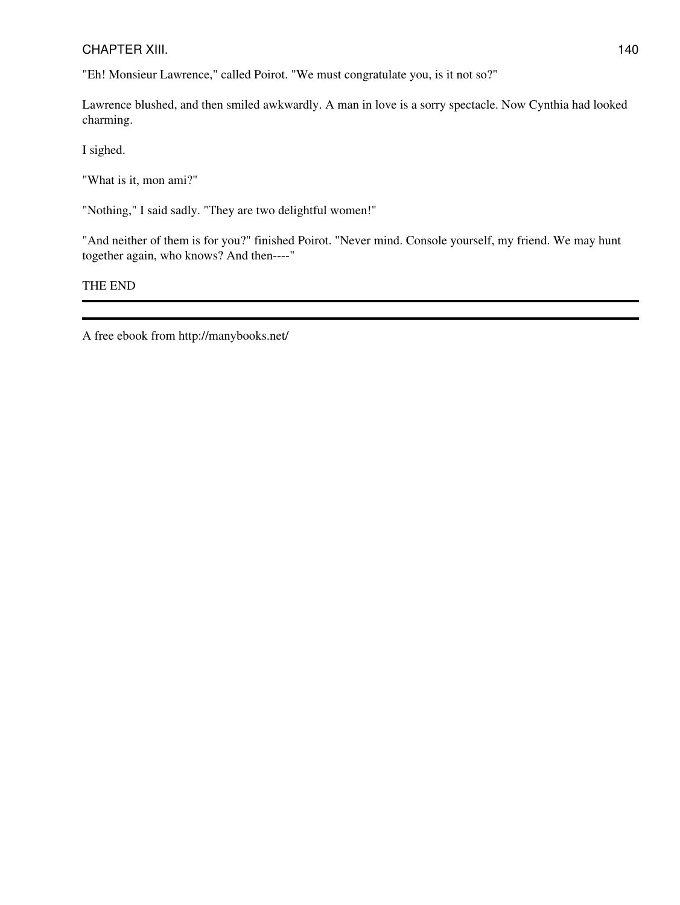"Eh! Monsieur Lawrence," called Poirot. "We must congratulate you, is it not so?"

Lawrence blushed, and then smiled awkwardly. A man in love is a sorry spectacle. Now Cynthia had looked charming.

I sighed.

"What is it, mon ami?"

"Nothing," I said sadly. "They are two delightful women!"

"And neither of them is for you?" finished Poirot. "Never mind. Console yourself, my friend. We may hunt together again, who knows? And then----"

THE END

---

---

A free ebook from http://manybooks.net/